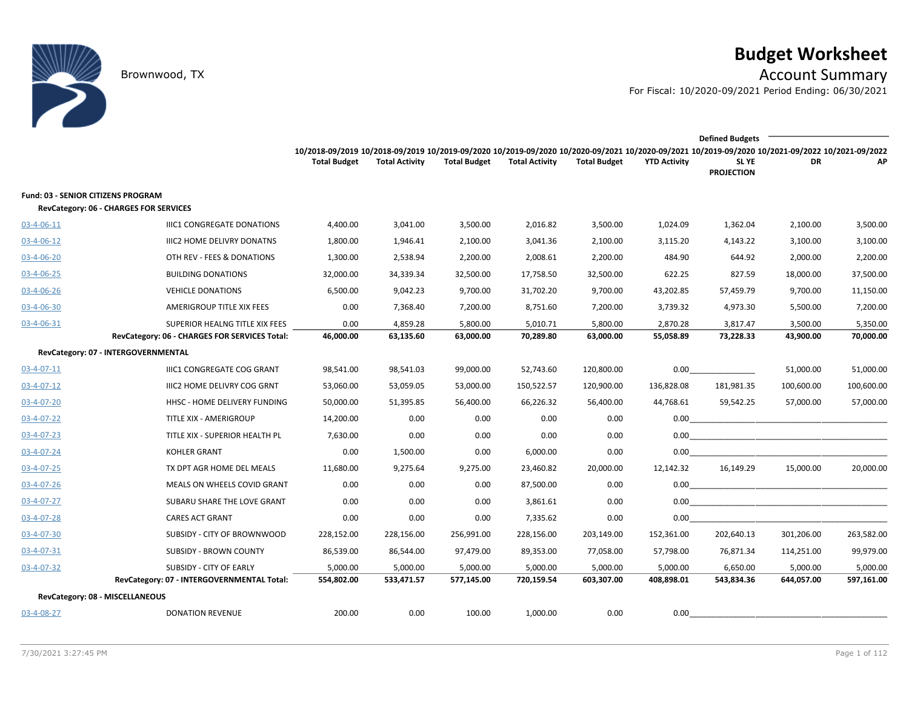Brownwood, TX

# Budget Worksheet

## Account Summary

For Fiscal: 10/2020-09/2021 Period Ending: 06/30/2021

| | | 10/2018-09/2019 Total Budget | 10/2018-09/2019 Total Activity | 10/2019-09/2020 Total Budget | 10/2019-09/2020 Total Activity | 10/2020-09/2021 Total Budget | 10/2020-09/2021 YTD Activity | Defined Budgets 10/2019-09/2020 SL YE PROJECTION | 10/2021-09/2022 DR | 10/2021-09/2022 AP |
|---|---|---|---|---|---|---|---|---|---|---|
| **Fund: 03 - SENIOR CITIZENS PROGRAM** | | | | | | | | | | |
| **RevCategory: 06 - CHARGES FOR SERVICES** | | | | | | | | | | |
| 03-4-06-11 | IIIC1 CONGREGATE DONATIONS | 4,400.00 | 3,041.00 | 3,500.00 | 2,016.82 | 3,500.00 | 1,024.09 | 1,362.04 | 2,100.00 | 3,500.00 |
| 03-4-06-12 | IIIC2 HOME DELIVRY DONATNS | 1,800.00 | 1,946.41 | 2,100.00 | 3,041.36 | 2,100.00 | 3,115.20 | 4,143.22 | 3,100.00 | 3,100.00 |
| 03-4-06-20 | OTH REV - FEES & DONATIONS | 1,300.00 | 2,538.94 | 2,200.00 | 2,008.61 | 2,200.00 | 484.90 | 644.92 | 2,000.00 | 2,200.00 |
| 03-4-06-25 | BUILDING DONATIONS | 32,000.00 | 34,339.34 | 32,500.00 | 17,758.50 | 32,500.00 | 622.25 | 827.59 | 18,000.00 | 37,500.00 |
| 03-4-06-26 | VEHICLE DONATIONS | 6,500.00 | 9,042.23 | 9,700.00 | 31,702.20 | 9,700.00 | 43,202.85 | 57,459.79 | 9,700.00 | 11,150.00 |
| 03-4-06-30 | AMERIGROUP TITLE XIX FEES | 0.00 | 7,368.40 | 7,200.00 | 8,751.60 | 7,200.00 | 3,739.32 | 4,973.30 | 5,500.00 | 7,200.00 |
| 03-4-06-31 | SUPERIOR HEALNG TITLE XIX FEES | 0.00 | 4,859.28 | 5,800.00 | 5,010.71 | 5,800.00 | 2,870.28 | 3,817.47 | 3,500.00 | 5,350.00 |
| | **RevCategory: 06 - CHARGES FOR SERVICES Total:** | **46,000.00** | **63,135.60** | **63,000.00** | **70,289.80** | **63,000.00** | **55,058.89** | **73,228.33** | **43,900.00** | **70,000.00** |
| **RevCategory: 07 - INTERGOVERNMENTAL** | | | | | | | | | | |
| 03-4-07-11 | IIIC1 CONGREGATE COG GRANT | 98,541.00 | 98,541.03 | 99,000.00 | 52,743.60 | 120,800.00 | 0.00 | | 51,000.00 | 51,000.00 |
| 03-4-07-12 | IIIC2 HOME DELIVRY COG GRNT | 53,060.00 | 53,059.05 | 53,000.00 | 150,522.57 | 120,900.00 | 136,828.08 | 181,981.35 | 100,600.00 | 100,600.00 |
| 03-4-07-20 | HHSC - HOME DELIVERY FUNDING | 50,000.00 | 51,395.85 | 56,400.00 | 66,226.32 | 56,400.00 | 44,768.61 | 59,542.25 | 57,000.00 | 57,000.00 |
| 03-4-07-22 | TITLE XIX - AMERIGROUP | 14,200.00 | 0.00 | 0.00 | 0.00 | 0.00 | 0.00 | | | |
| 03-4-07-23 | TITLE XIX - SUPERIOR HEALTH PL | 7,630.00 | 0.00 | 0.00 | 0.00 | 0.00 | 0.00 | | | |
| 03-4-07-24 | KOHLER GRANT | 0.00 | 1,500.00 | 0.00 | 6,000.00 | 0.00 | 0.00 | | | |
| 03-4-07-25 | TX DPT AGR HOME DEL MEALS | 11,680.00 | 9,275.64 | 9,275.00 | 23,460.82 | 20,000.00 | 12,142.32 | 16,149.29 | 15,000.00 | 20,000.00 |
| 03-4-07-26 | MEALS ON WHEELS COVID GRANT | 0.00 | 0.00 | 0.00 | 87,500.00 | 0.00 | 0.00 | | | |
| 03-4-07-27 | SUBARU SHARE THE LOVE GRANT | 0.00 | 0.00 | 0.00 | 3,861.61 | 0.00 | 0.00 | | | |
| 03-4-07-28 | CARES ACT GRANT | 0.00 | 0.00 | 0.00 | 7,335.62 | 0.00 | 0.00 | | | |
| 03-4-07-30 | SUBSIDY - CITY OF BROWNWOOD | 228,152.00 | 228,156.00 | 256,991.00 | 228,156.00 | 203,149.00 | 152,361.00 | 202,640.13 | 301,206.00 | 263,582.00 |
| 03-4-07-31 | SUBSIDY - BROWN COUNTY | 86,539.00 | 86,544.00 | 97,479.00 | 89,353.00 | 77,058.00 | 57,798.00 | 76,871.34 | 114,251.00 | 99,979.00 |
| 03-4-07-32 | SUBSIDY - CITY OF EARLY | 5,000.00 | 5,000.00 | 5,000.00 | 5,000.00 | 5,000.00 | 5,000.00 | 6,650.00 | 5,000.00 | 5,000.00 |
| | **RevCategory: 07 - INTERGOVERNMENTAL Total:** | **554,802.00** | **533,471.57** | **577,145.00** | **720,159.54** | **603,307.00** | **408,898.01** | **543,834.36** | **644,057.00** | **597,161.00** |
| **RevCategory: 08 - MISCELLANEOUS** | | | | | | | | | | |
| 03-4-08-27 | DONATION REVENUE | 200.00 | 0.00 | 100.00 | 1,000.00 | 0.00 | 0.00 | | | |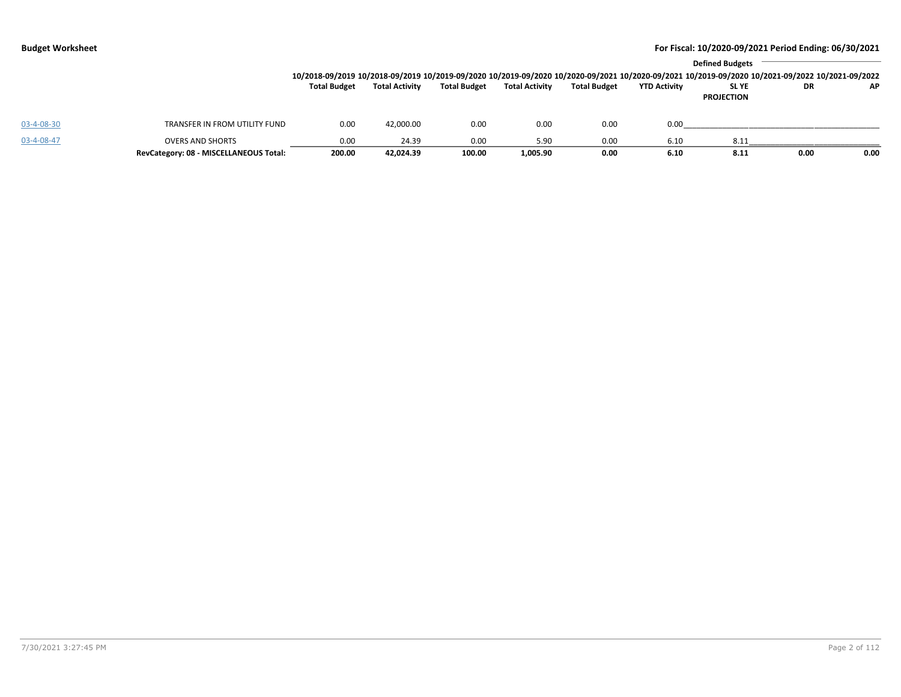| | | 10/2018-09/2019 Total Budget | 10/2018-09/2019 Total Activity | 10/2019-09/2020 Total Budget | 10/2019-09/2020 Total Activity | 10/2020-09/2021 Total Budget | 10/2020-09/2021 YTD Activity | Defined Budgets 10/2019-09/2020 SL YE PROJECTION | 10/2021-09/2022 DR | 10/2021-09/2022 AP |
|---|---|---|---|---|---|---|---|---|---|---|
| 03-4-08-30 | TRANSFER IN FROM UTILITY FUND | 0.00 | 42,000.00 | 0.00 | 0.00 | 0.00 | 0.00 | | | |
| 03-4-08-47 | OVERS AND SHORTS | 0.00 | 24.39 | 0.00 | 5.90 | 0.00 | 6.10 | 8.11 | | |
| | **RevCategory: 08 - MISCELLANEOUS Total:** | **200.00** | **42,024.39** | **100.00** | **1,005.90** | **0.00** | **6.10** | **8.11** | **0.00** | **0.00** |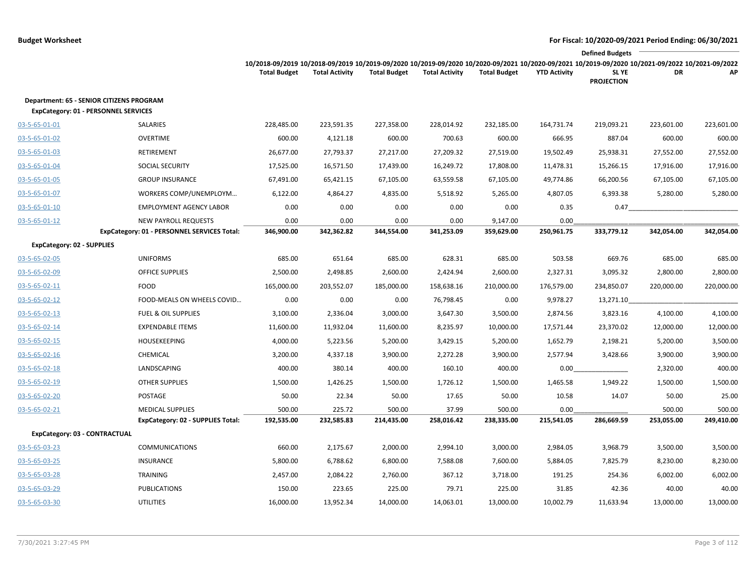**Budget Worksheet**

**For Fiscal: 10/2020-09/2021 Period Ending: 06/30/2021**

| | | 10/2018-09/2019 Total Budget | 10/2018-09/2019 Total Activity | 10/2019-09/2020 Total Budget | 10/2019-09/2020 Total Activity | 10/2020-09/2021 Total Budget | 10/2020-09/2021 YTD Activity | Defined Budgets 10/2019-09/2020 SL YE PROJECTION | Defined Budgets 10/2021-09/2022 DR | Defined Budgets 10/2021-09/2022 AP |
|---|---|---|---|---|---|---|---|---|---|---|
| **Department: 65 - SENIOR CITIZENS PROGRAM** | | | | | | | | | | |
| **ExpCategory: 01 - PERSONNEL SERVICES** | | | | | | | | | | |
| 03-5-65-01-01 | SALARIES | 228,485.00 | 223,591.35 | 227,358.00 | 228,014.92 | 232,185.00 | 164,731.74 | 219,093.21 | 223,601.00 | 223,601.00 |
| 03-5-65-01-02 | OVERTIME | 600.00 | 4,121.18 | 600.00 | 700.63 | 600.00 | 666.95 | 887.04 | 600.00 | 600.00 |
| 03-5-65-01-03 | RETIREMENT | 26,677.00 | 27,793.37 | 27,217.00 | 27,209.32 | 27,519.00 | 19,502.49 | 25,938.31 | 27,552.00 | 27,552.00 |
| 03-5-65-01-04 | SOCIAL SECURITY | 17,525.00 | 16,571.50 | 17,439.00 | 16,249.72 | 17,808.00 | 11,478.31 | 15,266.15 | 17,916.00 | 17,916.00 |
| 03-5-65-01-05 | GROUP INSURANCE | 67,491.00 | 65,421.15 | 67,105.00 | 63,559.58 | 67,105.00 | 49,774.86 | 66,200.56 | 67,105.00 | 67,105.00 |
| 03-5-65-01-07 | WORKERS COMP/UNEMPLOYM… | 6,122.00 | 4,864.27 | 4,835.00 | 5,518.92 | 5,265.00 | 4,807.05 | 6,393.38 | 5,280.00 | 5,280.00 |
| 03-5-65-01-10 | EMPLOYMENT AGENCY LABOR | 0.00 | 0.00 | 0.00 | 0.00 | 0.00 | 0.35 | 0.47 | | |
| 03-5-65-01-12 | NEW PAYROLL REQUESTS | 0.00 | 0.00 | 0.00 | 0.00 | 9,147.00 | 0.00 | | | |
| | **ExpCategory: 01 - PERSONNEL SERVICES Total:** | **346,900.00** | **342,362.82** | **344,554.00** | **341,253.09** | **359,629.00** | **250,961.75** | **333,779.12** | **342,054.00** | **342,054.00** |
| **ExpCategory: 02 - SUPPLIES** | | | | | | | | | | |
| 03-5-65-02-05 | UNIFORMS | 685.00 | 651.64 | 685.00 | 628.31 | 685.00 | 503.58 | 669.76 | 685.00 | 685.00 |
| 03-5-65-02-09 | OFFICE SUPPLIES | 2,500.00 | 2,498.85 | 2,600.00 | 2,424.94 | 2,600.00 | 2,327.31 | 3,095.32 | 2,800.00 | 2,800.00 |
| 03-5-65-02-11 | FOOD | 165,000.00 | 203,552.07 | 185,000.00 | 158,638.16 | 210,000.00 | 176,579.00 | 234,850.07 | 220,000.00 | 220,000.00 |
| 03-5-65-02-12 | FOOD-MEALS ON WHEELS COVID… | 0.00 | 0.00 | 0.00 | 76,798.45 | 0.00 | 9,978.27 | 13,271.10 | | |
| 03-5-65-02-13 | FUEL & OIL SUPPLIES | 3,100.00 | 2,336.04 | 3,000.00 | 3,647.30 | 3,500.00 | 2,874.56 | 3,823.16 | 4,100.00 | 4,100.00 |
| 03-5-65-02-14 | EXPENDABLE ITEMS | 11,600.00 | 11,932.04 | 11,600.00 | 8,235.97 | 10,000.00 | 17,571.44 | 23,370.02 | 12,000.00 | 12,000.00 |
| 03-5-65-02-15 | HOUSEKEEPING | 4,000.00 | 5,223.56 | 5,200.00 | 3,429.15 | 5,200.00 | 1,652.79 | 2,198.21 | 5,200.00 | 3,500.00 |
| 03-5-65-02-16 | CHEMICAL | 3,200.00 | 4,337.18 | 3,900.00 | 2,272.28 | 3,900.00 | 2,577.94 | 3,428.66 | 3,900.00 | 3,900.00 |
| 03-5-65-02-18 | LANDSCAPING | 400.00 | 380.14 | 400.00 | 160.10 | 400.00 | 0.00 | | 2,320.00 | 400.00 |
| 03-5-65-02-19 | OTHER SUPPLIES | 1,500.00 | 1,426.25 | 1,500.00 | 1,726.12 | 1,500.00 | 1,465.58 | 1,949.22 | 1,500.00 | 1,500.00 |
| 03-5-65-02-20 | POSTAGE | 50.00 | 22.34 | 50.00 | 17.65 | 50.00 | 10.58 | 14.07 | 50.00 | 25.00 |
| 03-5-65-02-21 | MEDICAL SUPPLIES | 500.00 | 225.72 | 500.00 | 37.99 | 500.00 | 0.00 | | 500.00 | 500.00 |
| | **ExpCategory: 02 - SUPPLIES Total:** | **192,535.00** | **232,585.83** | **214,435.00** | **258,016.42** | **238,335.00** | **215,541.05** | **286,669.59** | **253,055.00** | **249,410.00** |
| **ExpCategory: 03 - CONTRACTUAL** | | | | | | | | | | |
| 03-5-65-03-23 | COMMUNICATIONS | 660.00 | 2,175.67 | 2,000.00 | 2,994.10 | 3,000.00 | 2,984.05 | 3,968.79 | 3,500.00 | 3,500.00 |
| 03-5-65-03-25 | INSURANCE | 5,800.00 | 6,788.62 | 6,800.00 | 7,588.08 | 7,600.00 | 5,884.05 | 7,825.79 | 8,230.00 | 8,230.00 |
| 03-5-65-03-28 | TRAINING | 2,457.00 | 2,084.22 | 2,760.00 | 367.12 | 3,718.00 | 191.25 | 254.36 | 6,002.00 | 6,002.00 |
| 03-5-65-03-29 | PUBLICATIONS | 150.00 | 223.65 | 225.00 | 79.71 | 225.00 | 31.85 | 42.36 | 40.00 | 40.00 |
| 03-5-65-03-30 | UTILITIES | 16,000.00 | 13,952.34 | 14,000.00 | 14,063.01 | 13,000.00 | 10,002.79 | 11,633.94 | 13,000.00 | 13,000.00 |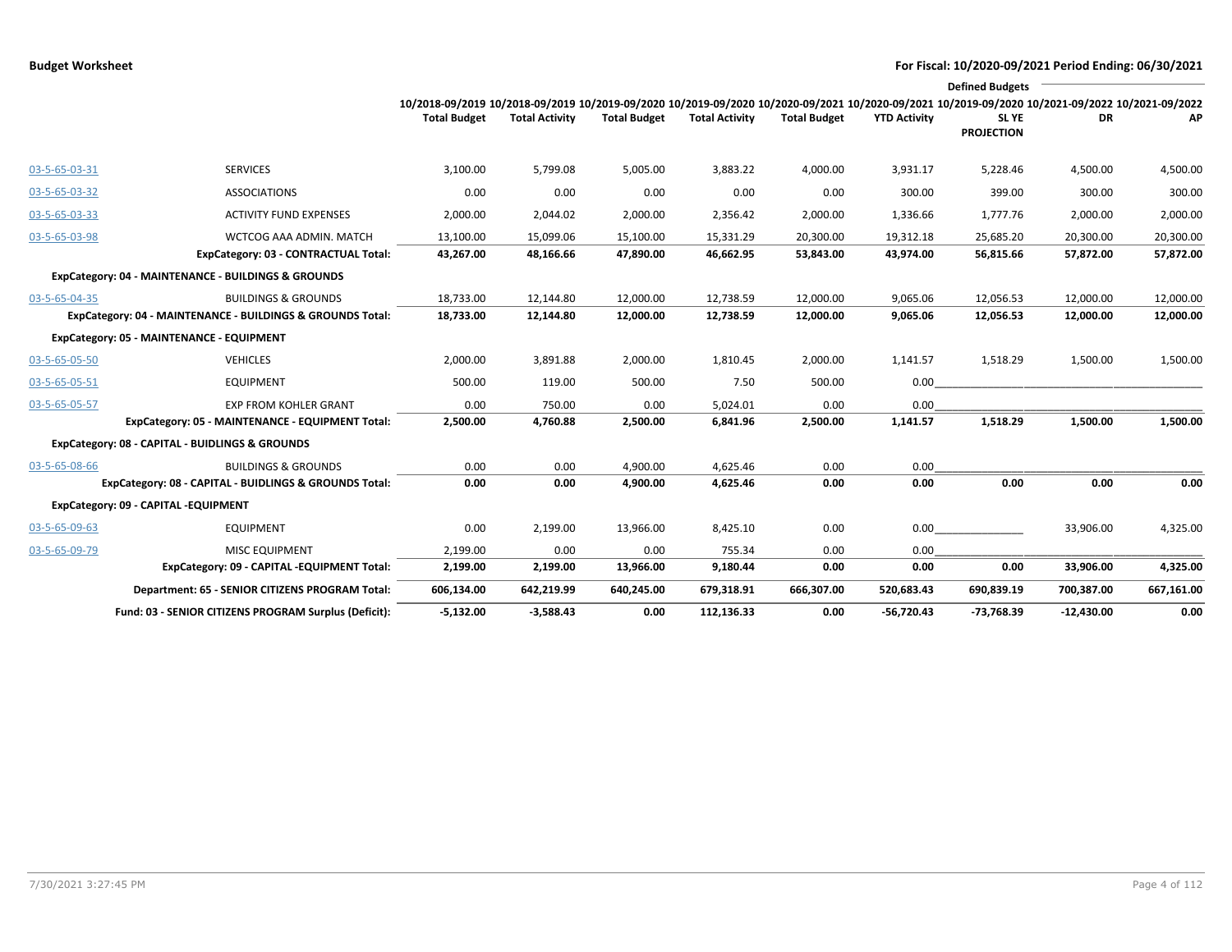**Budget Worksheet** — For Fiscal: 10/2020-09/2021 Period Ending: 06/30/2021

| | | 10/2018-09/2019 Total Budget | 10/2018-09/2019 Total Activity | 10/2019-09/2020 Total Budget | 10/2019-09/2020 Total Activity | 10/2020-09/2021 Total Budget | 10/2020-09/2021 YTD Activity | Defined Budgets 10/2019-09/2020 SL YE PROJECTION | Defined Budgets 10/2021-09/2022 DR | Defined Budgets 10/2021-09/2022 AP |
|---|---|---|---|---|---|---|---|---|---|---|
| 03-5-65-03-31 | SERVICES | 3,100.00 | 5,799.08 | 5,005.00 | 3,883.22 | 4,000.00 | 3,931.17 | 5,228.46 | 4,500.00 | 4,500.00 |
| 03-5-65-03-32 | ASSOCIATIONS | 0.00 | 0.00 | 0.00 | 0.00 | 0.00 | 300.00 | 399.00 | 300.00 | 300.00 |
| 03-5-65-03-33 | ACTIVITY FUND EXPENSES | 2,000.00 | 2,044.02 | 2,000.00 | 2,356.42 | 2,000.00 | 1,336.66 | 1,777.76 | 2,000.00 | 2,000.00 |
| 03-5-65-03-98 | WCTCOG AAA ADMIN. MATCH | 13,100.00 | 15,099.06 | 15,100.00 | 15,331.29 | 20,300.00 | 19,312.18 | 25,685.20 | 20,300.00 | 20,300.00 |
| | **ExpCategory: 03 - CONTRACTUAL Total:** | **43,267.00** | **48,166.66** | **47,890.00** | **46,662.95** | **53,843.00** | **43,974.00** | **56,815.66** | **57,872.00** | **57,872.00** |
| **ExpCategory: 04 - MAINTENANCE - BUILDINGS & GROUNDS** | | | | | | | | | | |
| 03-5-65-04-35 | BUILDINGS & GROUNDS | 18,733.00 | 12,144.80 | 12,000.00 | 12,738.59 | 12,000.00 | 9,065.06 | 12,056.53 | 12,000.00 | 12,000.00 |
| | **ExpCategory: 04 - MAINTENANCE - BUILDINGS & GROUNDS Total:** | **18,733.00** | **12,144.80** | **12,000.00** | **12,738.59** | **12,000.00** | **9,065.06** | **12,056.53** | **12,000.00** | **12,000.00** |
| **ExpCategory: 05 - MAINTENANCE - EQUIPMENT** | | | | | | | | | | |
| 03-5-65-05-50 | VEHICLES | 2,000.00 | 3,891.88 | 2,000.00 | 1,810.45 | 2,000.00 | 1,141.57 | 1,518.29 | 1,500.00 | 1,500.00 |
| 03-5-65-05-51 | EQUIPMENT | 500.00 | 119.00 | 500.00 | 7.50 | 500.00 | 0.00 | | | |
| 03-5-65-05-57 | EXP FROM KOHLER GRANT | 0.00 | 750.00 | 0.00 | 5,024.01 | 0.00 | 0.00 | | | |
| | **ExpCategory: 05 - MAINTENANCE - EQUIPMENT Total:** | **2,500.00** | **4,760.88** | **2,500.00** | **6,841.96** | **2,500.00** | **1,141.57** | **1,518.29** | **1,500.00** | **1,500.00** |
| **ExpCategory: 08 - CAPITAL - BUIDLINGS & GROUNDS** | | | | | | | | | | |
| 03-5-65-08-66 | BUILDINGS & GROUNDS | 0.00 | 0.00 | 4,900.00 | 4,625.46 | 0.00 | 0.00 | | | |
| | **ExpCategory: 08 - CAPITAL - BUIDLINGS & GROUNDS Total:** | **0.00** | **0.00** | **4,900.00** | **4,625.46** | **0.00** | **0.00** | **0.00** | **0.00** | **0.00** |
| **ExpCategory: 09 - CAPITAL -EQUIPMENT** | | | | | | | | | | |
| 03-5-65-09-63 | EQUIPMENT | 0.00 | 2,199.00 | 13,966.00 | 8,425.10 | 0.00 | 0.00 | | 33,906.00 | 4,325.00 |
| 03-5-65-09-79 | MISC EQUIPMENT | 2,199.00 | 0.00 | 0.00 | 755.34 | 0.00 | 0.00 | | | |
| | **ExpCategory: 09 - CAPITAL -EQUIPMENT Total:** | **2,199.00** | **2,199.00** | **13,966.00** | **9,180.44** | **0.00** | **0.00** | **0.00** | **33,906.00** | **4,325.00** |
| | **Department: 65 - SENIOR CITIZENS PROGRAM Total:** | **606,134.00** | **642,219.99** | **640,245.00** | **679,318.91** | **666,307.00** | **520,683.43** | **690,839.19** | **700,387.00** | **667,161.00** |
| | **Fund: 03 - SENIOR CITIZENS PROGRAM Surplus (Deficit):** | **-5,132.00** | **-3,588.43** | **0.00** | **112,136.33** | **0.00** | **-56,720.43** | **-73,768.39** | **-12,430.00** | **0.00** |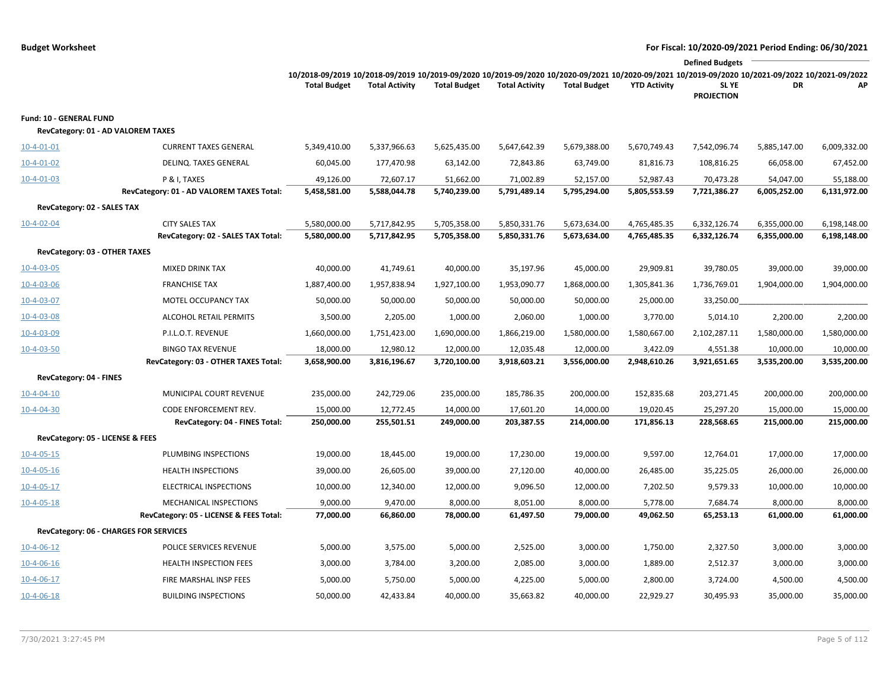**Budget Worksheet** — For Fiscal: 10/2020-09/2021 Period Ending: 06/30/2021

| | | 10/2018-09/2019 Total Budget | 10/2018-09/2019 Total Activity | 10/2019-09/2020 Total Budget | 10/2019-09/2020 Total Activity | 10/2020-09/2021 Total Budget | 10/2020-09/2021 YTD Activity | Defined Budgets 10/2019-09/2020 SL YE PROJECTION | 10/2021-09/2022 DR | 10/2021-09/2022 AP |
|---|---|---|---|---|---|---|---|---|---|---|
| **Fund: 10 - GENERAL FUND** | | | | | | | | | | |
| **RevCategory: 01 - AD VALOREM TAXES** | | | | | | | | | | |
| 10-4-01-01 | CURRENT TAXES GENERAL | 5,349,410.00 | 5,337,966.63 | 5,625,435.00 | 5,647,642.39 | 5,679,388.00 | 5,670,749.43 | 7,542,096.74 | 5,885,147.00 | 6,009,332.00 |
| 10-4-01-02 | DELINQ. TAXES GENERAL | 60,045.00 | 177,470.98 | 63,142.00 | 72,843.86 | 63,749.00 | 81,816.73 | 108,816.25 | 66,058.00 | 67,452.00 |
| 10-4-01-03 | P & I, TAXES | 49,126.00 | 72,607.17 | 51,662.00 | 71,002.89 | 52,157.00 | 52,987.43 | 70,473.28 | 54,047.00 | 55,188.00 |
| | **RevCategory: 01 - AD VALOREM TAXES Total:** | **5,458,581.00** | **5,588,044.78** | **5,740,239.00** | **5,791,489.14** | **5,795,294.00** | **5,805,553.59** | **7,721,386.27** | **6,005,252.00** | **6,131,972.00** |
| **RevCategory: 02 - SALES TAX** | | | | | | | | | | |
| 10-4-02-04 | CITY SALES TAX | 5,580,000.00 | 5,717,842.95 | 5,705,358.00 | 5,850,331.76 | 5,673,634.00 | 4,765,485.35 | 6,332,126.74 | 6,355,000.00 | 6,198,148.00 |
| | **RevCategory: 02 - SALES TAX Total:** | **5,580,000.00** | **5,717,842.95** | **5,705,358.00** | **5,850,331.76** | **5,673,634.00** | **4,765,485.35** | **6,332,126.74** | **6,355,000.00** | **6,198,148.00** |
| **RevCategory: 03 - OTHER TAXES** | | | | | | | | | | |
| 10-4-03-05 | MIXED DRINK TAX | 40,000.00 | 41,749.61 | 40,000.00 | 35,197.96 | 45,000.00 | 29,909.81 | 39,780.05 | 39,000.00 | 39,000.00 |
| 10-4-03-06 | FRANCHISE TAX | 1,887,400.00 | 1,957,838.94 | 1,927,100.00 | 1,953,090.77 | 1,868,000.00 | 1,305,841.36 | 1,736,769.01 | 1,904,000.00 | 1,904,000.00 |
| 10-4-03-07 | MOTEL OCCUPANCY TAX | 50,000.00 | 50,000.00 | 50,000.00 | 50,000.00 | 50,000.00 | 25,000.00 | 33,250.00 | | |
| 10-4-03-08 | ALCOHOL RETAIL PERMITS | 3,500.00 | 2,205.00 | 1,000.00 | 2,060.00 | 1,000.00 | 3,770.00 | 5,014.10 | 2,200.00 | 2,200.00 |
| 10-4-03-09 | P.I.L.O.T. REVENUE | 1,660,000.00 | 1,751,423.00 | 1,690,000.00 | 1,866,219.00 | 1,580,000.00 | 1,580,667.00 | 2,102,287.11 | 1,580,000.00 | 1,580,000.00 |
| 10-4-03-50 | BINGO TAX REVENUE | 18,000.00 | 12,980.12 | 12,000.00 | 12,035.48 | 12,000.00 | 3,422.09 | 4,551.38 | 10,000.00 | 10,000.00 |
| | **RevCategory: 03 - OTHER TAXES Total:** | **3,658,900.00** | **3,816,196.67** | **3,720,100.00** | **3,918,603.21** | **3,556,000.00** | **2,948,610.26** | **3,921,651.65** | **3,535,200.00** | **3,535,200.00** |
| **RevCategory: 04 - FINES** | | | | | | | | | | |
| 10-4-04-10 | MUNICIPAL COURT REVENUE | 235,000.00 | 242,729.06 | 235,000.00 | 185,786.35 | 200,000.00 | 152,835.68 | 203,271.45 | 200,000.00 | 200,000.00 |
| 10-4-04-30 | CODE ENFORCEMENT REV. | 15,000.00 | 12,772.45 | 14,000.00 | 17,601.20 | 14,000.00 | 19,020.45 | 25,297.20 | 15,000.00 | 15,000.00 |
| | **RevCategory: 04 - FINES Total:** | **250,000.00** | **255,501.51** | **249,000.00** | **203,387.55** | **214,000.00** | **171,856.13** | **228,568.65** | **215,000.00** | **215,000.00** |
| **RevCategory: 05 - LICENSE & FEES** | | | | | | | | | | |
| 10-4-05-15 | PLUMBING INSPECTIONS | 19,000.00 | 18,445.00 | 19,000.00 | 17,230.00 | 19,000.00 | 9,597.00 | 12,764.01 | 17,000.00 | 17,000.00 |
| 10-4-05-16 | HEALTH INSPECTIONS | 39,000.00 | 26,605.00 | 39,000.00 | 27,120.00 | 40,000.00 | 26,485.00 | 35,225.05 | 26,000.00 | 26,000.00 |
| 10-4-05-17 | ELECTRICAL INSPECTIONS | 10,000.00 | 12,340.00 | 12,000.00 | 9,096.50 | 12,000.00 | 7,202.50 | 9,579.33 | 10,000.00 | 10,000.00 |
| 10-4-05-18 | MECHANICAL INSPECTIONS | 9,000.00 | 9,470.00 | 8,000.00 | 8,051.00 | 8,000.00 | 5,778.00 | 7,684.74 | 8,000.00 | 8,000.00 |
| | **RevCategory: 05 - LICENSE & FEES Total:** | **77,000.00** | **66,860.00** | **78,000.00** | **61,497.50** | **79,000.00** | **49,062.50** | **65,253.13** | **61,000.00** | **61,000.00** |
| **RevCategory: 06 - CHARGES FOR SERVICES** | | | | | | | | | | |
| 10-4-06-12 | POLICE SERVICES REVENUE | 5,000.00 | 3,575.00 | 5,000.00 | 2,525.00 | 3,000.00 | 1,750.00 | 2,327.50 | 3,000.00 | 3,000.00 |
| 10-4-06-16 | HEALTH INSPECTION FEES | 3,000.00 | 3,784.00 | 3,200.00 | 2,085.00 | 3,000.00 | 1,889.00 | 2,512.37 | 3,000.00 | 3,000.00 |
| 10-4-06-17 | FIRE MARSHAL INSP FEES | 5,000.00 | 5,750.00 | 5,000.00 | 4,225.00 | 5,000.00 | 2,800.00 | 3,724.00 | 4,500.00 | 4,500.00 |
| 10-4-06-18 | BUILDING INSPECTIONS | 50,000.00 | 42,433.84 | 40,000.00 | 35,663.82 | 40,000.00 | 22,929.27 | 30,495.93 | 35,000.00 | 35,000.00 |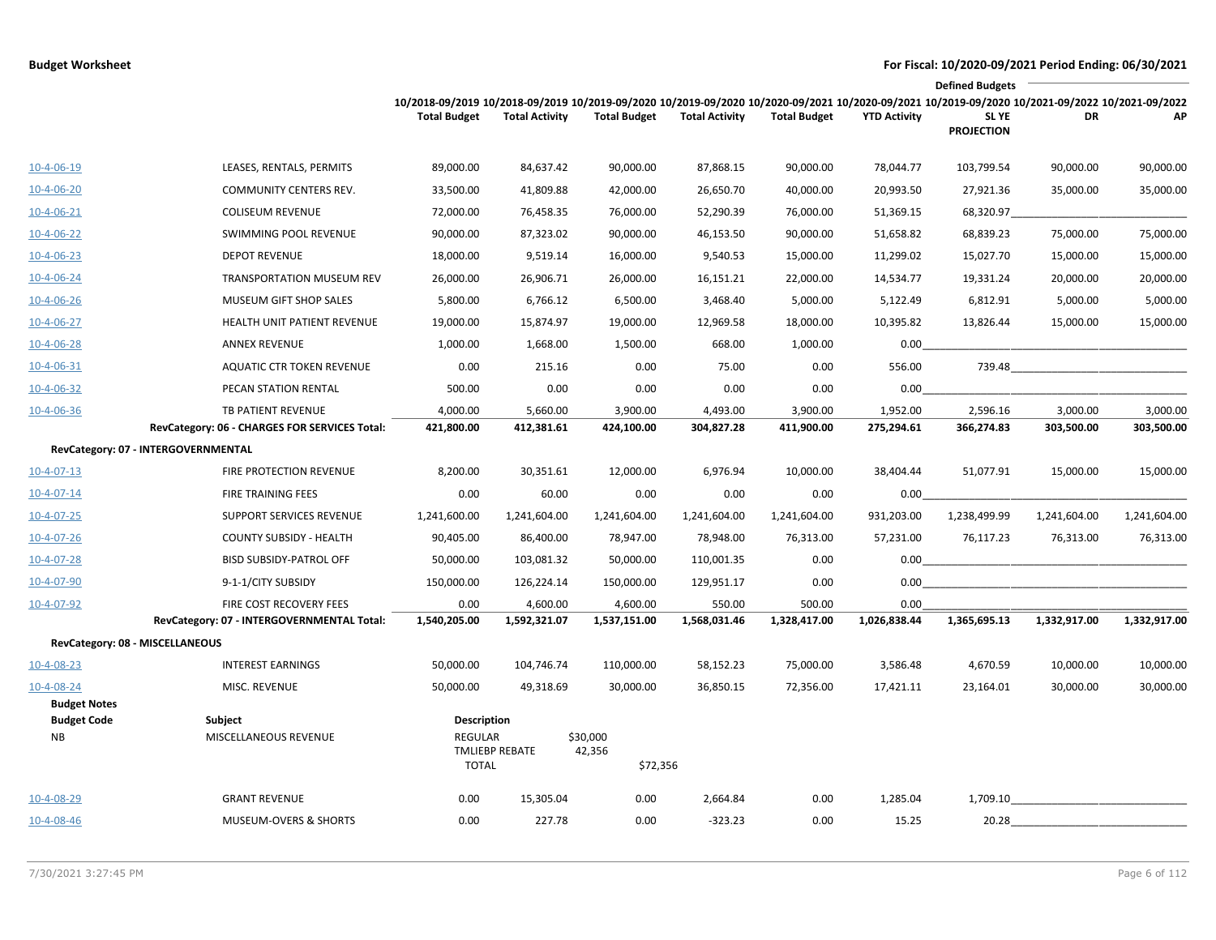**Budget Worksheet**

**For Fiscal: 10/2020-09/2021 Period Ending: 06/30/2021**

| | | 10/2018-09/2019 Total Budget | 10/2018-09/2019 Total Activity | 10/2019-09/2020 Total Budget | 10/2019-09/2020 Total Activity | 10/2020-09/2021 Total Budget | 10/2020-09/2021 YTD Activity | Defined Budgets 10/2019-09/2020 SL YE PROJECTION | 10/2021-09/2022 DR | 10/2021-09/2022 AP |
|---|---|---|---|---|---|---|---|---|---|---|
| 10-4-06-19 | LEASES, RENTALS, PERMITS | 89,000.00 | 84,637.42 | 90,000.00 | 87,868.15 | 90,000.00 | 78,044.77 | 103,799.54 | 90,000.00 | 90,000.00 |
| 10-4-06-20 | COMMUNITY CENTERS REV. | 33,500.00 | 41,809.88 | 42,000.00 | 26,650.70 | 40,000.00 | 20,993.50 | 27,921.36 | 35,000.00 | 35,000.00 |
| 10-4-06-21 | COLISEUM REVENUE | 72,000.00 | 76,458.35 | 76,000.00 | 52,290.39 | 76,000.00 | 51,369.15 | 68,320.97 | | |
| 10-4-06-22 | SWIMMING POOL REVENUE | 90,000.00 | 87,323.02 | 90,000.00 | 46,153.50 | 90,000.00 | 51,658.82 | 68,839.23 | 75,000.00 | 75,000.00 |
| 10-4-06-23 | DEPOT REVENUE | 18,000.00 | 9,519.14 | 16,000.00 | 9,540.53 | 15,000.00 | 11,299.02 | 15,027.70 | 15,000.00 | 15,000.00 |
| 10-4-06-24 | TRANSPORTATION MUSEUM REV | 26,000.00 | 26,906.71 | 26,000.00 | 16,151.21 | 22,000.00 | 14,534.77 | 19,331.24 | 20,000.00 | 20,000.00 |
| 10-4-06-26 | MUSEUM GIFT SHOP SALES | 5,800.00 | 6,766.12 | 6,500.00 | 3,468.40 | 5,000.00 | 5,122.49 | 6,812.91 | 5,000.00 | 5,000.00 |
| 10-4-06-27 | HEALTH UNIT PATIENT REVENUE | 19,000.00 | 15,874.97 | 19,000.00 | 12,969.58 | 18,000.00 | 10,395.82 | 13,826.44 | 15,000.00 | 15,000.00 |
| 10-4-06-28 | ANNEX REVENUE | 1,000.00 | 1,668.00 | 1,500.00 | 668.00 | 1,000.00 | 0.00 | | | |
| 10-4-06-31 | AQUATIC CTR TOKEN REVENUE | 0.00 | 215.16 | 0.00 | 75.00 | 0.00 | 556.00 | 739.48 | | |
| 10-4-06-32 | PECAN STATION RENTAL | 500.00 | 0.00 | 0.00 | 0.00 | 0.00 | 0.00 | | | |
| 10-4-06-36 | TB PATIENT REVENUE | 4,000.00 | 5,660.00 | 3,900.00 | 4,493.00 | 3,900.00 | 1,952.00 | 2,596.16 | 3,000.00 | 3,000.00 |
| | **RevCategory: 06 - CHARGES FOR SERVICES Total:** | **421,800.00** | **412,381.61** | **424,100.00** | **304,827.28** | **411,900.00** | **275,294.61** | **366,274.83** | **303,500.00** | **303,500.00** |
| **RevCategory: 07 - INTERGOVERNMENTAL** | | | | | | | | | | |
| 10-4-07-13 | FIRE PROTECTION REVENUE | 8,200.00 | 30,351.61 | 12,000.00 | 6,976.94 | 10,000.00 | 38,404.44 | 51,077.91 | 15,000.00 | 15,000.00 |
| 10-4-07-14 | FIRE TRAINING FEES | 0.00 | 60.00 | 0.00 | 0.00 | 0.00 | 0.00 | | | |
| 10-4-07-25 | SUPPORT SERVICES REVENUE | 1,241,600.00 | 1,241,604.00 | 1,241,604.00 | 1,241,604.00 | 1,241,604.00 | 931,203.00 | 1,238,499.99 | 1,241,604.00 | 1,241,604.00 |
| 10-4-07-26 | COUNTY SUBSIDY - HEALTH | 90,405.00 | 86,400.00 | 78,947.00 | 78,948.00 | 76,313.00 | 57,231.00 | 76,117.23 | 76,313.00 | 76,313.00 |
| 10-4-07-28 | BISD SUBSIDY-PATROL OFF | 50,000.00 | 103,081.32 | 50,000.00 | 110,001.35 | 0.00 | 0.00 | | | |
| 10-4-07-90 | 9-1-1/CITY SUBSIDY | 150,000.00 | 126,224.14 | 150,000.00 | 129,951.17 | 0.00 | 0.00 | | | |
| 10-4-07-92 | FIRE COST RECOVERY FEES | 0.00 | 4,600.00 | 4,600.00 | 550.00 | 500.00 | 0.00 | | | |
| | **RevCategory: 07 - INTERGOVERNMENTAL Total:** | **1,540,205.00** | **1,592,321.07** | **1,537,151.00** | **1,568,031.46** | **1,328,417.00** | **1,026,838.44** | **1,365,695.13** | **1,332,917.00** | **1,332,917.00** |
| **RevCategory: 08 - MISCELLANEOUS** | | | | | | | | | | |
| 10-4-08-23 | INTEREST EARNINGS | 50,000.00 | 104,746.74 | 110,000.00 | 58,152.23 | 75,000.00 | 3,586.48 | 4,670.59 | 10,000.00 | 10,000.00 |
| 10-4-08-24 | MISC. REVENUE | 50,000.00 | 49,318.69 | 30,000.00 | 36,850.15 | 72,356.00 | 17,421.11 | 23,164.01 | 30,000.00 | 30,000.00 |

**Budget Notes**

| Budget Code | Subject | Description |
|---|---|---|
| NB | MISCELLANEOUS REVENUE | REGULAR $30,000<br>TMLIEBP REBATE 42,356<br>TOTAL $72,356 |

| | | | | | | | | | | |
|---|---|---|---|---|---|---|---|---|---|---|
| 10-4-08-29 | GRANT REVENUE | 0.00 | 15,305.04 | 0.00 | 2,664.84 | 0.00 | 1,285.04 | 1,709.10 | | |
| 10-4-08-46 | MUSEUM-OVERS & SHORTS | 0.00 | 227.78 | 0.00 | -323.23 | 0.00 | 15.25 | 20.28 | | |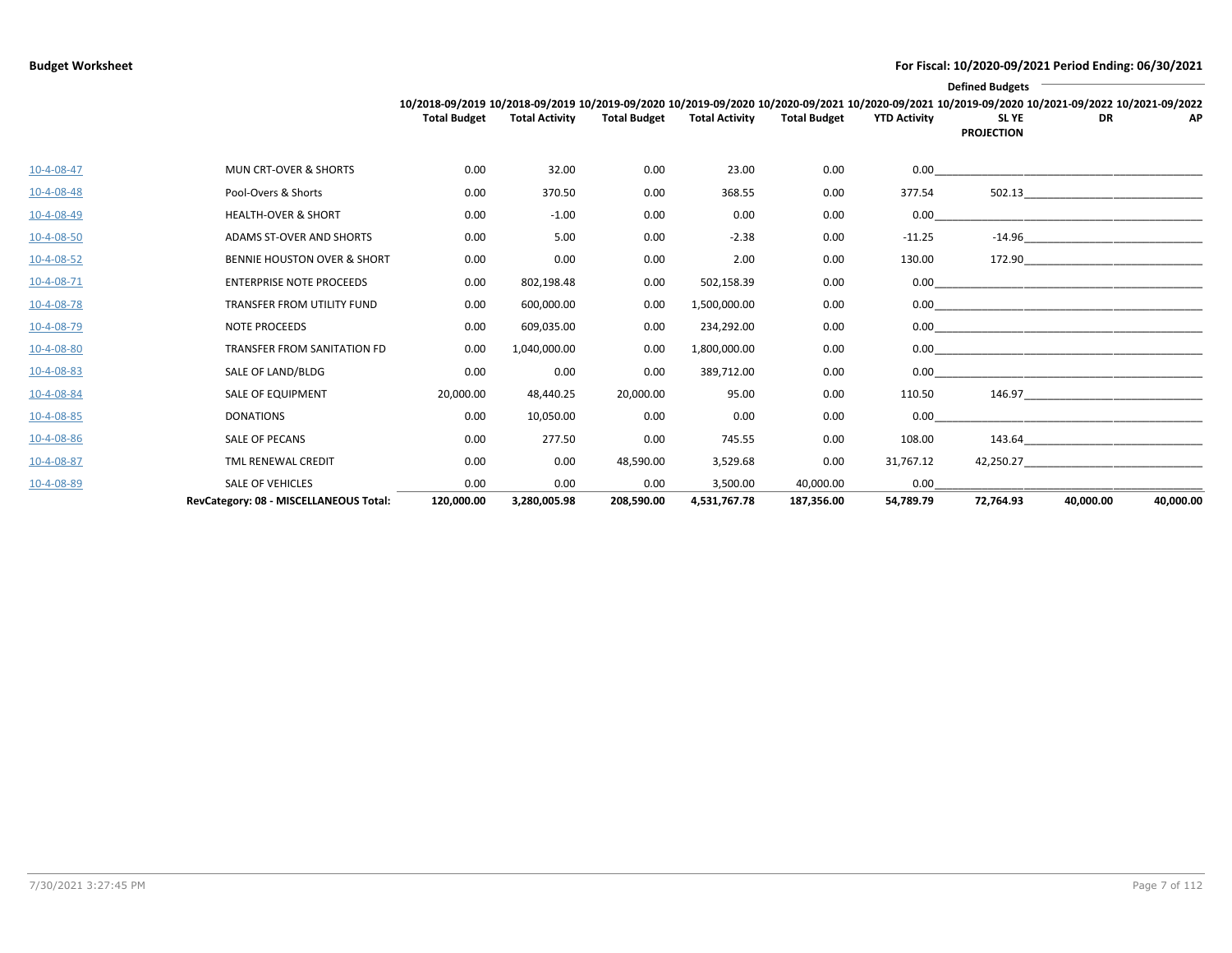**Budget Worksheet** — For Fiscal: 10/2020-09/2021 Period Ending: 06/30/2021

| | | 10/2018-09/2019 Total Budget | 10/2018-09/2019 Total Activity | 10/2019-09/2020 Total Budget | 10/2019-09/2020 Total Activity | 10/2020-09/2021 Total Budget | 10/2020-09/2021 YTD Activity | Defined Budgets 10/2019-09/2020 SL YE PROJECTION | 10/2021-09/2022 DR | 10/2021-09/2022 AP |
|---|---|---|---|---|---|---|---|---|---|---|
| 10-4-08-47 | MUN CRT-OVER & SHORTS | 0.00 | 32.00 | 0.00 | 23.00 | 0.00 | 0.00 | | | |
| 10-4-08-48 | Pool-Overs & Shorts | 0.00 | 370.50 | 0.00 | 368.55 | 0.00 | 377.54 | 502.13 | | |
| 10-4-08-49 | HEALTH-OVER & SHORT | 0.00 | -1.00 | 0.00 | 0.00 | 0.00 | 0.00 | | | |
| 10-4-08-50 | ADAMS ST-OVER AND SHORTS | 0.00 | 5.00 | 0.00 | -2.38 | 0.00 | -11.25 | -14.96 | | |
| 10-4-08-52 | BENNIE HOUSTON OVER & SHORT | 0.00 | 0.00 | 0.00 | 2.00 | 0.00 | 130.00 | 172.90 | | |
| 10-4-08-71 | ENTERPRISE NOTE PROCEEDS | 0.00 | 802,198.48 | 0.00 | 502,158.39 | 0.00 | 0.00 | | | |
| 10-4-08-78 | TRANSFER FROM UTILITY FUND | 0.00 | 600,000.00 | 0.00 | 1,500,000.00 | 0.00 | 0.00 | | | |
| 10-4-08-79 | NOTE PROCEEDS | 0.00 | 609,035.00 | 0.00 | 234,292.00 | 0.00 | 0.00 | | | |
| 10-4-08-80 | TRANSFER FROM SANITATION FD | 0.00 | 1,040,000.00 | 0.00 | 1,800,000.00 | 0.00 | 0.00 | | | |
| 10-4-08-83 | SALE OF LAND/BLDG | 0.00 | 0.00 | 0.00 | 389,712.00 | 0.00 | 0.00 | | | |
| 10-4-08-84 | SALE OF EQUIPMENT | 20,000.00 | 48,440.25 | 20,000.00 | 95.00 | 0.00 | 110.50 | 146.97 | | |
| 10-4-08-85 | DONATIONS | 0.00 | 10,050.00 | 0.00 | 0.00 | 0.00 | 0.00 | | | |
| 10-4-08-86 | SALE OF PECANS | 0.00 | 277.50 | 0.00 | 745.55 | 0.00 | 108.00 | 143.64 | | |
| 10-4-08-87 | TML RENEWAL CREDIT | 0.00 | 0.00 | 48,590.00 | 3,529.68 | 0.00 | 31,767.12 | 42,250.27 | | |
| 10-4-08-89 | SALE OF VEHICLES | 0.00 | 0.00 | 0.00 | 3,500.00 | 40,000.00 | 0.00 | | | |
| | **RevCategory: 08 - MISCELLANEOUS Total:** | **120,000.00** | **3,280,005.98** | **208,590.00** | **4,531,767.78** | **187,356.00** | **54,789.79** | **72,764.93** | **40,000.00** | **40,000.00** |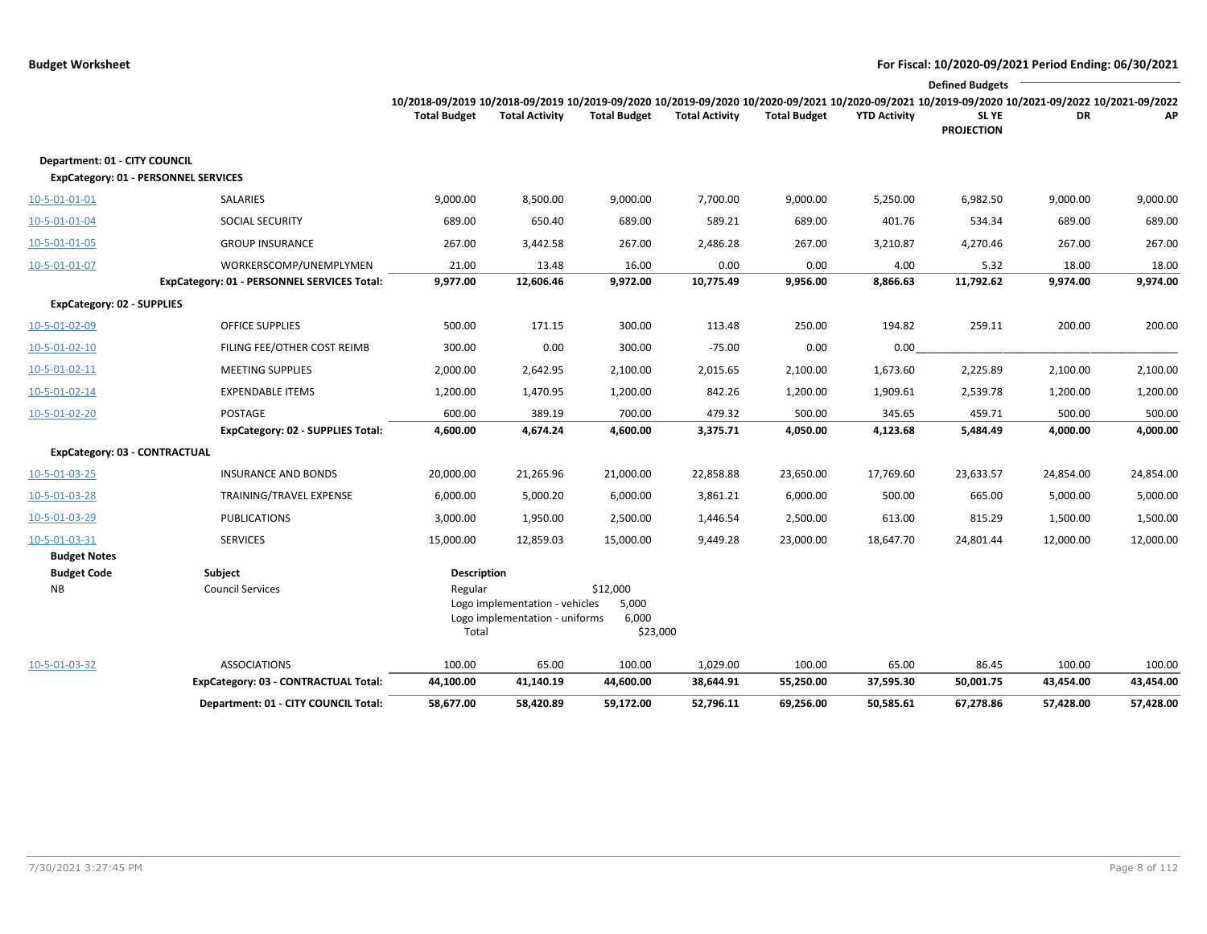**Budget Worksheet**

**For Fiscal: 10/2020-09/2021 Period Ending: 06/30/2021**

| | | 10/2018-09/2019 Total Budget | 10/2018-09/2019 Total Activity | 10/2019-09/2020 Total Budget | 10/2019-09/2020 Total Activity | 10/2020-09/2021 Total Budget | 10/2020-09/2021 YTD Activity | Defined Budgets 10/2019-09/2020 SL YE PROJECTION | 10/2021-09/2022 DR | 10/2021-09/2022 AP |
|---|---|---|---|---|---|---|---|---|---|---|
| **Department: 01 - CITY COUNCIL** | | | | | | | | | | |
| **ExpCategory: 01 - PERSONNEL SERVICES** | | | | | | | | | | |
| 10-5-01-01-01 | SALARIES | 9,000.00 | 8,500.00 | 9,000.00 | 7,700.00 | 9,000.00 | 5,250.00 | 6,982.50 | 9,000.00 | 9,000.00 |
| 10-5-01-01-04 | SOCIAL SECURITY | 689.00 | 650.40 | 689.00 | 589.21 | 689.00 | 401.76 | 534.34 | 689.00 | 689.00 |
| 10-5-01-01-05 | GROUP INSURANCE | 267.00 | 3,442.58 | 267.00 | 2,486.28 | 267.00 | 3,210.87 | 4,270.46 | 267.00 | 267.00 |
| 10-5-01-01-07 | WORKERSCOMP/UNEMPLYMEN | 21.00 | 13.48 | 16.00 | 0.00 | 0.00 | 4.00 | 5.32 | 18.00 | 18.00 |
| | **ExpCategory: 01 - PERSONNEL SERVICES Total:** | **9,977.00** | **12,606.46** | **9,972.00** | **10,775.49** | **9,956.00** | **8,866.63** | **11,792.62** | **9,974.00** | **9,974.00** |
| **ExpCategory: 02 - SUPPLIES** | | | | | | | | | | |
| 10-5-01-02-09 | OFFICE SUPPLIES | 500.00 | 171.15 | 300.00 | 113.48 | 250.00 | 194.82 | 259.11 | 200.00 | 200.00 |
| 10-5-01-02-10 | FILING FEE/OTHER COST REIMB | 300.00 | 0.00 | 300.00 | -75.00 | 0.00 | 0.00 | | | |
| 10-5-01-02-11 | MEETING SUPPLIES | 2,000.00 | 2,642.95 | 2,100.00 | 2,015.65 | 2,100.00 | 1,673.60 | 2,225.89 | 2,100.00 | 2,100.00 |
| 10-5-01-02-14 | EXPENDABLE ITEMS | 1,200.00 | 1,470.95 | 1,200.00 | 842.26 | 1,200.00 | 1,909.61 | 2,539.78 | 1,200.00 | 1,200.00 |
| 10-5-01-02-20 | POSTAGE | 600.00 | 389.19 | 700.00 | 479.32 | 500.00 | 345.65 | 459.71 | 500.00 | 500.00 |
| | **ExpCategory: 02 - SUPPLIES Total:** | **4,600.00** | **4,674.24** | **4,600.00** | **3,375.71** | **4,050.00** | **4,123.68** | **5,484.49** | **4,000.00** | **4,000.00** |
| **ExpCategory: 03 - CONTRACTUAL** | | | | | | | | | | |
| 10-5-01-03-25 | INSURANCE AND BONDS | 20,000.00 | 21,265.96 | 21,000.00 | 22,858.88 | 23,650.00 | 17,769.60 | 23,633.57 | 24,854.00 | 24,854.00 |
| 10-5-01-03-28 | TRAINING/TRAVEL EXPENSE | 6,000.00 | 5,000.20 | 6,000.00 | 3,861.21 | 6,000.00 | 500.00 | 665.00 | 5,000.00 | 5,000.00 |
| 10-5-01-03-29 | PUBLICATIONS | 3,000.00 | 1,950.00 | 2,500.00 | 1,446.54 | 2,500.00 | 613.00 | 815.29 | 1,500.00 | 1,500.00 |
| 10-5-01-03-31 | SERVICES | 15,000.00 | 12,859.03 | 15,000.00 | 9,449.28 | 23,000.00 | 18,647.70 | 24,801.44 | 12,000.00 | 12,000.00 |

**Budget Notes**

| Budget Code | Subject | Description | |
|---|---|---|---|
| NB | Council Services | Regular | $12,000 |
| | | Logo implementation - vehicles | 5,000 |
| | | Logo implementation - uniforms | 6,000 |
| | | Total | $23,000 |

| | | 10/2018-09/2019 Total Budget | 10/2018-09/2019 Total Activity | 10/2019-09/2020 Total Budget | 10/2019-09/2020 Total Activity | 10/2020-09/2021 Total Budget | 10/2020-09/2021 YTD Activity | 10/2019-09/2020 SL YE PROJECTION | 10/2021-09/2022 DR | 10/2021-09/2022 AP |
|---|---|---|---|---|---|---|---|---|---|---|
| 10-5-01-03-32 | ASSOCIATIONS | 100.00 | 65.00 | 100.00 | 1,029.00 | 100.00 | 65.00 | 86.45 | 100.00 | 100.00 |
| | **ExpCategory: 03 - CONTRACTUAL Total:** | **44,100.00** | **41,140.19** | **44,600.00** | **38,644.91** | **55,250.00** | **37,595.30** | **50,001.75** | **43,454.00** | **43,454.00** |
| | **Department: 01 - CITY COUNCIL Total:** | **58,677.00** | **58,420.89** | **59,172.00** | **52,796.11** | **69,256.00** | **50,585.61** | **67,278.86** | **57,428.00** | **57,428.00** |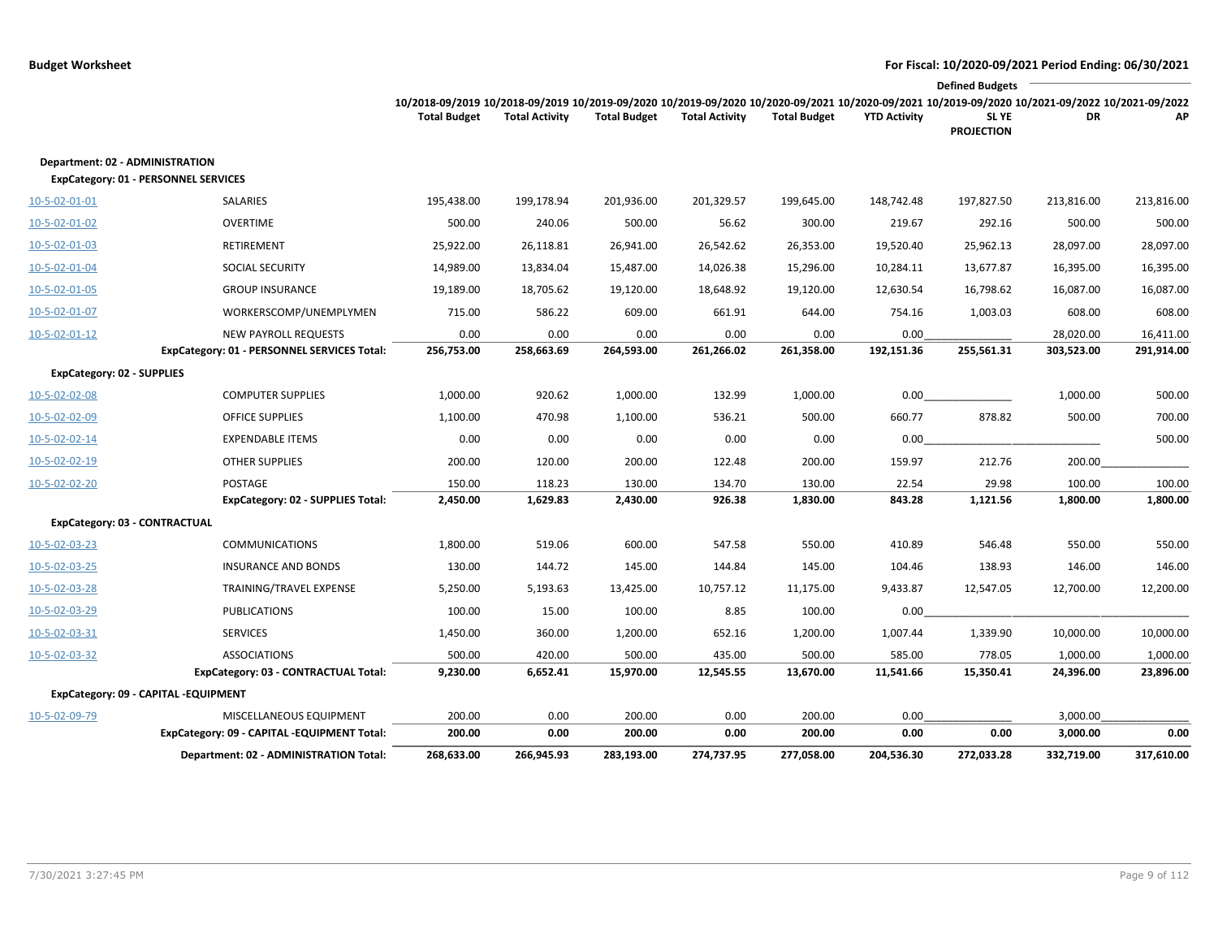**Budget Worksheet**

**For Fiscal: 10/2020-09/2021 Period Ending: 06/30/2021**

| | | 10/2018-09/2019 Total Budget | 10/2018-09/2019 Total Activity | 10/2019-09/2020 Total Budget | 10/2019-09/2020 Total Activity | 10/2020-09/2021 Total Budget | 10/2020-09/2021 YTD Activity | Defined Budgets 10/2019-09/2020 SL YE PROJECTION | Defined Budgets 10/2021-09/2022 DR | Defined Budgets 10/2021-09/2022 AP |
|---|---|---|---|---|---|---|---|---|---|---|
| **Department: 02 - ADMINISTRATION** | | | | | | | | | | |
| **ExpCategory: 01 - PERSONNEL SERVICES** | | | | | | | | | | |
| 10-5-02-01-01 | SALARIES | 195,438.00 | 199,178.94 | 201,936.00 | 201,329.57 | 199,645.00 | 148,742.48 | 197,827.50 | 213,816.00 | 213,816.00 |
| 10-5-02-01-02 | OVERTIME | 500.00 | 240.06 | 500.00 | 56.62 | 300.00 | 219.67 | 292.16 | 500.00 | 500.00 |
| 10-5-02-01-03 | RETIREMENT | 25,922.00 | 26,118.81 | 26,941.00 | 26,542.62 | 26,353.00 | 19,520.40 | 25,962.13 | 28,097.00 | 28,097.00 |
| 10-5-02-01-04 | SOCIAL SECURITY | 14,989.00 | 13,834.04 | 15,487.00 | 14,026.38 | 15,296.00 | 10,284.11 | 13,677.87 | 16,395.00 | 16,395.00 |
| 10-5-02-01-05 | GROUP INSURANCE | 19,189.00 | 18,705.62 | 19,120.00 | 18,648.92 | 19,120.00 | 12,630.54 | 16,798.62 | 16,087.00 | 16,087.00 |
| 10-5-02-01-07 | WORKERSCOMP/UNEMPLYMEN | 715.00 | 586.22 | 609.00 | 661.91 | 644.00 | 754.16 | 1,003.03 | 608.00 | 608.00 |
| 10-5-02-01-12 | NEW PAYROLL REQUESTS | 0.00 | 0.00 | 0.00 | 0.00 | 0.00 | 0.00 | | 28,020.00 | 16,411.00 |
| | **ExpCategory: 01 - PERSONNEL SERVICES Total:** | **256,753.00** | **258,663.69** | **264,593.00** | **261,266.02** | **261,358.00** | **192,151.36** | **255,561.31** | **303,523.00** | **291,914.00** |
| **ExpCategory: 02 - SUPPLIES** | | | | | | | | | | |
| 10-5-02-02-08 | COMPUTER SUPPLIES | 1,000.00 | 920.62 | 1,000.00 | 132.99 | 1,000.00 | 0.00 | | 1,000.00 | 500.00 |
| 10-5-02-02-09 | OFFICE SUPPLIES | 1,100.00 | 470.98 | 1,100.00 | 536.21 | 500.00 | 660.77 | 878.82 | 500.00 | 700.00 |
| 10-5-02-02-14 | EXPENDABLE ITEMS | 0.00 | 0.00 | 0.00 | 0.00 | 0.00 | 0.00 | | | 500.00 |
| 10-5-02-02-19 | OTHER SUPPLIES | 200.00 | 120.00 | 200.00 | 122.48 | 200.00 | 159.97 | 212.76 | 200.00 | |
| 10-5-02-02-20 | POSTAGE | 150.00 | 118.23 | 130.00 | 134.70 | 130.00 | 22.54 | 29.98 | 100.00 | 100.00 |
| | **ExpCategory: 02 - SUPPLIES Total:** | **2,450.00** | **1,629.83** | **2,430.00** | **926.38** | **1,830.00** | **843.28** | **1,121.56** | **1,800.00** | **1,800.00** |
| **ExpCategory: 03 - CONTRACTUAL** | | | | | | | | | | |
| 10-5-02-03-23 | COMMUNICATIONS | 1,800.00 | 519.06 | 600.00 | 547.58 | 550.00 | 410.89 | 546.48 | 550.00 | 550.00 |
| 10-5-02-03-25 | INSURANCE AND BONDS | 130.00 | 144.72 | 145.00 | 144.84 | 145.00 | 104.46 | 138.93 | 146.00 | 146.00 |
| 10-5-02-03-28 | TRAINING/TRAVEL EXPENSE | 5,250.00 | 5,193.63 | 13,425.00 | 10,757.12 | 11,175.00 | 9,433.87 | 12,547.05 | 12,700.00 | 12,200.00 |
| 10-5-02-03-29 | PUBLICATIONS | 100.00 | 15.00 | 100.00 | 8.85 | 100.00 | 0.00 | | | |
| 10-5-02-03-31 | SERVICES | 1,450.00 | 360.00 | 1,200.00 | 652.16 | 1,200.00 | 1,007.44 | 1,339.90 | 10,000.00 | 10,000.00 |
| 10-5-02-03-32 | ASSOCIATIONS | 500.00 | 420.00 | 500.00 | 435.00 | 500.00 | 585.00 | 778.05 | 1,000.00 | 1,000.00 |
| | **ExpCategory: 03 - CONTRACTUAL Total:** | **9,230.00** | **6,652.41** | **15,970.00** | **12,545.55** | **13,670.00** | **11,541.66** | **15,350.41** | **24,396.00** | **23,896.00** |
| **ExpCategory: 09 - CAPITAL -EQUIPMENT** | | | | | | | | | | |
| 10-5-02-09-79 | MISCELLANEOUS EQUIPMENT | 200.00 | 0.00 | 200.00 | 0.00 | 200.00 | 0.00 | | 3,000.00 | |
| | **ExpCategory: 09 - CAPITAL -EQUIPMENT Total:** | **200.00** | **0.00** | **200.00** | **0.00** | **200.00** | **0.00** | **0.00** | **3,000.00** | **0.00** |
| | **Department: 02 - ADMINISTRATION Total:** | **268,633.00** | **266,945.93** | **283,193.00** | **274,737.95** | **277,058.00** | **204,536.30** | **272,033.28** | **332,719.00** | **317,610.00** |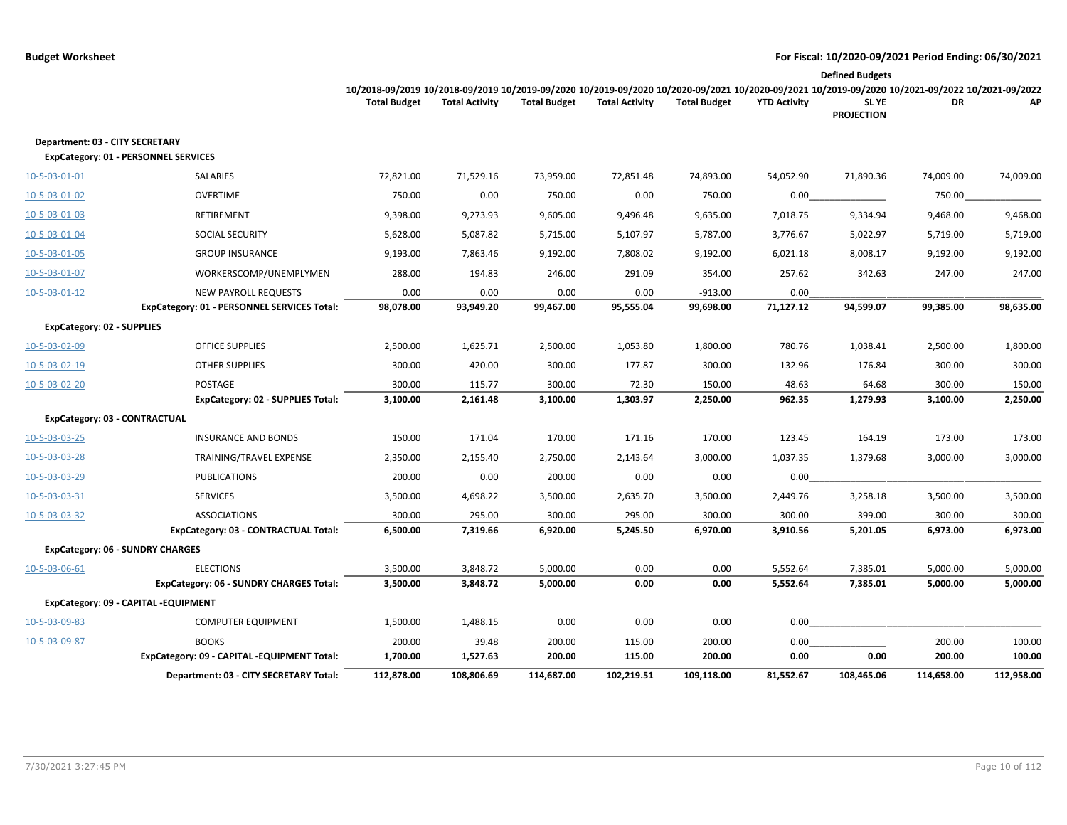**Budget Worksheet**

**For Fiscal: 10/2020-09/2021 Period Ending: 06/30/2021**

| | | 10/2018-09/2019 Total Budget | 10/2018-09/2019 Total Activity | 10/2019-09/2020 Total Budget | 10/2019-09/2020 Total Activity | 10/2020-09/2021 Total Budget | 10/2020-09/2021 YTD Activity | Defined Budgets 10/2019-09/2020 SL YE PROJECTION | 10/2021-09/2022 DR | 10/2021-09/2022 AP |
|---|---|---|---|---|---|---|---|---|---|---|
| **Department: 03 - CITY SECRETARY** | | | | | | | | | | |
| **ExpCategory: 01 - PERSONNEL SERVICES** | | | | | | | | | | |
| 10-5-03-01-01 | SALARIES | 72,821.00 | 71,529.16 | 73,959.00 | 72,851.48 | 74,893.00 | 54,052.90 | 71,890.36 | 74,009.00 | 74,009.00 |
| 10-5-03-01-02 | OVERTIME | 750.00 | 0.00 | 750.00 | 0.00 | 750.00 | 0.00 | | 750.00 | |
| 10-5-03-01-03 | RETIREMENT | 9,398.00 | 9,273.93 | 9,605.00 | 9,496.48 | 9,635.00 | 7,018.75 | 9,334.94 | 9,468.00 | 9,468.00 |
| 10-5-03-01-04 | SOCIAL SECURITY | 5,628.00 | 5,087.82 | 5,715.00 | 5,107.97 | 5,787.00 | 3,776.67 | 5,022.97 | 5,719.00 | 5,719.00 |
| 10-5-03-01-05 | GROUP INSURANCE | 9,193.00 | 7,863.46 | 9,192.00 | 7,808.02 | 9,192.00 | 6,021.18 | 8,008.17 | 9,192.00 | 9,192.00 |
| 10-5-03-01-07 | WORKERSCOMP/UNEMPLYMEN | 288.00 | 194.83 | 246.00 | 291.09 | 354.00 | 257.62 | 342.63 | 247.00 | 247.00 |
| 10-5-03-01-12 | NEW PAYROLL REQUESTS | 0.00 | 0.00 | 0.00 | 0.00 | -913.00 | 0.00 | | | |
| | **ExpCategory: 01 - PERSONNEL SERVICES Total:** | **98,078.00** | **93,949.20** | **99,467.00** | **95,555.04** | **99,698.00** | **71,127.12** | **94,599.07** | **99,385.00** | **98,635.00** |
| **ExpCategory: 02 - SUPPLIES** | | | | | | | | | | |
| 10-5-03-02-09 | OFFICE SUPPLIES | 2,500.00 | 1,625.71 | 2,500.00 | 1,053.80 | 1,800.00 | 780.76 | 1,038.41 | 2,500.00 | 1,800.00 |
| 10-5-03-02-19 | OTHER SUPPLIES | 300.00 | 420.00 | 300.00 | 177.87 | 300.00 | 132.96 | 176.84 | 300.00 | 300.00 |
| 10-5-03-02-20 | POSTAGE | 300.00 | 115.77 | 300.00 | 72.30 | 150.00 | 48.63 | 64.68 | 300.00 | 150.00 |
| | **ExpCategory: 02 - SUPPLIES Total:** | **3,100.00** | **2,161.48** | **3,100.00** | **1,303.97** | **2,250.00** | **962.35** | **1,279.93** | **3,100.00** | **2,250.00** |
| **ExpCategory: 03 - CONTRACTUAL** | | | | | | | | | | |
| 10-5-03-03-25 | INSURANCE AND BONDS | 150.00 | 171.04 | 170.00 | 171.16 | 170.00 | 123.45 | 164.19 | 173.00 | 173.00 |
| 10-5-03-03-28 | TRAINING/TRAVEL EXPENSE | 2,350.00 | 2,155.40 | 2,750.00 | 2,143.64 | 3,000.00 | 1,037.35 | 1,379.68 | 3,000.00 | 3,000.00 |
| 10-5-03-03-29 | PUBLICATIONS | 200.00 | 0.00 | 200.00 | 0.00 | 0.00 | 0.00 | | | |
| 10-5-03-03-31 | SERVICES | 3,500.00 | 4,698.22 | 3,500.00 | 2,635.70 | 3,500.00 | 2,449.76 | 3,258.18 | 3,500.00 | 3,500.00 |
| 10-5-03-03-32 | ASSOCIATIONS | 300.00 | 295.00 | 300.00 | 295.00 | 300.00 | 300.00 | 399.00 | 300.00 | 300.00 |
| | **ExpCategory: 03 - CONTRACTUAL Total:** | **6,500.00** | **7,319.66** | **6,920.00** | **5,245.50** | **6,970.00** | **3,910.56** | **5,201.05** | **6,973.00** | **6,973.00** |
| **ExpCategory: 06 - SUNDRY CHARGES** | | | | | | | | | | |
| 10-5-03-06-61 | ELECTIONS | 3,500.00 | 3,848.72 | 5,000.00 | 0.00 | 0.00 | 5,552.64 | 7,385.01 | 5,000.00 | 5,000.00 |
| | **ExpCategory: 06 - SUNDRY CHARGES Total:** | **3,500.00** | **3,848.72** | **5,000.00** | **0.00** | **0.00** | **5,552.64** | **7,385.01** | **5,000.00** | **5,000.00** |
| **ExpCategory: 09 - CAPITAL -EQUIPMENT** | | | | | | | | | | |
| 10-5-03-09-83 | COMPUTER EQUIPMENT | 1,500.00 | 1,488.15 | 0.00 | 0.00 | 0.00 | 0.00 | | | |
| 10-5-03-09-87 | BOOKS | 200.00 | 39.48 | 200.00 | 115.00 | 200.00 | 0.00 | | 200.00 | 100.00 |
| | **ExpCategory: 09 - CAPITAL -EQUIPMENT Total:** | **1,700.00** | **1,527.63** | **200.00** | **115.00** | **200.00** | **0.00** | **0.00** | **200.00** | **100.00** |
| | **Department: 03 - CITY SECRETARY Total:** | **112,878.00** | **108,806.69** | **114,687.00** | **102,219.51** | **109,118.00** | **81,552.67** | **108,465.06** | **114,658.00** | **112,958.00** |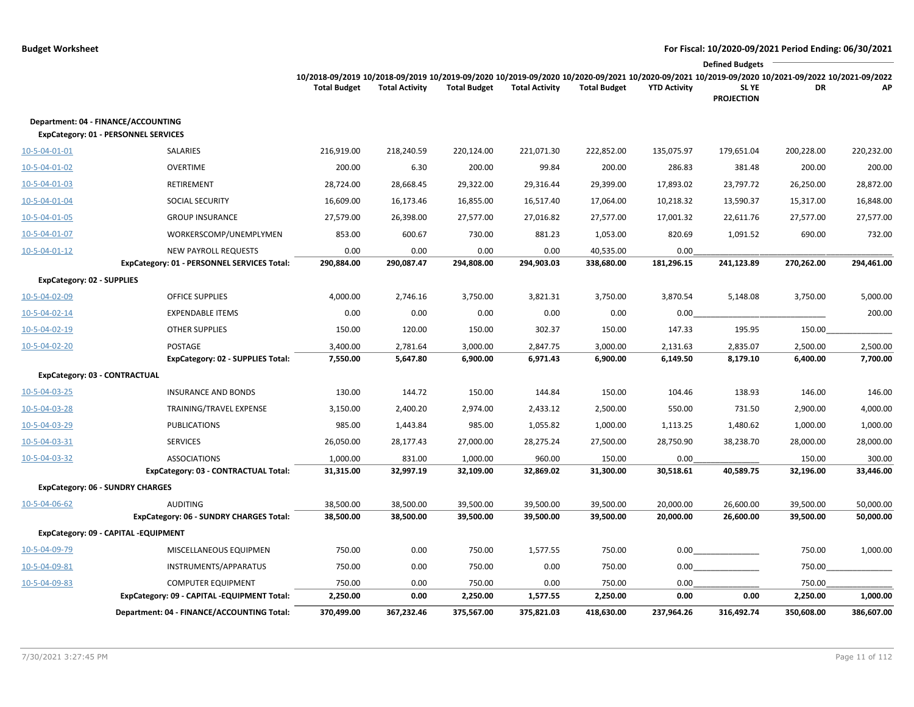**Budget Worksheet**

**For Fiscal: 10/2020-09/2021 Period Ending: 06/30/2021**

| | | 10/2018-09/2019 Total Budget | 10/2018-09/2019 Total Activity | 10/2019-09/2020 Total Budget | 10/2019-09/2020 Total Activity | 10/2020-09/2021 Total Budget | 10/2020-09/2021 YTD Activity | Defined Budgets 10/2019-09/2020 SL YE PROJECTION | 10/2021-09/2022 DR | 10/2021-09/2022 AP |
|---|---|---|---|---|---|---|---|---|---|---|
| **Department: 04 - FINANCE/ACCOUNTING** | | | | | | | | | | |
| **ExpCategory: 01 - PERSONNEL SERVICES** | | | | | | | | | | |
| 10-5-04-01-01 | SALARIES | 216,919.00 | 218,240.59 | 220,124.00 | 221,071.30 | 222,852.00 | 135,075.97 | 179,651.04 | 200,228.00 | 220,232.00 |
| 10-5-04-01-02 | OVERTIME | 200.00 | 6.30 | 200.00 | 99.84 | 200.00 | 286.83 | 381.48 | 200.00 | 200.00 |
| 10-5-04-01-03 | RETIREMENT | 28,724.00 | 28,668.45 | 29,322.00 | 29,316.44 | 29,399.00 | 17,893.02 | 23,797.72 | 26,250.00 | 28,872.00 |
| 10-5-04-01-04 | SOCIAL SECURITY | 16,609.00 | 16,173.46 | 16,855.00 | 16,517.40 | 17,064.00 | 10,218.32 | 13,590.37 | 15,317.00 | 16,848.00 |
| 10-5-04-01-05 | GROUP INSURANCE | 27,579.00 | 26,398.00 | 27,577.00 | 27,016.82 | 27,577.00 | 17,001.32 | 22,611.76 | 27,577.00 | 27,577.00 |
| 10-5-04-01-07 | WORKERSCOMP/UNEMPLYMEN | 853.00 | 600.67 | 730.00 | 881.23 | 1,053.00 | 820.69 | 1,091.52 | 690.00 | 732.00 |
| 10-5-04-01-12 | NEW PAYROLL REQUESTS | 0.00 | 0.00 | 0.00 | 0.00 | 40,535.00 | 0.00 | | | |
| | **ExpCategory: 01 - PERSONNEL SERVICES Total:** | **290,884.00** | **290,087.47** | **294,808.00** | **294,903.03** | **338,680.00** | **181,296.15** | **241,123.89** | **270,262.00** | **294,461.00** |
| **ExpCategory: 02 - SUPPLIES** | | | | | | | | | | |
| 10-5-04-02-09 | OFFICE SUPPLIES | 4,000.00 | 2,746.16 | 3,750.00 | 3,821.31 | 3,750.00 | 3,870.54 | 5,148.08 | 3,750.00 | 5,000.00 |
| 10-5-04-02-14 | EXPENDABLE ITEMS | 0.00 | 0.00 | 0.00 | 0.00 | 0.00 | 0.00 | | | 200.00 |
| 10-5-04-02-19 | OTHER SUPPLIES | 150.00 | 120.00 | 150.00 | 302.37 | 150.00 | 147.33 | 195.95 | 150.00 | |
| 10-5-04-02-20 | POSTAGE | 3,400.00 | 2,781.64 | 3,000.00 | 2,847.75 | 3,000.00 | 2,131.63 | 2,835.07 | 2,500.00 | 2,500.00 |
| | **ExpCategory: 02 - SUPPLIES Total:** | **7,550.00** | **5,647.80** | **6,900.00** | **6,971.43** | **6,900.00** | **6,149.50** | **8,179.10** | **6,400.00** | **7,700.00** |
| **ExpCategory: 03 - CONTRACTUAL** | | | | | | | | | | |
| 10-5-04-03-25 | INSURANCE AND BONDS | 130.00 | 144.72 | 150.00 | 144.84 | 150.00 | 104.46 | 138.93 | 146.00 | 146.00 |
| 10-5-04-03-28 | TRAINING/TRAVEL EXPENSE | 3,150.00 | 2,400.20 | 2,974.00 | 2,433.12 | 2,500.00 | 550.00 | 731.50 | 2,900.00 | 4,000.00 |
| 10-5-04-03-29 | PUBLICATIONS | 985.00 | 1,443.84 | 985.00 | 1,055.82 | 1,000.00 | 1,113.25 | 1,480.62 | 1,000.00 | 1,000.00 |
| 10-5-04-03-31 | SERVICES | 26,050.00 | 28,177.43 | 27,000.00 | 28,275.24 | 27,500.00 | 28,750.90 | 38,238.70 | 28,000.00 | 28,000.00 |
| 10-5-04-03-32 | ASSOCIATIONS | 1,000.00 | 831.00 | 1,000.00 | 960.00 | 150.00 | 0.00 | | 150.00 | 300.00 |
| | **ExpCategory: 03 - CONTRACTUAL Total:** | **31,315.00** | **32,997.19** | **32,109.00** | **32,869.02** | **31,300.00** | **30,518.61** | **40,589.75** | **32,196.00** | **33,446.00** |
| **ExpCategory: 06 - SUNDRY CHARGES** | | | | | | | | | | |
| 10-5-04-06-62 | AUDITING | 38,500.00 | 38,500.00 | 39,500.00 | 39,500.00 | 39,500.00 | 20,000.00 | 26,600.00 | 39,500.00 | 50,000.00 |
| | **ExpCategory: 06 - SUNDRY CHARGES Total:** | **38,500.00** | **38,500.00** | **39,500.00** | **39,500.00** | **39,500.00** | **20,000.00** | **26,600.00** | **39,500.00** | **50,000.00** |
| **ExpCategory: 09 - CAPITAL -EQUIPMENT** | | | | | | | | | | |
| 10-5-04-09-79 | MISCELLANEOUS EQUIPMEN | 750.00 | 0.00 | 750.00 | 1,577.55 | 750.00 | 0.00 | | 750.00 | 1,000.00 |
| 10-5-04-09-81 | INSTRUMENTS/APPARATUS | 750.00 | 0.00 | 750.00 | 0.00 | 750.00 | 0.00 | | 750.00 | |
| 10-5-04-09-83 | COMPUTER EQUIPMENT | 750.00 | 0.00 | 750.00 | 0.00 | 750.00 | 0.00 | | 750.00 | |
| | **ExpCategory: 09 - CAPITAL -EQUIPMENT Total:** | **2,250.00** | **0.00** | **2,250.00** | **1,577.55** | **2,250.00** | **0.00** | **0.00** | **2,250.00** | **1,000.00** |
| | **Department: 04 - FINANCE/ACCOUNTING Total:** | **370,499.00** | **367,232.46** | **375,567.00** | **375,821.03** | **418,630.00** | **237,964.26** | **316,492.74** | **350,608.00** | **386,607.00** |

7/30/2021 3:27:45 PM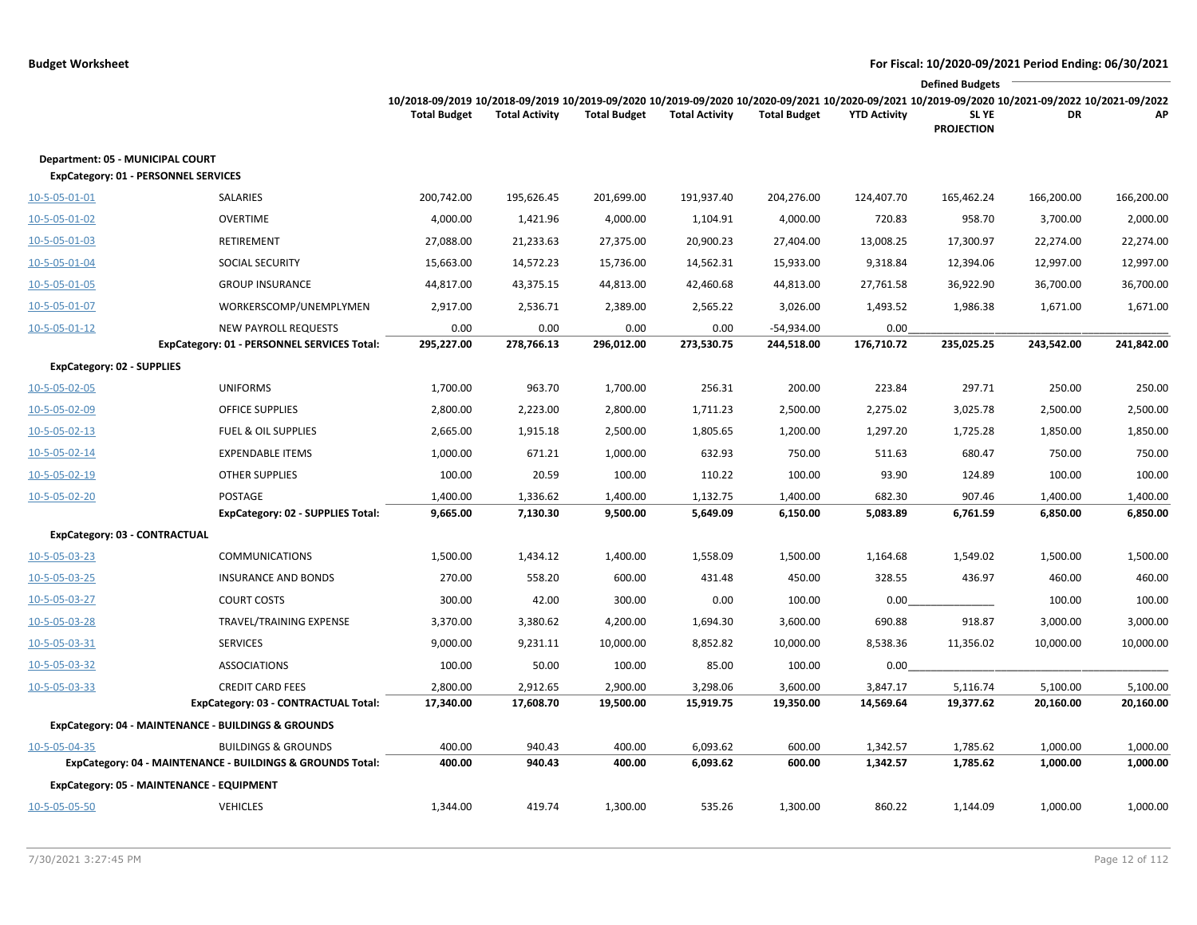**Budget Worksheet** — **For Fiscal: 10/2020-09/2021 Period Ending: 06/30/2021**

| | | 10/2018-09/2019 Total Budget | 10/2018-09/2019 Total Activity | 10/2019-09/2020 Total Budget | 10/2019-09/2020 Total Activity | 10/2020-09/2021 Total Budget | 10/2020-09/2021 YTD Activity | 10/2019-09/2020 SL YE PROJECTION | 10/2021-09/2022 DR | 10/2021-09/2022 AP |
|---|---|---|---|---|---|---|---|---|---|---|
| | | | | | | | | Defined Budgets | | |
| **Department: 05 - MUNICIPAL COURT** | | | | | | | | | | |
| **ExpCategory: 01 - PERSONNEL SERVICES** | | | | | | | | | | |
| 10-5-05-01-01 | SALARIES | 200,742.00 | 195,626.45 | 201,699.00 | 191,937.40 | 204,276.00 | 124,407.70 | 165,462.24 | 166,200.00 | 166,200.00 |
| 10-5-05-01-02 | OVERTIME | 4,000.00 | 1,421.96 | 4,000.00 | 1,104.91 | 4,000.00 | 720.83 | 958.70 | 3,700.00 | 2,000.00 |
| 10-5-05-01-03 | RETIREMENT | 27,088.00 | 21,233.63 | 27,375.00 | 20,900.23 | 27,404.00 | 13,008.25 | 17,300.97 | 22,274.00 | 22,274.00 |
| 10-5-05-01-04 | SOCIAL SECURITY | 15,663.00 | 14,572.23 | 15,736.00 | 14,562.31 | 15,933.00 | 9,318.84 | 12,394.06 | 12,997.00 | 12,997.00 |
| 10-5-05-01-05 | GROUP INSURANCE | 44,817.00 | 43,375.15 | 44,813.00 | 42,460.68 | 44,813.00 | 27,761.58 | 36,922.90 | 36,700.00 | 36,700.00 |
| 10-5-05-01-07 | WORKERSCOMP/UNEMPLYMEN | 2,917.00 | 2,536.71 | 2,389.00 | 2,565.22 | 3,026.00 | 1,493.52 | 1,986.38 | 1,671.00 | 1,671.00 |
| 10-5-05-01-12 | NEW PAYROLL REQUESTS | 0.00 | 0.00 | 0.00 | 0.00 | -54,934.00 | 0.00 | | | |
| | **ExpCategory: 01 - PERSONNEL SERVICES Total:** | **295,227.00** | **278,766.13** | **296,012.00** | **273,530.75** | **244,518.00** | **176,710.72** | **235,025.25** | **243,542.00** | **241,842.00** |
| **ExpCategory: 02 - SUPPLIES** | | | | | | | | | | |
| 10-5-05-02-05 | UNIFORMS | 1,700.00 | 963.70 | 1,700.00 | 256.31 | 200.00 | 223.84 | 297.71 | 250.00 | 250.00 |
| 10-5-05-02-09 | OFFICE SUPPLIES | 2,800.00 | 2,223.00 | 2,800.00 | 1,711.23 | 2,500.00 | 2,275.02 | 3,025.78 | 2,500.00 | 2,500.00 |
| 10-5-05-02-13 | FUEL & OIL SUPPLIES | 2,665.00 | 1,915.18 | 2,500.00 | 1,805.65 | 1,200.00 | 1,297.20 | 1,725.28 | 1,850.00 | 1,850.00 |
| 10-5-05-02-14 | EXPENDABLE ITEMS | 1,000.00 | 671.21 | 1,000.00 | 632.93 | 750.00 | 511.63 | 680.47 | 750.00 | 750.00 |
| 10-5-05-02-19 | OTHER SUPPLIES | 100.00 | 20.59 | 100.00 | 110.22 | 100.00 | 93.90 | 124.89 | 100.00 | 100.00 |
| 10-5-05-02-20 | POSTAGE | 1,400.00 | 1,336.62 | 1,400.00 | 1,132.75 | 1,400.00 | 682.30 | 907.46 | 1,400.00 | 1,400.00 |
| | **ExpCategory: 02 - SUPPLIES Total:** | **9,665.00** | **7,130.30** | **9,500.00** | **5,649.09** | **6,150.00** | **5,083.89** | **6,761.59** | **6,850.00** | **6,850.00** |
| **ExpCategory: 03 - CONTRACTUAL** | | | | | | | | | | |
| 10-5-05-03-23 | COMMUNICATIONS | 1,500.00 | 1,434.12 | 1,400.00 | 1,558.09 | 1,500.00 | 1,164.68 | 1,549.02 | 1,500.00 | 1,500.00 |
| 10-5-05-03-25 | INSURANCE AND BONDS | 270.00 | 558.20 | 600.00 | 431.48 | 450.00 | 328.55 | 436.97 | 460.00 | 460.00 |
| 10-5-05-03-27 | COURT COSTS | 300.00 | 42.00 | 300.00 | 0.00 | 100.00 | 0.00 | | 100.00 | 100.00 |
| 10-5-05-03-28 | TRAVEL/TRAINING EXPENSE | 3,370.00 | 3,380.62 | 4,200.00 | 1,694.30 | 3,600.00 | 690.88 | 918.87 | 3,000.00 | 3,000.00 |
| 10-5-05-03-31 | SERVICES | 9,000.00 | 9,231.11 | 10,000.00 | 8,852.82 | 10,000.00 | 8,538.36 | 11,356.02 | 10,000.00 | 10,000.00 |
| 10-5-05-03-32 | ASSOCIATIONS | 100.00 | 50.00 | 100.00 | 85.00 | 100.00 | 0.00 | | | |
| 10-5-05-03-33 | CREDIT CARD FEES | 2,800.00 | 2,912.65 | 2,900.00 | 3,298.06 | 3,600.00 | 3,847.17 | 5,116.74 | 5,100.00 | 5,100.00 |
| | **ExpCategory: 03 - CONTRACTUAL Total:** | **17,340.00** | **17,608.70** | **19,500.00** | **15,919.75** | **19,350.00** | **14,569.64** | **19,377.62** | **20,160.00** | **20,160.00** |
| **ExpCategory: 04 - MAINTENANCE - BUILDINGS & GROUNDS** | | | | | | | | | | |
| 10-5-05-04-35 | BUILDINGS & GROUNDS | 400.00 | 940.43 | 400.00 | 6,093.62 | 600.00 | 1,342.57 | 1,785.62 | 1,000.00 | 1,000.00 |
| | **ExpCategory: 04 - MAINTENANCE - BUILDINGS & GROUNDS Total:** | **400.00** | **940.43** | **400.00** | **6,093.62** | **600.00** | **1,342.57** | **1,785.62** | **1,000.00** | **1,000.00** |
| **ExpCategory: 05 - MAINTENANCE - EQUIPMENT** | | | | | | | | | | |
| 10-5-05-05-50 | VEHICLES | 1,344.00 | 419.74 | 1,300.00 | 535.26 | 1,300.00 | 860.22 | 1,144.09 | 1,000.00 | 1,000.00 |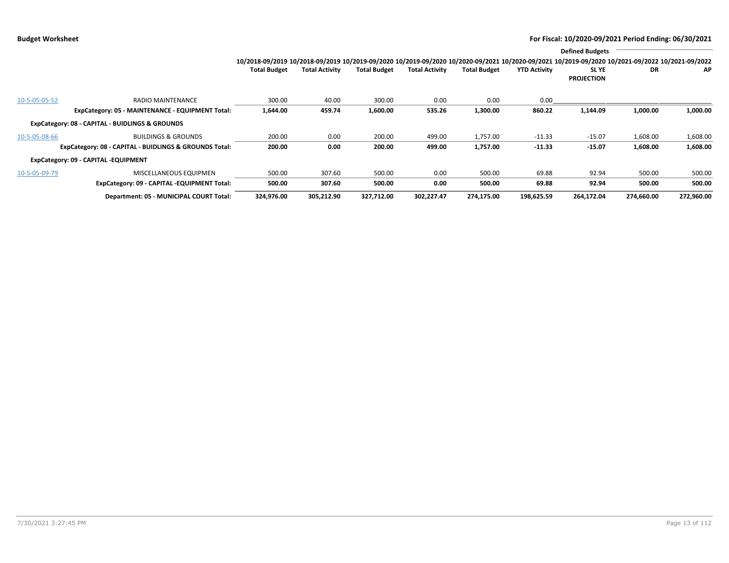**Budget Worksheet** — For Fiscal: 10/2020-09/2021 Period Ending: 06/30/2021

| | | 10/2018-09/2019 Total Budget | 10/2018-09/2019 Total Activity | 10/2019-09/2020 Total Budget | 10/2019-09/2020 Total Activity | 10/2020-09/2021 Total Budget | 10/2020-09/2021 YTD Activity | Defined Budgets 10/2019-09/2020 SL YE PROJECTION | Defined Budgets 10/2021-09/2022 DR | Defined Budgets 10/2021-09/2022 AP |
|---|---|---|---|---|---|---|---|---|---|---|
| 10-5-05-05-52 | RADIO MAINTENANCE | 300.00 | 40.00 | 300.00 | 0.00 | 0.00 | 0.00 | | | |
| | **ExpCategory: 05 - MAINTENANCE - EQUIPMENT Total:** | **1,644.00** | **459.74** | **1,600.00** | **535.26** | **1,300.00** | **860.22** | **1,144.09** | **1,000.00** | **1,000.00** |
| **ExpCategory: 08 - CAPITAL - BUIDLINGS & GROUNDS** | | | | | | | | | | |
| 10-5-05-08-66 | BUILDINGS & GROUNDS | 200.00 | 0.00 | 200.00 | 499.00 | 1,757.00 | -11.33 | -15.07 | 1,608.00 | 1,608.00 |
| | **ExpCategory: 08 - CAPITAL - BUIDLINGS & GROUNDS Total:** | **200.00** | **0.00** | **200.00** | **499.00** | **1,757.00** | **-11.33** | **-15.07** | **1,608.00** | **1,608.00** |
| **ExpCategory: 09 - CAPITAL -EQUIPMENT** | | | | | | | | | | |
| 10-5-05-09-79 | MISCELLANEOUS EQUIPMEN | 500.00 | 307.60 | 500.00 | 0.00 | 500.00 | 69.88 | 92.94 | 500.00 | 500.00 |
| | **ExpCategory: 09 - CAPITAL -EQUIPMENT Total:** | **500.00** | **307.60** | **500.00** | **0.00** | **500.00** | **69.88** | **92.94** | **500.00** | **500.00** |
| | **Department: 05 - MUNICIPAL COURT Total:** | **324,976.00** | **305,212.90** | **327,712.00** | **302,227.47** | **274,175.00** | **198,625.59** | **264,172.04** | **274,660.00** | **272,960.00** |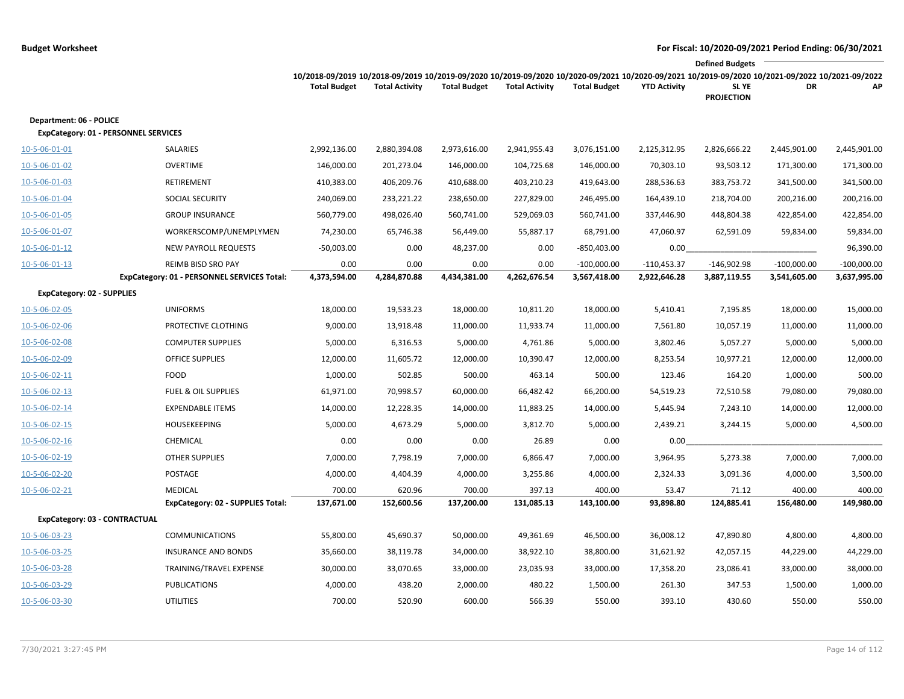**Budget Worksheet** — **For Fiscal: 10/2020-09/2021 Period Ending: 06/30/2021**

| Account | Description | 10/2018-09/2019 Total Budget | 10/2018-09/2019 Total Activity | 10/2019-09/2020 Total Budget | 10/2019-09/2020 Total Activity | 10/2020-09/2021 Total Budget | 10/2020-09/2021 YTD Activity | Defined Budgets 10/2019-09/2020 SL YE PROJECTION | Defined Budgets 10/2021-09/2022 DR | Defined Budgets 10/2021-09/2022 AP |
|---|---|---|---|---|---|---|---|---|---|---|
| **Department: 06 - POLICE** | | | | | | | | | | |
| **ExpCategory: 01 - PERSONNEL SERVICES** | | | | | | | | | | |
| 10-5-06-01-01 | SALARIES | 2,992,136.00 | 2,880,394.08 | 2,973,616.00 | 2,941,955.43 | 3,076,151.00 | 2,125,312.95 | 2,826,666.22 | 2,445,901.00 | 2,445,901.00 |
| 10-5-06-01-02 | OVERTIME | 146,000.00 | 201,273.04 | 146,000.00 | 104,725.68 | 146,000.00 | 70,303.10 | 93,503.12 | 171,300.00 | 171,300.00 |
| 10-5-06-01-03 | RETIREMENT | 410,383.00 | 406,209.76 | 410,688.00 | 403,210.23 | 419,643.00 | 288,536.63 | 383,753.72 | 341,500.00 | 341,500.00 |
| 10-5-06-01-04 | SOCIAL SECURITY | 240,069.00 | 233,221.22 | 238,650.00 | 227,829.00 | 246,495.00 | 164,439.10 | 218,704.00 | 200,216.00 | 200,216.00 |
| 10-5-06-01-05 | GROUP INSURANCE | 560,779.00 | 498,026.40 | 560,741.00 | 529,069.03 | 560,741.00 | 337,446.90 | 448,804.38 | 422,854.00 | 422,854.00 |
| 10-5-06-01-07 | WORKERSCOMP/UNEMPLYMEN | 74,230.00 | 65,746.38 | 56,449.00 | 55,887.17 | 68,791.00 | 47,060.97 | 62,591.09 | 59,834.00 | 59,834.00 |
| 10-5-06-01-12 | NEW PAYROLL REQUESTS | -50,003.00 | 0.00 | 48,237.00 | 0.00 | -850,403.00 | 0.00 | | | 96,390.00 |
| 10-5-06-01-13 | REIMB BISD SRO PAY | 0.00 | 0.00 | 0.00 | 0.00 | -100,000.00 | -110,453.37 | -146,902.98 | -100,000.00 | -100,000.00 |
| | **ExpCategory: 01 - PERSONNEL SERVICES Total:** | **4,373,594.00** | **4,284,870.88** | **4,434,381.00** | **4,262,676.54** | **3,567,418.00** | **2,922,646.28** | **3,887,119.55** | **3,541,605.00** | **3,637,995.00** |
| **ExpCategory: 02 - SUPPLIES** | | | | | | | | | | |
| 10-5-06-02-05 | UNIFORMS | 18,000.00 | 19,533.23 | 18,000.00 | 10,811.20 | 18,000.00 | 5,410.41 | 7,195.85 | 18,000.00 | 15,000.00 |
| 10-5-06-02-06 | PROTECTIVE CLOTHING | 9,000.00 | 13,918.48 | 11,000.00 | 11,933.74 | 11,000.00 | 7,561.80 | 10,057.19 | 11,000.00 | 11,000.00 |
| 10-5-06-02-08 | COMPUTER SUPPLIES | 5,000.00 | 6,316.53 | 5,000.00 | 4,761.86 | 5,000.00 | 3,802.46 | 5,057.27 | 5,000.00 | 5,000.00 |
| 10-5-06-02-09 | OFFICE SUPPLIES | 12,000.00 | 11,605.72 | 12,000.00 | 10,390.47 | 12,000.00 | 8,253.54 | 10,977.21 | 12,000.00 | 12,000.00 |
| 10-5-06-02-11 | FOOD | 1,000.00 | 502.85 | 500.00 | 463.14 | 500.00 | 123.46 | 164.20 | 1,000.00 | 500.00 |
| 10-5-06-02-13 | FUEL & OIL SUPPLIES | 61,971.00 | 70,998.57 | 60,000.00 | 66,482.42 | 66,200.00 | 54,519.23 | 72,510.58 | 79,080.00 | 79,080.00 |
| 10-5-06-02-14 | EXPENDABLE ITEMS | 14,000.00 | 12,228.35 | 14,000.00 | 11,883.25 | 14,000.00 | 5,445.94 | 7,243.10 | 14,000.00 | 12,000.00 |
| 10-5-06-02-15 | HOUSEKEEPING | 5,000.00 | 4,673.29 | 5,000.00 | 3,812.70 | 5,000.00 | 2,439.21 | 3,244.15 | 5,000.00 | 4,500.00 |
| 10-5-06-02-16 | CHEMICAL | 0.00 | 0.00 | 0.00 | 26.89 | 0.00 | 0.00 | | | |
| 10-5-06-02-19 | OTHER SUPPLIES | 7,000.00 | 7,798.19 | 7,000.00 | 6,866.47 | 7,000.00 | 3,964.95 | 5,273.38 | 7,000.00 | 7,000.00 |
| 10-5-06-02-20 | POSTAGE | 4,000.00 | 4,404.39 | 4,000.00 | 3,255.86 | 4,000.00 | 2,324.33 | 3,091.36 | 4,000.00 | 3,500.00 |
| 10-5-06-02-21 | MEDICAL | 700.00 | 620.96 | 700.00 | 397.13 | 400.00 | 53.47 | 71.12 | 400.00 | 400.00 |
| | **ExpCategory: 02 - SUPPLIES Total:** | **137,671.00** | **152,600.56** | **137,200.00** | **131,085.13** | **143,100.00** | **93,898.80** | **124,885.41** | **156,480.00** | **149,980.00** |
| **ExpCategory: 03 - CONTRACTUAL** | | | | | | | | | | |
| 10-5-06-03-23 | COMMUNICATIONS | 55,800.00 | 45,690.37 | 50,000.00 | 49,361.69 | 46,500.00 | 36,008.12 | 47,890.80 | 4,800.00 | 4,800.00 |
| 10-5-06-03-25 | INSURANCE AND BONDS | 35,660.00 | 38,119.78 | 34,000.00 | 38,922.10 | 38,800.00 | 31,621.92 | 42,057.15 | 44,229.00 | 44,229.00 |
| 10-5-06-03-28 | TRAINING/TRAVEL EXPENSE | 30,000.00 | 33,070.65 | 33,000.00 | 23,035.93 | 33,000.00 | 17,358.20 | 23,086.41 | 33,000.00 | 38,000.00 |
| 10-5-06-03-29 | PUBLICATIONS | 4,000.00 | 438.20 | 2,000.00 | 480.22 | 1,500.00 | 261.30 | 347.53 | 1,500.00 | 1,000.00 |
| 10-5-06-03-30 | UTILITIES | 700.00 | 520.90 | 600.00 | 566.39 | 550.00 | 393.10 | 430.60 | 550.00 | 550.00 |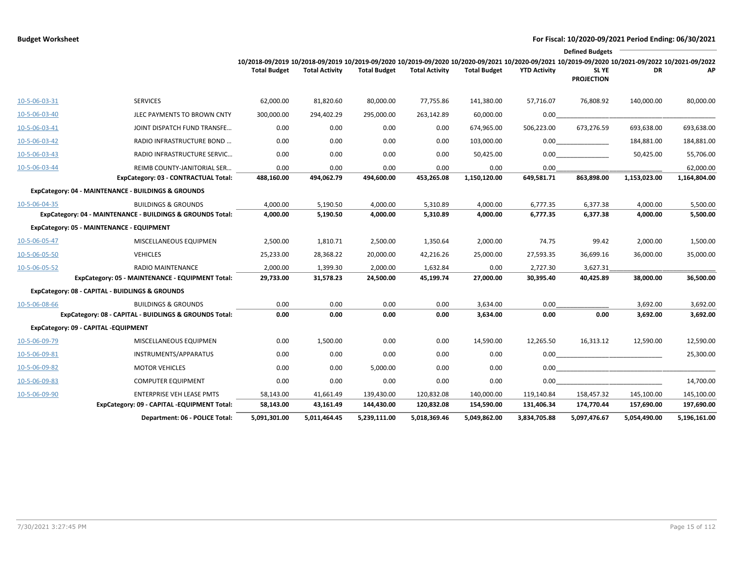**Budget Worksheet** — For Fiscal: 10/2020-09/2021 Period Ending: 06/30/2021

| | | 10/2018-09/2019 Total Budget | 10/2018-09/2019 Total Activity | 10/2019-09/2020 Total Budget | 10/2019-09/2020 Total Activity | 10/2020-09/2021 Total Budget | 10/2020-09/2021 YTD Activity | Defined Budgets 10/2019-09/2020 SL YE PROJECTION | Defined Budgets 10/2021-09/2022 DR | Defined Budgets 10/2021-09/2022 AP |
|---|---|---|---|---|---|---|---|---|---|---|
| 10-5-06-03-31 | SERVICES | 62,000.00 | 81,820.60 | 80,000.00 | 77,755.86 | 141,380.00 | 57,716.07 | 76,808.92 | 140,000.00 | 80,000.00 |
| 10-5-06-03-40 | JLEC PAYMENTS TO BROWN CNTY | 300,000.00 | 294,402.29 | 295,000.00 | 263,142.89 | 60,000.00 | 0.00 | | | |
| 10-5-06-03-41 | JOINT DISPATCH FUND TRANSFE… | 0.00 | 0.00 | 0.00 | 0.00 | 674,965.00 | 506,223.00 | 673,276.59 | 693,638.00 | 693,638.00 |
| 10-5-06-03-42 | RADIO INFRASTRUCTURE BOND … | 0.00 | 0.00 | 0.00 | 0.00 | 103,000.00 | 0.00 | | 184,881.00 | 184,881.00 |
| 10-5-06-03-43 | RADIO INFRASTRUCTURE SERVIC… | 0.00 | 0.00 | 0.00 | 0.00 | 50,425.00 | 0.00 | | 50,425.00 | 55,706.00 |
| 10-5-06-03-44 | REIMB COUNTY-JANITORIAL SER… | 0.00 | 0.00 | 0.00 | 0.00 | 0.00 | 0.00 | | | 62,000.00 |
| | **ExpCategory: 03 - CONTRACTUAL Total:** | **488,160.00** | **494,062.79** | **494,600.00** | **453,265.08** | **1,150,120.00** | **649,581.71** | **863,898.00** | **1,153,023.00** | **1,164,804.00** |
| **ExpCategory: 04 - MAINTENANCE - BUILDINGS & GROUNDS** | | | | | | | | | | |
| 10-5-06-04-35 | BUILDINGS & GROUNDS | 4,000.00 | 5,190.50 | 4,000.00 | 5,310.89 | 4,000.00 | 6,777.35 | 6,377.38 | 4,000.00 | 5,500.00 |
| | **ExpCategory: 04 - MAINTENANCE - BUILDINGS & GROUNDS Total:** | **4,000.00** | **5,190.50** | **4,000.00** | **5,310.89** | **4,000.00** | **6,777.35** | **6,377.38** | **4,000.00** | **5,500.00** |
| **ExpCategory: 05 - MAINTENANCE - EQUIPMENT** | | | | | | | | | | |
| 10-5-06-05-47 | MISCELLANEOUS EQUIPMEN | 2,500.00 | 1,810.71 | 2,500.00 | 1,350.64 | 2,000.00 | 74.75 | 99.42 | 2,000.00 | 1,500.00 |
| 10-5-06-05-50 | VEHICLES | 25,233.00 | 28,368.22 | 20,000.00 | 42,216.26 | 25,000.00 | 27,593.35 | 36,699.16 | 36,000.00 | 35,000.00 |
| 10-5-06-05-52 | RADIO MAINTENANCE | 2,000.00 | 1,399.30 | 2,000.00 | 1,632.84 | 0.00 | 2,727.30 | 3,627.31 | | |
| | **ExpCategory: 05 - MAINTENANCE - EQUIPMENT Total:** | **29,733.00** | **31,578.23** | **24,500.00** | **45,199.74** | **27,000.00** | **30,395.40** | **40,425.89** | **38,000.00** | **36,500.00** |
| **ExpCategory: 08 - CAPITAL - BUIDLINGS & GROUNDS** | | | | | | | | | | |
| 10-5-06-08-66 | BUILDINGS & GROUNDS | 0.00 | 0.00 | 0.00 | 0.00 | 3,634.00 | 0.00 | | 3,692.00 | 3,692.00 |
| | **ExpCategory: 08 - CAPITAL - BUIDLINGS & GROUNDS Total:** | **0.00** | **0.00** | **0.00** | **0.00** | **3,634.00** | **0.00** | **0.00** | **3,692.00** | **3,692.00** |
| **ExpCategory: 09 - CAPITAL -EQUIPMENT** | | | | | | | | | | |
| 10-5-06-09-79 | MISCELLANEOUS EQUIPMEN | 0.00 | 1,500.00 | 0.00 | 0.00 | 14,590.00 | 12,265.50 | 16,313.12 | 12,590.00 | 12,590.00 |
| 10-5-06-09-81 | INSTRUMENTS/APPARATUS | 0.00 | 0.00 | 0.00 | 0.00 | 0.00 | 0.00 | | | 25,300.00 |
| 10-5-06-09-82 | MOTOR VEHICLES | 0.00 | 0.00 | 5,000.00 | 0.00 | 0.00 | 0.00 | | | |
| 10-5-06-09-83 | COMPUTER EQUIPMENT | 0.00 | 0.00 | 0.00 | 0.00 | 0.00 | 0.00 | | | 14,700.00 |
| 10-5-06-09-90 | ENTERPRISE VEH LEASE PMTS | 58,143.00 | 41,661.49 | 139,430.00 | 120,832.08 | 140,000.00 | 119,140.84 | 158,457.32 | 145,100.00 | 145,100.00 |
| | **ExpCategory: 09 - CAPITAL -EQUIPMENT Total:** | **58,143.00** | **43,161.49** | **144,430.00** | **120,832.08** | **154,590.00** | **131,406.34** | **174,770.44** | **157,690.00** | **197,690.00** |
| | **Department: 06 - POLICE Total:** | **5,091,301.00** | **5,011,464.45** | **5,239,111.00** | **5,018,369.46** | **5,049,862.00** | **3,834,705.88** | **5,097,476.67** | **5,054,490.00** | **5,196,161.00** |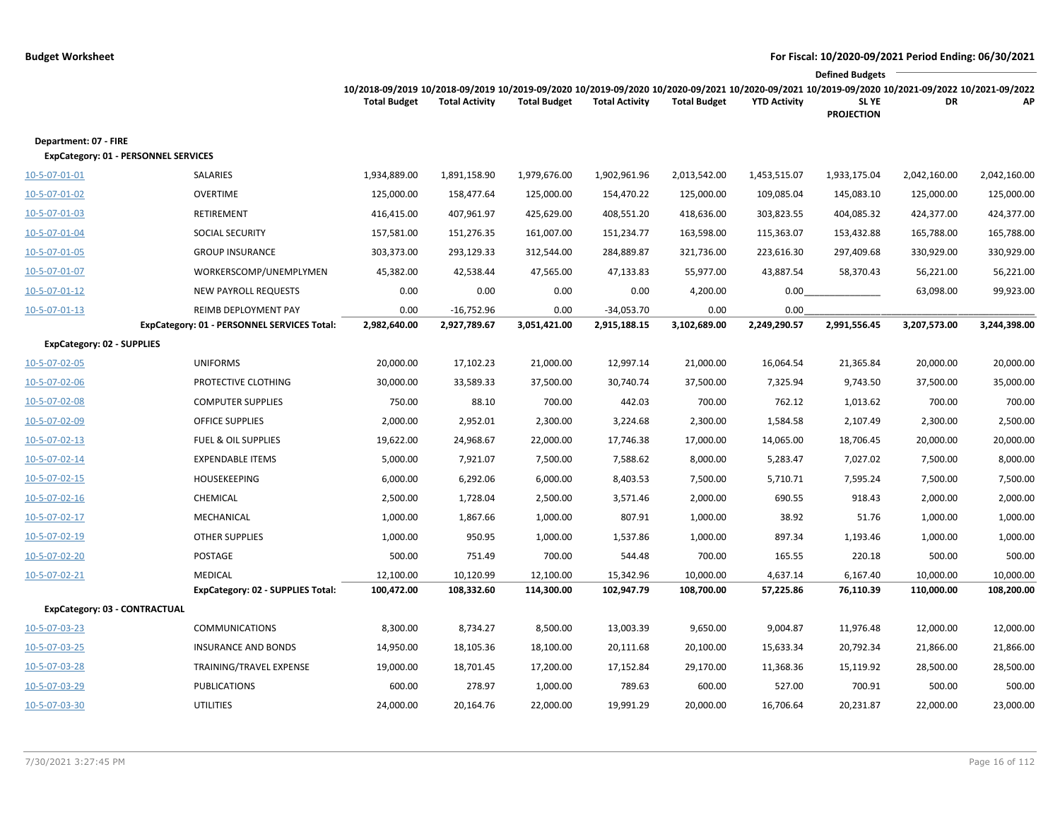# Budget Worksheet

**For Fiscal: 10/2020-09/2021 Period Ending: 06/30/2021**

| | | 10/2018-09/2019 Total Budget | 10/2018-09/2019 Total Activity | 10/2019-09/2020 Total Budget | 10/2019-09/2020 Total Activity | 10/2020-09/2021 Total Budget | 10/2020-09/2021 YTD Activity | 10/2019-09/2020 SL YE PROJECTION | Defined Budgets 10/2021-09/2022 DR | Defined Budgets 10/2021-09/2022 AP |
|---|---|---|---|---|---|---|---|---|---|---|
| **Department: 07 - FIRE** | | | | | | | | | | |
| **ExpCategory: 01 - PERSONNEL SERVICES** | | | | | | | | | | |
| 10-5-07-01-01 | SALARIES | 1,934,889.00 | 1,891,158.90 | 1,979,676.00 | 1,902,961.96 | 2,013,542.00 | 1,453,515.07 | 1,933,175.04 | 2,042,160.00 | 2,042,160.00 |
| 10-5-07-01-02 | OVERTIME | 125,000.00 | 158,477.64 | 125,000.00 | 154,470.22 | 125,000.00 | 109,085.04 | 145,083.10 | 125,000.00 | 125,000.00 |
| 10-5-07-01-03 | RETIREMENT | 416,415.00 | 407,961.97 | 425,629.00 | 408,551.20 | 418,636.00 | 303,823.55 | 404,085.32 | 424,377.00 | 424,377.00 |
| 10-5-07-01-04 | SOCIAL SECURITY | 157,581.00 | 151,276.35 | 161,007.00 | 151,234.77 | 163,598.00 | 115,363.07 | 153,432.88 | 165,788.00 | 165,788.00 |
| 10-5-07-01-05 | GROUP INSURANCE | 303,373.00 | 293,129.33 | 312,544.00 | 284,889.87 | 321,736.00 | 223,616.30 | 297,409.68 | 330,929.00 | 330,929.00 |
| 10-5-07-01-07 | WORKERSCOMP/UNEMPLYMEN | 45,382.00 | 42,538.44 | 47,565.00 | 47,133.83 | 55,977.00 | 43,887.54 | 58,370.43 | 56,221.00 | 56,221.00 |
| 10-5-07-01-12 | NEW PAYROLL REQUESTS | 0.00 | 0.00 | 0.00 | 0.00 | 4,200.00 | 0.00 | | 63,098.00 | 99,923.00 |
| 10-5-07-01-13 | REIMB DEPLOYMENT PAY | 0.00 | -16,752.96 | 0.00 | -34,053.70 | 0.00 | 0.00 | | | |
| | **ExpCategory: 01 - PERSONNEL SERVICES Total:** | **2,982,640.00** | **2,927,789.67** | **3,051,421.00** | **2,915,188.15** | **3,102,689.00** | **2,249,290.57** | **2,991,556.45** | **3,207,573.00** | **3,244,398.00** |
| **ExpCategory: 02 - SUPPLIES** | | | | | | | | | | |
| 10-5-07-02-05 | UNIFORMS | 20,000.00 | 17,102.23 | 21,000.00 | 12,997.14 | 21,000.00 | 16,064.54 | 21,365.84 | 20,000.00 | 20,000.00 |
| 10-5-07-02-06 | PROTECTIVE CLOTHING | 30,000.00 | 33,589.33 | 37,500.00 | 30,740.74 | 37,500.00 | 7,325.94 | 9,743.50 | 37,500.00 | 35,000.00 |
| 10-5-07-02-08 | COMPUTER SUPPLIES | 750.00 | 88.10 | 700.00 | 442.03 | 700.00 | 762.12 | 1,013.62 | 700.00 | 700.00 |
| 10-5-07-02-09 | OFFICE SUPPLIES | 2,000.00 | 2,952.01 | 2,300.00 | 3,224.68 | 2,300.00 | 1,584.58 | 2,107.49 | 2,300.00 | 2,500.00 |
| 10-5-07-02-13 | FUEL & OIL SUPPLIES | 19,622.00 | 24,968.67 | 22,000.00 | 17,746.38 | 17,000.00 | 14,065.00 | 18,706.45 | 20,000.00 | 20,000.00 |
| 10-5-07-02-14 | EXPENDABLE ITEMS | 5,000.00 | 7,921.07 | 7,500.00 | 7,588.62 | 8,000.00 | 5,283.47 | 7,027.02 | 7,500.00 | 8,000.00 |
| 10-5-07-02-15 | HOUSEKEEPING | 6,000.00 | 6,292.06 | 6,000.00 | 8,403.53 | 7,500.00 | 5,710.71 | 7,595.24 | 7,500.00 | 7,500.00 |
| 10-5-07-02-16 | CHEMICAL | 2,500.00 | 1,728.04 | 2,500.00 | 3,571.46 | 2,000.00 | 690.55 | 918.43 | 2,000.00 | 2,000.00 |
| 10-5-07-02-17 | MECHANICAL | 1,000.00 | 1,867.66 | 1,000.00 | 807.91 | 1,000.00 | 38.92 | 51.76 | 1,000.00 | 1,000.00 |
| 10-5-07-02-19 | OTHER SUPPLIES | 1,000.00 | 950.95 | 1,000.00 | 1,537.86 | 1,000.00 | 897.34 | 1,193.46 | 1,000.00 | 1,000.00 |
| 10-5-07-02-20 | POSTAGE | 500.00 | 751.49 | 700.00 | 544.48 | 700.00 | 165.55 | 220.18 | 500.00 | 500.00 |
| 10-5-07-02-21 | MEDICAL | 12,100.00 | 10,120.99 | 12,100.00 | 15,342.96 | 10,000.00 | 4,637.14 | 6,167.40 | 10,000.00 | 10,000.00 |
| | **ExpCategory: 02 - SUPPLIES Total:** | **100,472.00** | **108,332.60** | **114,300.00** | **102,947.79** | **108,700.00** | **57,225.86** | **76,110.39** | **110,000.00** | **108,200.00** |
| **ExpCategory: 03 - CONTRACTUAL** | | | | | | | | | | |
| 10-5-07-03-23 | COMMUNICATIONS | 8,300.00 | 8,734.27 | 8,500.00 | 13,003.39 | 9,650.00 | 9,004.87 | 11,976.48 | 12,000.00 | 12,000.00 |
| 10-5-07-03-25 | INSURANCE AND BONDS | 14,950.00 | 18,105.36 | 18,100.00 | 20,111.68 | 20,100.00 | 15,633.34 | 20,792.34 | 21,866.00 | 21,866.00 |
| 10-5-07-03-28 | TRAINING/TRAVEL EXPENSE | 19,000.00 | 18,701.45 | 17,200.00 | 17,152.84 | 29,170.00 | 11,368.36 | 15,119.92 | 28,500.00 | 28,500.00 |
| 10-5-07-03-29 | PUBLICATIONS | 600.00 | 278.97 | 1,000.00 | 789.63 | 600.00 | 527.00 | 700.91 | 500.00 | 500.00 |
| 10-5-07-03-30 | UTILITIES | 24,000.00 | 20,164.76 | 22,000.00 | 19,991.29 | 20,000.00 | 16,706.64 | 20,231.87 | 22,000.00 | 23,000.00 |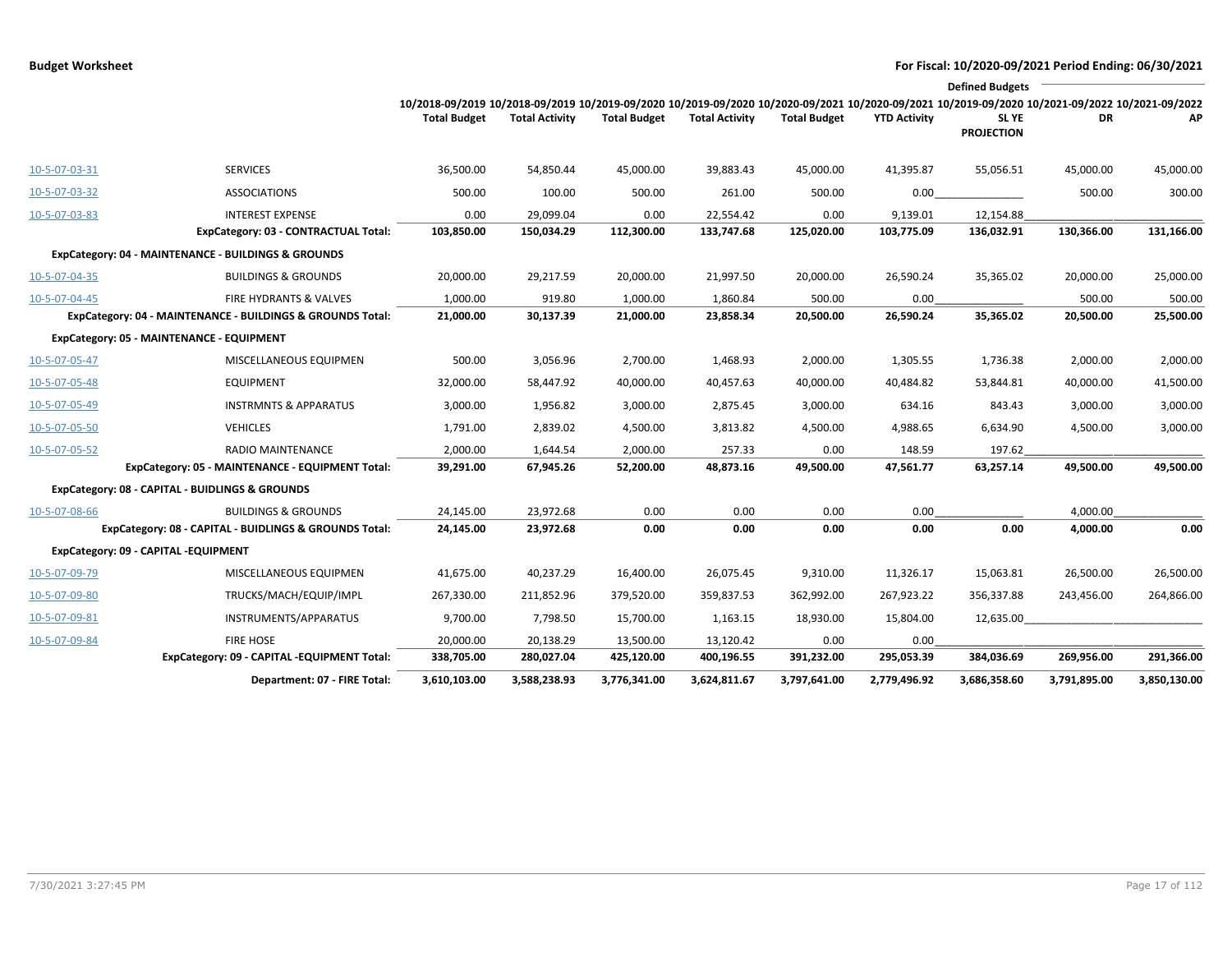**Budget Worksheet**

**For Fiscal: 10/2020-09/2021 Period Ending: 06/30/2021**

| | | 10/2018-09/2019 Total Budget | 10/2018-09/2019 Total Activity | 10/2019-09/2020 Total Budget | 10/2019-09/2020 Total Activity | 10/2020-09/2021 Total Budget | 10/2020-09/2021 YTD Activity | Defined Budgets 10/2019-09/2020 SL YE PROJECTION | 10/2021-09/2022 DR | 10/2021-09/2022 AP |
|---|---|---|---|---|---|---|---|---|---|---|
| 10-5-07-03-31 | SERVICES | 36,500.00 | 54,850.44 | 45,000.00 | 39,883.43 | 45,000.00 | 41,395.87 | 55,056.51 | 45,000.00 | 45,000.00 |
| 10-5-07-03-32 | ASSOCIATIONS | 500.00 | 100.00 | 500.00 | 261.00 | 500.00 | 0.00 | | 500.00 | 300.00 |
| 10-5-07-03-83 | INTEREST EXPENSE | 0.00 | 29,099.04 | 0.00 | 22,554.42 | 0.00 | 9,139.01 | 12,154.88 | | |
| | **ExpCategory: 03 - CONTRACTUAL Total:** | **103,850.00** | **150,034.29** | **112,300.00** | **133,747.68** | **125,020.00** | **103,775.09** | **136,032.91** | **130,366.00** | **131,166.00** |
| **ExpCategory: 04 - MAINTENANCE - BUILDINGS & GROUNDS** | | | | | | | | | | |
| 10-5-07-04-35 | BUILDINGS & GROUNDS | 20,000.00 | 29,217.59 | 20,000.00 | 21,997.50 | 20,000.00 | 26,590.24 | 35,365.02 | 20,000.00 | 25,000.00 |
| 10-5-07-04-45 | FIRE HYDRANTS & VALVES | 1,000.00 | 919.80 | 1,000.00 | 1,860.84 | 500.00 | 0.00 | | 500.00 | 500.00 |
| | **ExpCategory: 04 - MAINTENANCE - BUILDINGS & GROUNDS Total:** | **21,000.00** | **30,137.39** | **21,000.00** | **23,858.34** | **20,500.00** | **26,590.24** | **35,365.02** | **20,500.00** | **25,500.00** |
| **ExpCategory: 05 - MAINTENANCE - EQUIPMENT** | | | | | | | | | | |
| 10-5-07-05-47 | MISCELLANEOUS EQUIPMEN | 500.00 | 3,056.96 | 2,700.00 | 1,468.93 | 2,000.00 | 1,305.55 | 1,736.38 | 2,000.00 | 2,000.00 |
| 10-5-07-05-48 | EQUIPMENT | 32,000.00 | 58,447.92 | 40,000.00 | 40,457.63 | 40,000.00 | 40,484.82 | 53,844.81 | 40,000.00 | 41,500.00 |
| 10-5-07-05-49 | INSTRMNTS & APPARATUS | 3,000.00 | 1,956.82 | 3,000.00 | 2,875.45 | 3,000.00 | 634.16 | 843.43 | 3,000.00 | 3,000.00 |
| 10-5-07-05-50 | VEHICLES | 1,791.00 | 2,839.02 | 4,500.00 | 3,813.82 | 4,500.00 | 4,988.65 | 6,634.90 | 4,500.00 | 3,000.00 |
| 10-5-07-05-52 | RADIO MAINTENANCE | 2,000.00 | 1,644.54 | 2,000.00 | 257.33 | 0.00 | 148.59 | 197.62 | | |
| | **ExpCategory: 05 - MAINTENANCE - EQUIPMENT Total:** | **39,291.00** | **67,945.26** | **52,200.00** | **48,873.16** | **49,500.00** | **47,561.77** | **63,257.14** | **49,500.00** | **49,500.00** |
| **ExpCategory: 08 - CAPITAL - BUIDLINGS & GROUNDS** | | | | | | | | | | |
| 10-5-07-08-66 | BUILDINGS & GROUNDS | 24,145.00 | 23,972.68 | 0.00 | 0.00 | 0.00 | 0.00 | | 4,000.00 | |
| | **ExpCategory: 08 - CAPITAL - BUIDLINGS & GROUNDS Total:** | **24,145.00** | **23,972.68** | **0.00** | **0.00** | **0.00** | **0.00** | **0.00** | **4,000.00** | **0.00** |
| **ExpCategory: 09 - CAPITAL -EQUIPMENT** | | | | | | | | | | |
| 10-5-07-09-79 | MISCELLANEOUS EQUIPMEN | 41,675.00 | 40,237.29 | 16,400.00 | 26,075.45 | 9,310.00 | 11,326.17 | 15,063.81 | 26,500.00 | 26,500.00 |
| 10-5-07-09-80 | TRUCKS/MACH/EQUIP/IMPL | 267,330.00 | 211,852.96 | 379,520.00 | 359,837.53 | 362,992.00 | 267,923.22 | 356,337.88 | 243,456.00 | 264,866.00 |
| 10-5-07-09-81 | INSTRUMENTS/APPARATUS | 9,700.00 | 7,798.50 | 15,700.00 | 1,163.15 | 18,930.00 | 15,804.00 | 12,635.00 | | |
| 10-5-07-09-84 | FIRE HOSE | 20,000.00 | 20,138.29 | 13,500.00 | 13,120.42 | 0.00 | 0.00 | | | |
| | **ExpCategory: 09 - CAPITAL -EQUIPMENT Total:** | **338,705.00** | **280,027.04** | **425,120.00** | **400,196.55** | **391,232.00** | **295,053.39** | **384,036.69** | **269,956.00** | **291,366.00** |
| | **Department: 07 - FIRE Total:** | **3,610,103.00** | **3,588,238.93** | **3,776,341.00** | **3,624,811.67** | **3,797,641.00** | **2,779,496.92** | **3,686,358.60** | **3,791,895.00** | **3,850,130.00** |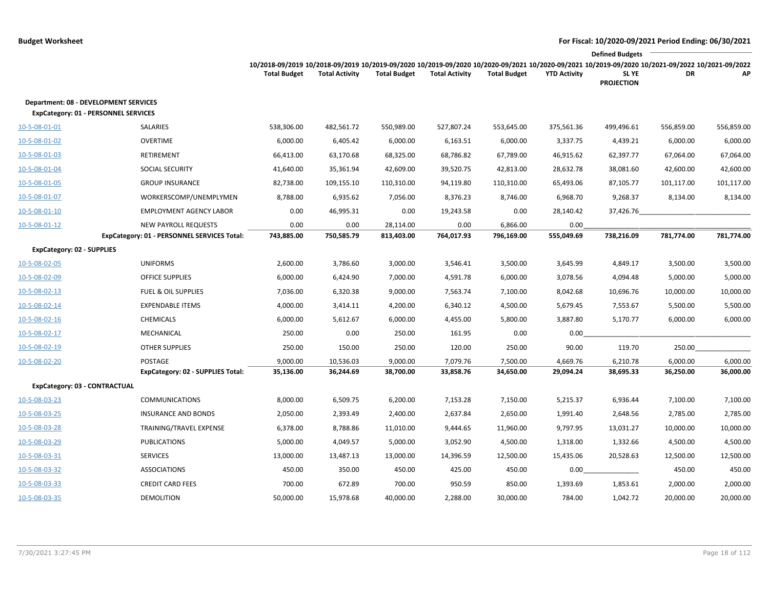**Budget Worksheet** | **For Fiscal: 10/2020-09/2021 Period Ending: 06/30/2021**

| | | 10/2018-09/2019 Total Budget | 10/2018-09/2019 Total Activity | 10/2019-09/2020 Total Budget | 10/2019-09/2020 Total Activity | 10/2020-09/2021 Total Budget | 10/2020-09/2021 YTD Activity | Defined Budgets 10/2019-09/2020 SL YE PROJECTION | 10/2021-09/2022 DR | 10/2021-09/2022 AP |
|---|---|---|---|---|---|---|---|---|---|---|
| **Department: 08 - DEVELOPMENT SERVICES** | | | | | | | | | | |
| **ExpCategory: 01 - PERSONNEL SERVICES** | | | | | | | | | | |
| 10-5-08-01-01 | SALARIES | 538,306.00 | 482,561.72 | 550,989.00 | 527,807.24 | 553,645.00 | 375,561.36 | 499,496.61 | 556,859.00 | 556,859.00 |
| 10-5-08-01-02 | OVERTIME | 6,000.00 | 6,405.42 | 6,000.00 | 6,163.51 | 6,000.00 | 3,337.75 | 4,439.21 | 6,000.00 | 6,000.00 |
| 10-5-08-01-03 | RETIREMENT | 66,413.00 | 63,170.68 | 68,325.00 | 68,786.82 | 67,789.00 | 46,915.62 | 62,397.77 | 67,064.00 | 67,064.00 |
| 10-5-08-01-04 | SOCIAL SECURITY | 41,640.00 | 35,361.94 | 42,609.00 | 39,520.75 | 42,813.00 | 28,632.78 | 38,081.60 | 42,600.00 | 42,600.00 |
| 10-5-08-01-05 | GROUP INSURANCE | 82,738.00 | 109,155.10 | 110,310.00 | 94,119.80 | 110,310.00 | 65,493.06 | 87,105.77 | 101,117.00 | 101,117.00 |
| 10-5-08-01-07 | WORKERSCOMP/UNEMPLYMEN | 8,788.00 | 6,935.62 | 7,056.00 | 8,376.23 | 8,746.00 | 6,968.70 | 9,268.37 | 8,134.00 | 8,134.00 |
| 10-5-08-01-10 | EMPLOYMENT AGENCY LABOR | 0.00 | 46,995.31 | 0.00 | 19,243.58 | 0.00 | 28,140.42 | 37,426.76 | | |
| 10-5-08-01-12 | NEW PAYROLL REQUESTS | 0.00 | 0.00 | 28,114.00 | 0.00 | 6,866.00 | 0.00 | | | |
| | **ExpCategory: 01 - PERSONNEL SERVICES Total:** | **743,885.00** | **750,585.79** | **813,403.00** | **764,017.93** | **796,169.00** | **555,049.69** | **738,216.09** | **781,774.00** | **781,774.00** |
| **ExpCategory: 02 - SUPPLIES** | | | | | | | | | | |
| 10-5-08-02-05 | UNIFORMS | 2,600.00 | 3,786.60 | 3,000.00 | 3,546.41 | 3,500.00 | 3,645.99 | 4,849.17 | 3,500.00 | 3,500.00 |
| 10-5-08-02-09 | OFFICE SUPPLIES | 6,000.00 | 6,424.90 | 7,000.00 | 4,591.78 | 6,000.00 | 3,078.56 | 4,094.48 | 5,000.00 | 5,000.00 |
| 10-5-08-02-13 | FUEL & OIL SUPPLIES | 7,036.00 | 6,320.38 | 9,000.00 | 7,563.74 | 7,100.00 | 8,042.68 | 10,696.76 | 10,000.00 | 10,000.00 |
| 10-5-08-02-14 | EXPENDABLE ITEMS | 4,000.00 | 3,414.11 | 4,200.00 | 6,340.12 | 4,500.00 | 5,679.45 | 7,553.67 | 5,500.00 | 5,500.00 |
| 10-5-08-02-16 | CHEMICALS | 6,000.00 | 5,612.67 | 6,000.00 | 4,455.00 | 5,800.00 | 3,887.80 | 5,170.77 | 6,000.00 | 6,000.00 |
| 10-5-08-02-17 | MECHANICAL | 250.00 | 0.00 | 250.00 | 161.95 | 0.00 | 0.00 | | | |
| 10-5-08-02-19 | OTHER SUPPLIES | 250.00 | 150.00 | 250.00 | 120.00 | 250.00 | 90.00 | 119.70 | 250.00 | |
| 10-5-08-02-20 | POSTAGE | 9,000.00 | 10,536.03 | 9,000.00 | 7,079.76 | 7,500.00 | 4,669.76 | 6,210.78 | 6,000.00 | 6,000.00 |
| | **ExpCategory: 02 - SUPPLIES Total:** | **35,136.00** | **36,244.69** | **38,700.00** | **33,858.76** | **34,650.00** | **29,094.24** | **38,695.33** | **36,250.00** | **36,000.00** |
| **ExpCategory: 03 - CONTRACTUAL** | | | | | | | | | | |
| 10-5-08-03-23 | COMMUNICATIONS | 8,000.00 | 6,509.75 | 6,200.00 | 7,153.28 | 7,150.00 | 5,215.37 | 6,936.44 | 7,100.00 | 7,100.00 |
| 10-5-08-03-25 | INSURANCE AND BONDS | 2,050.00 | 2,393.49 | 2,400.00 | 2,637.84 | 2,650.00 | 1,991.40 | 2,648.56 | 2,785.00 | 2,785.00 |
| 10-5-08-03-28 | TRAINING/TRAVEL EXPENSE | 6,378.00 | 8,788.86 | 11,010.00 | 9,444.65 | 11,960.00 | 9,797.95 | 13,031.27 | 10,000.00 | 10,000.00 |
| 10-5-08-03-29 | PUBLICATIONS | 5,000.00 | 4,049.57 | 5,000.00 | 3,052.90 | 4,500.00 | 1,318.00 | 1,332.66 | 4,500.00 | 4,500.00 |
| 10-5-08-03-31 | SERVICES | 13,000.00 | 13,487.13 | 13,000.00 | 14,396.59 | 12,500.00 | 15,435.06 | 20,528.63 | 12,500.00 | 12,500.00 |
| 10-5-08-03-32 | ASSOCIATIONS | 450.00 | 350.00 | 450.00 | 425.00 | 450.00 | 0.00 | | 450.00 | 450.00 |
| 10-5-08-03-33 | CREDIT CARD FEES | 700.00 | 672.89 | 700.00 | 950.59 | 850.00 | 1,393.69 | 1,853.61 | 2,000.00 | 2,000.00 |
| 10-5-08-03-35 | DEMOLITION | 50,000.00 | 15,978.68 | 40,000.00 | 2,288.00 | 30,000.00 | 784.00 | 1,042.72 | 20,000.00 | 20,000.00 |

7/30/2021 3:27:45 PM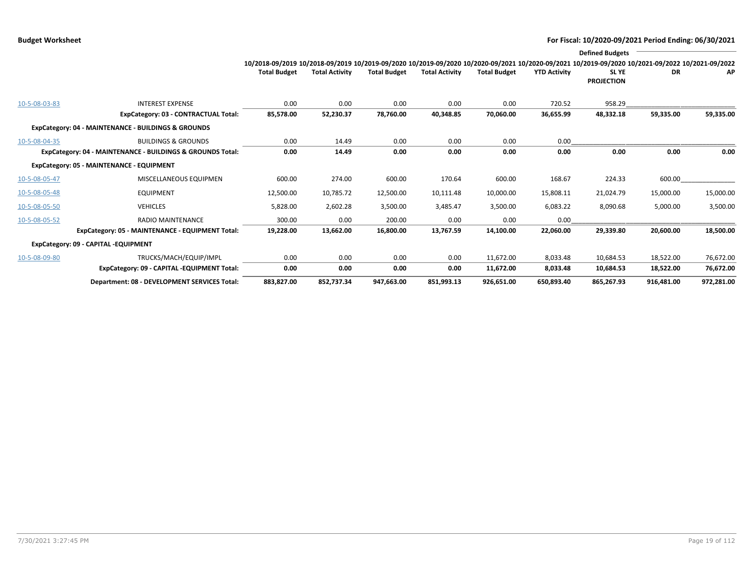**Budget Worksheet**

**For Fiscal: 10/2020-09/2021 Period Ending: 06/30/2021**

| | | 10/2018-09/2019 Total Budget | 10/2018-09/2019 Total Activity | 10/2019-09/2020 Total Budget | 10/2019-09/2020 Total Activity | 10/2020-09/2021 Total Budget | 10/2020-09/2021 YTD Activity | Defined Budgets 10/2019-09/2020 SL YE PROJECTION | Defined Budgets 10/2021-09/2022 DR | Defined Budgets 10/2021-09/2022 AP |
|---|---|---|---|---|---|---|---|---|---|---|
| 10-5-08-03-83 | INTEREST EXPENSE | 0.00 | 0.00 | 0.00 | 0.00 | 0.00 | 720.52 | 958.29 | | |
| | **ExpCategory: 03 - CONTRACTUAL Total:** | **85,578.00** | **52,230.37** | **78,760.00** | **40,348.85** | **70,060.00** | **36,655.99** | **48,332.18** | **59,335.00** | **59,335.00** |
| **ExpCategory: 04 - MAINTENANCE - BUILDINGS & GROUNDS** | | | | | | | | | | |
| 10-5-08-04-35 | BUILDINGS & GROUNDS | 0.00 | 14.49 | 0.00 | 0.00 | 0.00 | 0.00 | | | |
| | **ExpCategory: 04 - MAINTENANCE - BUILDINGS & GROUNDS Total:** | **0.00** | **14.49** | **0.00** | **0.00** | **0.00** | **0.00** | **0.00** | **0.00** | **0.00** |
| **ExpCategory: 05 - MAINTENANCE - EQUIPMENT** | | | | | | | | | | |
| 10-5-08-05-47 | MISCELLANEOUS EQUIPMEN | 600.00 | 274.00 | 600.00 | 170.64 | 600.00 | 168.67 | 224.33 | 600.00 | |
| 10-5-08-05-48 | EQUIPMENT | 12,500.00 | 10,785.72 | 12,500.00 | 10,111.48 | 10,000.00 | 15,808.11 | 21,024.79 | 15,000.00 | 15,000.00 |
| 10-5-08-05-50 | VEHICLES | 5,828.00 | 2,602.28 | 3,500.00 | 3,485.47 | 3,500.00 | 6,083.22 | 8,090.68 | 5,000.00 | 3,500.00 |
| 10-5-08-05-52 | RADIO MAINTENANCE | 300.00 | 0.00 | 200.00 | 0.00 | 0.00 | 0.00 | | | |
| | **ExpCategory: 05 - MAINTENANCE - EQUIPMENT Total:** | **19,228.00** | **13,662.00** | **16,800.00** | **13,767.59** | **14,100.00** | **22,060.00** | **29,339.80** | **20,600.00** | **18,500.00** |
| **ExpCategory: 09 - CAPITAL -EQUIPMENT** | | | | | | | | | | |
| 10-5-08-09-80 | TRUCKS/MACH/EQUIP/IMPL | 0.00 | 0.00 | 0.00 | 0.00 | 11,672.00 | 8,033.48 | 10,684.53 | 18,522.00 | 76,672.00 |
| | **ExpCategory: 09 - CAPITAL -EQUIPMENT Total:** | **0.00** | **0.00** | **0.00** | **0.00** | **11,672.00** | **8,033.48** | **10,684.53** | **18,522.00** | **76,672.00** |
| | **Department: 08 - DEVELOPMENT SERVICES Total:** | **883,827.00** | **852,737.34** | **947,663.00** | **851,993.13** | **926,651.00** | **650,893.40** | **865,267.93** | **916,481.00** | **972,281.00** |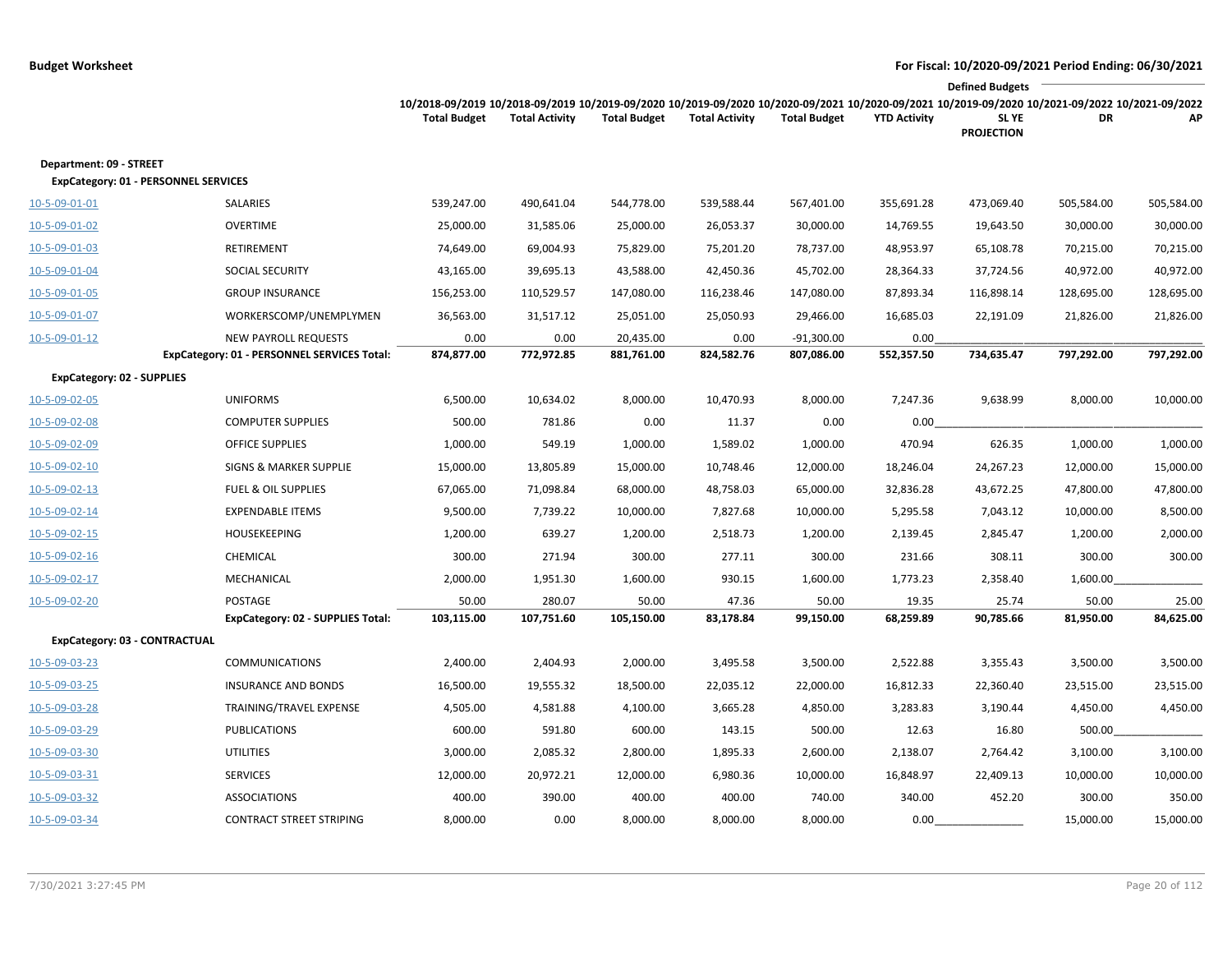**Budget Worksheet** — For Fiscal: 10/2020-09/2021 Period Ending: 06/30/2021

| | | 10/2018-09/2019 Total Budget | 10/2018-09/2019 Total Activity | 10/2019-09/2020 Total Budget | 10/2019-09/2020 Total Activity | 10/2020-09/2021 Total Budget | 10/2020-09/2021 YTD Activity | Defined Budgets 10/2019-09/2020 SL YE PROJECTION | 10/2021-09/2022 DR | 10/2021-09/2022 AP |
|---|---|---|---|---|---|---|---|---|---|---|
| **Department: 09 - STREET** | | | | | | | | | | |
| **ExpCategory: 01 - PERSONNEL SERVICES** | | | | | | | | | | |
| 10-5-09-01-01 | SALARIES | 539,247.00 | 490,641.04 | 544,778.00 | 539,588.44 | 567,401.00 | 355,691.28 | 473,069.40 | 505,584.00 | 505,584.00 |
| 10-5-09-01-02 | OVERTIME | 25,000.00 | 31,585.06 | 25,000.00 | 26,053.37 | 30,000.00 | 14,769.55 | 19,643.50 | 30,000.00 | 30,000.00 |
| 10-5-09-01-03 | RETIREMENT | 74,649.00 | 69,004.93 | 75,829.00 | 75,201.20 | 78,737.00 | 48,953.97 | 65,108.78 | 70,215.00 | 70,215.00 |
| 10-5-09-01-04 | SOCIAL SECURITY | 43,165.00 | 39,695.13 | 43,588.00 | 42,450.36 | 45,702.00 | 28,364.33 | 37,724.56 | 40,972.00 | 40,972.00 |
| 10-5-09-01-05 | GROUP INSURANCE | 156,253.00 | 110,529.57 | 147,080.00 | 116,238.46 | 147,080.00 | 87,893.34 | 116,898.14 | 128,695.00 | 128,695.00 |
| 10-5-09-01-07 | WORKERSCOMP/UNEMPLYMEN | 36,563.00 | 31,517.12 | 25,051.00 | 25,050.93 | 29,466.00 | 16,685.03 | 22,191.09 | 21,826.00 | 21,826.00 |
| 10-5-09-01-12 | NEW PAYROLL REQUESTS | 0.00 | 0.00 | 20,435.00 | 0.00 | -91,300.00 | 0.00 | | | |
| | **ExpCategory: 01 - PERSONNEL SERVICES Total:** | **874,877.00** | **772,972.85** | **881,761.00** | **824,582.76** | **807,086.00** | **552,357.50** | **734,635.47** | **797,292.00** | **797,292.00** |
| **ExpCategory: 02 - SUPPLIES** | | | | | | | | | | |
| 10-5-09-02-05 | UNIFORMS | 6,500.00 | 10,634.02 | 8,000.00 | 10,470.93 | 8,000.00 | 7,247.36 | 9,638.99 | 8,000.00 | 10,000.00 |
| 10-5-09-02-08 | COMPUTER SUPPLIES | 500.00 | 781.86 | 0.00 | 11.37 | 0.00 | 0.00 | | | |
| 10-5-09-02-09 | OFFICE SUPPLIES | 1,000.00 | 549.19 | 1,000.00 | 1,589.02 | 1,000.00 | 470.94 | 626.35 | 1,000.00 | 1,000.00 |
| 10-5-09-02-10 | SIGNS & MARKER SUPPLIE | 15,000.00 | 13,805.89 | 15,000.00 | 10,748.46 | 12,000.00 | 18,246.04 | 24,267.23 | 12,000.00 | 15,000.00 |
| 10-5-09-02-13 | FUEL & OIL SUPPLIES | 67,065.00 | 71,098.84 | 68,000.00 | 48,758.03 | 65,000.00 | 32,836.28 | 43,672.25 | 47,800.00 | 47,800.00 |
| 10-5-09-02-14 | EXPENDABLE ITEMS | 9,500.00 | 7,739.22 | 10,000.00 | 7,827.68 | 10,000.00 | 5,295.58 | 7,043.12 | 10,000.00 | 8,500.00 |
| 10-5-09-02-15 | HOUSEKEEPING | 1,200.00 | 639.27 | 1,200.00 | 2,518.73 | 1,200.00 | 2,139.45 | 2,845.47 | 1,200.00 | 2,000.00 |
| 10-5-09-02-16 | CHEMICAL | 300.00 | 271.94 | 300.00 | 277.11 | 300.00 | 231.66 | 308.11 | 300.00 | 300.00 |
| 10-5-09-02-17 | MECHANICAL | 2,000.00 | 1,951.30 | 1,600.00 | 930.15 | 1,600.00 | 1,773.23 | 2,358.40 | 1,600.00 | |
| 10-5-09-02-20 | POSTAGE | 50.00 | 280.07 | 50.00 | 47.36 | 50.00 | 19.35 | 25.74 | 50.00 | 25.00 |
| | **ExpCategory: 02 - SUPPLIES Total:** | **103,115.00** | **107,751.60** | **105,150.00** | **83,178.84** | **99,150.00** | **68,259.89** | **90,785.66** | **81,950.00** | **84,625.00** |
| **ExpCategory: 03 - CONTRACTUAL** | | | | | | | | | | |
| 10-5-09-03-23 | COMMUNICATIONS | 2,400.00 | 2,404.93 | 2,000.00 | 3,495.58 | 3,500.00 | 2,522.88 | 3,355.43 | 3,500.00 | 3,500.00 |
| 10-5-09-03-25 | INSURANCE AND BONDS | 16,500.00 | 19,555.32 | 18,500.00 | 22,035.12 | 22,000.00 | 16,812.33 | 22,360.40 | 23,515.00 | 23,515.00 |
| 10-5-09-03-28 | TRAINING/TRAVEL EXPENSE | 4,505.00 | 4,581.88 | 4,100.00 | 3,665.28 | 4,850.00 | 3,283.83 | 3,190.44 | 4,450.00 | 4,450.00 |
| 10-5-09-03-29 | PUBLICATIONS | 600.00 | 591.80 | 600.00 | 143.15 | 500.00 | 12.63 | 16.80 | 500.00 | |
| 10-5-09-03-30 | UTILITIES | 3,000.00 | 2,085.32 | 2,800.00 | 1,895.33 | 2,600.00 | 2,138.07 | 2,764.42 | 3,100.00 | 3,100.00 |
| 10-5-09-03-31 | SERVICES | 12,000.00 | 20,972.21 | 12,000.00 | 6,980.36 | 10,000.00 | 16,848.97 | 22,409.13 | 10,000.00 | 10,000.00 |
| 10-5-09-03-32 | ASSOCIATIONS | 400.00 | 390.00 | 400.00 | 400.00 | 740.00 | 340.00 | 452.20 | 300.00 | 350.00 |
| 10-5-09-03-34 | CONTRACT STREET STRIPING | 8,000.00 | 0.00 | 8,000.00 | 8,000.00 | 8,000.00 | 0.00 | | 15,000.00 | 15,000.00 |

7/30/2021 3:27:45 PM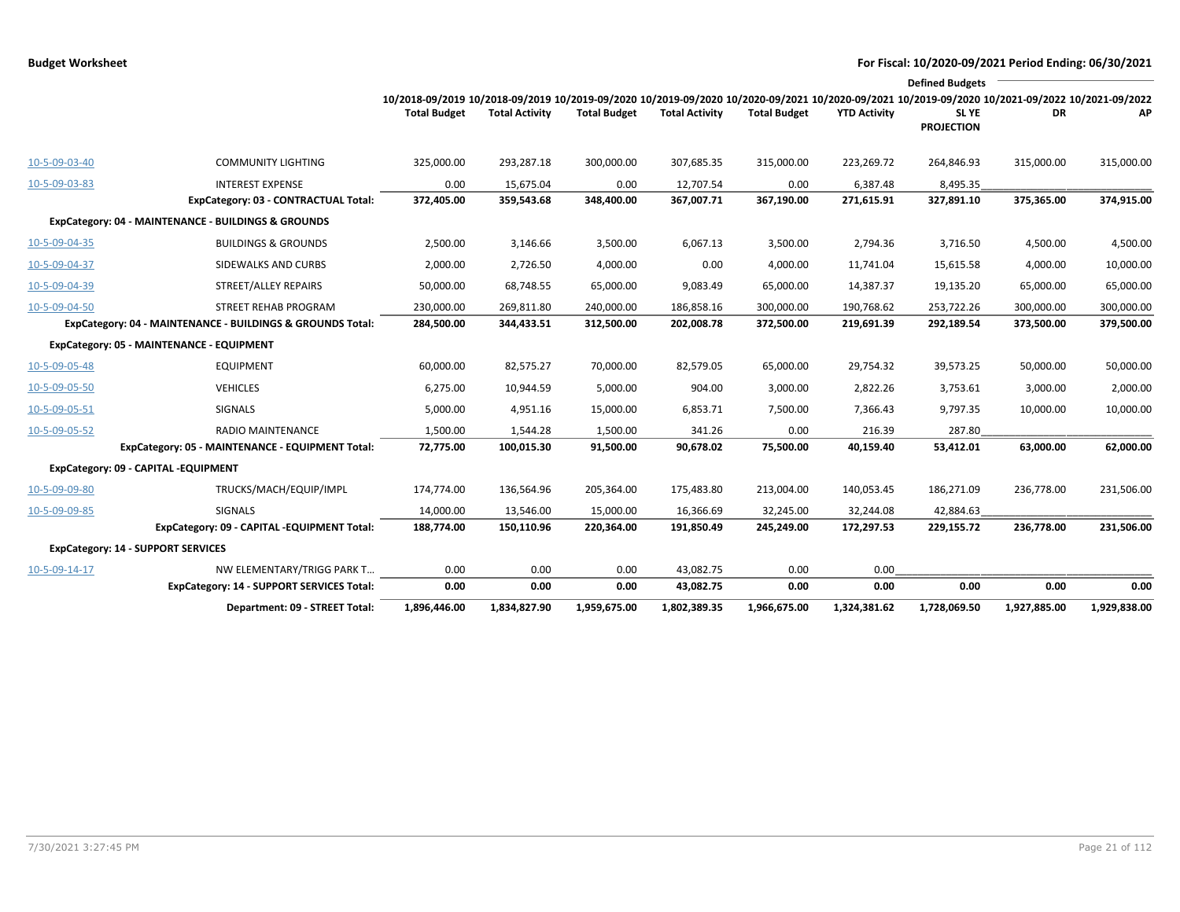**Budget Worksheet** — For Fiscal: 10/2020-09/2021 Period Ending: 06/30/2021

| | | 10/2018-09/2019 Total Budget | 10/2018-09/2019 Total Activity | 10/2019-09/2020 Total Budget | 10/2019-09/2020 Total Activity | 10/2020-09/2021 Total Budget | 10/2020-09/2021 YTD Activity | 10/2019-09/2020 SL YE PROJECTION | 10/2021-09/2022 DR | 10/2021-09/2022 AP |
|---|---|---|---|---|---|---|---|---|---|---|
| | | | | | | | | Defined Budgets | | |
| 10-5-09-03-40 | COMMUNITY LIGHTING | 325,000.00 | 293,287.18 | 300,000.00 | 307,685.35 | 315,000.00 | 223,269.72 | 264,846.93 | 315,000.00 | 315,000.00 |
| 10-5-09-03-83 | INTEREST EXPENSE | 0.00 | 15,675.04 | 0.00 | 12,707.54 | 0.00 | 6,387.48 | 8,495.35 | | |
| | **ExpCategory: 03 - CONTRACTUAL Total:** | **372,405.00** | **359,543.68** | **348,400.00** | **367,007.71** | **367,190.00** | **271,615.91** | **327,891.10** | **375,365.00** | **374,915.00** |
| **ExpCategory: 04 - MAINTENANCE - BUILDINGS & GROUNDS** | | | | | | | | | | |
| 10-5-09-04-35 | BUILDINGS & GROUNDS | 2,500.00 | 3,146.66 | 3,500.00 | 6,067.13 | 3,500.00 | 2,794.36 | 3,716.50 | 4,500.00 | 4,500.00 |
| 10-5-09-04-37 | SIDEWALKS AND CURBS | 2,000.00 | 2,726.50 | 4,000.00 | 0.00 | 4,000.00 | 11,741.04 | 15,615.58 | 4,000.00 | 10,000.00 |
| 10-5-09-04-39 | STREET/ALLEY REPAIRS | 50,000.00 | 68,748.55 | 65,000.00 | 9,083.49 | 65,000.00 | 14,387.37 | 19,135.20 | 65,000.00 | 65,000.00 |
| 10-5-09-04-50 | STREET REHAB PROGRAM | 230,000.00 | 269,811.80 | 240,000.00 | 186,858.16 | 300,000.00 | 190,768.62 | 253,722.26 | 300,000.00 | 300,000.00 |
| | **ExpCategory: 04 - MAINTENANCE - BUILDINGS & GROUNDS Total:** | **284,500.00** | **344,433.51** | **312,500.00** | **202,008.78** | **372,500.00** | **219,691.39** | **292,189.54** | **373,500.00** | **379,500.00** |
| **ExpCategory: 05 - MAINTENANCE - EQUIPMENT** | | | | | | | | | | |
| 10-5-09-05-48 | EQUIPMENT | 60,000.00 | 82,575.27 | 70,000.00 | 82,579.05 | 65,000.00 | 29,754.32 | 39,573.25 | 50,000.00 | 50,000.00 |
| 10-5-09-05-50 | VEHICLES | 6,275.00 | 10,944.59 | 5,000.00 | 904.00 | 3,000.00 | 2,822.26 | 3,753.61 | 3,000.00 | 2,000.00 |
| 10-5-09-05-51 | SIGNALS | 5,000.00 | 4,951.16 | 15,000.00 | 6,853.71 | 7,500.00 | 7,366.43 | 9,797.35 | 10,000.00 | 10,000.00 |
| 10-5-09-05-52 | RADIO MAINTENANCE | 1,500.00 | 1,544.28 | 1,500.00 | 341.26 | 0.00 | 216.39 | 287.80 | | |
| | **ExpCategory: 05 - MAINTENANCE - EQUIPMENT Total:** | **72,775.00** | **100,015.30** | **91,500.00** | **90,678.02** | **75,500.00** | **40,159.40** | **53,412.01** | **63,000.00** | **62,000.00** |
| **ExpCategory: 09 - CAPITAL -EQUIPMENT** | | | | | | | | | | |
| 10-5-09-09-80 | TRUCKS/MACH/EQUIP/IMPL | 174,774.00 | 136,564.96 | 205,364.00 | 175,483.80 | 213,004.00 | 140,053.45 | 186,271.09 | 236,778.00 | 231,506.00 |
| 10-5-09-09-85 | SIGNALS | 14,000.00 | 13,546.00 | 15,000.00 | 16,366.69 | 32,245.00 | 32,244.08 | 42,884.63 | | |
| | **ExpCategory: 09 - CAPITAL -EQUIPMENT Total:** | **188,774.00** | **150,110.96** | **220,364.00** | **191,850.49** | **245,249.00** | **172,297.53** | **229,155.72** | **236,778.00** | **231,506.00** |
| **ExpCategory: 14 - SUPPORT SERVICES** | | | | | | | | | | |
| 10-5-09-14-17 | NW ELEMENTARY/TRIGG PARK T... | 0.00 | 0.00 | 0.00 | 43,082.75 | 0.00 | 0.00 | | | |
| | **ExpCategory: 14 - SUPPORT SERVICES Total:** | **0.00** | **0.00** | **0.00** | **43,082.75** | **0.00** | **0.00** | **0.00** | **0.00** | **0.00** |
| | **Department: 09 - STREET Total:** | **1,896,446.00** | **1,834,827.90** | **1,959,675.00** | **1,802,389.35** | **1,966,675.00** | **1,324,381.62** | **1,728,069.50** | **1,927,885.00** | **1,929,838.00** |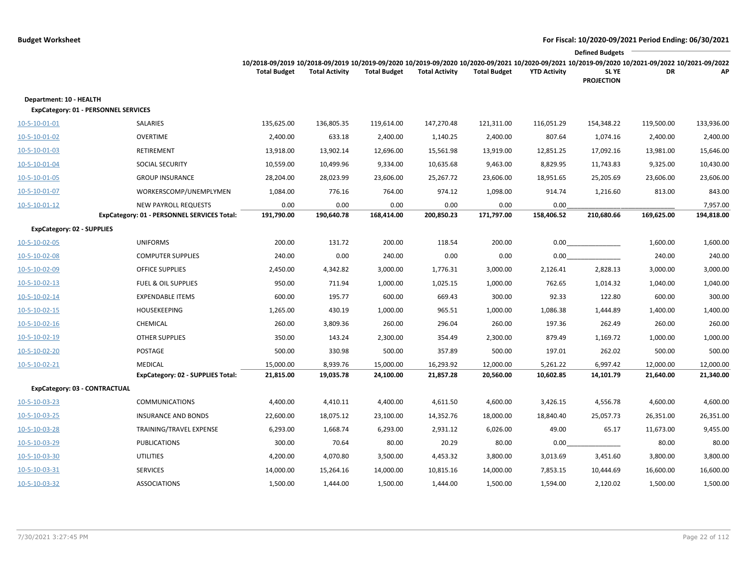**Budget Worksheet** | **For Fiscal: 10/2020-09/2021 Period Ending: 06/30/2021**

| | | 10/2018-09/2019 Total Budget | 10/2018-09/2019 Total Activity | 10/2019-09/2020 Total Budget | 10/2019-09/2020 Total Activity | 10/2020-09/2021 Total Budget | 10/2020-09/2021 YTD Activity | Defined Budgets 10/2019-09/2020 SL YE PROJECTION | 10/2021-09/2022 DR | 10/2021-09/2022 AP |
|---|---|---|---|---|---|---|---|---|---|---|
| **Department: 10 - HEALTH** | | | | | | | | | | |
| **ExpCategory: 01 - PERSONNEL SERVICES** | | | | | | | | | | |
| 10-5-10-01-01 | SALARIES | 135,625.00 | 136,805.35 | 119,614.00 | 147,270.48 | 121,311.00 | 116,051.29 | 154,348.22 | 119,500.00 | 133,936.00 |
| 10-5-10-01-02 | OVERTIME | 2,400.00 | 633.18 | 2,400.00 | 1,140.25 | 2,400.00 | 807.64 | 1,074.16 | 2,400.00 | 2,400.00 |
| 10-5-10-01-03 | RETIREMENT | 13,918.00 | 13,902.14 | 12,696.00 | 15,561.98 | 13,919.00 | 12,851.25 | 17,092.16 | 13,981.00 | 15,646.00 |
| 10-5-10-01-04 | SOCIAL SECURITY | 10,559.00 | 10,499.96 | 9,334.00 | 10,635.68 | 9,463.00 | 8,829.95 | 11,743.83 | 9,325.00 | 10,430.00 |
| 10-5-10-01-05 | GROUP INSURANCE | 28,204.00 | 28,023.99 | 23,606.00 | 25,267.72 | 23,606.00 | 18,951.65 | 25,205.69 | 23,606.00 | 23,606.00 |
| 10-5-10-01-07 | WORKERSCOMP/UNEMPLYMEN | 1,084.00 | 776.16 | 764.00 | 974.12 | 1,098.00 | 914.74 | 1,216.60 | 813.00 | 843.00 |
| 10-5-10-01-12 | NEW PAYROLL REQUESTS | 0.00 | 0.00 | 0.00 | 0.00 | 0.00 | 0.00 | | | 7,957.00 |
| | **ExpCategory: 01 - PERSONNEL SERVICES Total:** | **191,790.00** | **190,640.78** | **168,414.00** | **200,850.23** | **171,797.00** | **158,406.52** | **210,680.66** | **169,625.00** | **194,818.00** |
| **ExpCategory: 02 - SUPPLIES** | | | | | | | | | | |
| 10-5-10-02-05 | UNIFORMS | 200.00 | 131.72 | 200.00 | 118.54 | 200.00 | 0.00 | | 1,600.00 | 1,600.00 |
| 10-5-10-02-08 | COMPUTER SUPPLIES | 240.00 | 0.00 | 240.00 | 0.00 | 0.00 | 0.00 | | 240.00 | 240.00 |
| 10-5-10-02-09 | OFFICE SUPPLIES | 2,450.00 | 4,342.82 | 3,000.00 | 1,776.31 | 3,000.00 | 2,126.41 | 2,828.13 | 3,000.00 | 3,000.00 |
| 10-5-10-02-13 | FUEL & OIL SUPPLIES | 950.00 | 711.94 | 1,000.00 | 1,025.15 | 1,000.00 | 762.65 | 1,014.32 | 1,040.00 | 1,040.00 |
| 10-5-10-02-14 | EXPENDABLE ITEMS | 600.00 | 195.77 | 600.00 | 669.43 | 300.00 | 92.33 | 122.80 | 600.00 | 300.00 |
| 10-5-10-02-15 | HOUSEKEEPING | 1,265.00 | 430.19 | 1,000.00 | 965.51 | 1,000.00 | 1,086.38 | 1,444.89 | 1,400.00 | 1,400.00 |
| 10-5-10-02-16 | CHEMICAL | 260.00 | 3,809.36 | 260.00 | 296.04 | 260.00 | 197.36 | 262.49 | 260.00 | 260.00 |
| 10-5-10-02-19 | OTHER SUPPLIES | 350.00 | 143.24 | 2,300.00 | 354.49 | 2,300.00 | 879.49 | 1,169.72 | 1,000.00 | 1,000.00 |
| 10-5-10-02-20 | POSTAGE | 500.00 | 330.98 | 500.00 | 357.89 | 500.00 | 197.01 | 262.02 | 500.00 | 500.00 |
| 10-5-10-02-21 | MEDICAL | 15,000.00 | 8,939.76 | 15,000.00 | 16,293.92 | 12,000.00 | 5,261.22 | 6,997.42 | 12,000.00 | 12,000.00 |
| | **ExpCategory: 02 - SUPPLIES Total:** | **21,815.00** | **19,035.78** | **24,100.00** | **21,857.28** | **20,560.00** | **10,602.85** | **14,101.79** | **21,640.00** | **21,340.00** |
| **ExpCategory: 03 - CONTRACTUAL** | | | | | | | | | | |
| 10-5-10-03-23 | COMMUNICATIONS | 4,400.00 | 4,410.11 | 4,400.00 | 4,611.50 | 4,600.00 | 3,426.15 | 4,556.78 | 4,600.00 | 4,600.00 |
| 10-5-10-03-25 | INSURANCE AND BONDS | 22,600.00 | 18,075.12 | 23,100.00 | 14,352.76 | 18,000.00 | 18,840.40 | 25,057.73 | 26,351.00 | 26,351.00 |
| 10-5-10-03-28 | TRAINING/TRAVEL EXPENSE | 6,293.00 | 1,668.74 | 6,293.00 | 2,931.12 | 6,026.00 | 49.00 | 65.17 | 11,673.00 | 9,455.00 |
| 10-5-10-03-29 | PUBLICATIONS | 300.00 | 70.64 | 80.00 | 20.29 | 80.00 | 0.00 | | 80.00 | 80.00 |
| 10-5-10-03-30 | UTILITIES | 4,200.00 | 4,070.80 | 3,500.00 | 4,453.32 | 3,800.00 | 3,013.69 | 3,451.60 | 3,800.00 | 3,800.00 |
| 10-5-10-03-31 | SERVICES | 14,000.00 | 15,264.16 | 14,000.00 | 10,815.16 | 14,000.00 | 7,853.15 | 10,444.69 | 16,600.00 | 16,600.00 |
| 10-5-10-03-32 | ASSOCIATIONS | 1,500.00 | 1,444.00 | 1,500.00 | 1,444.00 | 1,500.00 | 1,594.00 | 2,120.02 | 1,500.00 | 1,500.00 |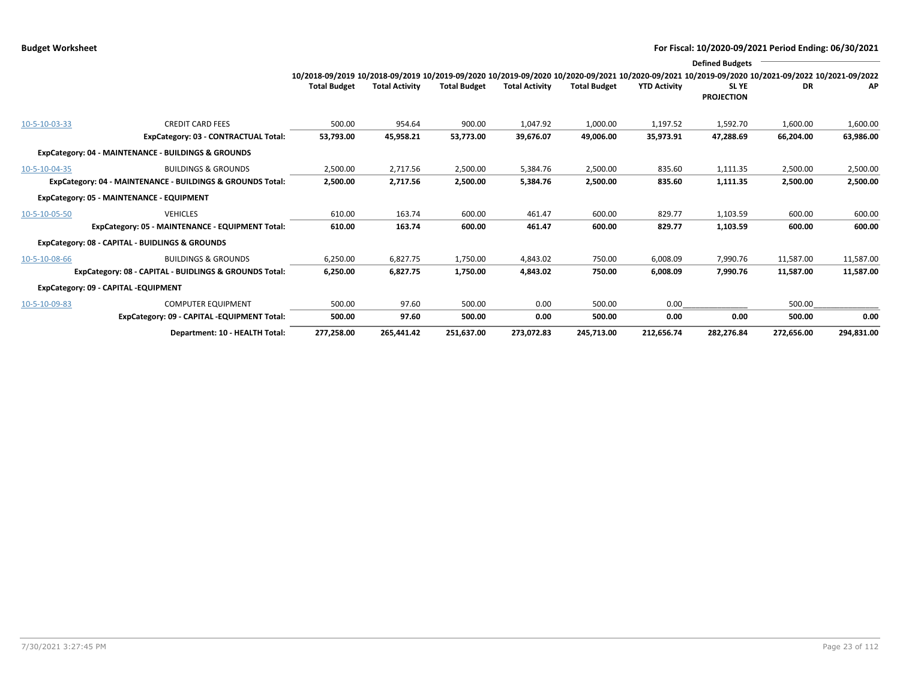**Budget Worksheet** — For Fiscal: 10/2020-09/2021 Period Ending: 06/30/2021

| | | 10/2018-09/2019 Total Budget | 10/2018-09/2019 Total Activity | 10/2019-09/2020 Total Budget | 10/2019-09/2020 Total Activity | 10/2020-09/2021 Total Budget | 10/2020-09/2021 YTD Activity | Defined Budgets 10/2019-09/2020 SL YE PROJECTION | Defined Budgets 10/2021-09/2022 DR | Defined Budgets 10/2021-09/2022 AP |
|---|---|---|---|---|---|---|---|---|---|---|
| 10-5-10-03-33 | CREDIT CARD FEES | 500.00 | 954.64 | 900.00 | 1,047.92 | 1,000.00 | 1,197.52 | 1,592.70 | 1,600.00 | 1,600.00 |
| | **ExpCategory: 03 - CONTRACTUAL Total:** | **53,793.00** | **45,958.21** | **53,773.00** | **39,676.07** | **49,006.00** | **35,973.91** | **47,288.69** | **66,204.00** | **63,986.00** |
| **ExpCategory: 04 - MAINTENANCE - BUILDINGS & GROUNDS** | | | | | | | | | | |
| 10-5-10-04-35 | BUILDINGS & GROUNDS | 2,500.00 | 2,717.56 | 2,500.00 | 5,384.76 | 2,500.00 | 835.60 | 1,111.35 | 2,500.00 | 2,500.00 |
| | **ExpCategory: 04 - MAINTENANCE - BUILDINGS & GROUNDS Total:** | **2,500.00** | **2,717.56** | **2,500.00** | **5,384.76** | **2,500.00** | **835.60** | **1,111.35** | **2,500.00** | **2,500.00** |
| **ExpCategory: 05 - MAINTENANCE - EQUIPMENT** | | | | | | | | | | |
| 10-5-10-05-50 | VEHICLES | 610.00 | 163.74 | 600.00 | 461.47 | 600.00 | 829.77 | 1,103.59 | 600.00 | 600.00 |
| | **ExpCategory: 05 - MAINTENANCE - EQUIPMENT Total:** | **610.00** | **163.74** | **600.00** | **461.47** | **600.00** | **829.77** | **1,103.59** | **600.00** | **600.00** |
| **ExpCategory: 08 - CAPITAL - BUIDLINGS & GROUNDS** | | | | | | | | | | |
| 10-5-10-08-66 | BUILDINGS & GROUNDS | 6,250.00 | 6,827.75 | 1,750.00 | 4,843.02 | 750.00 | 6,008.09 | 7,990.76 | 11,587.00 | 11,587.00 |
| | **ExpCategory: 08 - CAPITAL - BUIDLINGS & GROUNDS Total:** | **6,250.00** | **6,827.75** | **1,750.00** | **4,843.02** | **750.00** | **6,008.09** | **7,990.76** | **11,587.00** | **11,587.00** |
| **ExpCategory: 09 - CAPITAL -EQUIPMENT** | | | | | | | | | | |
| 10-5-10-09-83 | COMPUTER EQUIPMENT | 500.00 | 97.60 | 500.00 | 0.00 | 500.00 | 0.00 | | 500.00 | |
| | **ExpCategory: 09 - CAPITAL -EQUIPMENT Total:** | **500.00** | **97.60** | **500.00** | **0.00** | **500.00** | **0.00** | **0.00** | **500.00** | **0.00** |
| | **Department: 10 - HEALTH Total:** | **277,258.00** | **265,441.42** | **251,637.00** | **273,072.83** | **245,713.00** | **212,656.74** | **282,276.84** | **272,656.00** | **294,831.00** |

7/30/2021 3:27:45 PM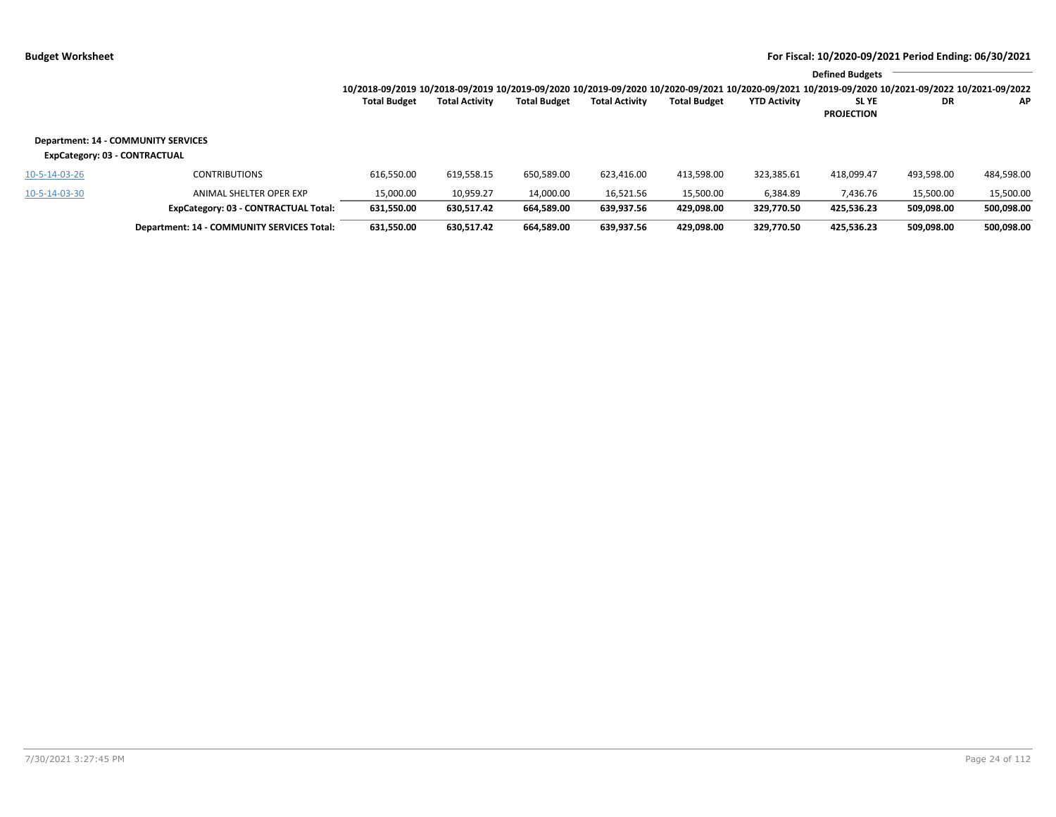**Budget Worksheet** | **For Fiscal: 10/2020-09/2021 Period Ending: 06/30/2021**

| | | 10/2018-09/2019 Total Budget | 10/2018-09/2019 Total Activity | 10/2019-09/2020 Total Budget | 10/2019-09/2020 Total Activity | 10/2020-09/2021 Total Budget | 10/2020-09/2021 YTD Activity | Defined Budgets 10/2019-09/2020 SL YE PROJECTION | Defined Budgets 10/2021-09/2022 DR | Defined Budgets 10/2021-09/2022 AP |
|---|---|---|---|---|---|---|---|---|---|---|
| **Department: 14 - COMMUNITY SERVICES** | | | | | | | | | | |
| **ExpCategory: 03 - CONTRACTUAL** | | | | | | | | | | |
| 10-5-14-03-26 | CONTRIBUTIONS | 616,550.00 | 619,558.15 | 650,589.00 | 623,416.00 | 413,598.00 | 323,385.61 | 418,099.47 | 493,598.00 | 484,598.00 |
| 10-5-14-03-30 | ANIMAL SHELTER OPER EXP | 15,000.00 | 10,959.27 | 14,000.00 | 16,521.56 | 15,500.00 | 6,384.89 | 7,436.76 | 15,500.00 | 15,500.00 |
| | **ExpCategory: 03 - CONTRACTUAL Total:** | **631,550.00** | **630,517.42** | **664,589.00** | **639,937.56** | **429,098.00** | **329,770.50** | **425,536.23** | **509,098.00** | **500,098.00** |
| | **Department: 14 - COMMUNITY SERVICES Total:** | **631,550.00** | **630,517.42** | **664,589.00** | **639,937.56** | **429,098.00** | **329,770.50** | **425,536.23** | **509,098.00** | **500,098.00** |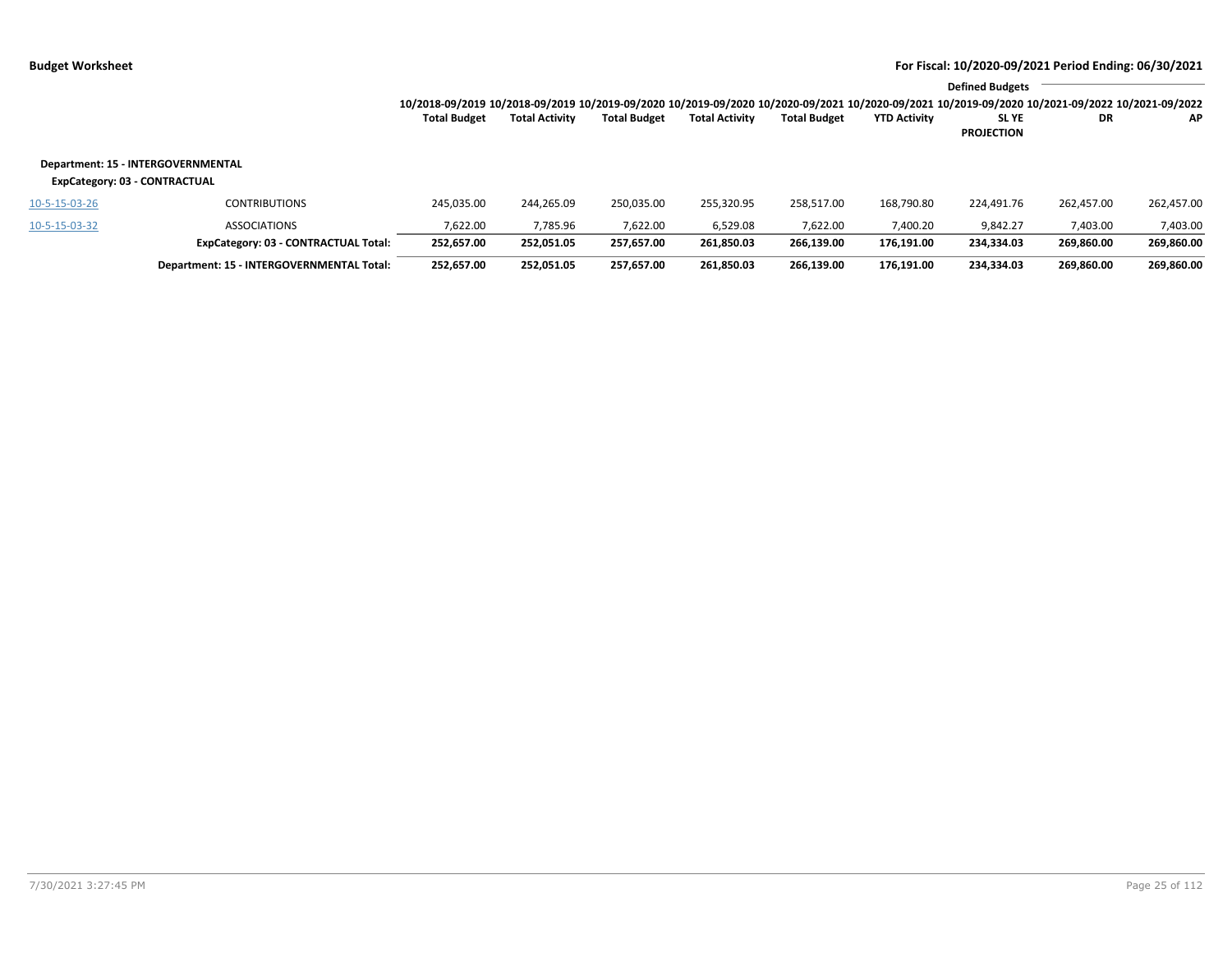**Budget Worksheet**

**For Fiscal: 10/2020-09/2021 Period Ending: 06/30/2021**

| | | 10/2018-09/2019 Total Budget | 10/2018-09/2019 Total Activity | 10/2019-09/2020 Total Budget | 10/2019-09/2020 Total Activity | 10/2020-09/2021 Total Budget | 10/2020-09/2021 YTD Activity | Defined Budgets 10/2019-09/2020 SL YE PROJECTION | 10/2021-09/2022 DR | 10/2021-09/2022 AP |
|---|---|---|---|---|---|---|---|---|---|---|
| **Department: 15 - INTERGOVERNMENTAL** | | | | | | | | | | |
| **ExpCategory: 03 - CONTRACTUAL** | | | | | | | | | | |
| 10-5-15-03-26 | CONTRIBUTIONS | 245,035.00 | 244,265.09 | 250,035.00 | 255,320.95 | 258,517.00 | 168,790.80 | 224,491.76 | 262,457.00 | 262,457.00 |
| 10-5-15-03-32 | ASSOCIATIONS | 7,622.00 | 7,785.96 | 7,622.00 | 6,529.08 | 7,622.00 | 7,400.20 | 9,842.27 | 7,403.00 | 7,403.00 |
| | **ExpCategory: 03 - CONTRACTUAL Total:** | **252,657.00** | **252,051.05** | **257,657.00** | **261,850.03** | **266,139.00** | **176,191.00** | **234,334.03** | **269,860.00** | **269,860.00** |
| | **Department: 15 - INTERGOVERNMENTAL Total:** | **252,657.00** | **252,051.05** | **257,657.00** | **261,850.03** | **266,139.00** | **176,191.00** | **234,334.03** | **269,860.00** | **269,860.00** |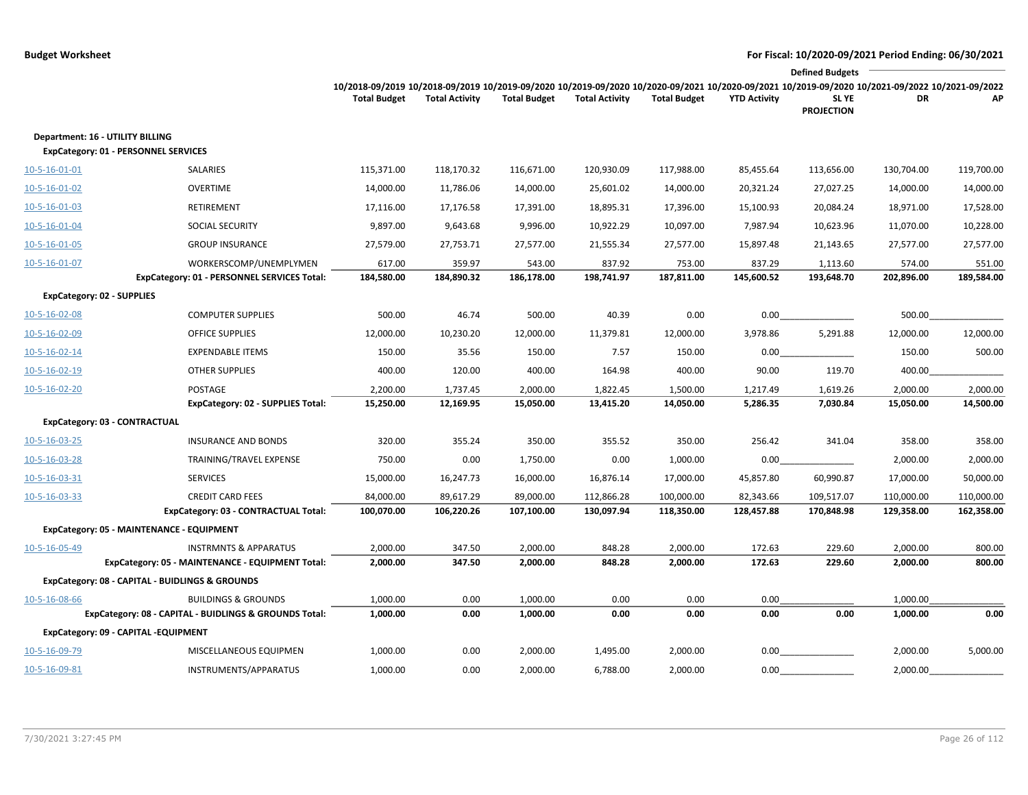**Budget Worksheet** — For Fiscal: 10/2020-09/2021 Period Ending: 06/30/2021

| | | 10/2018-09/2019 Total Budget | 10/2018-09/2019 Total Activity | 10/2019-09/2020 Total Budget | 10/2019-09/2020 Total Activity | 10/2020-09/2021 Total Budget | 10/2020-09/2021 YTD Activity | Defined Budgets 10/2019-09/2020 SL YE PROJECTION | 10/2021-09/2022 DR | 10/2021-09/2022 AP |
|---|---|---|---|---|---|---|---|---|---|---|
| **Department: 16 - UTILITY BILLING** | | | | | | | | | | |
| **ExpCategory: 01 - PERSONNEL SERVICES** | | | | | | | | | | |
| 10-5-16-01-01 | SALARIES | 115,371.00 | 118,170.32 | 116,671.00 | 120,930.09 | 117,988.00 | 85,455.64 | 113,656.00 | 130,704.00 | 119,700.00 |
| 10-5-16-01-02 | OVERTIME | 14,000.00 | 11,786.06 | 14,000.00 | 25,601.02 | 14,000.00 | 20,321.24 | 27,027.25 | 14,000.00 | 14,000.00 |
| 10-5-16-01-03 | RETIREMENT | 17,116.00 | 17,176.58 | 17,391.00 | 18,895.31 | 17,396.00 | 15,100.93 | 20,084.24 | 18,971.00 | 17,528.00 |
| 10-5-16-01-04 | SOCIAL SECURITY | 9,897.00 | 9,643.68 | 9,996.00 | 10,922.29 | 10,097.00 | 7,987.94 | 10,623.96 | 11,070.00 | 10,228.00 |
| 10-5-16-01-05 | GROUP INSURANCE | 27,579.00 | 27,753.71 | 27,577.00 | 21,555.34 | 27,577.00 | 15,897.48 | 21,143.65 | 27,577.00 | 27,577.00 |
| 10-5-16-01-07 | WORKERSCOMP/UNEMPLYMEN | 617.00 | 359.97 | 543.00 | 837.92 | 753.00 | 837.29 | 1,113.60 | 574.00 | 551.00 |
| | **ExpCategory: 01 - PERSONNEL SERVICES Total:** | **184,580.00** | **184,890.32** | **186,178.00** | **198,741.97** | **187,811.00** | **145,600.52** | **193,648.70** | **202,896.00** | **189,584.00** |
| **ExpCategory: 02 - SUPPLIES** | | | | | | | | | | |
| 10-5-16-02-08 | COMPUTER SUPPLIES | 500.00 | 46.74 | 500.00 | 40.39 | 0.00 | 0.00 | | 500.00 | |
| 10-5-16-02-09 | OFFICE SUPPLIES | 12,000.00 | 10,230.20 | 12,000.00 | 11,379.81 | 12,000.00 | 3,978.86 | 5,291.88 | 12,000.00 | 12,000.00 |
| 10-5-16-02-14 | EXPENDABLE ITEMS | 150.00 | 35.56 | 150.00 | 7.57 | 150.00 | 0.00 | | 150.00 | 500.00 |
| 10-5-16-02-19 | OTHER SUPPLIES | 400.00 | 120.00 | 400.00 | 164.98 | 400.00 | 90.00 | 119.70 | 400.00 | |
| 10-5-16-02-20 | POSTAGE | 2,200.00 | 1,737.45 | 2,000.00 | 1,822.45 | 1,500.00 | 1,217.49 | 1,619.26 | 2,000.00 | 2,000.00 |
| | **ExpCategory: 02 - SUPPLIES Total:** | **15,250.00** | **12,169.95** | **15,050.00** | **13,415.20** | **14,050.00** | **5,286.35** | **7,030.84** | **15,050.00** | **14,500.00** |
| **ExpCategory: 03 - CONTRACTUAL** | | | | | | | | | | |
| 10-5-16-03-25 | INSURANCE AND BONDS | 320.00 | 355.24 | 350.00 | 355.52 | 350.00 | 256.42 | 341.04 | 358.00 | 358.00 |
| 10-5-16-03-28 | TRAINING/TRAVEL EXPENSE | 750.00 | 0.00 | 1,750.00 | 0.00 | 1,000.00 | 0.00 | | 2,000.00 | 2,000.00 |
| 10-5-16-03-31 | SERVICES | 15,000.00 | 16,247.73 | 16,000.00 | 16,876.14 | 17,000.00 | 45,857.80 | 60,990.87 | 17,000.00 | 50,000.00 |
| 10-5-16-03-33 | CREDIT CARD FEES | 84,000.00 | 89,617.29 | 89,000.00 | 112,866.28 | 100,000.00 | 82,343.66 | 109,517.07 | 110,000.00 | 110,000.00 |
| | **ExpCategory: 03 - CONTRACTUAL Total:** | **100,070.00** | **106,220.26** | **107,100.00** | **130,097.94** | **118,350.00** | **128,457.88** | **170,848.98** | **129,358.00** | **162,358.00** |
| **ExpCategory: 05 - MAINTENANCE - EQUIPMENT** | | | | | | | | | | |
| 10-5-16-05-49 | INSTRMNTS & APPARATUS | 2,000.00 | 347.50 | 2,000.00 | 848.28 | 2,000.00 | 172.63 | 229.60 | 2,000.00 | 800.00 |
| | **ExpCategory: 05 - MAINTENANCE - EQUIPMENT Total:** | **2,000.00** | **347.50** | **2,000.00** | **848.28** | **2,000.00** | **172.63** | **229.60** | **2,000.00** | **800.00** |
| **ExpCategory: 08 - CAPITAL - BUIDLINGS & GROUNDS** | | | | | | | | | | |
| 10-5-16-08-66 | BUILDINGS & GROUNDS | 1,000.00 | 0.00 | 1,000.00 | 0.00 | 0.00 | 0.00 | | 1,000.00 | |
| | **ExpCategory: 08 - CAPITAL - BUIDLINGS & GROUNDS Total:** | **1,000.00** | **0.00** | **1,000.00** | **0.00** | **0.00** | **0.00** | **0.00** | **1,000.00** | **0.00** |
| **ExpCategory: 09 - CAPITAL -EQUIPMENT** | | | | | | | | | | |
| 10-5-16-09-79 | MISCELLANEOUS EQUIPMEN | 1,000.00 | 0.00 | 2,000.00 | 1,495.00 | 2,000.00 | 0.00 | | 2,000.00 | 5,000.00 |
| 10-5-16-09-81 | INSTRUMENTS/APPARATUS | 1,000.00 | 0.00 | 2,000.00 | 6,788.00 | 2,000.00 | 0.00 | | 2,000.00 | |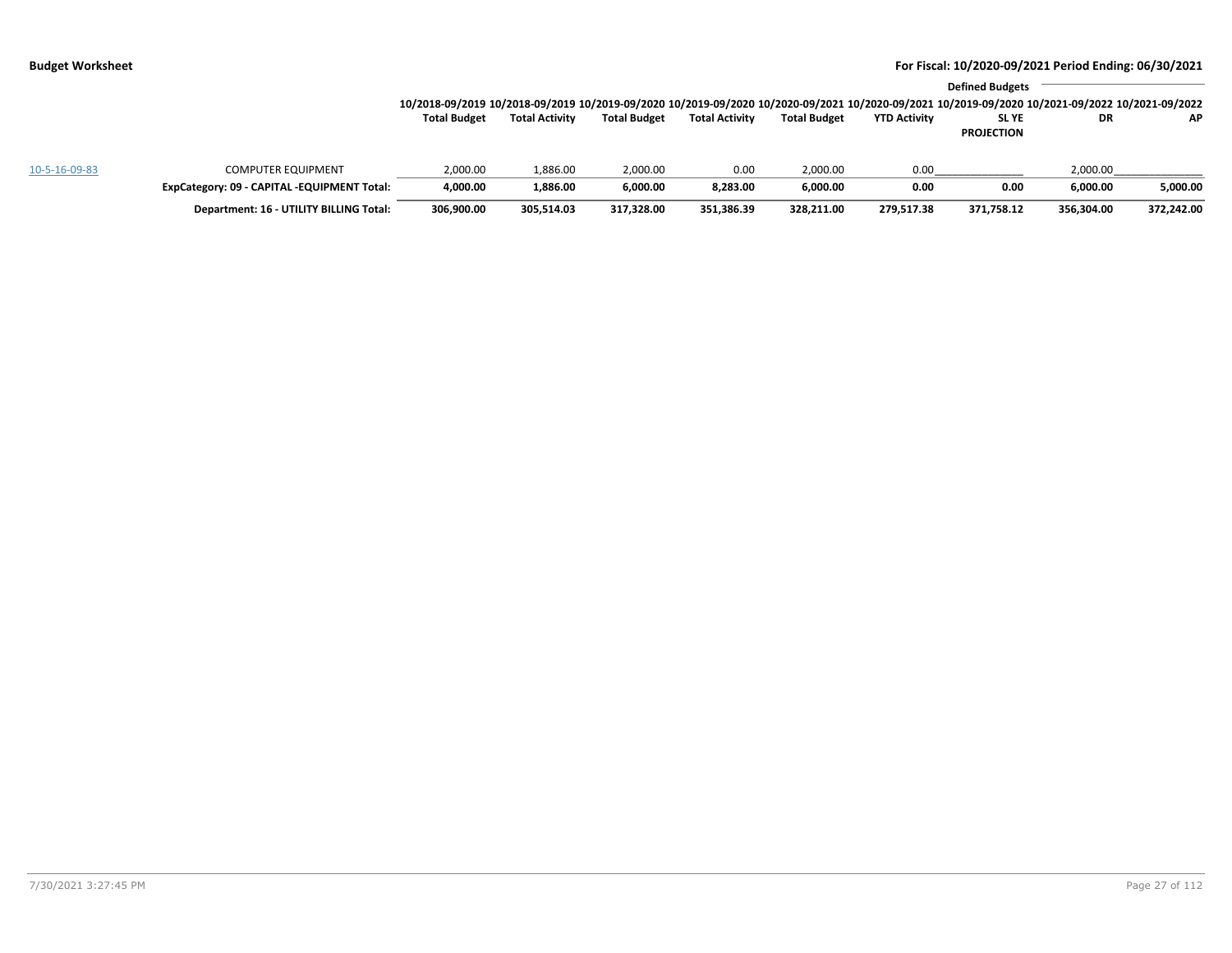**Budget Worksheet** — For Fiscal: 10/2020-09/2021 Period Ending: 06/30/2021

| | | 10/2018-09/2019 Total Budget | 10/2018-09/2019 Total Activity | 10/2019-09/2020 Total Budget | 10/2019-09/2020 Total Activity | 10/2020-09/2021 Total Budget | 10/2020-09/2021 YTD Activity | Defined Budgets 10/2019-09/2020 SL YE PROJECTION | 10/2021-09/2022 DR | 10/2021-09/2022 AP |
|---|---|---|---|---|---|---|---|---|---|---|
| 10-5-16-09-83 | COMPUTER EQUIPMENT | 2,000.00 | 1,886.00 | 2,000.00 | 0.00 | 2,000.00 | 0.00 | | 2,000.00 | |
| | **ExpCategory: 09 - CAPITAL -EQUIPMENT Total:** | **4,000.00** | **1,886.00** | **6,000.00** | **8,283.00** | **6,000.00** | **0.00** | **0.00** | **6,000.00** | **5,000.00** |
| | **Department: 16 - UTILITY BILLING Total:** | **306,900.00** | **305,514.03** | **317,328.00** | **351,386.39** | **328,211.00** | **279,517.38** | **371,758.12** | **356,304.00** | **372,242.00** |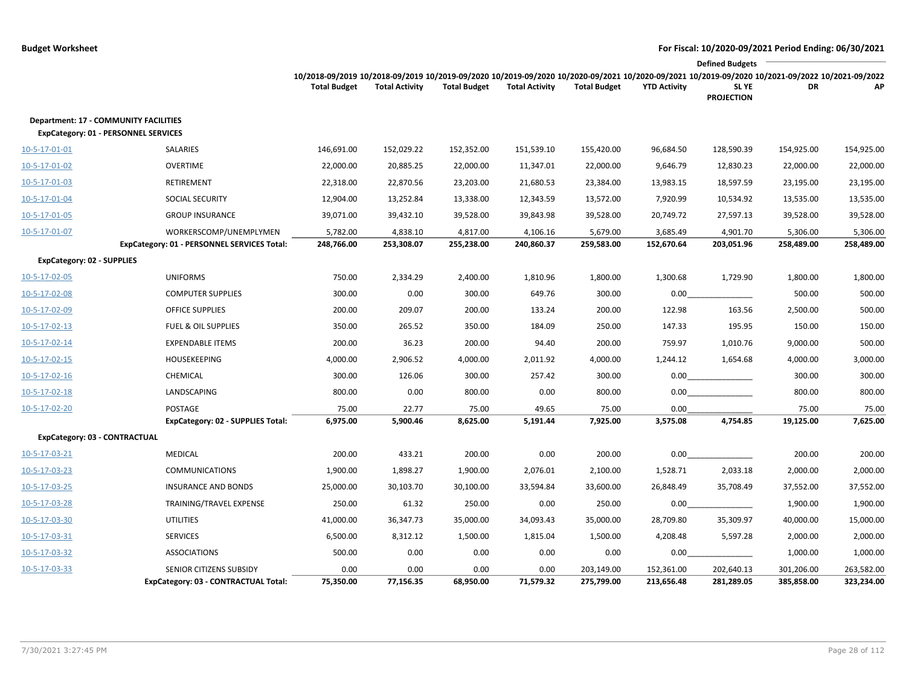**Budget Worksheet**

**For Fiscal: 10/2020-09/2021 Period Ending: 06/30/2021**

| | | 10/2018-09/2019 Total Budget | 10/2018-09/2019 Total Activity | 10/2019-09/2020 Total Budget | 10/2019-09/2020 Total Activity | 10/2020-09/2021 Total Budget | 10/2020-09/2021 YTD Activity | Defined Budgets 10/2019-09/2020 SL YE PROJECTION | 10/2021-09/2022 DR | 10/2021-09/2022 AP |
|---|---|---|---|---|---|---|---|---|---|---|
| **Department: 17 - COMMUNITY FACILITIES** | | | | | | | | | | |
| **ExpCategory: 01 - PERSONNEL SERVICES** | | | | | | | | | | |
| 10-5-17-01-01 | SALARIES | 146,691.00 | 152,029.22 | 152,352.00 | 151,539.10 | 155,420.00 | 96,684.50 | 128,590.39 | 154,925.00 | 154,925.00 |
| 10-5-17-01-02 | OVERTIME | 22,000.00 | 20,885.25 | 22,000.00 | 11,347.01 | 22,000.00 | 9,646.79 | 12,830.23 | 22,000.00 | 22,000.00 |
| 10-5-17-01-03 | RETIREMENT | 22,318.00 | 22,870.56 | 23,203.00 | 21,680.53 | 23,384.00 | 13,983.15 | 18,597.59 | 23,195.00 | 23,195.00 |
| 10-5-17-01-04 | SOCIAL SECURITY | 12,904.00 | 13,252.84 | 13,338.00 | 12,343.59 | 13,572.00 | 7,920.99 | 10,534.92 | 13,535.00 | 13,535.00 |
| 10-5-17-01-05 | GROUP INSURANCE | 39,071.00 | 39,432.10 | 39,528.00 | 39,843.98 | 39,528.00 | 20,749.72 | 27,597.13 | 39,528.00 | 39,528.00 |
| 10-5-17-01-07 | WORKERSCOMP/UNEMPLYMEN | 5,782.00 | 4,838.10 | 4,817.00 | 4,106.16 | 5,679.00 | 3,685.49 | 4,901.70 | 5,306.00 | 5,306.00 |
| | **ExpCategory: 01 - PERSONNEL SERVICES Total:** | **248,766.00** | **253,308.07** | **255,238.00** | **240,860.37** | **259,583.00** | **152,670.64** | **203,051.96** | **258,489.00** | **258,489.00** |
| **ExpCategory: 02 - SUPPLIES** | | | | | | | | | | |
| 10-5-17-02-05 | UNIFORMS | 750.00 | 2,334.29 | 2,400.00 | 1,810.96 | 1,800.00 | 1,300.68 | 1,729.90 | 1,800.00 | 1,800.00 |
| 10-5-17-02-08 | COMPUTER SUPPLIES | 300.00 | 0.00 | 300.00 | 649.76 | 300.00 | 0.00 | | 500.00 | 500.00 |
| 10-5-17-02-09 | OFFICE SUPPLIES | 200.00 | 209.07 | 200.00 | 133.24 | 200.00 | 122.98 | 163.56 | 2,500.00 | 500.00 |
| 10-5-17-02-13 | FUEL & OIL SUPPLIES | 350.00 | 265.52 | 350.00 | 184.09 | 250.00 | 147.33 | 195.95 | 150.00 | 150.00 |
| 10-5-17-02-14 | EXPENDABLE ITEMS | 200.00 | 36.23 | 200.00 | 94.40 | 200.00 | 759.97 | 1,010.76 | 9,000.00 | 500.00 |
| 10-5-17-02-15 | HOUSEKEEPING | 4,000.00 | 2,906.52 | 4,000.00 | 2,011.92 | 4,000.00 | 1,244.12 | 1,654.68 | 4,000.00 | 3,000.00 |
| 10-5-17-02-16 | CHEMICAL | 300.00 | 126.06 | 300.00 | 257.42 | 300.00 | 0.00 | | 300.00 | 300.00 |
| 10-5-17-02-18 | LANDSCAPING | 800.00 | 0.00 | 800.00 | 0.00 | 800.00 | 0.00 | | 800.00 | 800.00 |
| 10-5-17-02-20 | POSTAGE | 75.00 | 22.77 | 75.00 | 49.65 | 75.00 | 0.00 | | 75.00 | 75.00 |
| | **ExpCategory: 02 - SUPPLIES Total:** | **6,975.00** | **5,900.46** | **8,625.00** | **5,191.44** | **7,925.00** | **3,575.08** | **4,754.85** | **19,125.00** | **7,625.00** |
| **ExpCategory: 03 - CONTRACTUAL** | | | | | | | | | | |
| 10-5-17-03-21 | MEDICAL | 200.00 | 433.21 | 200.00 | 0.00 | 200.00 | 0.00 | | 200.00 | 200.00 |
| 10-5-17-03-23 | COMMUNICATIONS | 1,900.00 | 1,898.27 | 1,900.00 | 2,076.01 | 2,100.00 | 1,528.71 | 2,033.18 | 2,000.00 | 2,000.00 |
| 10-5-17-03-25 | INSURANCE AND BONDS | 25,000.00 | 30,103.70 | 30,100.00 | 33,594.84 | 33,600.00 | 26,848.49 | 35,708.49 | 37,552.00 | 37,552.00 |
| 10-5-17-03-28 | TRAINING/TRAVEL EXPENSE | 250.00 | 61.32 | 250.00 | 0.00 | 250.00 | 0.00 | | 1,900.00 | 1,900.00 |
| 10-5-17-03-30 | UTILITIES | 41,000.00 | 36,347.73 | 35,000.00 | 34,093.43 | 35,000.00 | 28,709.80 | 35,309.97 | 40,000.00 | 15,000.00 |
| 10-5-17-03-31 | SERVICES | 6,500.00 | 8,312.12 | 1,500.00 | 1,815.04 | 1,500.00 | 4,208.48 | 5,597.28 | 2,000.00 | 2,000.00 |
| 10-5-17-03-32 | ASSOCIATIONS | 500.00 | 0.00 | 0.00 | 0.00 | 0.00 | 0.00 | | 1,000.00 | 1,000.00 |
| 10-5-17-03-33 | SENIOR CITIZENS SUBSIDY | 0.00 | 0.00 | 0.00 | 0.00 | 203,149.00 | 152,361.00 | 202,640.13 | 301,206.00 | 263,582.00 |
| | **ExpCategory: 03 - CONTRACTUAL Total:** | **75,350.00** | **77,156.35** | **68,950.00** | **71,579.32** | **275,799.00** | **213,656.48** | **281,289.05** | **385,858.00** | **323,234.00** |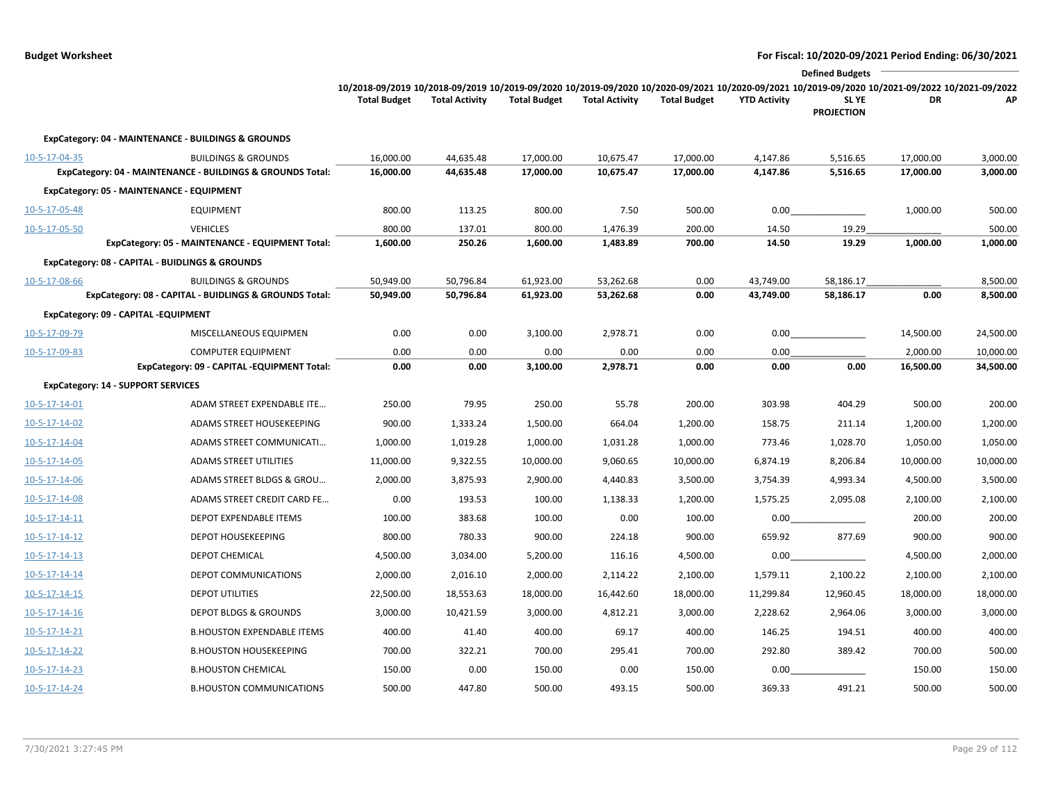**Budget Worksheet** — For Fiscal: 10/2020-09/2021 Period Ending: 06/30/2021

| | | 10/2018-09/2019 Total Budget | 10/2018-09/2019 Total Activity | 10/2019-09/2020 Total Budget | 10/2019-09/2020 Total Activity | 10/2020-09/2021 Total Budget | 10/2020-09/2021 YTD Activity | 10/2019-09/2020 SL YE PROJECTION | Defined Budgets 10/2021-09/2022 DR | 10/2021-09/2022 AP |
|---|---|---|---|---|---|---|---|---|---|---|
| **ExpCategory: 04 - MAINTENANCE - BUILDINGS & GROUNDS** | | | | | | | | | | |
| 10-5-17-04-35 | BUILDINGS & GROUNDS | 16,000.00 | 44,635.48 | 17,000.00 | 10,675.47 | 17,000.00 | 4,147.86 | 5,516.65 | 17,000.00 | 3,000.00 |
| | **ExpCategory: 04 - MAINTENANCE - BUILDINGS & GROUNDS Total:** | **16,000.00** | **44,635.48** | **17,000.00** | **10,675.47** | **17,000.00** | **4,147.86** | **5,516.65** | **17,000.00** | **3,000.00** |
| **ExpCategory: 05 - MAINTENANCE - EQUIPMENT** | | | | | | | | | | |
| 10-5-17-05-48 | EQUIPMENT | 800.00 | 113.25 | 800.00 | 7.50 | 500.00 | 0.00 | | 1,000.00 | 500.00 |
| 10-5-17-05-50 | VEHICLES | 800.00 | 137.01 | 800.00 | 1,476.39 | 200.00 | 14.50 | 19.29 | | 500.00 |
| | **ExpCategory: 05 - MAINTENANCE - EQUIPMENT Total:** | **1,600.00** | **250.26** | **1,600.00** | **1,483.89** | **700.00** | **14.50** | **19.29** | **1,000.00** | **1,000.00** |
| **ExpCategory: 08 - CAPITAL - BUIDLINGS & GROUNDS** | | | | | | | | | | |
| 10-5-17-08-66 | BUILDINGS & GROUNDS | 50,949.00 | 50,796.84 | 61,923.00 | 53,262.68 | 0.00 | 43,749.00 | 58,186.17 | | 8,500.00 |
| | **ExpCategory: 08 - CAPITAL - BUIDLINGS & GROUNDS Total:** | **50,949.00** | **50,796.84** | **61,923.00** | **53,262.68** | **0.00** | **43,749.00** | **58,186.17** | **0.00** | **8,500.00** |
| **ExpCategory: 09 - CAPITAL -EQUIPMENT** | | | | | | | | | | |
| 10-5-17-09-79 | MISCELLANEOUS EQUIPMEN | 0.00 | 0.00 | 3,100.00 | 2,978.71 | 0.00 | 0.00 | | 14,500.00 | 24,500.00 |
| 10-5-17-09-83 | COMPUTER EQUIPMENT | 0.00 | 0.00 | 0.00 | 0.00 | 0.00 | 0.00 | | 2,000.00 | 10,000.00 |
| | **ExpCategory: 09 - CAPITAL -EQUIPMENT Total:** | **0.00** | **0.00** | **3,100.00** | **2,978.71** | **0.00** | **0.00** | **0.00** | **16,500.00** | **34,500.00** |
| **ExpCategory: 14 - SUPPORT SERVICES** | | | | | | | | | | |
| 10-5-17-14-01 | ADAM STREET EXPENDABLE ITE… | 250.00 | 79.95 | 250.00 | 55.78 | 200.00 | 303.98 | 404.29 | 500.00 | 200.00 |
| 10-5-17-14-02 | ADAMS STREET HOUSEKEEPING | 900.00 | 1,333.24 | 1,500.00 | 664.04 | 1,200.00 | 158.75 | 211.14 | 1,200.00 | 1,200.00 |
| 10-5-17-14-04 | ADAMS STREET COMMUNICATI… | 1,000.00 | 1,019.28 | 1,000.00 | 1,031.28 | 1,000.00 | 773.46 | 1,028.70 | 1,050.00 | 1,050.00 |
| 10-5-17-14-05 | ADAMS STREET UTILITIES | 11,000.00 | 9,322.55 | 10,000.00 | 9,060.65 | 10,000.00 | 6,874.19 | 8,206.84 | 10,000.00 | 10,000.00 |
| 10-5-17-14-06 | ADAMS STREET BLDGS & GROU… | 2,000.00 | 3,875.93 | 2,900.00 | 4,440.83 | 3,500.00 | 3,754.39 | 4,993.34 | 4,500.00 | 3,500.00 |
| 10-5-17-14-08 | ADAMS STREET CREDIT CARD FE… | 0.00 | 193.53 | 100.00 | 1,138.33 | 1,200.00 | 1,575.25 | 2,095.08 | 2,100.00 | 2,100.00 |
| 10-5-17-14-11 | DEPOT EXPENDABLE ITEMS | 100.00 | 383.68 | 100.00 | 0.00 | 100.00 | 0.00 | | 200.00 | 200.00 |
| 10-5-17-14-12 | DEPOT HOUSEKEEPING | 800.00 | 780.33 | 900.00 | 224.18 | 900.00 | 659.92 | 877.69 | 900.00 | 900.00 |
| 10-5-17-14-13 | DEPOT CHEMICAL | 4,500.00 | 3,034.00 | 5,200.00 | 116.16 | 4,500.00 | 0.00 | | 4,500.00 | 2,000.00 |
| 10-5-17-14-14 | DEPOT COMMUNICATIONS | 2,000.00 | 2,016.10 | 2,000.00 | 2,114.22 | 2,100.00 | 1,579.11 | 2,100.22 | 2,100.00 | 2,100.00 |
| 10-5-17-14-15 | DEPOT UTILITIES | 22,500.00 | 18,553.63 | 18,000.00 | 16,442.60 | 18,000.00 | 11,299.84 | 12,960.45 | 18,000.00 | 18,000.00 |
| 10-5-17-14-16 | DEPOT BLDGS & GROUNDS | 3,000.00 | 10,421.59 | 3,000.00 | 4,812.21 | 3,000.00 | 2,228.62 | 2,964.06 | 3,000.00 | 3,000.00 |
| 10-5-17-14-21 | B.HOUSTON EXPENDABLE ITEMS | 400.00 | 41.40 | 400.00 | 69.17 | 400.00 | 146.25 | 194.51 | 400.00 | 400.00 |
| 10-5-17-14-22 | B.HOUSTON HOUSEKEEPING | 700.00 | 322.21 | 700.00 | 295.41 | 700.00 | 292.80 | 389.42 | 700.00 | 500.00 |
| 10-5-17-14-23 | B.HOUSTON CHEMICAL | 150.00 | 0.00 | 150.00 | 0.00 | 150.00 | 0.00 | | 150.00 | 150.00 |
| 10-5-17-14-24 | B.HOUSTON COMMUNICATIONS | 500.00 | 447.80 | 500.00 | 493.15 | 500.00 | 369.33 | 491.21 | 500.00 | 500.00 |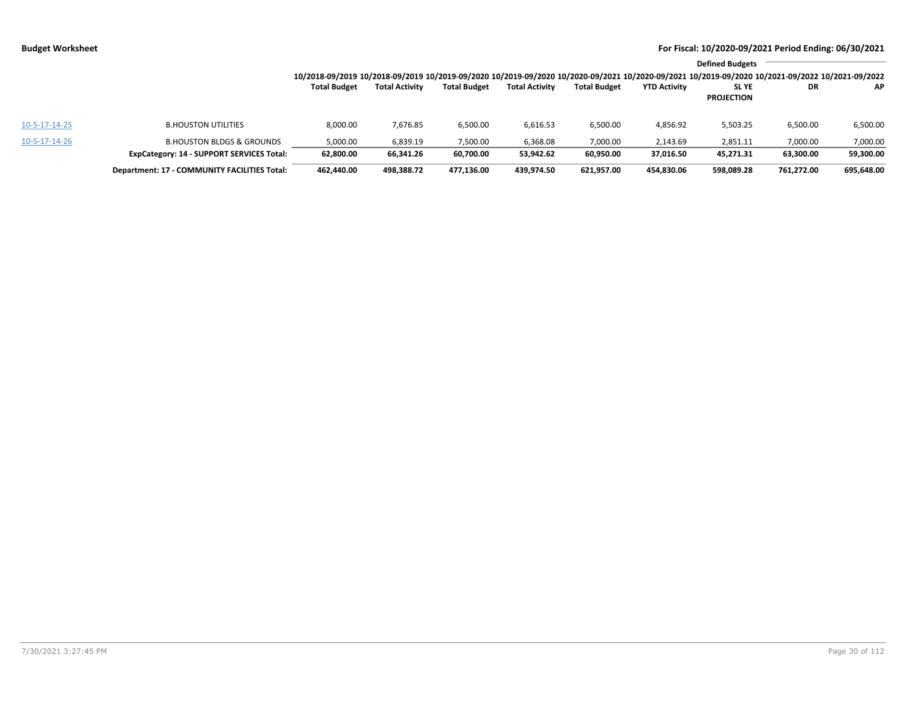| | | Defined Budgets | | | | | | | | |
|---|---|---|---|---|---|---|---|---|---|---|
| | | 10/2018-09/2019 Total Budget | 10/2018-09/2019 Total Activity | 10/2019-09/2020 Total Budget | 10/2019-09/2020 Total Activity | 10/2020-09/2021 Total Budget | 10/2020-09/2021 YTD Activity | 10/2019-09/2020 SL YE PROJECTION | 10/2021-09/2022 DR | 10/2021-09/2022 AP |
| 10-5-17-14-25 | B.HOUSTON UTILITIES | 8,000.00 | 7,676.85 | 6,500.00 | 6,616.53 | 6,500.00 | 4,856.92 | 5,503.25 | 6,500.00 | 6,500.00 |
| 10-5-17-14-26 | B.HOUSTON BLDGS & GROUNDS | 5,000.00 | 6,839.19 | 7,500.00 | 6,368.08 | 7,000.00 | 2,143.69 | 2,851.11 | 7,000.00 | 7,000.00 |
| | **ExpCategory: 14 - SUPPORT SERVICES Total:** | **62,800.00** | **66,341.26** | **60,700.00** | **53,942.62** | **60,950.00** | **37,016.50** | **45,271.31** | **63,300.00** | **59,300.00** |
| | **Department: 17 - COMMUNITY FACILITIES Total:** | **462,440.00** | **498,388.72** | **477,136.00** | **439,974.50** | **621,957.00** | **454,830.06** | **598,089.28** | **761,272.00** | **695,648.00** |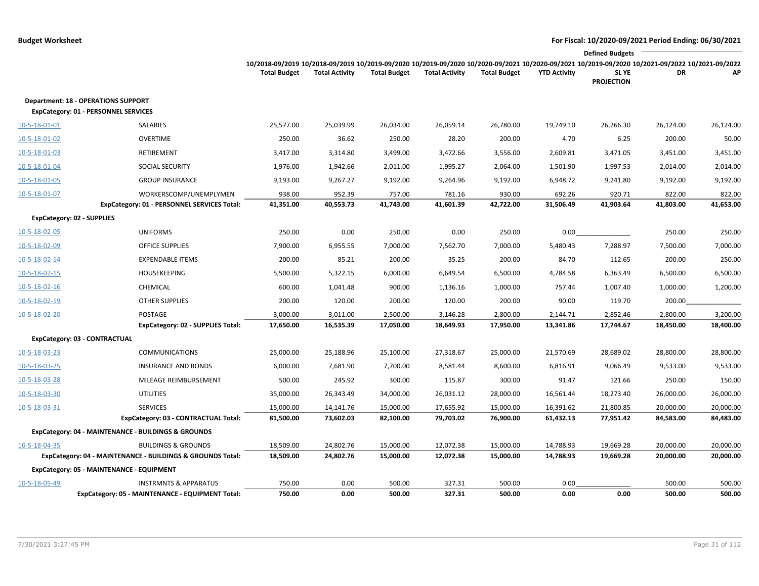**Budget Worksheet** — For Fiscal: 10/2020-09/2021 Period Ending: 06/30/2021

| | | 10/2018-09/2019 Total Budget | 10/2018-09/2019 Total Activity | 10/2019-09/2020 Total Budget | 10/2019-09/2020 Total Activity | 10/2020-09/2021 Total Budget | 10/2020-09/2021 YTD Activity | Defined Budgets 10/2019-09/2020 SL YE PROJECTION | 10/2021-09/2022 DR | 10/2021-09/2022 AP |
|---|---|---|---|---|---|---|---|---|---|---|
| **Department: 18 - OPERATIONS SUPPORT** | | | | | | | | | | |
| **ExpCategory: 01 - PERSONNEL SERVICES** | | | | | | | | | | |
| 10-5-18-01-01 | SALARIES | 25,577.00 | 25,039.99 | 26,034.00 | 26,059.14 | 26,780.00 | 19,749.10 | 26,266.30 | 26,124.00 | 26,124.00 |
| 10-5-18-01-02 | OVERTIME | 250.00 | 36.62 | 250.00 | 28.20 | 200.00 | 4.70 | 6.25 | 200.00 | 50.00 |
| 10-5-18-01-03 | RETIREMENT | 3,417.00 | 3,314.80 | 3,499.00 | 3,472.66 | 3,556.00 | 2,609.81 | 3,471.05 | 3,451.00 | 3,451.00 |
| 10-5-18-01-04 | SOCIAL SECURITY | 1,976.00 | 1,942.66 | 2,011.00 | 1,995.27 | 2,064.00 | 1,501.90 | 1,997.53 | 2,014.00 | 2,014.00 |
| 10-5-18-01-05 | GROUP INSURANCE | 9,193.00 | 9,267.27 | 9,192.00 | 9,264.96 | 9,192.00 | 6,948.72 | 9,241.80 | 9,192.00 | 9,192.00 |
| 10-5-18-01-07 | WORKERSCOMP/UNEMPLYMEN | 938.00 | 952.39 | 757.00 | 781.16 | 930.00 | 692.26 | 920.71 | 822.00 | 822.00 |
| | **ExpCategory: 01 - PERSONNEL SERVICES Total:** | **41,351.00** | **40,553.73** | **41,743.00** | **41,601.39** | **42,722.00** | **31,506.49** | **41,903.64** | **41,803.00** | **41,653.00** |
| **ExpCategory: 02 - SUPPLIES** | | | | | | | | | | |
| 10-5-18-02-05 | UNIFORMS | 250.00 | 0.00 | 250.00 | 0.00 | 250.00 | 0.00 | | 250.00 | 250.00 |
| 10-5-18-02-09 | OFFICE SUPPLIES | 7,900.00 | 6,955.55 | 7,000.00 | 7,562.70 | 7,000.00 | 5,480.43 | 7,288.97 | 7,500.00 | 7,000.00 |
| 10-5-18-02-14 | EXPENDABLE ITEMS | 200.00 | 85.21 | 200.00 | 35.25 | 200.00 | 84.70 | 112.65 | 200.00 | 250.00 |
| 10-5-18-02-15 | HOUSEKEEPING | 5,500.00 | 5,322.15 | 6,000.00 | 6,649.54 | 6,500.00 | 4,784.58 | 6,363.49 | 6,500.00 | 6,500.00 |
| 10-5-18-02-16 | CHEMICAL | 600.00 | 1,041.48 | 900.00 | 1,136.16 | 1,000.00 | 757.44 | 1,007.40 | 1,000.00 | 1,200.00 |
| 10-5-18-02-19 | OTHER SUPPLIES | 200.00 | 120.00 | 200.00 | 120.00 | 200.00 | 90.00 | 119.70 | 200.00 | |
| 10-5-18-02-20 | POSTAGE | 3,000.00 | 3,011.00 | 2,500.00 | 3,146.28 | 2,800.00 | 2,144.71 | 2,852.46 | 2,800.00 | 3,200.00 |
| | **ExpCategory: 02 - SUPPLIES Total:** | **17,650.00** | **16,535.39** | **17,050.00** | **18,649.93** | **17,950.00** | **13,341.86** | **17,744.67** | **18,450.00** | **18,400.00** |
| **ExpCategory: 03 - CONTRACTUAL** | | | | | | | | | | |
| 10-5-18-03-23 | COMMUNICATIONS | 25,000.00 | 25,188.96 | 25,100.00 | 27,318.67 | 25,000.00 | 21,570.69 | 28,689.02 | 28,800.00 | 28,800.00 |
| 10-5-18-03-25 | INSURANCE AND BONDS | 6,000.00 | 7,681.90 | 7,700.00 | 8,581.44 | 8,600.00 | 6,816.91 | 9,066.49 | 9,533.00 | 9,533.00 |
| 10-5-18-03-28 | MILEAGE REIMBURSEMENT | 500.00 | 245.92 | 300.00 | 115.87 | 300.00 | 91.47 | 121.66 | 250.00 | 150.00 |
| 10-5-18-03-30 | UTILITIES | 35,000.00 | 26,343.49 | 34,000.00 | 26,031.12 | 28,000.00 | 16,561.44 | 18,273.40 | 26,000.00 | 26,000.00 |
| 10-5-18-03-31 | SERVICES | 15,000.00 | 14,141.76 | 15,000.00 | 17,655.92 | 15,000.00 | 16,391.62 | 21,800.85 | 20,000.00 | 20,000.00 |
| | **ExpCategory: 03 - CONTRACTUAL Total:** | **81,500.00** | **73,602.03** | **82,100.00** | **79,703.02** | **76,900.00** | **61,432.13** | **77,951.42** | **84,583.00** | **84,483.00** |
| **ExpCategory: 04 - MAINTENANCE - BUILDINGS & GROUNDS** | | | | | | | | | | |
| 10-5-18-04-35 | BUILDINGS & GROUNDS | 18,509.00 | 24,802.76 | 15,000.00 | 12,072.38 | 15,000.00 | 14,788.93 | 19,669.28 | 20,000.00 | 20,000.00 |
| | **ExpCategory: 04 - MAINTENANCE - BUILDINGS & GROUNDS Total:** | **18,509.00** | **24,802.76** | **15,000.00** | **12,072.38** | **15,000.00** | **14,788.93** | **19,669.28** | **20,000.00** | **20,000.00** |
| **ExpCategory: 05 - MAINTENANCE - EQUIPMENT** | | | | | | | | | | |
| 10-5-18-05-49 | INSTRMNTS & APPARATUS | 750.00 | 0.00 | 500.00 | 327.31 | 500.00 | 0.00 | | 500.00 | 500.00 |
| | **ExpCategory: 05 - MAINTENANCE - EQUIPMENT Total:** | **750.00** | **0.00** | **500.00** | **327.31** | **500.00** | **0.00** | **0.00** | **500.00** | **500.00** |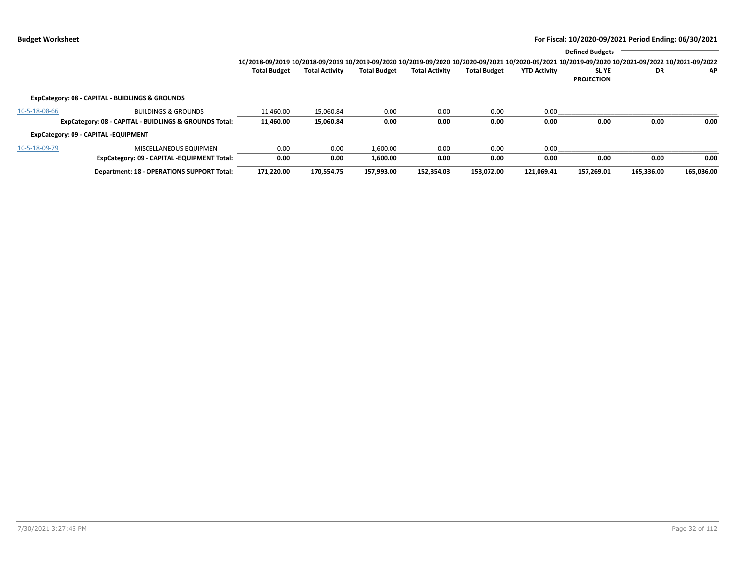**Budget Worksheet** — For Fiscal: 10/2020-09/2021 Period Ending: 06/30/2021

| | | 10/2018-09/2019 Total Budget | 10/2018-09/2019 Total Activity | 10/2019-09/2020 Total Budget | 10/2019-09/2020 Total Activity | 10/2020-09/2021 Total Budget | 10/2020-09/2021 YTD Activity | 10/2019-09/2020 SL YE PROJECTION | 10/2021-09/2022 DR | 10/2021-09/2022 AP |
|---|---|---|---|---|---|---|---|---|---|---|
| | | | | | | | | Defined Budgets | | |
| **ExpCategory: 08 - CAPITAL - BUIDLINGS & GROUNDS** | | | | | | | | | | |
| 10-5-18-08-66 | BUILDINGS & GROUNDS | 11,460.00 | 15,060.84 | 0.00 | 0.00 | 0.00 | 0.00 | | | |
| | **ExpCategory: 08 - CAPITAL - BUIDLINGS & GROUNDS Total:** | **11,460.00** | **15,060.84** | **0.00** | **0.00** | **0.00** | **0.00** | **0.00** | **0.00** | **0.00** |
| **ExpCategory: 09 - CAPITAL -EQUIPMENT** | | | | | | | | | | |
| 10-5-18-09-79 | MISCELLANEOUS EQUIPMEN | 0.00 | 0.00 | 1,600.00 | 0.00 | 0.00 | 0.00 | | | |
| | **ExpCategory: 09 - CAPITAL -EQUIPMENT Total:** | **0.00** | **0.00** | **1,600.00** | **0.00** | **0.00** | **0.00** | **0.00** | **0.00** | **0.00** |
| | **Department: 18 - OPERATIONS SUPPORT Total:** | **171,220.00** | **170,554.75** | **157,993.00** | **152,354.03** | **153,072.00** | **121,069.41** | **157,269.01** | **165,336.00** | **165,036.00** |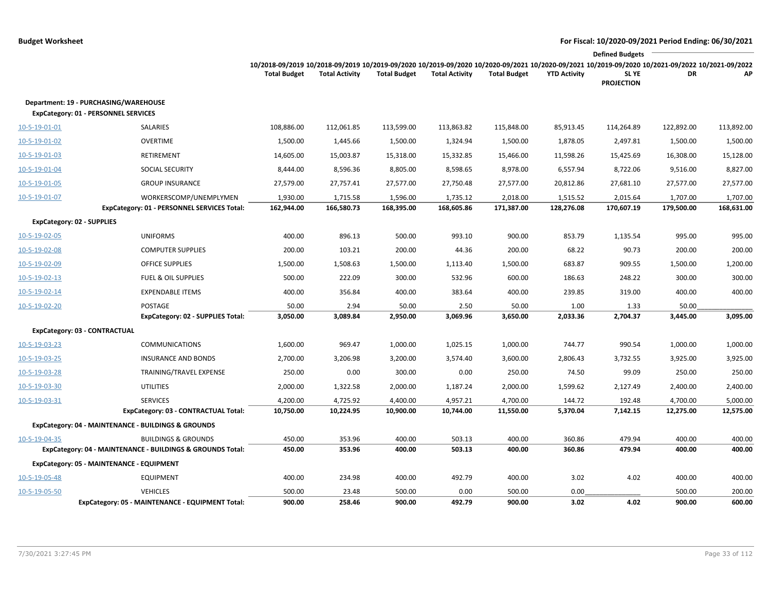**Budget Worksheet** — **For Fiscal: 10/2020-09/2021 Period Ending: 06/30/2021**

| | | 10/2018-09/2019 Total Budget | 10/2018-09/2019 Total Activity | 10/2019-09/2020 Total Budget | 10/2019-09/2020 Total Activity | 10/2020-09/2021 Total Budget | 10/2020-09/2021 YTD Activity | Defined Budgets 10/2019-09/2020 SL YE PROJECTION | 10/2021-09/2022 DR | 10/2021-09/2022 AP |
|---|---|---|---|---|---|---|---|---|---|---|
| **Department: 19 - PURCHASING/WAREHOUSE** | | | | | | | | | | |
| **ExpCategory: 01 - PERSONNEL SERVICES** | | | | | | | | | | |
| 10-5-19-01-01 | SALARIES | 108,886.00 | 112,061.85 | 113,599.00 | 113,863.82 | 115,848.00 | 85,913.45 | 114,264.89 | 122,892.00 | 113,892.00 |
| 10-5-19-01-02 | OVERTIME | 1,500.00 | 1,445.66 | 1,500.00 | 1,324.94 | 1,500.00 | 1,878.05 | 2,497.81 | 1,500.00 | 1,500.00 |
| 10-5-19-01-03 | RETIREMENT | 14,605.00 | 15,003.87 | 15,318.00 | 15,332.85 | 15,466.00 | 11,598.26 | 15,425.69 | 16,308.00 | 15,128.00 |
| 10-5-19-01-04 | SOCIAL SECURITY | 8,444.00 | 8,596.36 | 8,805.00 | 8,598.65 | 8,978.00 | 6,557.94 | 8,722.06 | 9,516.00 | 8,827.00 |
| 10-5-19-01-05 | GROUP INSURANCE | 27,579.00 | 27,757.41 | 27,577.00 | 27,750.48 | 27,577.00 | 20,812.86 | 27,681.10 | 27,577.00 | 27,577.00 |
| 10-5-19-01-07 | WORKERSCOMP/UNEMPLYMEN | 1,930.00 | 1,715.58 | 1,596.00 | 1,735.12 | 2,018.00 | 1,515.52 | 2,015.64 | 1,707.00 | 1,707.00 |
| | **ExpCategory: 01 - PERSONNEL SERVICES Total:** | **162,944.00** | **166,580.73** | **168,395.00** | **168,605.86** | **171,387.00** | **128,276.08** | **170,607.19** | **179,500.00** | **168,631.00** |
| **ExpCategory: 02 - SUPPLIES** | | | | | | | | | | |
| 10-5-19-02-05 | UNIFORMS | 400.00 | 896.13 | 500.00 | 993.10 | 900.00 | 853.79 | 1,135.54 | 995.00 | 995.00 |
| 10-5-19-02-08 | COMPUTER SUPPLIES | 200.00 | 103.21 | 200.00 | 44.36 | 200.00 | 68.22 | 90.73 | 200.00 | 200.00 |
| 10-5-19-02-09 | OFFICE SUPPLIES | 1,500.00 | 1,508.63 | 1,500.00 | 1,113.40 | 1,500.00 | 683.87 | 909.55 | 1,500.00 | 1,200.00 |
| 10-5-19-02-13 | FUEL & OIL SUPPLIES | 500.00 | 222.09 | 300.00 | 532.96 | 600.00 | 186.63 | 248.22 | 300.00 | 300.00 |
| 10-5-19-02-14 | EXPENDABLE ITEMS | 400.00 | 356.84 | 400.00 | 383.64 | 400.00 | 239.85 | 319.00 | 400.00 | 400.00 |
| 10-5-19-02-20 | POSTAGE | 50.00 | 2.94 | 50.00 | 2.50 | 50.00 | 1.00 | 1.33 | 50.00 | |
| | **ExpCategory: 02 - SUPPLIES Total:** | **3,050.00** | **3,089.84** | **2,950.00** | **3,069.96** | **3,650.00** | **2,033.36** | **2,704.37** | **3,445.00** | **3,095.00** |
| **ExpCategory: 03 - CONTRACTUAL** | | | | | | | | | | |
| 10-5-19-03-23 | COMMUNICATIONS | 1,600.00 | 969.47 | 1,000.00 | 1,025.15 | 1,000.00 | 744.77 | 990.54 | 1,000.00 | 1,000.00 |
| 10-5-19-03-25 | INSURANCE AND BONDS | 2,700.00 | 3,206.98 | 3,200.00 | 3,574.40 | 3,600.00 | 2,806.43 | 3,732.55 | 3,925.00 | 3,925.00 |
| 10-5-19-03-28 | TRAINING/TRAVEL EXPENSE | 250.00 | 0.00 | 300.00 | 0.00 | 250.00 | 74.50 | 99.09 | 250.00 | 250.00 |
| 10-5-19-03-30 | UTILITIES | 2,000.00 | 1,322.58 | 2,000.00 | 1,187.24 | 2,000.00 | 1,599.62 | 2,127.49 | 2,400.00 | 2,400.00 |
| 10-5-19-03-31 | SERVICES | 4,200.00 | 4,725.92 | 4,400.00 | 4,957.21 | 4,700.00 | 144.72 | 192.48 | 4,700.00 | 5,000.00 |
| | **ExpCategory: 03 - CONTRACTUAL Total:** | **10,750.00** | **10,224.95** | **10,900.00** | **10,744.00** | **11,550.00** | **5,370.04** | **7,142.15** | **12,275.00** | **12,575.00** |
| **ExpCategory: 04 - MAINTENANCE - BUILDINGS & GROUNDS** | | | | | | | | | | |
| 10-5-19-04-35 | BUILDINGS & GROUNDS | 450.00 | 353.96 | 400.00 | 503.13 | 400.00 | 360.86 | 479.94 | 400.00 | 400.00 |
| | **ExpCategory: 04 - MAINTENANCE - BUILDINGS & GROUNDS Total:** | **450.00** | **353.96** | **400.00** | **503.13** | **400.00** | **360.86** | **479.94** | **400.00** | **400.00** |
| **ExpCategory: 05 - MAINTENANCE - EQUIPMENT** | | | | | | | | | | |
| 10-5-19-05-48 | EQUIPMENT | 400.00 | 234.98 | 400.00 | 492.79 | 400.00 | 3.02 | 4.02 | 400.00 | 400.00 |
| 10-5-19-05-50 | VEHICLES | 500.00 | 23.48 | 500.00 | 0.00 | 500.00 | 0.00 | | 500.00 | 200.00 |
| | **ExpCategory: 05 - MAINTENANCE - EQUIPMENT Total:** | **900.00** | **258.46** | **900.00** | **492.79** | **900.00** | **3.02** | **4.02** | **900.00** | **600.00** |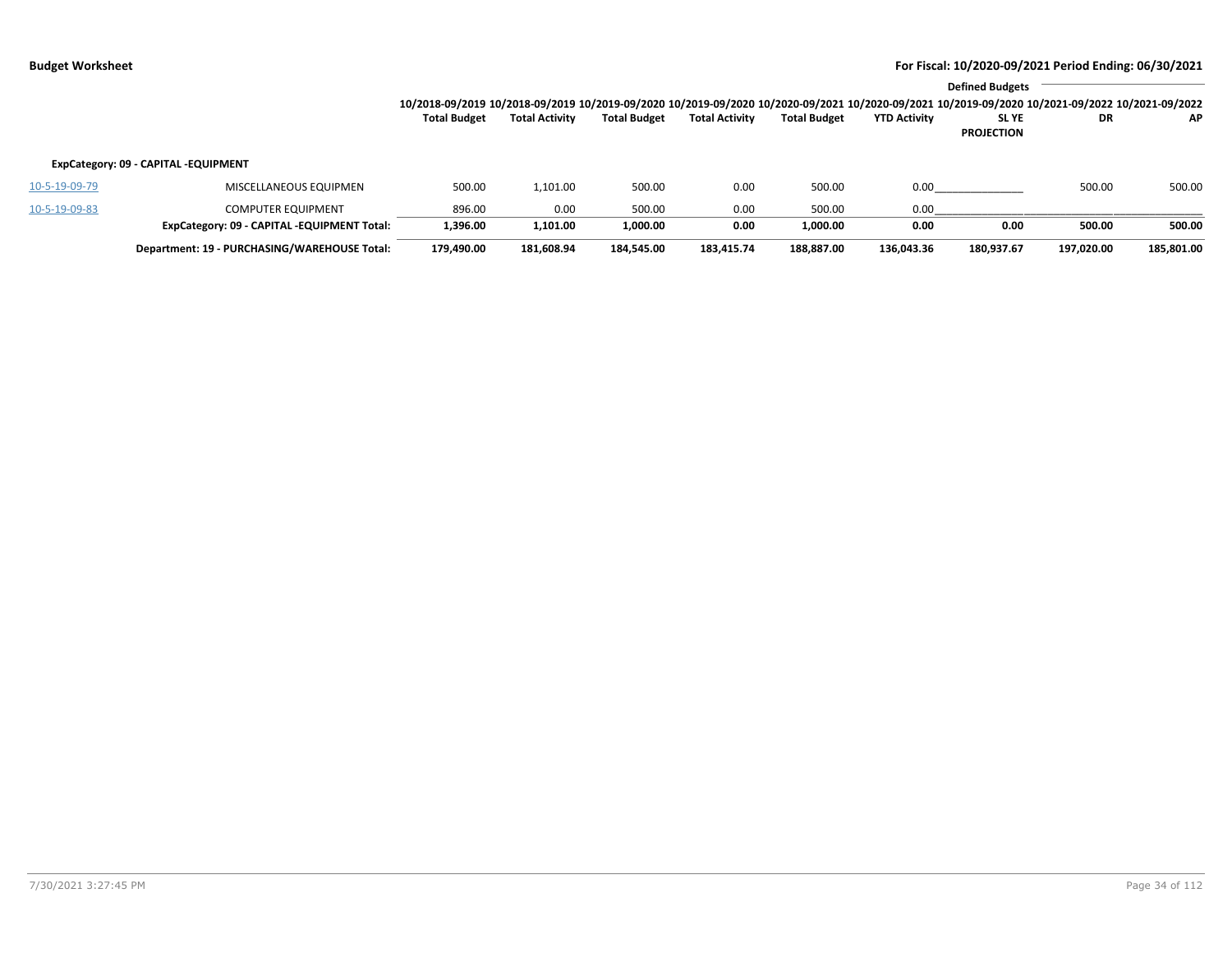**Budget Worksheet** — **For Fiscal: 10/2020-09/2021 Period Ending: 06/30/2021**

| | | 10/2018-09/2019 Total Budget | 10/2018-09/2019 Total Activity | 10/2019-09/2020 Total Budget | 10/2019-09/2020 Total Activity | 10/2020-09/2021 Total Budget | 10/2020-09/2021 YTD Activity | Defined Budgets 10/2019-09/2020 SL YE PROJECTION | Defined Budgets 10/2021-09/2022 DR | Defined Budgets 10/2021-09/2022 AP |
|---|---|---|---|---|---|---|---|---|---|---|
| **ExpCategory: 09 - CAPITAL -EQUIPMENT** | | | | | | | | | | |
| 10-5-19-09-79 | MISCELLANEOUS EQUIPMEN | 500.00 | 1,101.00 | 500.00 | 0.00 | 500.00 | 0.00 | | 500.00 | 500.00 |
| 10-5-19-09-83 | COMPUTER EQUIPMENT | 896.00 | 0.00 | 500.00 | 0.00 | 500.00 | 0.00 | | | |
| | **ExpCategory: 09 - CAPITAL -EQUIPMENT Total:** | **1,396.00** | **1,101.00** | **1,000.00** | **0.00** | **1,000.00** | **0.00** | **0.00** | **500.00** | **500.00** |
| | **Department: 19 - PURCHASING/WAREHOUSE Total:** | **179,490.00** | **181,608.94** | **184,545.00** | **183,415.74** | **188,887.00** | **136,043.36** | **180,937.67** | **197,020.00** | **185,801.00** |

7/30/2021 3:27:45 PM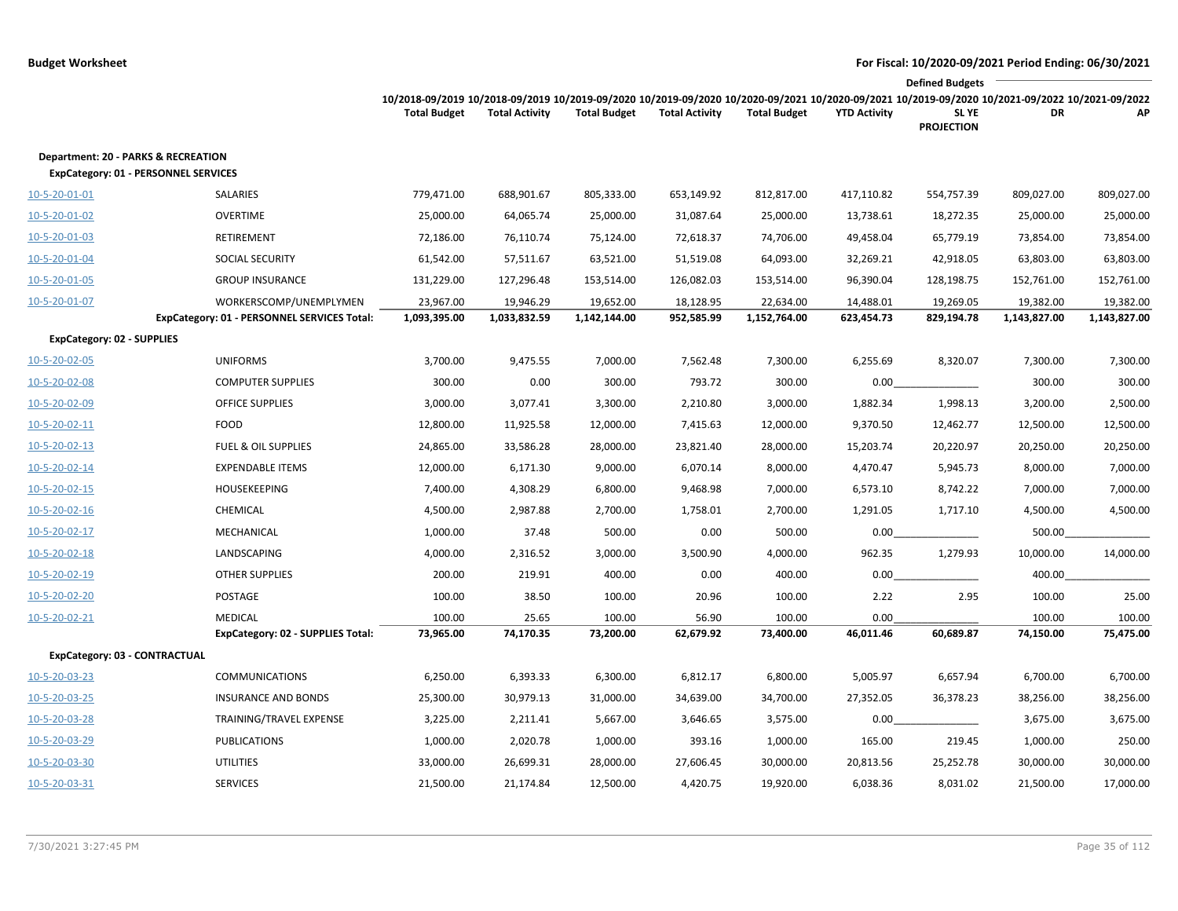**Budget Worksheet** — For Fiscal: 10/2020-09/2021 Period Ending: 06/30/2021

| | | 10/2018-09/2019 Total Budget | 10/2018-09/2019 Total Activity | 10/2019-09/2020 Total Budget | 10/2019-09/2020 Total Activity | 10/2020-09/2021 Total Budget | 10/2020-09/2021 YTD Activity | Defined Budgets 10/2019-09/2020 SL YE PROJECTION | 10/2021-09/2022 DR | 10/2021-09/2022 AP |
|---|---|---|---|---|---|---|---|---|---|---|
| **Department: 20 - PARKS & RECREATION** | | | | | | | | | | |
| **ExpCategory: 01 - PERSONNEL SERVICES** | | | | | | | | | | |
| 10-5-20-01-01 | SALARIES | 779,471.00 | 688,901.67 | 805,333.00 | 653,149.92 | 812,817.00 | 417,110.82 | 554,757.39 | 809,027.00 | 809,027.00 |
| 10-5-20-01-02 | OVERTIME | 25,000.00 | 64,065.74 | 25,000.00 | 31,087.64 | 25,000.00 | 13,738.61 | 18,272.35 | 25,000.00 | 25,000.00 |
| 10-5-20-01-03 | RETIREMENT | 72,186.00 | 76,110.74 | 75,124.00 | 72,618.37 | 74,706.00 | 49,458.04 | 65,779.19 | 73,854.00 | 73,854.00 |
| 10-5-20-01-04 | SOCIAL SECURITY | 61,542.00 | 57,511.67 | 63,521.00 | 51,519.08 | 64,093.00 | 32,269.21 | 42,918.05 | 63,803.00 | 63,803.00 |
| 10-5-20-01-05 | GROUP INSURANCE | 131,229.00 | 127,296.48 | 153,514.00 | 126,082.03 | 153,514.00 | 96,390.04 | 128,198.75 | 152,761.00 | 152,761.00 |
| 10-5-20-01-07 | WORKERSCOMP/UNEMPLYMEN | 23,967.00 | 19,946.29 | 19,652.00 | 18,128.95 | 22,634.00 | 14,488.01 | 19,269.05 | 19,382.00 | 19,382.00 |
| | **ExpCategory: 01 - PERSONNEL SERVICES Total:** | **1,093,395.00** | **1,033,832.59** | **1,142,144.00** | **952,585.99** | **1,152,764.00** | **623,454.73** | **829,194.78** | **1,143,827.00** | **1,143,827.00** |
| **ExpCategory: 02 - SUPPLIES** | | | | | | | | | | |
| 10-5-20-02-05 | UNIFORMS | 3,700.00 | 9,475.55 | 7,000.00 | 7,562.48 | 7,300.00 | 6,255.69 | 8,320.07 | 7,300.00 | 7,300.00 |
| 10-5-20-02-08 | COMPUTER SUPPLIES | 300.00 | 0.00 | 300.00 | 793.72 | 300.00 | 0.00 | | 300.00 | 300.00 |
| 10-5-20-02-09 | OFFICE SUPPLIES | 3,000.00 | 3,077.41 | 3,300.00 | 2,210.80 | 3,000.00 | 1,882.34 | 1,998.13 | 3,200.00 | 2,500.00 |
| 10-5-20-02-11 | FOOD | 12,800.00 | 11,925.58 | 12,000.00 | 7,415.63 | 12,000.00 | 9,370.50 | 12,462.77 | 12,500.00 | 12,500.00 |
| 10-5-20-02-13 | FUEL & OIL SUPPLIES | 24,865.00 | 33,586.28 | 28,000.00 | 23,821.40 | 28,000.00 | 15,203.74 | 20,220.97 | 20,250.00 | 20,250.00 |
| 10-5-20-02-14 | EXPENDABLE ITEMS | 12,000.00 | 6,171.30 | 9,000.00 | 6,070.14 | 8,000.00 | 4,470.47 | 5,945.73 | 8,000.00 | 7,000.00 |
| 10-5-20-02-15 | HOUSEKEEPING | 7,400.00 | 4,308.29 | 6,800.00 | 9,468.98 | 7,000.00 | 6,573.10 | 8,742.22 | 7,000.00 | 7,000.00 |
| 10-5-20-02-16 | CHEMICAL | 4,500.00 | 2,987.88 | 2,700.00 | 1,758.01 | 2,700.00 | 1,291.05 | 1,717.10 | 4,500.00 | 4,500.00 |
| 10-5-20-02-17 | MECHANICAL | 1,000.00 | 37.48 | 500.00 | 0.00 | 500.00 | 0.00 | | 500.00 | |
| 10-5-20-02-18 | LANDSCAPING | 4,000.00 | 2,316.52 | 3,000.00 | 3,500.90 | 4,000.00 | 962.35 | 1,279.93 | 10,000.00 | 14,000.00 |
| 10-5-20-02-19 | OTHER SUPPLIES | 200.00 | 219.91 | 400.00 | 0.00 | 400.00 | 0.00 | | 400.00 | |
| 10-5-20-02-20 | POSTAGE | 100.00 | 38.50 | 100.00 | 20.96 | 100.00 | 2.22 | 2.95 | 100.00 | 25.00 |
| 10-5-20-02-21 | MEDICAL | 100.00 | 25.65 | 100.00 | 56.90 | 100.00 | 0.00 | | 100.00 | 100.00 |
| | **ExpCategory: 02 - SUPPLIES Total:** | **73,965.00** | **74,170.35** | **73,200.00** | **62,679.92** | **73,400.00** | **46,011.46** | **60,689.87** | **74,150.00** | **75,475.00** |
| **ExpCategory: 03 - CONTRACTUAL** | | | | | | | | | | |
| 10-5-20-03-23 | COMMUNICATIONS | 6,250.00 | 6,393.33 | 6,300.00 | 6,812.17 | 6,800.00 | 5,005.97 | 6,657.94 | 6,700.00 | 6,700.00 |
| 10-5-20-03-25 | INSURANCE AND BONDS | 25,300.00 | 30,979.13 | 31,000.00 | 34,639.00 | 34,700.00 | 27,352.05 | 36,378.23 | 38,256.00 | 38,256.00 |
| 10-5-20-03-28 | TRAINING/TRAVEL EXPENSE | 3,225.00 | 2,211.41 | 5,667.00 | 3,646.65 | 3,575.00 | 0.00 | | 3,675.00 | 3,675.00 |
| 10-5-20-03-29 | PUBLICATIONS | 1,000.00 | 2,020.78 | 1,000.00 | 393.16 | 1,000.00 | 165.00 | 219.45 | 1,000.00 | 250.00 |
| 10-5-20-03-30 | UTILITIES | 33,000.00 | 26,699.31 | 28,000.00 | 27,606.45 | 30,000.00 | 20,813.56 | 25,252.78 | 30,000.00 | 30,000.00 |
| 10-5-20-03-31 | SERVICES | 21,500.00 | 21,174.84 | 12,500.00 | 4,420.75 | 19,920.00 | 6,038.36 | 8,031.02 | 21,500.00 | 17,000.00 |

7/30/2021 3:27:45 PM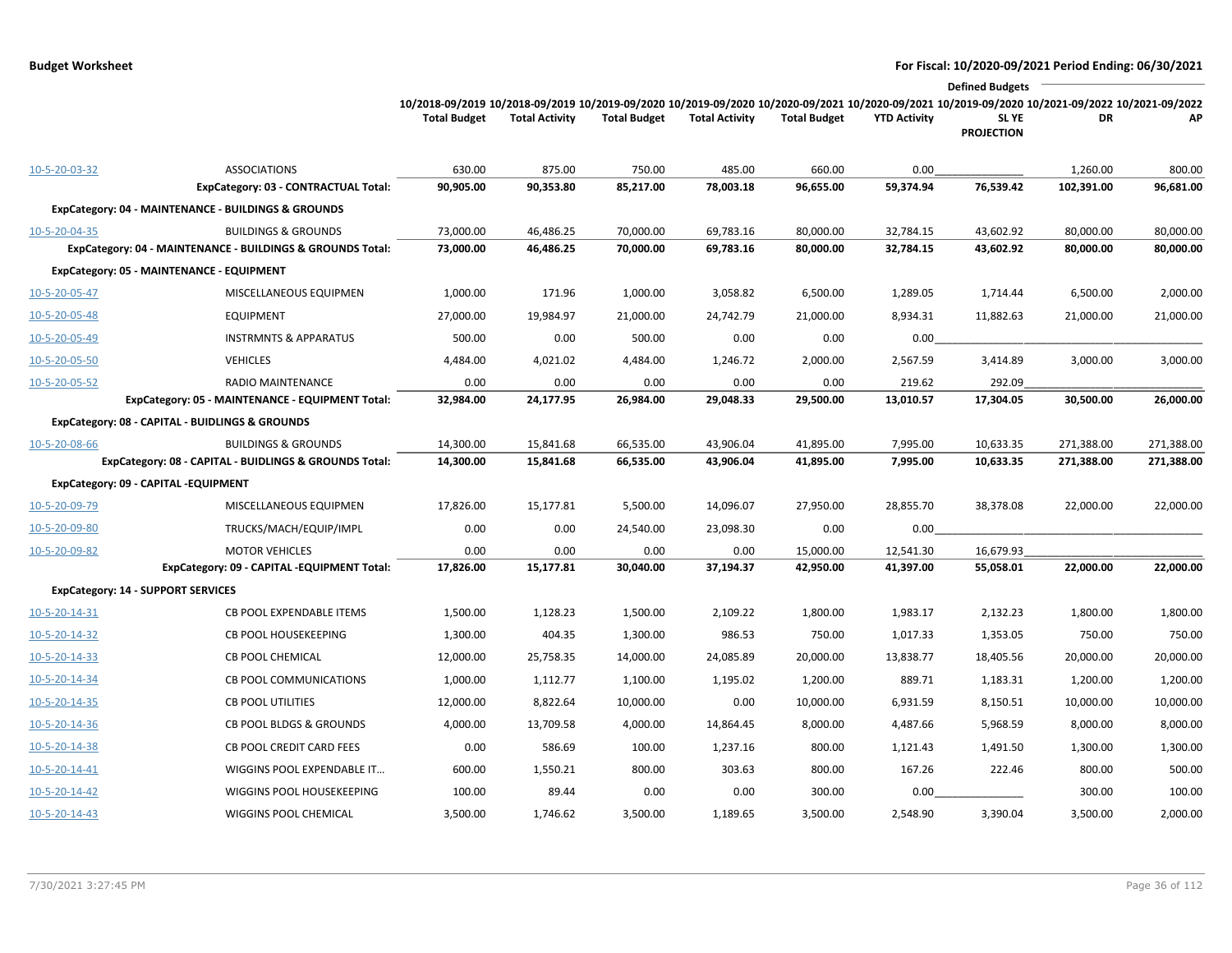**Budget Worksheet** — For Fiscal: 10/2020-09/2021 Period Ending: 06/30/2021

| | | 10/2018-09/2019 Total Budget | 10/2018-09/2019 Total Activity | 10/2019-09/2020 Total Budget | 10/2019-09/2020 Total Activity | 10/2020-09/2021 Total Budget | 10/2020-09/2021 YTD Activity | Defined Budgets 10/2019-09/2020 SL YE PROJECTION | 10/2021-09/2022 DR | 10/2021-09/2022 AP |
|---|---|---|---|---|---|---|---|---|---|---|
| 10-5-20-03-32 | ASSOCIATIONS | 630.00 | 875.00 | 750.00 | 485.00 | 660.00 | 0.00 | | 1,260.00 | 800.00 |
| | **ExpCategory: 03 - CONTRACTUAL Total:** | **90,905.00** | **90,353.80** | **85,217.00** | **78,003.18** | **96,655.00** | **59,374.94** | **76,539.42** | **102,391.00** | **96,681.00** |
| **ExpCategory: 04 - MAINTENANCE - BUILDINGS & GROUNDS** | | | | | | | | | | |
| 10-5-20-04-35 | BUILDINGS & GROUNDS | 73,000.00 | 46,486.25 | 70,000.00 | 69,783.16 | 80,000.00 | 32,784.15 | 43,602.92 | 80,000.00 | 80,000.00 |
| | **ExpCategory: 04 - MAINTENANCE - BUILDINGS & GROUNDS Total:** | **73,000.00** | **46,486.25** | **70,000.00** | **69,783.16** | **80,000.00** | **32,784.15** | **43,602.92** | **80,000.00** | **80,000.00** |
| **ExpCategory: 05 - MAINTENANCE - EQUIPMENT** | | | | | | | | | | |
| 10-5-20-05-47 | MISCELLANEOUS EQUIPMEN | 1,000.00 | 171.96 | 1,000.00 | 3,058.82 | 6,500.00 | 1,289.05 | 1,714.44 | 6,500.00 | 2,000.00 |
| 10-5-20-05-48 | EQUIPMENT | 27,000.00 | 19,984.97 | 21,000.00 | 24,742.79 | 21,000.00 | 8,934.31 | 11,882.63 | 21,000.00 | 21,000.00 |
| 10-5-20-05-49 | INSTRMNTS & APPARATUS | 500.00 | 0.00 | 500.00 | 0.00 | 0.00 | 0.00 | | | |
| 10-5-20-05-50 | VEHICLES | 4,484.00 | 4,021.02 | 4,484.00 | 1,246.72 | 2,000.00 | 2,567.59 | 3,414.89 | 3,000.00 | 3,000.00 |
| 10-5-20-05-52 | RADIO MAINTENANCE | 0.00 | 0.00 | 0.00 | 0.00 | 0.00 | 219.62 | 292.09 | | |
| | **ExpCategory: 05 - MAINTENANCE - EQUIPMENT Total:** | **32,984.00** | **24,177.95** | **26,984.00** | **29,048.33** | **29,500.00** | **13,010.57** | **17,304.05** | **30,500.00** | **26,000.00** |
| **ExpCategory: 08 - CAPITAL - BUIDLINGS & GROUNDS** | | | | | | | | | | |
| 10-5-20-08-66 | BUILDINGS & GROUNDS | 14,300.00 | 15,841.68 | 66,535.00 | 43,906.04 | 41,895.00 | 7,995.00 | 10,633.35 | 271,388.00 | 271,388.00 |
| | **ExpCategory: 08 - CAPITAL - BUIDLINGS & GROUNDS Total:** | **14,300.00** | **15,841.68** | **66,535.00** | **43,906.04** | **41,895.00** | **7,995.00** | **10,633.35** | **271,388.00** | **271,388.00** |
| **ExpCategory: 09 - CAPITAL -EQUIPMENT** | | | | | | | | | | |
| 10-5-20-09-79 | MISCELLANEOUS EQUIPMEN | 17,826.00 | 15,177.81 | 5,500.00 | 14,096.07 | 27,950.00 | 28,855.70 | 38,378.08 | 22,000.00 | 22,000.00 |
| 10-5-20-09-80 | TRUCKS/MACH/EQUIP/IMPL | 0.00 | 0.00 | 24,540.00 | 23,098.30 | 0.00 | 0.00 | | | |
| 10-5-20-09-82 | MOTOR VEHICLES | 0.00 | 0.00 | 0.00 | 0.00 | 15,000.00 | 12,541.30 | 16,679.93 | | |
| | **ExpCategory: 09 - CAPITAL -EQUIPMENT Total:** | **17,826.00** | **15,177.81** | **30,040.00** | **37,194.37** | **42,950.00** | **41,397.00** | **55,058.01** | **22,000.00** | **22,000.00** |
| **ExpCategory: 14 - SUPPORT SERVICES** | | | | | | | | | | |
| 10-5-20-14-31 | CB POOL EXPENDABLE ITEMS | 1,500.00 | 1,128.23 | 1,500.00 | 2,109.22 | 1,800.00 | 1,983.17 | 2,132.23 | 1,800.00 | 1,800.00 |
| 10-5-20-14-32 | CB POOL HOUSEKEEPING | 1,300.00 | 404.35 | 1,300.00 | 986.53 | 750.00 | 1,017.33 | 1,353.05 | 750.00 | 750.00 |
| 10-5-20-14-33 | CB POOL CHEMICAL | 12,000.00 | 25,758.35 | 14,000.00 | 24,085.89 | 20,000.00 | 13,838.77 | 18,405.56 | 20,000.00 | 20,000.00 |
| 10-5-20-14-34 | CB POOL COMMUNICATIONS | 1,000.00 | 1,112.77 | 1,100.00 | 1,195.02 | 1,200.00 | 889.71 | 1,183.31 | 1,200.00 | 1,200.00 |
| 10-5-20-14-35 | CB POOL UTILITIES | 12,000.00 | 8,822.64 | 10,000.00 | 0.00 | 10,000.00 | 6,931.59 | 8,150.51 | 10,000.00 | 10,000.00 |
| 10-5-20-14-36 | CB POOL BLDGS & GROUNDS | 4,000.00 | 13,709.58 | 4,000.00 | 14,864.45 | 8,000.00 | 4,487.66 | 5,968.59 | 8,000.00 | 8,000.00 |
| 10-5-20-14-38 | CB POOL CREDIT CARD FEES | 0.00 | 586.69 | 100.00 | 1,237.16 | 800.00 | 1,121.43 | 1,491.50 | 1,300.00 | 1,300.00 |
| 10-5-20-14-41 | WIGGINS POOL EXPENDABLE IT… | 600.00 | 1,550.21 | 800.00 | 303.63 | 800.00 | 167.26 | 222.46 | 800.00 | 500.00 |
| 10-5-20-14-42 | WIGGINS POOL HOUSEKEEPING | 100.00 | 89.44 | 0.00 | 0.00 | 300.00 | 0.00 | | 300.00 | 100.00 |
| 10-5-20-14-43 | WIGGINS POOL CHEMICAL | 3,500.00 | 1,746.62 | 3,500.00 | 1,189.65 | 3,500.00 | 2,548.90 | 3,390.04 | 3,500.00 | 2,000.00 |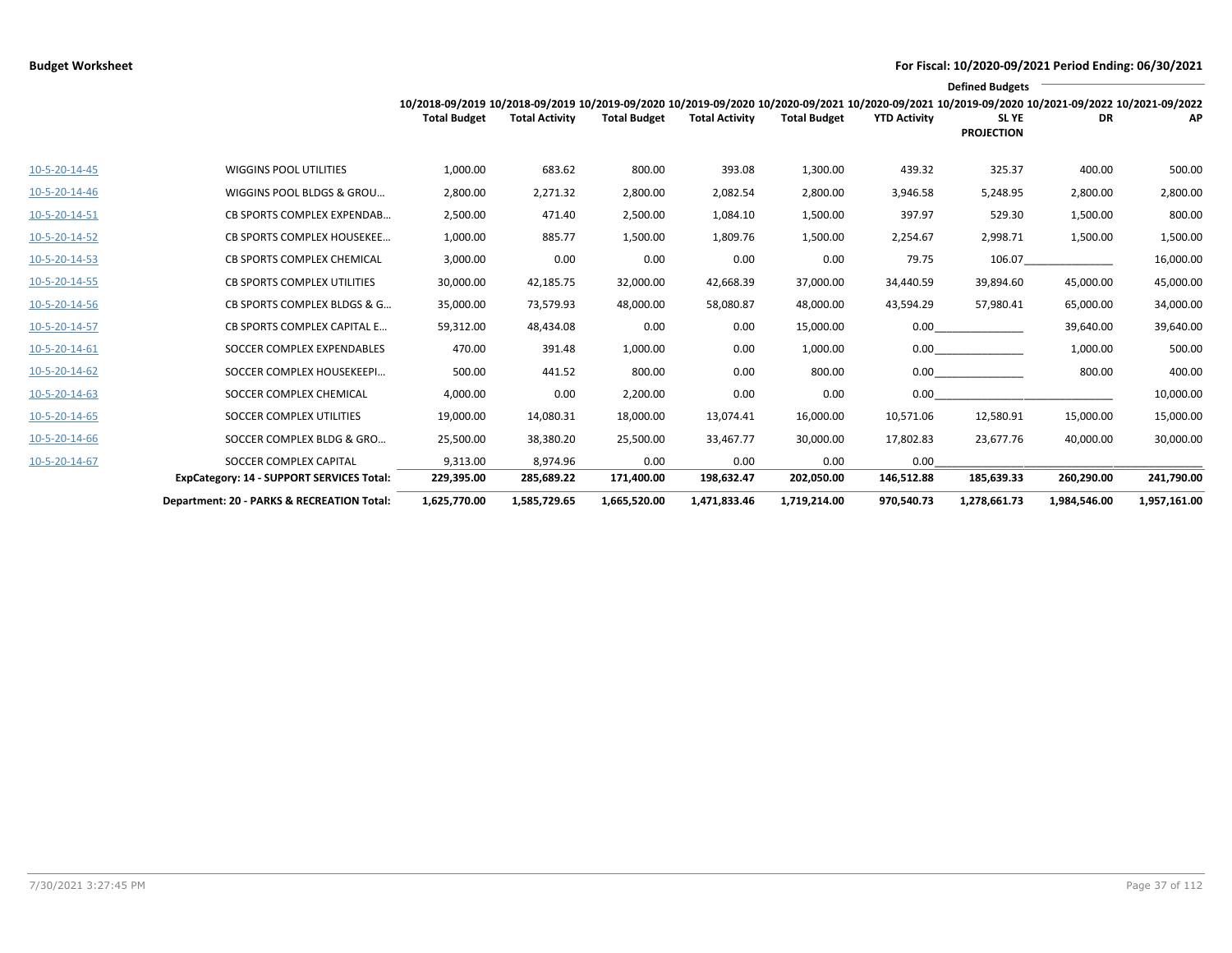**Budget Worksheet**

**For Fiscal: 10/2020-09/2021 Period Ending: 06/30/2021**

| | | 10/2018-09/2019 Total Budget | 10/2018-09/2019 Total Activity | 10/2019-09/2020 Total Budget | 10/2019-09/2020 Total Activity | 10/2020-09/2021 Total Budget | 10/2020-09/2021 YTD Activity | Defined Budgets 10/2019-09/2020 SL YE PROJECTION | 10/2021-09/2022 DR | 10/2021-09/2022 AP |
|---|---|---|---|---|---|---|---|---|---|---|
| 10-5-20-14-45 | WIGGINS POOL UTILITIES | 1,000.00 | 683.62 | 800.00 | 393.08 | 1,300.00 | 439.32 | 325.37 | 400.00 | 500.00 |
| 10-5-20-14-46 | WIGGINS POOL BLDGS & GROU… | 2,800.00 | 2,271.32 | 2,800.00 | 2,082.54 | 2,800.00 | 3,946.58 | 5,248.95 | 2,800.00 | 2,800.00 |
| 10-5-20-14-51 | CB SPORTS COMPLEX EXPENDAB… | 2,500.00 | 471.40 | 2,500.00 | 1,084.10 | 1,500.00 | 397.97 | 529.30 | 1,500.00 | 800.00 |
| 10-5-20-14-52 | CB SPORTS COMPLEX HOUSEKEE… | 1,000.00 | 885.77 | 1,500.00 | 1,809.76 | 1,500.00 | 2,254.67 | 2,998.71 | 1,500.00 | 1,500.00 |
| 10-5-20-14-53 | CB SPORTS COMPLEX CHEMICAL | 3,000.00 | 0.00 | 0.00 | 0.00 | 0.00 | 79.75 | 106.07 | | 16,000.00 |
| 10-5-20-14-55 | CB SPORTS COMPLEX UTILITIES | 30,000.00 | 42,185.75 | 32,000.00 | 42,668.39 | 37,000.00 | 34,440.59 | 39,894.60 | 45,000.00 | 45,000.00 |
| 10-5-20-14-56 | CB SPORTS COMPLEX BLDGS & G… | 35,000.00 | 73,579.93 | 48,000.00 | 58,080.87 | 48,000.00 | 43,594.29 | 57,980.41 | 65,000.00 | 34,000.00 |
| 10-5-20-14-57 | CB SPORTS COMPLEX CAPITAL E… | 59,312.00 | 48,434.08 | 0.00 | 0.00 | 15,000.00 | 0.00 | | 39,640.00 | 39,640.00 |
| 10-5-20-14-61 | SOCCER COMPLEX EXPENDABLES | 470.00 | 391.48 | 1,000.00 | 0.00 | 1,000.00 | 0.00 | | 1,000.00 | 500.00 |
| 10-5-20-14-62 | SOCCER COMPLEX HOUSEKEEPI… | 500.00 | 441.52 | 800.00 | 0.00 | 800.00 | 0.00 | | 800.00 | 400.00 |
| 10-5-20-14-63 | SOCCER COMPLEX CHEMICAL | 4,000.00 | 0.00 | 2,200.00 | 0.00 | 0.00 | 0.00 | | | 10,000.00 |
| 10-5-20-14-65 | SOCCER COMPLEX UTILITIES | 19,000.00 | 14,080.31 | 18,000.00 | 13,074.41 | 16,000.00 | 10,571.06 | 12,580.91 | 15,000.00 | 15,000.00 |
| 10-5-20-14-66 | SOCCER COMPLEX BLDG & GRO… | 25,500.00 | 38,380.20 | 25,500.00 | 33,467.77 | 30,000.00 | 17,802.83 | 23,677.76 | 40,000.00 | 30,000.00 |
| 10-5-20-14-67 | SOCCER COMPLEX CAPITAL | 9,313.00 | 8,974.96 | 0.00 | 0.00 | 0.00 | 0.00 | | | |
| | **ExpCategory: 14 - SUPPORT SERVICES Total:** | **229,395.00** | **285,689.22** | **171,400.00** | **198,632.47** | **202,050.00** | **146,512.88** | **185,639.33** | **260,290.00** | **241,790.00** |
| | **Department: 20 - PARKS & RECREATION Total:** | **1,625,770.00** | **1,585,729.65** | **1,665,520.00** | **1,471,833.46** | **1,719,214.00** | **970,540.73** | **1,278,661.73** | **1,984,546.00** | **1,957,161.00** |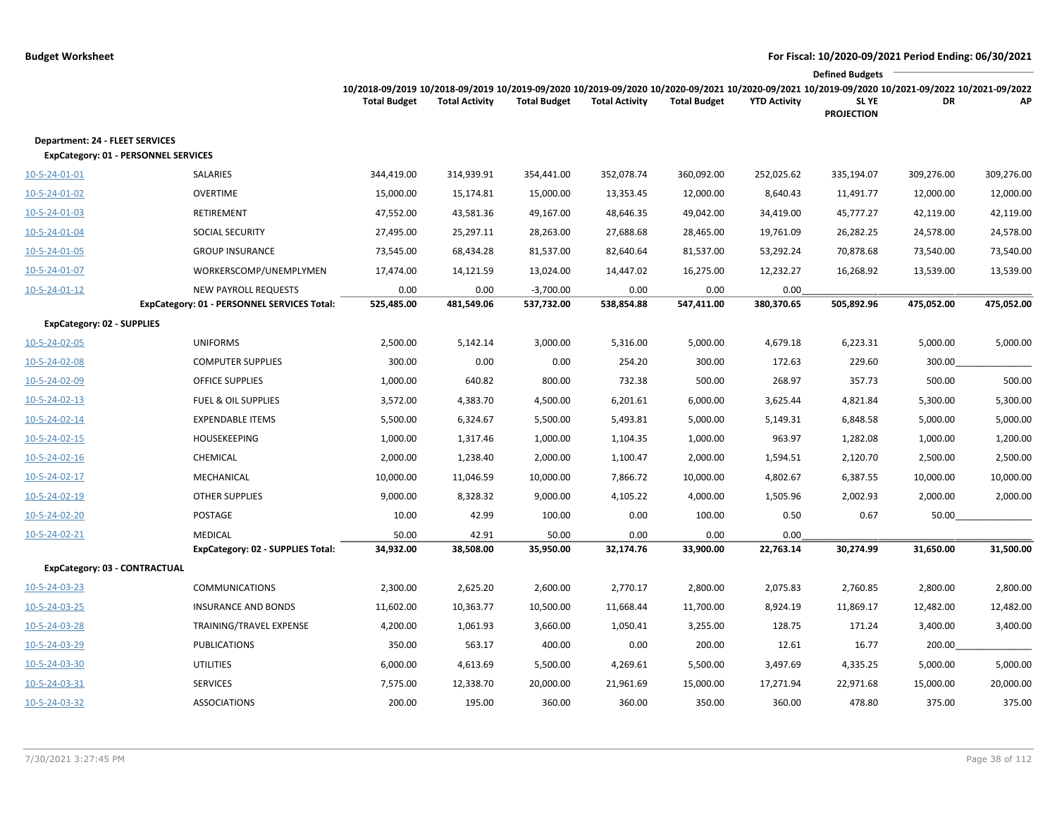**Budget Worksheet** — **For Fiscal: 10/2020-09/2021 Period Ending: 06/30/2021**

| | | 10/2018-09/2019 Total Budget | 10/2018-09/2019 Total Activity | 10/2019-09/2020 Total Budget | 10/2019-09/2020 Total Activity | 10/2020-09/2021 Total Budget | 10/2020-09/2021 YTD Activity | 10/2019-09/2020 SL YE PROJECTION | Defined Budgets 10/2021-09/2022 DR | 10/2021-09/2022 AP |
|---|---|---|---|---|---|---|---|---|---|---|
| **Department: 24 - FLEET SERVICES** | | | | | | | | | | |
| **ExpCategory: 01 - PERSONNEL SERVICES** | | | | | | | | | | |
| 10-5-24-01-01 | SALARIES | 344,419.00 | 314,939.91 | 354,441.00 | 352,078.74 | 360,092.00 | 252,025.62 | 335,194.07 | 309,276.00 | 309,276.00 |
| 10-5-24-01-02 | OVERTIME | 15,000.00 | 15,174.81 | 15,000.00 | 13,353.45 | 12,000.00 | 8,640.43 | 11,491.77 | 12,000.00 | 12,000.00 |
| 10-5-24-01-03 | RETIREMENT | 47,552.00 | 43,581.36 | 49,167.00 | 48,646.35 | 49,042.00 | 34,419.00 | 45,777.27 | 42,119.00 | 42,119.00 |
| 10-5-24-01-04 | SOCIAL SECURITY | 27,495.00 | 25,297.11 | 28,263.00 | 27,688.68 | 28,465.00 | 19,761.09 | 26,282.25 | 24,578.00 | 24,578.00 |
| 10-5-24-01-05 | GROUP INSURANCE | 73,545.00 | 68,434.28 | 81,537.00 | 82,640.64 | 81,537.00 | 53,292.24 | 70,878.68 | 73,540.00 | 73,540.00 |
| 10-5-24-01-07 | WORKERSCOMP/UNEMPLYMEN | 17,474.00 | 14,121.59 | 13,024.00 | 14,447.02 | 16,275.00 | 12,232.27 | 16,268.92 | 13,539.00 | 13,539.00 |
| 10-5-24-01-12 | NEW PAYROLL REQUESTS | 0.00 | 0.00 | -3,700.00 | 0.00 | 0.00 | 0.00 | | | |
| | **ExpCategory: 01 - PERSONNEL SERVICES Total:** | **525,485.00** | **481,549.06** | **537,732.00** | **538,854.88** | **547,411.00** | **380,370.65** | **505,892.96** | **475,052.00** | **475,052.00** |
| **ExpCategory: 02 - SUPPLIES** | | | | | | | | | | |
| 10-5-24-02-05 | UNIFORMS | 2,500.00 | 5,142.14 | 3,000.00 | 5,316.00 | 5,000.00 | 4,679.18 | 6,223.31 | 5,000.00 | 5,000.00 |
| 10-5-24-02-08 | COMPUTER SUPPLIES | 300.00 | 0.00 | 0.00 | 254.20 | 300.00 | 172.63 | 229.60 | 300.00 | |
| 10-5-24-02-09 | OFFICE SUPPLIES | 1,000.00 | 640.82 | 800.00 | 732.38 | 500.00 | 268.97 | 357.73 | 500.00 | 500.00 |
| 10-5-24-02-13 | FUEL & OIL SUPPLIES | 3,572.00 | 4,383.70 | 4,500.00 | 6,201.61 | 6,000.00 | 3,625.44 | 4,821.84 | 5,300.00 | 5,300.00 |
| 10-5-24-02-14 | EXPENDABLE ITEMS | 5,500.00 | 6,324.67 | 5,500.00 | 5,493.81 | 5,000.00 | 5,149.31 | 6,848.58 | 5,000.00 | 5,000.00 |
| 10-5-24-02-15 | HOUSEKEEPING | 1,000.00 | 1,317.46 | 1,000.00 | 1,104.35 | 1,000.00 | 963.97 | 1,282.08 | 1,000.00 | 1,200.00 |
| 10-5-24-02-16 | CHEMICAL | 2,000.00 | 1,238.40 | 2,000.00 | 1,100.47 | 2,000.00 | 1,594.51 | 2,120.70 | 2,500.00 | 2,500.00 |
| 10-5-24-02-17 | MECHANICAL | 10,000.00 | 11,046.59 | 10,000.00 | 7,866.72 | 10,000.00 | 4,802.67 | 6,387.55 | 10,000.00 | 10,000.00 |
| 10-5-24-02-19 | OTHER SUPPLIES | 9,000.00 | 8,328.32 | 9,000.00 | 4,105.22 | 4,000.00 | 1,505.96 | 2,002.93 | 2,000.00 | 2,000.00 |
| 10-5-24-02-20 | POSTAGE | 10.00 | 42.99 | 100.00 | 0.00 | 100.00 | 0.50 | 0.67 | 50.00 | |
| 10-5-24-02-21 | MEDICAL | 50.00 | 42.91 | 50.00 | 0.00 | 0.00 | 0.00 | | | |
| | **ExpCategory: 02 - SUPPLIES Total:** | **34,932.00** | **38,508.00** | **35,950.00** | **32,174.76** | **33,900.00** | **22,763.14** | **30,274.99** | **31,650.00** | **31,500.00** |
| **ExpCategory: 03 - CONTRACTUAL** | | | | | | | | | | |
| 10-5-24-03-23 | COMMUNICATIONS | 2,300.00 | 2,625.20 | 2,600.00 | 2,770.17 | 2,800.00 | 2,075.83 | 2,760.85 | 2,800.00 | 2,800.00 |
| 10-5-24-03-25 | INSURANCE AND BONDS | 11,602.00 | 10,363.77 | 10,500.00 | 11,668.44 | 11,700.00 | 8,924.19 | 11,869.17 | 12,482.00 | 12,482.00 |
| 10-5-24-03-28 | TRAINING/TRAVEL EXPENSE | 4,200.00 | 1,061.93 | 3,660.00 | 1,050.41 | 3,255.00 | 128.75 | 171.24 | 3,400.00 | 3,400.00 |
| 10-5-24-03-29 | PUBLICATIONS | 350.00 | 563.17 | 400.00 | 0.00 | 200.00 | 12.61 | 16.77 | 200.00 | |
| 10-5-24-03-30 | UTILITIES | 6,000.00 | 4,613.69 | 5,500.00 | 4,269.61 | 5,500.00 | 3,497.69 | 4,335.25 | 5,000.00 | 5,000.00 |
| 10-5-24-03-31 | SERVICES | 7,575.00 | 12,338.70 | 20,000.00 | 21,961.69 | 15,000.00 | 17,271.94 | 22,971.68 | 15,000.00 | 20,000.00 |
| 10-5-24-03-32 | ASSOCIATIONS | 200.00 | 195.00 | 360.00 | 360.00 | 350.00 | 360.00 | 478.80 | 375.00 | 375.00 |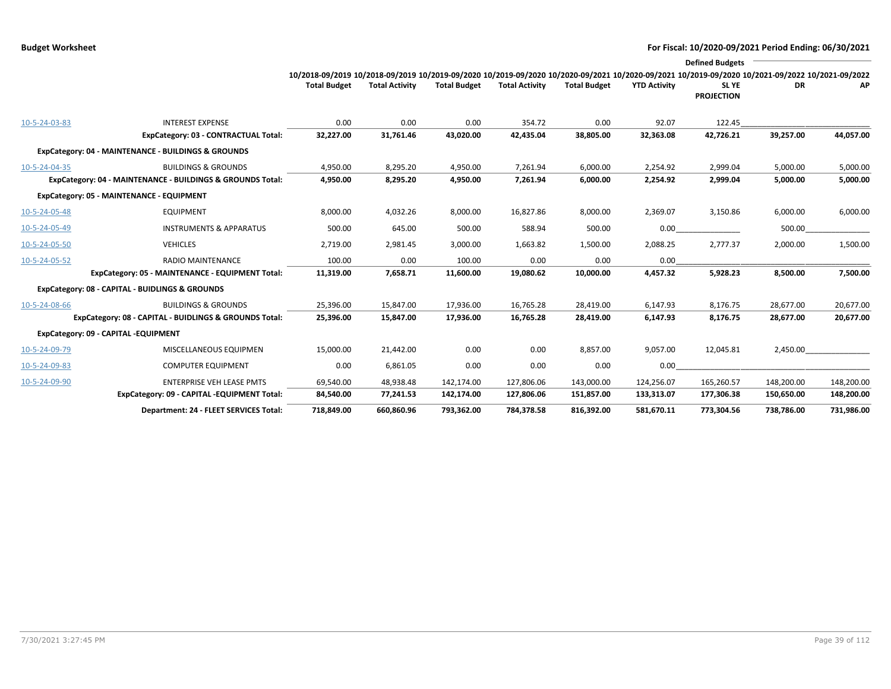**Budget Worksheet** — For Fiscal: 10/2020-09/2021 Period Ending: 06/30/2021

| | | 10/2018-09/2019 Total Budget | 10/2018-09/2019 Total Activity | 10/2019-09/2020 Total Budget | 10/2019-09/2020 Total Activity | 10/2020-09/2021 Total Budget | 10/2020-09/2021 YTD Activity | Defined Budgets 10/2019-09/2020 SL YE PROJECTION | 10/2021-09/2022 DR | 10/2021-09/2022 AP |
|---|---|---|---|---|---|---|---|---|---|---|
| 10-5-24-03-83 | INTEREST EXPENSE | 0.00 | 0.00 | 0.00 | 354.72 | 0.00 | 92.07 | 122.45 | | |
| | **ExpCategory: 03 - CONTRACTUAL Total:** | **32,227.00** | **31,761.46** | **43,020.00** | **42,435.04** | **38,805.00** | **32,363.08** | **42,726.21** | **39,257.00** | **44,057.00** |
| **ExpCategory: 04 - MAINTENANCE - BUILDINGS & GROUNDS** | | | | | | | | | | |
| 10-5-24-04-35 | BUILDINGS & GROUNDS | 4,950.00 | 8,295.20 | 4,950.00 | 7,261.94 | 6,000.00 | 2,254.92 | 2,999.04 | 5,000.00 | 5,000.00 |
| | **ExpCategory: 04 - MAINTENANCE - BUILDINGS & GROUNDS Total:** | **4,950.00** | **8,295.20** | **4,950.00** | **7,261.94** | **6,000.00** | **2,254.92** | **2,999.04** | **5,000.00** | **5,000.00** |
| **ExpCategory: 05 - MAINTENANCE - EQUIPMENT** | | | | | | | | | | |
| 10-5-24-05-48 | EQUIPMENT | 8,000.00 | 4,032.26 | 8,000.00 | 16,827.86 | 8,000.00 | 2,369.07 | 3,150.86 | 6,000.00 | 6,000.00 |
| 10-5-24-05-49 | INSTRUMENTS & APPARATUS | 500.00 | 645.00 | 500.00 | 588.94 | 500.00 | 0.00 | | 500.00 | |
| 10-5-24-05-50 | VEHICLES | 2,719.00 | 2,981.45 | 3,000.00 | 1,663.82 | 1,500.00 | 2,088.25 | 2,777.37 | 2,000.00 | 1,500.00 |
| 10-5-24-05-52 | RADIO MAINTENANCE | 100.00 | 0.00 | 100.00 | 0.00 | 0.00 | 0.00 | | | |
| | **ExpCategory: 05 - MAINTENANCE - EQUIPMENT Total:** | **11,319.00** | **7,658.71** | **11,600.00** | **19,080.62** | **10,000.00** | **4,457.32** | **5,928.23** | **8,500.00** | **7,500.00** |
| **ExpCategory: 08 - CAPITAL - BUIDLINGS & GROUNDS** | | | | | | | | | | |
| 10-5-24-08-66 | BUILDINGS & GROUNDS | 25,396.00 | 15,847.00 | 17,936.00 | 16,765.28 | 28,419.00 | 6,147.93 | 8,176.75 | 28,677.00 | 20,677.00 |
| | **ExpCategory: 08 - CAPITAL - BUIDLINGS & GROUNDS Total:** | **25,396.00** | **15,847.00** | **17,936.00** | **16,765.28** | **28,419.00** | **6,147.93** | **8,176.75** | **28,677.00** | **20,677.00** |
| **ExpCategory: 09 - CAPITAL -EQUIPMENT** | | | | | | | | | | |
| 10-5-24-09-79 | MISCELLANEOUS EQUIPMEN | 15,000.00 | 21,442.00 | 0.00 | 0.00 | 8,857.00 | 9,057.00 | 12,045.81 | 2,450.00 | |
| 10-5-24-09-83 | COMPUTER EQUIPMENT | 0.00 | 6,861.05 | 0.00 | 0.00 | 0.00 | 0.00 | | | |
| 10-5-24-09-90 | ENTERPRISE VEH LEASE PMTS | 69,540.00 | 48,938.48 | 142,174.00 | 127,806.06 | 143,000.00 | 124,256.07 | 165,260.57 | 148,200.00 | 148,200.00 |
| | **ExpCategory: 09 - CAPITAL -EQUIPMENT Total:** | **84,540.00** | **77,241.53** | **142,174.00** | **127,806.06** | **151,857.00** | **133,313.07** | **177,306.38** | **150,650.00** | **148,200.00** |
| | **Department: 24 - FLEET SERVICES Total:** | **718,849.00** | **660,860.96** | **793,362.00** | **784,378.58** | **816,392.00** | **581,670.11** | **773,304.56** | **738,786.00** | **731,986.00** |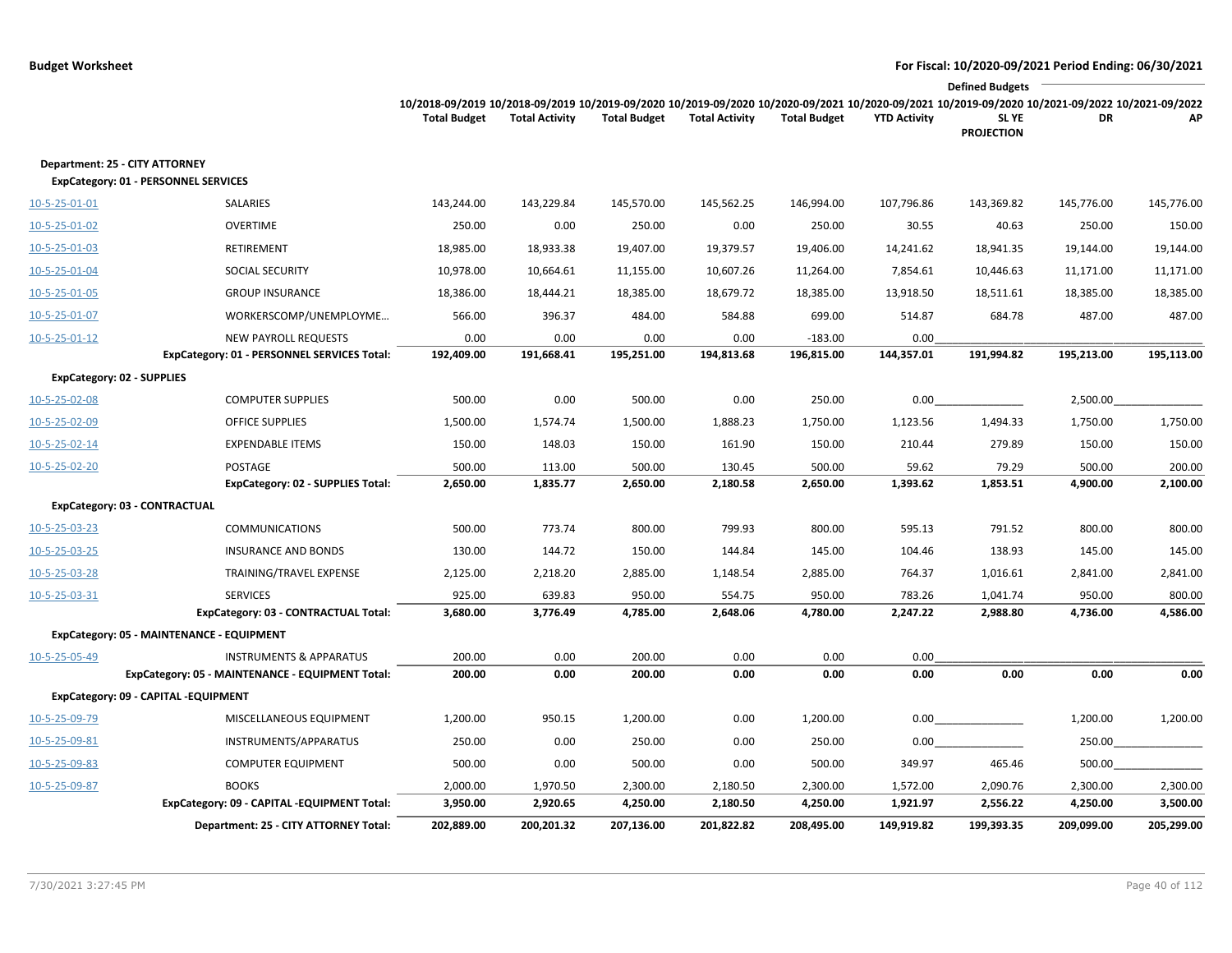**Budget Worksheet**

**For Fiscal: 10/2020-09/2021 Period Ending: 06/30/2021**

| | | 10/2018-09/2019 Total Budget | 10/2018-09/2019 Total Activity | 10/2019-09/2020 Total Budget | 10/2019-09/2020 Total Activity | 10/2020-09/2021 Total Budget | 10/2020-09/2021 YTD Activity | Defined Budgets 10/2019-09/2020 SL YE PROJECTION | 10/2021-09/2022 DR | 10/2021-09/2022 AP |
|---|---|---|---|---|---|---|---|---|---|---|
| **Department: 25 - CITY ATTORNEY** | | | | | | | | | | |
| **ExpCategory: 01 - PERSONNEL SERVICES** | | | | | | | | | | |
| 10-5-25-01-01 | SALARIES | 143,244.00 | 143,229.84 | 145,570.00 | 145,562.25 | 146,994.00 | 107,796.86 | 143,369.82 | 145,776.00 | 145,776.00 |
| 10-5-25-01-02 | OVERTIME | 250.00 | 0.00 | 250.00 | 0.00 | 250.00 | 30.55 | 40.63 | 250.00 | 150.00 |
| 10-5-25-01-03 | RETIREMENT | 18,985.00 | 18,933.38 | 19,407.00 | 19,379.57 | 19,406.00 | 14,241.62 | 18,941.35 | 19,144.00 | 19,144.00 |
| 10-5-25-01-04 | SOCIAL SECURITY | 10,978.00 | 10,664.61 | 11,155.00 | 10,607.26 | 11,264.00 | 7,854.61 | 10,446.63 | 11,171.00 | 11,171.00 |
| 10-5-25-01-05 | GROUP INSURANCE | 18,386.00 | 18,444.21 | 18,385.00 | 18,679.72 | 18,385.00 | 13,918.50 | 18,511.61 | 18,385.00 | 18,385.00 |
| 10-5-25-01-07 | WORKERSCOMP/UNEMPLOYME… | 566.00 | 396.37 | 484.00 | 584.88 | 699.00 | 514.87 | 684.78 | 487.00 | 487.00 |
| 10-5-25-01-12 | NEW PAYROLL REQUESTS | 0.00 | 0.00 | 0.00 | 0.00 | -183.00 | 0.00 | | | |
| | **ExpCategory: 01 - PERSONNEL SERVICES Total:** | **192,409.00** | **191,668.41** | **195,251.00** | **194,813.68** | **196,815.00** | **144,357.01** | **191,994.82** | **195,213.00** | **195,113.00** |
| **ExpCategory: 02 - SUPPLIES** | | | | | | | | | | |
| 10-5-25-02-08 | COMPUTER SUPPLIES | 500.00 | 0.00 | 500.00 | 0.00 | 250.00 | 0.00 | | 2,500.00 | |
| 10-5-25-02-09 | OFFICE SUPPLIES | 1,500.00 | 1,574.74 | 1,500.00 | 1,888.23 | 1,750.00 | 1,123.56 | 1,494.33 | 1,750.00 | 1,750.00 |
| 10-5-25-02-14 | EXPENDABLE ITEMS | 150.00 | 148.03 | 150.00 | 161.90 | 150.00 | 210.44 | 279.89 | 150.00 | 150.00 |
| 10-5-25-02-20 | POSTAGE | 500.00 | 113.00 | 500.00 | 130.45 | 500.00 | 59.62 | 79.29 | 500.00 | 200.00 |
| | **ExpCategory: 02 - SUPPLIES Total:** | **2,650.00** | **1,835.77** | **2,650.00** | **2,180.58** | **2,650.00** | **1,393.62** | **1,853.51** | **4,900.00** | **2,100.00** |
| **ExpCategory: 03 - CONTRACTUAL** | | | | | | | | | | |
| 10-5-25-03-23 | COMMUNICATIONS | 500.00 | 773.74 | 800.00 | 799.93 | 800.00 | 595.13 | 791.52 | 800.00 | 800.00 |
| 10-5-25-03-25 | INSURANCE AND BONDS | 130.00 | 144.72 | 150.00 | 144.84 | 145.00 | 104.46 | 138.93 | 145.00 | 145.00 |
| 10-5-25-03-28 | TRAINING/TRAVEL EXPENSE | 2,125.00 | 2,218.20 | 2,885.00 | 1,148.54 | 2,885.00 | 764.37 | 1,016.61 | 2,841.00 | 2,841.00 |
| 10-5-25-03-31 | SERVICES | 925.00 | 639.83 | 950.00 | 554.75 | 950.00 | 783.26 | 1,041.74 | 950.00 | 800.00 |
| | **ExpCategory: 03 - CONTRACTUAL Total:** | **3,680.00** | **3,776.49** | **4,785.00** | **2,648.06** | **4,780.00** | **2,247.22** | **2,988.80** | **4,736.00** | **4,586.00** |
| **ExpCategory: 05 - MAINTENANCE - EQUIPMENT** | | | | | | | | | | |
| 10-5-25-05-49 | INSTRUMENTS & APPARATUS | 200.00 | 0.00 | 200.00 | 0.00 | 0.00 | 0.00 | | | |
| | **ExpCategory: 05 - MAINTENANCE - EQUIPMENT Total:** | **200.00** | **0.00** | **200.00** | **0.00** | **0.00** | **0.00** | **0.00** | **0.00** | **0.00** |
| **ExpCategory: 09 - CAPITAL -EQUIPMENT** | | | | | | | | | | |
| 10-5-25-09-79 | MISCELLANEOUS EQUIPMENT | 1,200.00 | 950.15 | 1,200.00 | 0.00 | 1,200.00 | 0.00 | | 1,200.00 | 1,200.00 |
| 10-5-25-09-81 | INSTRUMENTS/APPARATUS | 250.00 | 0.00 | 250.00 | 0.00 | 250.00 | 0.00 | | 250.00 | |
| 10-5-25-09-83 | COMPUTER EQUIPMENT | 500.00 | 0.00 | 500.00 | 0.00 | 500.00 | 349.97 | 465.46 | 500.00 | |
| 10-5-25-09-87 | BOOKS | 2,000.00 | 1,970.50 | 2,300.00 | 2,180.50 | 2,300.00 | 1,572.00 | 2,090.76 | 2,300.00 | 2,300.00 |
| | **ExpCategory: 09 - CAPITAL -EQUIPMENT Total:** | **3,950.00** | **2,920.65** | **4,250.00** | **2,180.50** | **4,250.00** | **1,921.97** | **2,556.22** | **4,250.00** | **3,500.00** |
| | **Department: 25 - CITY ATTORNEY Total:** | **202,889.00** | **200,201.32** | **207,136.00** | **201,822.82** | **208,495.00** | **149,919.82** | **199,393.35** | **209,099.00** | **205,299.00** |

7/30/2021 3:27:45 PM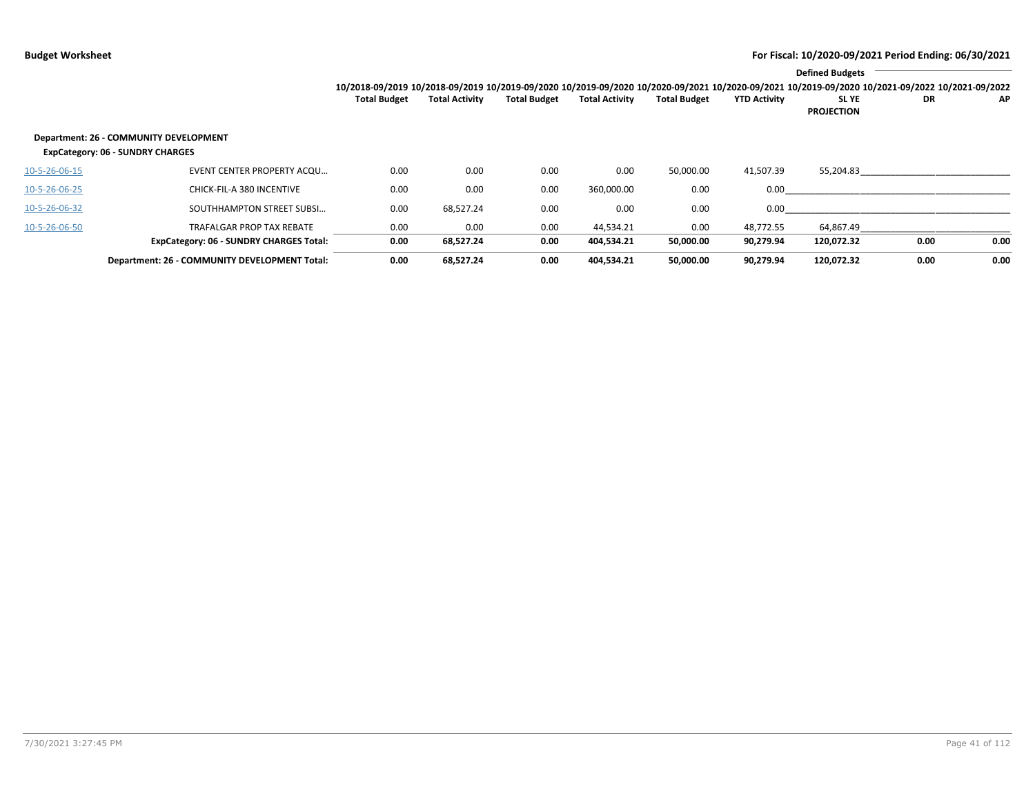**Budget Worksheet** | **For Fiscal: 10/2020-09/2021 Period Ending: 06/30/2021**

| | | 10/2018-09/2019 Total Budget | 10/2018-09/2019 Total Activity | 10/2019-09/2020 Total Budget | 10/2019-09/2020 Total Activity | 10/2020-09/2021 Total Budget | 10/2020-09/2021 YTD Activity | Defined Budgets 10/2019-09/2020 SL YE PROJECTION | 10/2021-09/2022 DR | 10/2021-09/2022 AP |
|---|---|---|---|---|---|---|---|---|---|---|
| **Department: 26 - COMMUNITY DEVELOPMENT** | | | | | | | | | | |
| **ExpCategory: 06 - SUNDRY CHARGES** | | | | | | | | | | |
| 10-5-26-06-15 | EVENT CENTER PROPERTY ACQU… | 0.00 | 0.00 | 0.00 | 0.00 | 50,000.00 | 41,507.39 | 55,204.83 | | |
| 10-5-26-06-25 | CHICK-FIL-A 380 INCENTIVE | 0.00 | 0.00 | 0.00 | 360,000.00 | 0.00 | 0.00 | | | |
| 10-5-26-06-32 | SOUTHHAMPTON STREET SUBSI… | 0.00 | 68,527.24 | 0.00 | 0.00 | 0.00 | 0.00 | | | |
| 10-5-26-06-50 | TRAFALGAR PROP TAX REBATE | 0.00 | 0.00 | 0.00 | 44,534.21 | 0.00 | 48,772.55 | 64,867.49 | | |
| | **ExpCategory: 06 - SUNDRY CHARGES Total:** | **0.00** | **68,527.24** | **0.00** | **404,534.21** | **50,000.00** | **90,279.94** | **120,072.32** | **0.00** | **0.00** |
| | **Department: 26 - COMMUNITY DEVELOPMENT Total:** | **0.00** | **68,527.24** | **0.00** | **404,534.21** | **50,000.00** | **90,279.94** | **120,072.32** | **0.00** | **0.00** |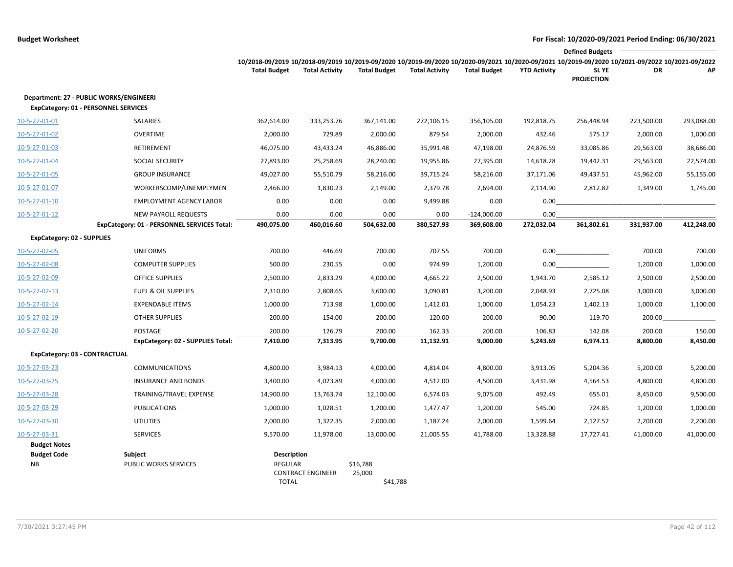**Budget Worksheet** — **For Fiscal: 10/2020-09/2021 Period Ending: 06/30/2021**

| | | 10/2018-09/2019 Total Budget | 10/2018-09/2019 Total Activity | 10/2019-09/2020 Total Budget | 10/2019-09/2020 Total Activity | 10/2020-09/2021 Total Budget | 10/2020-09/2021 YTD Activity | Defined Budgets 10/2019-09/2020 SL YE PROJECTION | 10/2021-09/2022 DR | 10/2021-09/2022 AP |
|---|---|---|---|---|---|---|---|---|---|---|
| **Department: 27 - PUBLIC WORKS/ENGINEERI** | | | | | | | | | | |
| **ExpCategory: 01 - PERSONNEL SERVICES** | | | | | | | | | | |
| 10-5-27-01-01 | SALARIES | 362,614.00 | 333,253.76 | 367,141.00 | 272,106.15 | 356,105.00 | 192,818.75 | 256,448.94 | 223,500.00 | 293,088.00 |
| 10-5-27-01-02 | OVERTIME | 2,000.00 | 729.89 | 2,000.00 | 879.54 | 2,000.00 | 432.46 | 575.17 | 2,000.00 | 1,000.00 |
| 10-5-27-01-03 | RETIREMENT | 46,075.00 | 43,433.24 | 46,886.00 | 35,991.48 | 47,198.00 | 24,876.59 | 33,085.86 | 29,563.00 | 38,686.00 |
| 10-5-27-01-04 | SOCIAL SECURITY | 27,893.00 | 25,258.69 | 28,240.00 | 19,955.86 | 27,395.00 | 14,618.28 | 19,442.31 | 29,563.00 | 22,574.00 |
| 10-5-27-01-05 | GROUP INSURANCE | 49,027.00 | 55,510.79 | 58,216.00 | 39,715.24 | 58,216.00 | 37,171.06 | 49,437.51 | 45,962.00 | 55,155.00 |
| 10-5-27-01-07 | WORKERSCOMP/UNEMPLYMEN | 2,466.00 | 1,830.23 | 2,149.00 | 2,379.78 | 2,694.00 | 2,114.90 | 2,812.82 | 1,349.00 | 1,745.00 |
| 10-5-27-01-10 | EMPLOYMENT AGENCY LABOR | 0.00 | 0.00 | 0.00 | 9,499.88 | 0.00 | 0.00 | | | |
| 10-5-27-01-12 | NEW PAYROLL REQUESTS | 0.00 | 0.00 | 0.00 | 0.00 | -124,000.00 | 0.00 | | | |
| | **ExpCategory: 01 - PERSONNEL SERVICES Total:** | **490,075.00** | **460,016.60** | **504,632.00** | **380,527.93** | **369,608.00** | **272,032.04** | **361,802.61** | **331,937.00** | **412,248.00** |
| **ExpCategory: 02 - SUPPLIES** | | | | | | | | | | |
| 10-5-27-02-05 | UNIFORMS | 700.00 | 446.69 | 700.00 | 707.55 | 700.00 | 0.00 | | 700.00 | 700.00 |
| 10-5-27-02-08 | COMPUTER SUPPLIES | 500.00 | 230.55 | 0.00 | 974.99 | 1,200.00 | 0.00 | | 1,200.00 | 1,000.00 |
| 10-5-27-02-09 | OFFICE SUPPLIES | 2,500.00 | 2,833.29 | 4,000.00 | 4,665.22 | 2,500.00 | 1,943.70 | 2,585.12 | 2,500.00 | 2,500.00 |
| 10-5-27-02-13 | FUEL & OIL SUPPLIES | 2,310.00 | 2,808.65 | 3,600.00 | 3,090.81 | 3,200.00 | 2,048.93 | 2,725.08 | 3,000.00 | 3,000.00 |
| 10-5-27-02-14 | EXPENDABLE ITEMS | 1,000.00 | 713.98 | 1,000.00 | 1,412.01 | 1,000.00 | 1,054.23 | 1,402.13 | 1,000.00 | 1,100.00 |
| 10-5-27-02-19 | OTHER SUPPLIES | 200.00 | 154.00 | 200.00 | 120.00 | 200.00 | 90.00 | 119.70 | 200.00 | |
| 10-5-27-02-20 | POSTAGE | 200.00 | 126.79 | 200.00 | 162.33 | 200.00 | 106.83 | 142.08 | 200.00 | 150.00 |
| | **ExpCategory: 02 - SUPPLIES Total:** | **7,410.00** | **7,313.95** | **9,700.00** | **11,132.91** | **9,000.00** | **5,243.69** | **6,974.11** | **8,800.00** | **8,450.00** |
| **ExpCategory: 03 - CONTRACTUAL** | | | | | | | | | | |
| 10-5-27-03-23 | COMMUNICATIONS | 4,800.00 | 3,984.13 | 4,000.00 | 4,814.04 | 4,800.00 | 3,913.05 | 5,204.36 | 5,200.00 | 5,200.00 |
| 10-5-27-03-25 | INSURANCE AND BONDS | 3,400.00 | 4,023.89 | 4,000.00 | 4,512.00 | 4,500.00 | 3,431.98 | 4,564.53 | 4,800.00 | 4,800.00 |
| 10-5-27-03-28 | TRAINING/TRAVEL EXPENSE | 14,900.00 | 13,763.74 | 12,100.00 | 6,574.03 | 9,075.00 | 492.49 | 655.01 | 8,450.00 | 9,500.00 |
| 10-5-27-03-29 | PUBLICATIONS | 1,000.00 | 1,028.51 | 1,200.00 | 1,477.47 | 1,200.00 | 545.00 | 724.85 | 1,200.00 | 1,000.00 |
| 10-5-27-03-30 | UTILITIES | 2,000.00 | 1,322.35 | 2,000.00 | 1,187.24 | 2,000.00 | 1,599.64 | 2,127.52 | 2,200.00 | 2,200.00 |
| 10-5-27-03-31 | SERVICES | 9,570.00 | 11,978.00 | 13,000.00 | 21,005.55 | 41,788.00 | 13,328.88 | 17,727.41 | 41,000.00 | 41,000.00 |

**Budget Notes**

| Budget Code | Subject | Description | | |
|---|---|---|---|---|
| NB | PUBLIC WORKS SERVICES | REGULAR | $16,788 | |
| | | CONTRACT ENGINEER | 25,000 | |
| | | TOTAL | | $41,788 |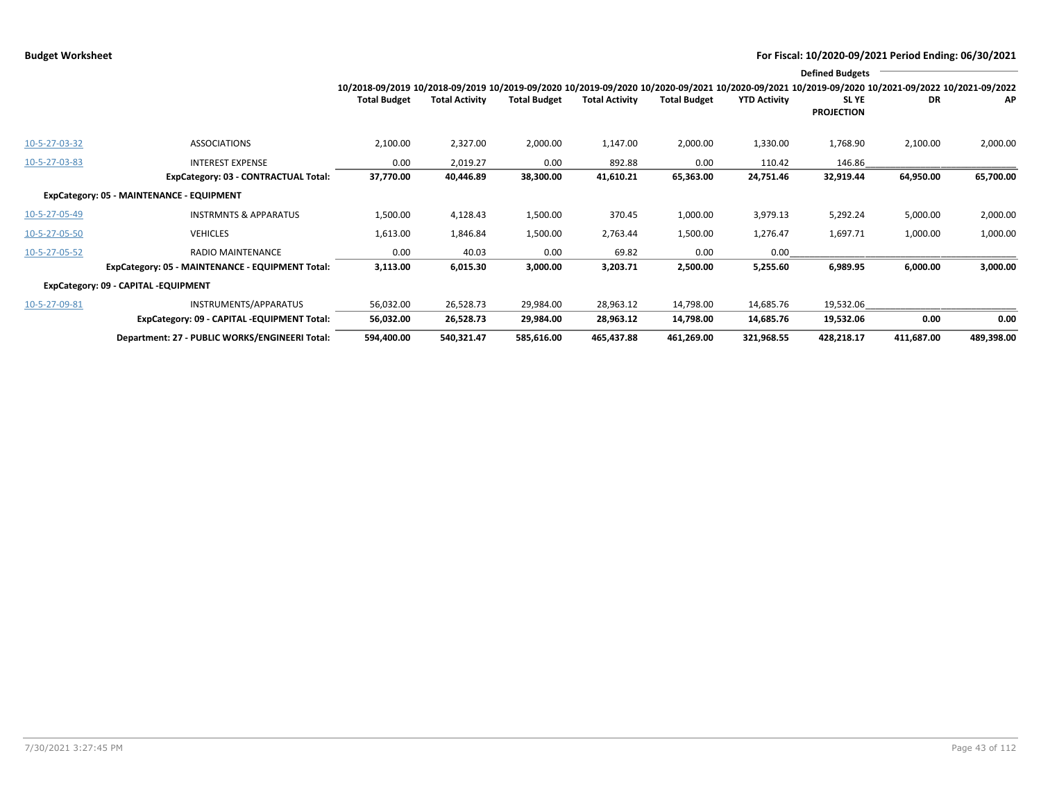**Budget Worksheet** — **For Fiscal: 10/2020-09/2021 Period Ending: 06/30/2021**

| | | 10/2018-09/2019 Total Budget | 10/2018-09/2019 Total Activity | 10/2019-09/2020 Total Budget | 10/2019-09/2020 Total Activity | 10/2020-09/2021 Total Budget | 10/2020-09/2021 YTD Activity | Defined Budgets 10/2019-09/2020 SL YE PROJECTION | 10/2021-09/2022 DR | 10/2021-09/2022 AP |
|---|---|---|---|---|---|---|---|---|---|---|
| 10-5-27-03-32 | ASSOCIATIONS | 2,100.00 | 2,327.00 | 2,000.00 | 1,147.00 | 2,000.00 | 1,330.00 | 1,768.90 | 2,100.00 | 2,000.00 |
| 10-5-27-03-83 | INTEREST EXPENSE | 0.00 | 2,019.27 | 0.00 | 892.88 | 0.00 | 110.42 | 146.86 | | |
| | **ExpCategory: 03 - CONTRACTUAL Total:** | **37,770.00** | **40,446.89** | **38,300.00** | **41,610.21** | **65,363.00** | **24,751.46** | **32,919.44** | **64,950.00** | **65,700.00** |
| **ExpCategory: 05 - MAINTENANCE - EQUIPMENT** | | | | | | | | | | |
| 10-5-27-05-49 | INSTRMNTS & APPARATUS | 1,500.00 | 4,128.43 | 1,500.00 | 370.45 | 1,000.00 | 3,979.13 | 5,292.24 | 5,000.00 | 2,000.00 |
| 10-5-27-05-50 | VEHICLES | 1,613.00 | 1,846.84 | 1,500.00 | 2,763.44 | 1,500.00 | 1,276.47 | 1,697.71 | 1,000.00 | 1,000.00 |
| 10-5-27-05-52 | RADIO MAINTENANCE | 0.00 | 40.03 | 0.00 | 69.82 | 0.00 | 0.00 | | | |
| | **ExpCategory: 05 - MAINTENANCE - EQUIPMENT Total:** | **3,113.00** | **6,015.30** | **3,000.00** | **3,203.71** | **2,500.00** | **5,255.60** | **6,989.95** | **6,000.00** | **3,000.00** |
| **ExpCategory: 09 - CAPITAL -EQUIPMENT** | | | | | | | | | | |
| 10-5-27-09-81 | INSTRUMENTS/APPARATUS | 56,032.00 | 26,528.73 | 29,984.00 | 28,963.12 | 14,798.00 | 14,685.76 | 19,532.06 | | |
| | **ExpCategory: 09 - CAPITAL -EQUIPMENT Total:** | **56,032.00** | **26,528.73** | **29,984.00** | **28,963.12** | **14,798.00** | **14,685.76** | **19,532.06** | **0.00** | **0.00** |
| | **Department: 27 - PUBLIC WORKS/ENGINEERI Total:** | **594,400.00** | **540,321.47** | **585,616.00** | **465,437.88** | **461,269.00** | **321,968.55** | **428,218.17** | **411,687.00** | **489,398.00** |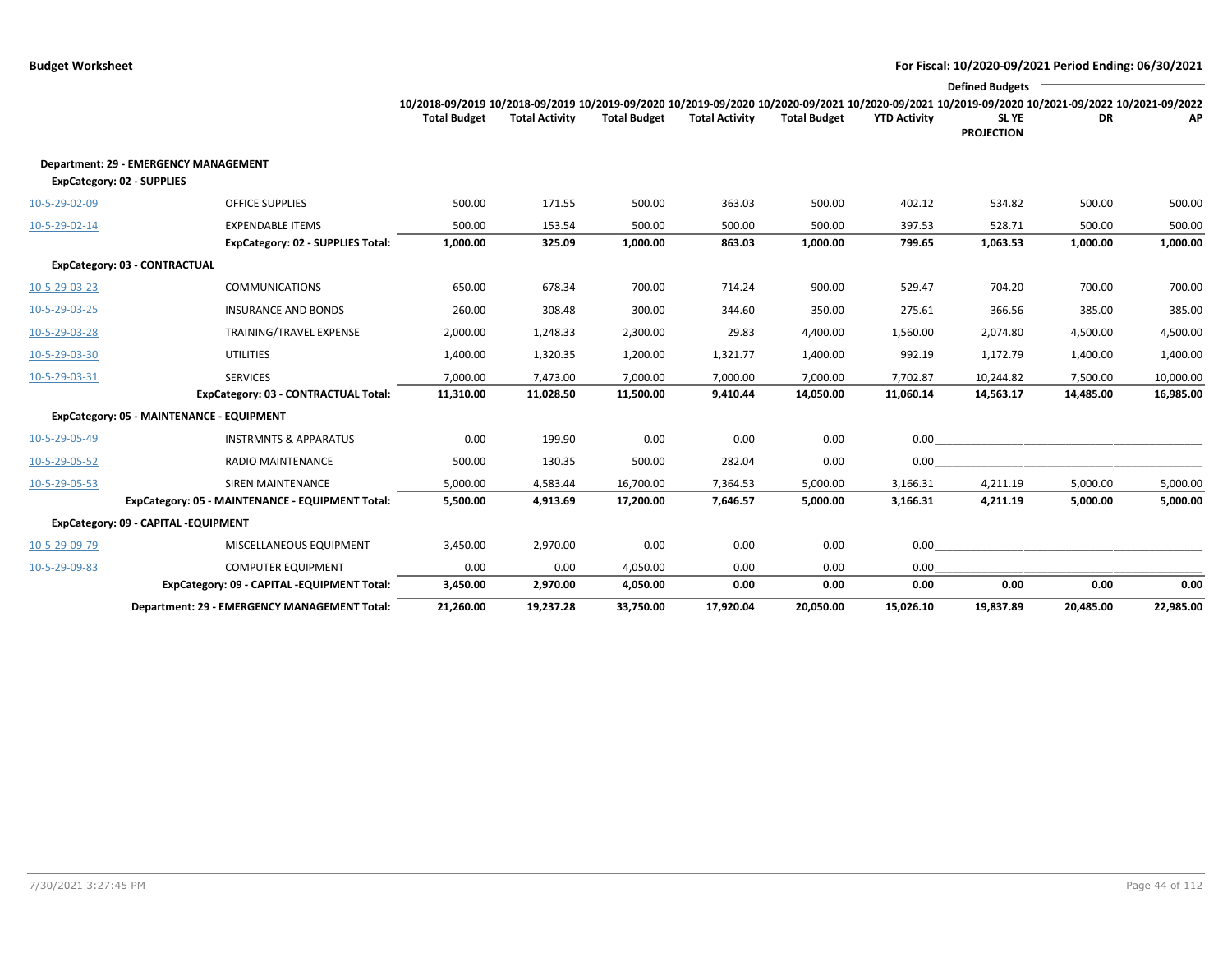**Budget Worksheet** — For Fiscal: 10/2020-09/2021 Period Ending: 06/30/2021

| | | 10/2018-09/2019 Total Budget | 10/2018-09/2019 Total Activity | 10/2019-09/2020 Total Budget | 10/2019-09/2020 Total Activity | 10/2020-09/2021 Total Budget | 10/2020-09/2021 YTD Activity | Defined Budgets 10/2019-09/2020 SL YE PROJECTION | Defined Budgets 10/2021-09/2022 DR | Defined Budgets 10/2021-09/2022 AP |
|---|---|---|---|---|---|---|---|---|---|---|
| **Department: 29 - EMERGENCY MANAGEMENT** | | | | | | | | | | |
| **ExpCategory: 02 - SUPPLIES** | | | | | | | | | | |
| 10-5-29-02-09 | OFFICE SUPPLIES | 500.00 | 171.55 | 500.00 | 363.03 | 500.00 | 402.12 | 534.82 | 500.00 | 500.00 |
| 10-5-29-02-14 | EXPENDABLE ITEMS | 500.00 | 153.54 | 500.00 | 500.00 | 500.00 | 397.53 | 528.71 | 500.00 | 500.00 |
| | **ExpCategory: 02 - SUPPLIES Total:** | **1,000.00** | **325.09** | **1,000.00** | **863.03** | **1,000.00** | **799.65** | **1,063.53** | **1,000.00** | **1,000.00** |
| **ExpCategory: 03 - CONTRACTUAL** | | | | | | | | | | |
| 10-5-29-03-23 | COMMUNICATIONS | 650.00 | 678.34 | 700.00 | 714.24 | 900.00 | 529.47 | 704.20 | 700.00 | 700.00 |
| 10-5-29-03-25 | INSURANCE AND BONDS | 260.00 | 308.48 | 300.00 | 344.60 | 350.00 | 275.61 | 366.56 | 385.00 | 385.00 |
| 10-5-29-03-28 | TRAINING/TRAVEL EXPENSE | 2,000.00 | 1,248.33 | 2,300.00 | 29.83 | 4,400.00 | 1,560.00 | 2,074.80 | 4,500.00 | 4,500.00 |
| 10-5-29-03-30 | UTILITIES | 1,400.00 | 1,320.35 | 1,200.00 | 1,321.77 | 1,400.00 | 992.19 | 1,172.79 | 1,400.00 | 1,400.00 |
| 10-5-29-03-31 | SERVICES | 7,000.00 | 7,473.00 | 7,000.00 | 7,000.00 | 7,000.00 | 7,702.87 | 10,244.82 | 7,500.00 | 10,000.00 |
| | **ExpCategory: 03 - CONTRACTUAL Total:** | **11,310.00** | **11,028.50** | **11,500.00** | **9,410.44** | **14,050.00** | **11,060.14** | **14,563.17** | **14,485.00** | **16,985.00** |
| **ExpCategory: 05 - MAINTENANCE - EQUIPMENT** | | | | | | | | | | |
| 10-5-29-05-49 | INSTRMNTS & APPARATUS | 0.00 | 199.90 | 0.00 | 0.00 | 0.00 | 0.00 | | | |
| 10-5-29-05-52 | RADIO MAINTENANCE | 500.00 | 130.35 | 500.00 | 282.04 | 0.00 | 0.00 | | | |
| 10-5-29-05-53 | SIREN MAINTENANCE | 5,000.00 | 4,583.44 | 16,700.00 | 7,364.53 | 5,000.00 | 3,166.31 | 4,211.19 | 5,000.00 | 5,000.00 |
| | **ExpCategory: 05 - MAINTENANCE - EQUIPMENT Total:** | **5,500.00** | **4,913.69** | **17,200.00** | **7,646.57** | **5,000.00** | **3,166.31** | **4,211.19** | **5,000.00** | **5,000.00** |
| **ExpCategory: 09 - CAPITAL -EQUIPMENT** | | | | | | | | | | |
| 10-5-29-09-79 | MISCELLANEOUS EQUIPMENT | 3,450.00 | 2,970.00 | 0.00 | 0.00 | 0.00 | 0.00 | | | |
| 10-5-29-09-83 | COMPUTER EQUIPMENT | 0.00 | 0.00 | 4,050.00 | 0.00 | 0.00 | 0.00 | | | |
| | **ExpCategory: 09 - CAPITAL -EQUIPMENT Total:** | **3,450.00** | **2,970.00** | **4,050.00** | **0.00** | **0.00** | **0.00** | **0.00** | **0.00** | **0.00** |
| | **Department: 29 - EMERGENCY MANAGEMENT Total:** | **21,260.00** | **19,237.28** | **33,750.00** | **17,920.04** | **20,050.00** | **15,026.10** | **19,837.89** | **20,485.00** | **22,985.00** |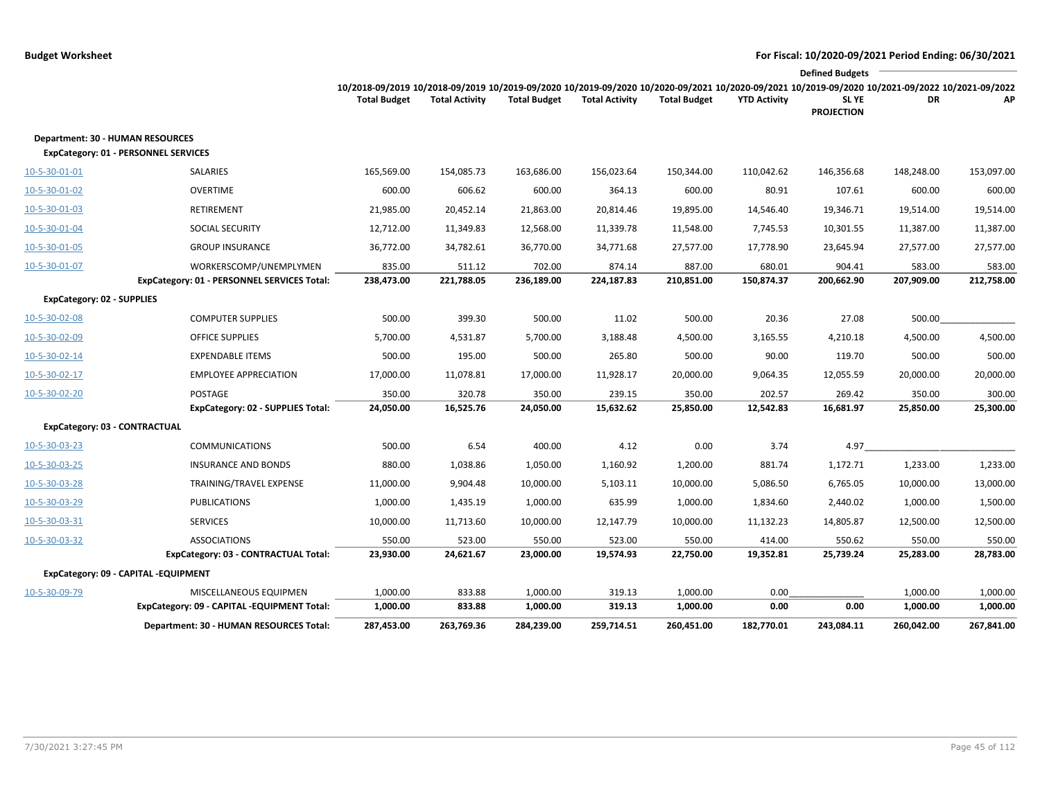**Budget Worksheet** | **For Fiscal: 10/2020-09/2021 Period Ending: 06/30/2021**

| | | 10/2018-09/2019 Total Budget | 10/2018-09/2019 Total Activity | 10/2019-09/2020 Total Budget | 10/2019-09/2020 Total Activity | 10/2020-09/2021 Total Budget | 10/2020-09/2021 YTD Activity | 10/2019-09/2020 SL YE PROJECTION | Defined Budgets 10/2021-09/2022 DR | 10/2021-09/2022 AP |
|---|---|---|---|---|---|---|---|---|---|---|
| **Department: 30 - HUMAN RESOURCES** | | | | | | | | | | |
| **ExpCategory: 01 - PERSONNEL SERVICES** | | | | | | | | | | |
| 10-5-30-01-01 | SALARIES | 165,569.00 | 154,085.73 | 163,686.00 | 156,023.64 | 150,344.00 | 110,042.62 | 146,356.68 | 148,248.00 | 153,097.00 |
| 10-5-30-01-02 | OVERTIME | 600.00 | 606.62 | 600.00 | 364.13 | 600.00 | 80.91 | 107.61 | 600.00 | 600.00 |
| 10-5-30-01-03 | RETIREMENT | 21,985.00 | 20,452.14 | 21,863.00 | 20,814.46 | 19,895.00 | 14,546.40 | 19,346.71 | 19,514.00 | 19,514.00 |
| 10-5-30-01-04 | SOCIAL SECURITY | 12,712.00 | 11,349.83 | 12,568.00 | 11,339.78 | 11,548.00 | 7,745.53 | 10,301.55 | 11,387.00 | 11,387.00 |
| 10-5-30-01-05 | GROUP INSURANCE | 36,772.00 | 34,782.61 | 36,770.00 | 34,771.68 | 27,577.00 | 17,778.90 | 23,645.94 | 27,577.00 | 27,577.00 |
| 10-5-30-01-07 | WORKERSCOMP/UNEMPLYMEN | 835.00 | 511.12 | 702.00 | 874.14 | 887.00 | 680.01 | 904.41 | 583.00 | 583.00 |
| | **ExpCategory: 01 - PERSONNEL SERVICES Total:** | **238,473.00** | **221,788.05** | **236,189.00** | **224,187.83** | **210,851.00** | **150,874.37** | **200,662.90** | **207,909.00** | **212,758.00** |
| **ExpCategory: 02 - SUPPLIES** | | | | | | | | | | |
| 10-5-30-02-08 | COMPUTER SUPPLIES | 500.00 | 399.30 | 500.00 | 11.02 | 500.00 | 20.36 | 27.08 | 500.00 | |
| 10-5-30-02-09 | OFFICE SUPPLIES | 5,700.00 | 4,531.87 | 5,700.00 | 3,188.48 | 4,500.00 | 3,165.55 | 4,210.18 | 4,500.00 | 4,500.00 |
| 10-5-30-02-14 | EXPENDABLE ITEMS | 500.00 | 195.00 | 500.00 | 265.80 | 500.00 | 90.00 | 119.70 | 500.00 | 500.00 |
| 10-5-30-02-17 | EMPLOYEE APPRECIATION | 17,000.00 | 11,078.81 | 17,000.00 | 11,928.17 | 20,000.00 | 9,064.35 | 12,055.59 | 20,000.00 | 20,000.00 |
| 10-5-30-02-20 | POSTAGE | 350.00 | 320.78 | 350.00 | 239.15 | 350.00 | 202.57 | 269.42 | 350.00 | 300.00 |
| | **ExpCategory: 02 - SUPPLIES Total:** | **24,050.00** | **16,525.76** | **24,050.00** | **15,632.62** | **25,850.00** | **12,542.83** | **16,681.97** | **25,850.00** | **25,300.00** |
| **ExpCategory: 03 - CONTRACTUAL** | | | | | | | | | | |
| 10-5-30-03-23 | COMMUNICATIONS | 500.00 | 6.54 | 400.00 | 4.12 | 0.00 | 3.74 | 4.97 | | |
| 10-5-30-03-25 | INSURANCE AND BONDS | 880.00 | 1,038.86 | 1,050.00 | 1,160.92 | 1,200.00 | 881.74 | 1,172.71 | 1,233.00 | 1,233.00 |
| 10-5-30-03-28 | TRAINING/TRAVEL EXPENSE | 11,000.00 | 9,904.48 | 10,000.00 | 5,103.11 | 10,000.00 | 5,086.50 | 6,765.05 | 10,000.00 | 13,000.00 |
| 10-5-30-03-29 | PUBLICATIONS | 1,000.00 | 1,435.19 | 1,000.00 | 635.99 | 1,000.00 | 1,834.60 | 2,440.02 | 1,000.00 | 1,500.00 |
| 10-5-30-03-31 | SERVICES | 10,000.00 | 11,713.60 | 10,000.00 | 12,147.79 | 10,000.00 | 11,132.23 | 14,805.87 | 12,500.00 | 12,500.00 |
| 10-5-30-03-32 | ASSOCIATIONS | 550.00 | 523.00 | 550.00 | 523.00 | 550.00 | 414.00 | 550.62 | 550.00 | 550.00 |
| | **ExpCategory: 03 - CONTRACTUAL Total:** | **23,930.00** | **24,621.67** | **23,000.00** | **19,574.93** | **22,750.00** | **19,352.81** | **25,739.24** | **25,283.00** | **28,783.00** |
| **ExpCategory: 09 - CAPITAL -EQUIPMENT** | | | | | | | | | | |
| 10-5-30-09-79 | MISCELLANEOUS EQUIPMEN | 1,000.00 | 833.88 | 1,000.00 | 319.13 | 1,000.00 | 0.00 | | 1,000.00 | 1,000.00 |
| | **ExpCategory: 09 - CAPITAL -EQUIPMENT Total:** | **1,000.00** | **833.88** | **1,000.00** | **319.13** | **1,000.00** | **0.00** | **0.00** | **1,000.00** | **1,000.00** |
| | **Department: 30 - HUMAN RESOURCES Total:** | **287,453.00** | **263,769.36** | **284,239.00** | **259,714.51** | **260,451.00** | **182,770.01** | **243,084.11** | **260,042.00** | **267,841.00** |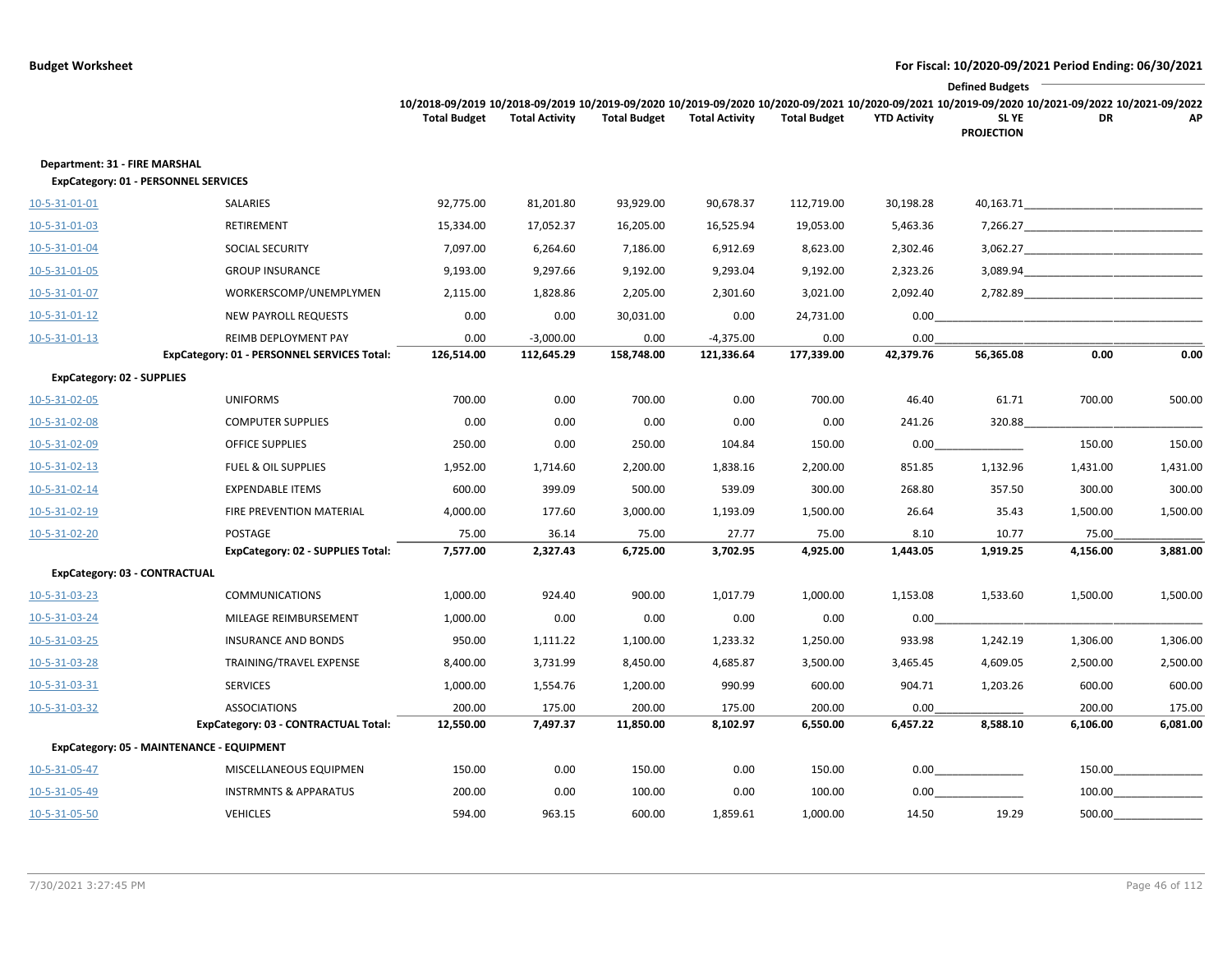**Budget Worksheet**

**For Fiscal: 10/2020-09/2021 Period Ending: 06/30/2021**

| | | 10/2018-09/2019 Total Budget | 10/2018-09/2019 Total Activity | 10/2019-09/2020 Total Budget | 10/2019-09/2020 Total Activity | 10/2020-09/2021 Total Budget | 10/2020-09/2021 YTD Activity | 10/2019-09/2020 SL YE PROJECTION | Defined Budgets 10/2021-09/2022 DR | 10/2021-09/2022 AP |
|---|---|---|---|---|---|---|---|---|---|---|
| **Department: 31 - FIRE MARSHAL** | | | | | | | | | | |
| **ExpCategory: 01 - PERSONNEL SERVICES** | | | | | | | | | | |
| 10-5-31-01-01 | SALARIES | 92,775.00 | 81,201.80 | 93,929.00 | 90,678.37 | 112,719.00 | 30,198.28 | 40,163.71 | | |
| 10-5-31-01-03 | RETIREMENT | 15,334.00 | 17,052.37 | 16,205.00 | 16,525.94 | 19,053.00 | 5,463.36 | 7,266.27 | | |
| 10-5-31-01-04 | SOCIAL SECURITY | 7,097.00 | 6,264.60 | 7,186.00 | 6,912.69 | 8,623.00 | 2,302.46 | 3,062.27 | | |
| 10-5-31-01-05 | GROUP INSURANCE | 9,193.00 | 9,297.66 | 9,192.00 | 9,293.04 | 9,192.00 | 2,323.26 | 3,089.94 | | |
| 10-5-31-01-07 | WORKERSCOMP/UNEMPLYMEN | 2,115.00 | 1,828.86 | 2,205.00 | 2,301.60 | 3,021.00 | 2,092.40 | 2,782.89 | | |
| 10-5-31-01-12 | NEW PAYROLL REQUESTS | 0.00 | 0.00 | 30,031.00 | 0.00 | 24,731.00 | 0.00 | | | |
| 10-5-31-01-13 | REIMB DEPLOYMENT PAY | 0.00 | -3,000.00 | 0.00 | -4,375.00 | 0.00 | 0.00 | | | |
| | **ExpCategory: 01 - PERSONNEL SERVICES Total:** | **126,514.00** | **112,645.29** | **158,748.00** | **121,336.64** | **177,339.00** | **42,379.76** | **56,365.08** | **0.00** | **0.00** |
| **ExpCategory: 02 - SUPPLIES** | | | | | | | | | | |
| 10-5-31-02-05 | UNIFORMS | 700.00 | 0.00 | 700.00 | 0.00 | 700.00 | 46.40 | 61.71 | 700.00 | 500.00 |
| 10-5-31-02-08 | COMPUTER SUPPLIES | 0.00 | 0.00 | 0.00 | 0.00 | 0.00 | 241.26 | 320.88 | | |
| 10-5-31-02-09 | OFFICE SUPPLIES | 250.00 | 0.00 | 250.00 | 104.84 | 150.00 | 0.00 | | 150.00 | 150.00 |
| 10-5-31-02-13 | FUEL & OIL SUPPLIES | 1,952.00 | 1,714.60 | 2,200.00 | 1,838.16 | 2,200.00 | 851.85 | 1,132.96 | 1,431.00 | 1,431.00 |
| 10-5-31-02-14 | EXPENDABLE ITEMS | 600.00 | 399.09 | 500.00 | 539.09 | 300.00 | 268.80 | 357.50 | 300.00 | 300.00 |
| 10-5-31-02-19 | FIRE PREVENTION MATERIAL | 4,000.00 | 177.60 | 3,000.00 | 1,193.09 | 1,500.00 | 26.64 | 35.43 | 1,500.00 | 1,500.00 |
| 10-5-31-02-20 | POSTAGE | 75.00 | 36.14 | 75.00 | 27.77 | 75.00 | 8.10 | 10.77 | 75.00 | |
| | **ExpCategory: 02 - SUPPLIES Total:** | **7,577.00** | **2,327.43** | **6,725.00** | **3,702.95** | **4,925.00** | **1,443.05** | **1,919.25** | **4,156.00** | **3,881.00** |
| **ExpCategory: 03 - CONTRACTUAL** | | | | | | | | | | |
| 10-5-31-03-23 | COMMUNICATIONS | 1,000.00 | 924.40 | 900.00 | 1,017.79 | 1,000.00 | 1,153.08 | 1,533.60 | 1,500.00 | 1,500.00 |
| 10-5-31-03-24 | MILEAGE REIMBURSEMENT | 1,000.00 | 0.00 | 0.00 | 0.00 | 0.00 | 0.00 | | | |
| 10-5-31-03-25 | INSURANCE AND BONDS | 950.00 | 1,111.22 | 1,100.00 | 1,233.32 | 1,250.00 | 933.98 | 1,242.19 | 1,306.00 | 1,306.00 |
| 10-5-31-03-28 | TRAINING/TRAVEL EXPENSE | 8,400.00 | 3,731.99 | 8,450.00 | 4,685.87 | 3,500.00 | 3,465.45 | 4,609.05 | 2,500.00 | 2,500.00 |
| 10-5-31-03-31 | SERVICES | 1,000.00 | 1,554.76 | 1,200.00 | 990.99 | 600.00 | 904.71 | 1,203.26 | 600.00 | 600.00 |
| 10-5-31-03-32 | ASSOCIATIONS | 200.00 | 175.00 | 200.00 | 175.00 | 200.00 | 0.00 | | 200.00 | 175.00 |
| | **ExpCategory: 03 - CONTRACTUAL Total:** | **12,550.00** | **7,497.37** | **11,850.00** | **8,102.97** | **6,550.00** | **6,457.22** | **8,588.10** | **6,106.00** | **6,081.00** |
| **ExpCategory: 05 - MAINTENANCE - EQUIPMENT** | | | | | | | | | | |
| 10-5-31-05-47 | MISCELLANEOUS EQUIPMEN | 150.00 | 0.00 | 150.00 | 0.00 | 150.00 | 0.00 | | 150.00 | |
| 10-5-31-05-49 | INSTRMNTS & APPARATUS | 200.00 | 0.00 | 100.00 | 0.00 | 100.00 | 0.00 | | 100.00 | |
| 10-5-31-05-50 | VEHICLES | 594.00 | 963.15 | 600.00 | 1,859.61 | 1,000.00 | 14.50 | 19.29 | 500.00 | |

7/30/2021 3:27:45 PM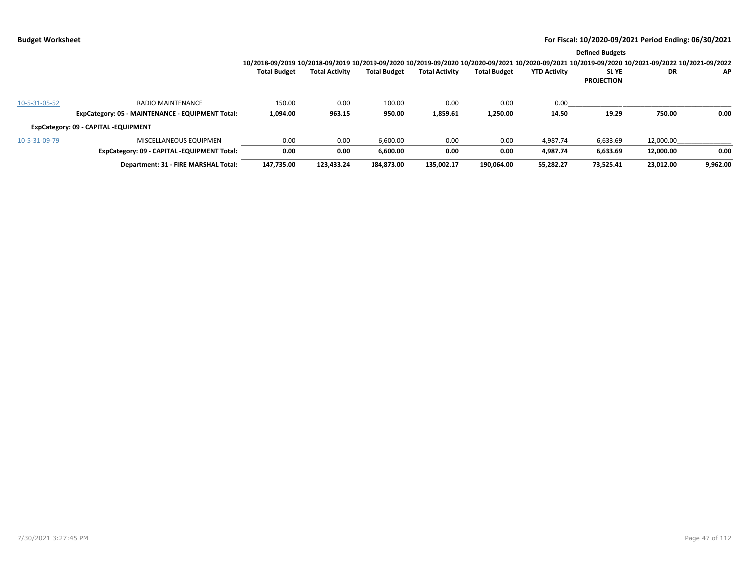**Budget Worksheet** — For Fiscal: 10/2020-09/2021 Period Ending: 06/30/2021

| | | 10/2018-09/2019 Total Budget | 10/2018-09/2019 Total Activity | 10/2019-09/2020 Total Budget | 10/2019-09/2020 Total Activity | 10/2020-09/2021 Total Budget | 10/2020-09/2021 YTD Activity | 10/2019-09/2020 SL YE PROJECTION | 10/2021-09/2022 DR | 10/2021-09/2022 AP |
|---|---|---|---|---|---|---|---|---|---|---|
| | | | | | | | | Defined Budgets | | |
| 10-5-31-05-52 | RADIO MAINTENANCE | 150.00 | 0.00 | 100.00 | 0.00 | 0.00 | 0.00 | | | |
| | **ExpCategory: 05 - MAINTENANCE - EQUIPMENT Total:** | **1,094.00** | **963.15** | **950.00** | **1,859.61** | **1,250.00** | **14.50** | **19.29** | **750.00** | **0.00** |
| **ExpCategory: 09 - CAPITAL -EQUIPMENT** | | | | | | | | | | |
| 10-5-31-09-79 | MISCELLANEOUS EQUIPMEN | 0.00 | 0.00 | 6,600.00 | 0.00 | 0.00 | 4,987.74 | 6,633.69 | 12,000.00 | |
| | **ExpCategory: 09 - CAPITAL -EQUIPMENT Total:** | **0.00** | **0.00** | **6,600.00** | **0.00** | **0.00** | **4,987.74** | **6,633.69** | **12,000.00** | **0.00** |
| | **Department: 31 - FIRE MARSHAL Total:** | **147,735.00** | **123,433.24** | **184,873.00** | **135,002.17** | **190,064.00** | **55,282.27** | **73,525.41** | **23,012.00** | **9,962.00** |

7/30/2021 3:27:45 PM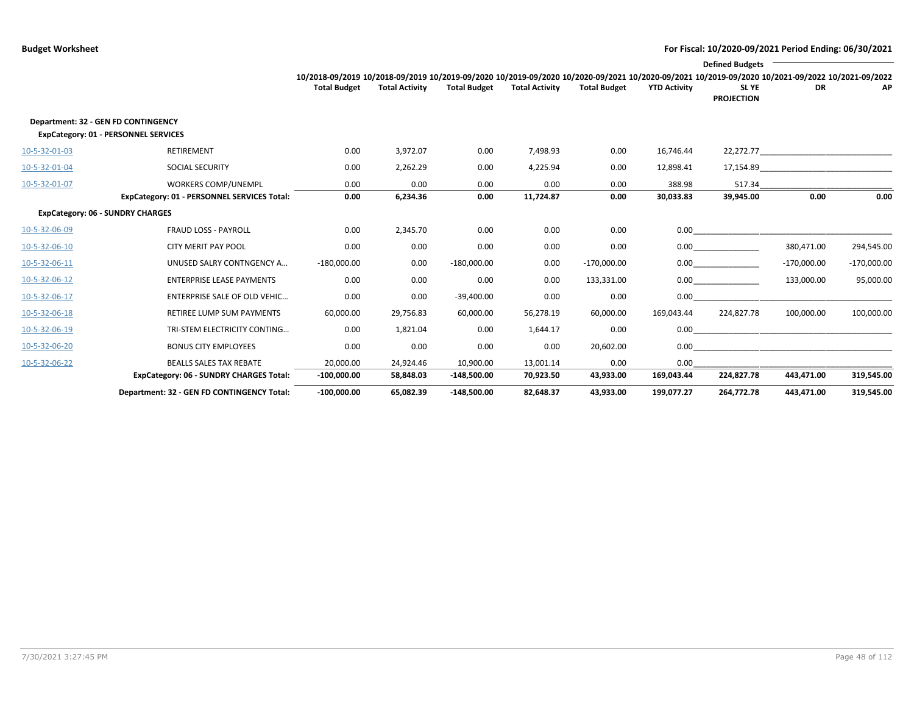**Budget Worksheet** — For Fiscal: 10/2020-09/2021 Period Ending: 06/30/2021

| | | 10/2018-09/2019 Total Budget | 10/2018-09/2019 Total Activity | 10/2019-09/2020 Total Budget | 10/2019-09/2020 Total Activity | 10/2020-09/2021 Total Budget | 10/2020-09/2021 YTD Activity | 10/2019-09/2020 SL YE PROJECTION | Defined Budgets 10/2021-09/2022 DR | Defined Budgets 10/2021-09/2022 AP |
|---|---|---|---|---|---|---|---|---|---|---|
| **Department: 32 - GEN FD CONTINGENCY** | | | | | | | | | | |
| **ExpCategory: 01 - PERSONNEL SERVICES** | | | | | | | | | | |
| 10-5-32-01-03 | RETIREMENT | 0.00 | 3,972.07 | 0.00 | 7,498.93 | 0.00 | 16,746.44 | 22,272.77 | | |
| 10-5-32-01-04 | SOCIAL SECURITY | 0.00 | 2,262.29 | 0.00 | 4,225.94 | 0.00 | 12,898.41 | 17,154.89 | | |
| 10-5-32-01-07 | WORKERS COMP/UNEMPL | 0.00 | 0.00 | 0.00 | 0.00 | 0.00 | 388.98 | 517.34 | | |
| | **ExpCategory: 01 - PERSONNEL SERVICES Total:** | **0.00** | **6,234.36** | **0.00** | **11,724.87** | **0.00** | **30,033.83** | **39,945.00** | **0.00** | **0.00** |
| **ExpCategory: 06 - SUNDRY CHARGES** | | | | | | | | | | |
| 10-5-32-06-09 | FRAUD LOSS - PAYROLL | 0.00 | 2,345.70 | 0.00 | 0.00 | 0.00 | 0.00 | | | |
| 10-5-32-06-10 | CITY MERIT PAY POOL | 0.00 | 0.00 | 0.00 | 0.00 | 0.00 | 0.00 | | 380,471.00 | 294,545.00 |
| 10-5-32-06-11 | UNUSED SALRY CONTNGENCY A… | -180,000.00 | 0.00 | -180,000.00 | 0.00 | -170,000.00 | 0.00 | | -170,000.00 | -170,000.00 |
| 10-5-32-06-12 | ENTERPRISE LEASE PAYMENTS | 0.00 | 0.00 | 0.00 | 0.00 | 133,331.00 | 0.00 | | 133,000.00 | 95,000.00 |
| 10-5-32-06-17 | ENTERPRISE SALE OF OLD VEHIC… | 0.00 | 0.00 | -39,400.00 | 0.00 | 0.00 | 0.00 | | | |
| 10-5-32-06-18 | RETIREE LUMP SUM PAYMENTS | 60,000.00 | 29,756.83 | 60,000.00 | 56,278.19 | 60,000.00 | 169,043.44 | 224,827.78 | 100,000.00 | 100,000.00 |
| 10-5-32-06-19 | TRI-STEM ELECTRICITY CONTING… | 0.00 | 1,821.04 | 0.00 | 1,644.17 | 0.00 | 0.00 | | | |
| 10-5-32-06-20 | BONUS CITY EMPLOYEES | 0.00 | 0.00 | 0.00 | 0.00 | 20,602.00 | 0.00 | | | |
| 10-5-32-06-22 | BEALLS SALES TAX REBATE | 20,000.00 | 24,924.46 | 10,900.00 | 13,001.14 | 0.00 | 0.00 | | | |
| | **ExpCategory: 06 - SUNDRY CHARGES Total:** | **-100,000.00** | **58,848.03** | **-148,500.00** | **70,923.50** | **43,933.00** | **169,043.44** | **224,827.78** | **443,471.00** | **319,545.00** |
| | **Department: 32 - GEN FD CONTINGENCY Total:** | **-100,000.00** | **65,082.39** | **-148,500.00** | **82,648.37** | **43,933.00** | **199,077.27** | **264,772.78** | **443,471.00** | **319,545.00** |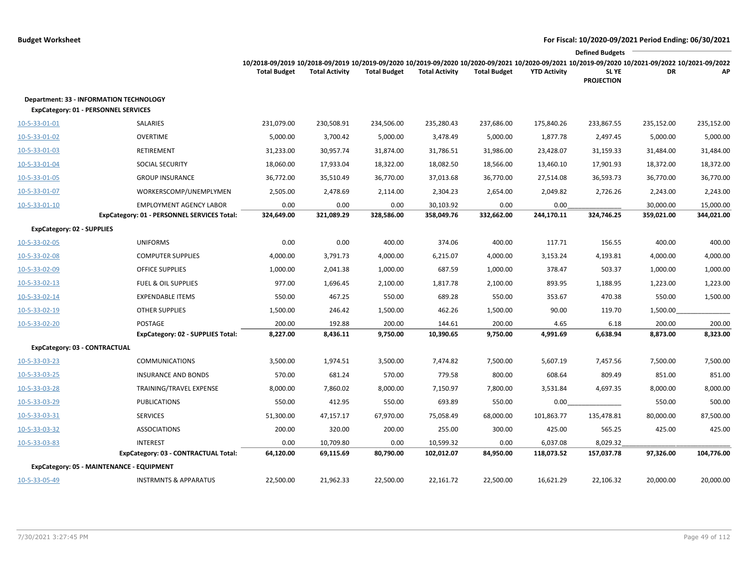**Budget Worksheet** — For Fiscal: 10/2020-09/2021 Period Ending: 06/30/2021

| | | 10/2018-09/2019 Total Budget | 10/2018-09/2019 Total Activity | 10/2019-09/2020 Total Budget | 10/2019-09/2020 Total Activity | 10/2020-09/2021 Total Budget | 10/2020-09/2021 YTD Activity | 10/2019-09/2020 SL YE PROJECTION | Defined Budgets 10/2021-09/2022 DR | 10/2021-09/2022 AP |
|---|---|---|---|---|---|---|---|---|---|---|
| **Department: 33 - INFORMATION TECHNOLOGY** | | | | | | | | | | |
| **ExpCategory: 01 - PERSONNEL SERVICES** | | | | | | | | | | |
| 10-5-33-01-01 | SALARIES | 231,079.00 | 230,508.91 | 234,506.00 | 235,280.43 | 237,686.00 | 175,840.26 | 233,867.55 | 235,152.00 | 235,152.00 |
| 10-5-33-01-02 | OVERTIME | 5,000.00 | 3,700.42 | 5,000.00 | 3,478.49 | 5,000.00 | 1,877.78 | 2,497.45 | 5,000.00 | 5,000.00 |
| 10-5-33-01-03 | RETIREMENT | 31,233.00 | 30,957.74 | 31,874.00 | 31,786.51 | 31,986.00 | 23,428.07 | 31,159.33 | 31,484.00 | 31,484.00 |
| 10-5-33-01-04 | SOCIAL SECURITY | 18,060.00 | 17,933.04 | 18,322.00 | 18,082.50 | 18,566.00 | 13,460.10 | 17,901.93 | 18,372.00 | 18,372.00 |
| 10-5-33-01-05 | GROUP INSURANCE | 36,772.00 | 35,510.49 | 36,770.00 | 37,013.68 | 36,770.00 | 27,514.08 | 36,593.73 | 36,770.00 | 36,770.00 |
| 10-5-33-01-07 | WORKERSCOMP/UNEMPLYMEN | 2,505.00 | 2,478.69 | 2,114.00 | 2,304.23 | 2,654.00 | 2,049.82 | 2,726.26 | 2,243.00 | 2,243.00 |
| 10-5-33-01-10 | EMPLOYMENT AGENCY LABOR | 0.00 | 0.00 | 0.00 | 30,103.92 | 0.00 | 0.00 | | 30,000.00 | 15,000.00 |
| | **ExpCategory: 01 - PERSONNEL SERVICES Total:** | **324,649.00** | **321,089.29** | **328,586.00** | **358,049.76** | **332,662.00** | **244,170.11** | **324,746.25** | **359,021.00** | **344,021.00** |
| **ExpCategory: 02 - SUPPLIES** | | | | | | | | | | |
| 10-5-33-02-05 | UNIFORMS | 0.00 | 0.00 | 400.00 | 374.06 | 400.00 | 117.71 | 156.55 | 400.00 | 400.00 |
| 10-5-33-02-08 | COMPUTER SUPPLIES | 4,000.00 | 3,791.73 | 4,000.00 | 6,215.07 | 4,000.00 | 3,153.24 | 4,193.81 | 4,000.00 | 4,000.00 |
| 10-5-33-02-09 | OFFICE SUPPLIES | 1,000.00 | 2,041.38 | 1,000.00 | 687.59 | 1,000.00 | 378.47 | 503.37 | 1,000.00 | 1,000.00 |
| 10-5-33-02-13 | FUEL & OIL SUPPLIES | 977.00 | 1,696.45 | 2,100.00 | 1,817.78 | 2,100.00 | 893.95 | 1,188.95 | 1,223.00 | 1,223.00 |
| 10-5-33-02-14 | EXPENDABLE ITEMS | 550.00 | 467.25 | 550.00 | 689.28 | 550.00 | 353.67 | 470.38 | 550.00 | 1,500.00 |
| 10-5-33-02-19 | OTHER SUPPLIES | 1,500.00 | 246.42 | 1,500.00 | 462.26 | 1,500.00 | 90.00 | 119.70 | 1,500.00 | |
| 10-5-33-02-20 | POSTAGE | 200.00 | 192.88 | 200.00 | 144.61 | 200.00 | 4.65 | 6.18 | 200.00 | 200.00 |
| | **ExpCategory: 02 - SUPPLIES Total:** | **8,227.00** | **8,436.11** | **9,750.00** | **10,390.65** | **9,750.00** | **4,991.69** | **6,638.94** | **8,873.00** | **8,323.00** |
| **ExpCategory: 03 - CONTRACTUAL** | | | | | | | | | | |
| 10-5-33-03-23 | COMMUNICATIONS | 3,500.00 | 1,974.51 | 3,500.00 | 7,474.82 | 7,500.00 | 5,607.19 | 7,457.56 | 7,500.00 | 7,500.00 |
| 10-5-33-03-25 | INSURANCE AND BONDS | 570.00 | 681.24 | 570.00 | 779.58 | 800.00 | 608.64 | 809.49 | 851.00 | 851.00 |
| 10-5-33-03-28 | TRAINING/TRAVEL EXPENSE | 8,000.00 | 7,860.02 | 8,000.00 | 7,150.97 | 7,800.00 | 3,531.84 | 4,697.35 | 8,000.00 | 8,000.00 |
| 10-5-33-03-29 | PUBLICATIONS | 550.00 | 412.95 | 550.00 | 693.89 | 550.00 | 0.00 | | 550.00 | 500.00 |
| 10-5-33-03-31 | SERVICES | 51,300.00 | 47,157.17 | 67,970.00 | 75,058.49 | 68,000.00 | 101,863.77 | 135,478.81 | 80,000.00 | 87,500.00 |
| 10-5-33-03-32 | ASSOCIATIONS | 200.00 | 320.00 | 200.00 | 255.00 | 300.00 | 425.00 | 565.25 | 425.00 | 425.00 |
| 10-5-33-03-83 | INTEREST | 0.00 | 10,709.80 | 0.00 | 10,599.32 | 0.00 | 6,037.08 | 8,029.32 | | |
| | **ExpCategory: 03 - CONTRACTUAL Total:** | **64,120.00** | **69,115.69** | **80,790.00** | **102,012.07** | **84,950.00** | **118,073.52** | **157,037.78** | **97,326.00** | **104,776.00** |
| **ExpCategory: 05 - MAINTENANCE - EQUIPMENT** | | | | | | | | | | |
| 10-5-33-05-49 | INSTRMNTS & APPARATUS | 22,500.00 | 21,962.33 | 22,500.00 | 22,161.72 | 22,500.00 | 16,621.29 | 22,106.32 | 20,000.00 | 20,000.00 |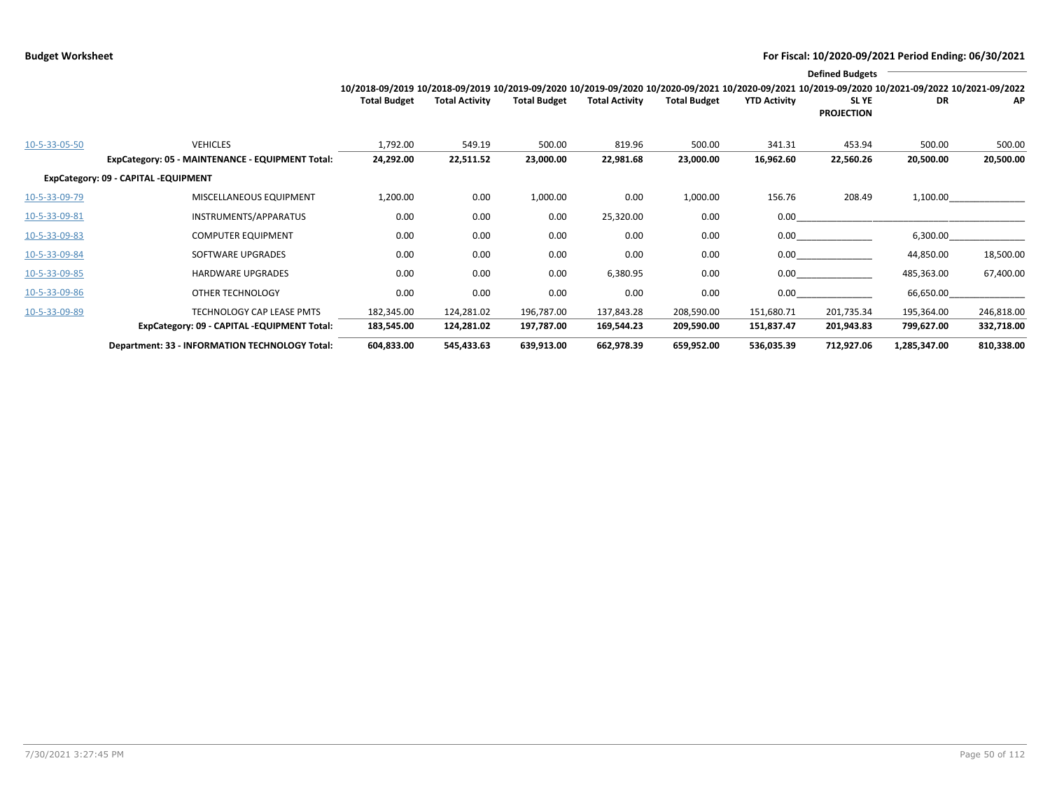**Budget Worksheet** — For Fiscal: 10/2020-09/2021 Period Ending: 06/30/2021

| | | 10/2018-09/2019 Total Budget | 10/2018-09/2019 Total Activity | 10/2019-09/2020 Total Budget | 10/2019-09/2020 Total Activity | 10/2020-09/2021 Total Budget | 10/2020-09/2021 YTD Activity | 10/2019-09/2020 SL YE PROJECTION | 10/2021-09/2022 DR | 10/2021-09/2022 AP |
|---|---|---|---|---|---|---|---|---|---|---|
| | | | | | | | | Defined Budgets | | |
| 10-5-33-05-50 | VEHICLES | 1,792.00 | 549.19 | 500.00 | 819.96 | 500.00 | 341.31 | 453.94 | 500.00 | 500.00 |
| | **ExpCategory: 05 - MAINTENANCE - EQUIPMENT Total:** | **24,292.00** | **22,511.52** | **23,000.00** | **22,981.68** | **23,000.00** | **16,962.60** | **22,560.26** | **20,500.00** | **20,500.00** |
| **ExpCategory: 09 - CAPITAL -EQUIPMENT** | | | | | | | | | | |
| 10-5-33-09-79 | MISCELLANEOUS EQUIPMENT | 1,200.00 | 0.00 | 1,000.00 | 0.00 | 1,000.00 | 156.76 | 208.49 | 1,100.00 | |
| 10-5-33-09-81 | INSTRUMENTS/APPARATUS | 0.00 | 0.00 | 0.00 | 25,320.00 | 0.00 | 0.00 | | | |
| 10-5-33-09-83 | COMPUTER EQUIPMENT | 0.00 | 0.00 | 0.00 | 0.00 | 0.00 | 0.00 | | 6,300.00 | |
| 10-5-33-09-84 | SOFTWARE UPGRADES | 0.00 | 0.00 | 0.00 | 0.00 | 0.00 | 0.00 | | 44,850.00 | 18,500.00 |
| 10-5-33-09-85 | HARDWARE UPGRADES | 0.00 | 0.00 | 0.00 | 6,380.95 | 0.00 | 0.00 | | 485,363.00 | 67,400.00 |
| 10-5-33-09-86 | OTHER TECHNOLOGY | 0.00 | 0.00 | 0.00 | 0.00 | 0.00 | 0.00 | | 66,650.00 | |
| 10-5-33-09-89 | TECHNOLOGY CAP LEASE PMTS | 182,345.00 | 124,281.02 | 196,787.00 | 137,843.28 | 208,590.00 | 151,680.71 | 201,735.34 | 195,364.00 | 246,818.00 |
| | **ExpCategory: 09 - CAPITAL -EQUIPMENT Total:** | **183,545.00** | **124,281.02** | **197,787.00** | **169,544.23** | **209,590.00** | **151,837.47** | **201,943.83** | **799,627.00** | **332,718.00** |
| | **Department: 33 - INFORMATION TECHNOLOGY Total:** | **604,833.00** | **545,433.63** | **639,913.00** | **662,978.39** | **659,952.00** | **536,035.39** | **712,927.06** | **1,285,347.00** | **810,338.00** |

7/30/2021 3:27:45 PM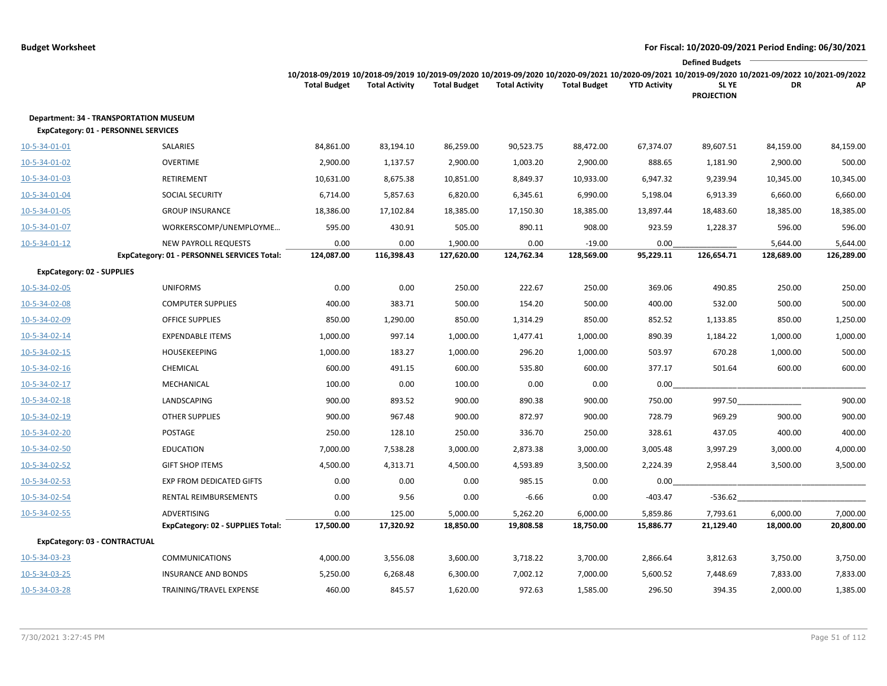**Budget Worksheet** — **For Fiscal: 10/2020-09/2021 Period Ending: 06/30/2021**

| | | 10/2018-09/2019 Total Budget | 10/2018-09/2019 Total Activity | 10/2019-09/2020 Total Budget | 10/2019-09/2020 Total Activity | 10/2020-09/2021 Total Budget | 10/2020-09/2021 YTD Activity | Defined Budgets 10/2019-09/2020 SL YE PROJECTION | 10/2021-09/2022 DR | 10/2021-09/2022 AP |
|---|---|---|---|---|---|---|---|---|---|---|
| **Department: 34 - TRANSPORTATION MUSEUM** | | | | | | | | | | |
| **ExpCategory: 01 - PERSONNEL SERVICES** | | | | | | | | | | |
| 10-5-34-01-01 | SALARIES | 84,861.00 | 83,194.10 | 86,259.00 | 90,523.75 | 88,472.00 | 67,374.07 | 89,607.51 | 84,159.00 | 84,159.00 |
| 10-5-34-01-02 | OVERTIME | 2,900.00 | 1,137.57 | 2,900.00 | 1,003.20 | 2,900.00 | 888.65 | 1,181.90 | 2,900.00 | 500.00 |
| 10-5-34-01-03 | RETIREMENT | 10,631.00 | 8,675.38 | 10,851.00 | 8,849.37 | 10,933.00 | 6,947.32 | 9,239.94 | 10,345.00 | 10,345.00 |
| 10-5-34-01-04 | SOCIAL SECURITY | 6,714.00 | 5,857.63 | 6,820.00 | 6,345.61 | 6,990.00 | 5,198.04 | 6,913.39 | 6,660.00 | 6,660.00 |
| 10-5-34-01-05 | GROUP INSURANCE | 18,386.00 | 17,102.84 | 18,385.00 | 17,150.30 | 18,385.00 | 13,897.44 | 18,483.60 | 18,385.00 | 18,385.00 |
| 10-5-34-01-07 | WORKERSCOMP/UNEMPLOYME… | 595.00 | 430.91 | 505.00 | 890.11 | 908.00 | 923.59 | 1,228.37 | 596.00 | 596.00 |
| 10-5-34-01-12 | NEW PAYROLL REQUESTS | 0.00 | 0.00 | 1,900.00 | 0.00 | -19.00 | 0.00 | | 5,644.00 | 5,644.00 |
| | **ExpCategory: 01 - PERSONNEL SERVICES Total:** | **124,087.00** | **116,398.43** | **127,620.00** | **124,762.34** | **128,569.00** | **95,229.11** | **126,654.71** | **128,689.00** | **126,289.00** |
| **ExpCategory: 02 - SUPPLIES** | | | | | | | | | | |
| 10-5-34-02-05 | UNIFORMS | 0.00 | 0.00 | 250.00 | 222.67 | 250.00 | 369.06 | 490.85 | 250.00 | 250.00 |
| 10-5-34-02-08 | COMPUTER SUPPLIES | 400.00 | 383.71 | 500.00 | 154.20 | 500.00 | 400.00 | 532.00 | 500.00 | 500.00 |
| 10-5-34-02-09 | OFFICE SUPPLIES | 850.00 | 1,290.00 | 850.00 | 1,314.29 | 850.00 | 852.52 | 1,133.85 | 850.00 | 1,250.00 |
| 10-5-34-02-14 | EXPENDABLE ITEMS | 1,000.00 | 997.14 | 1,000.00 | 1,477.41 | 1,000.00 | 890.39 | 1,184.22 | 1,000.00 | 1,000.00 |
| 10-5-34-02-15 | HOUSEKEEPING | 1,000.00 | 183.27 | 1,000.00 | 296.20 | 1,000.00 | 503.97 | 670.28 | 1,000.00 | 500.00 |
| 10-5-34-02-16 | CHEMICAL | 600.00 | 491.15 | 600.00 | 535.80 | 600.00 | 377.17 | 501.64 | 600.00 | 600.00 |
| 10-5-34-02-17 | MECHANICAL | 100.00 | 0.00 | 100.00 | 0.00 | 0.00 | 0.00 | | | |
| 10-5-34-02-18 | LANDSCAPING | 900.00 | 893.52 | 900.00 | 890.38 | 900.00 | 750.00 | 997.50 | | 900.00 |
| 10-5-34-02-19 | OTHER SUPPLIES | 900.00 | 967.48 | 900.00 | 872.97 | 900.00 | 728.79 | 969.29 | 900.00 | 900.00 |
| 10-5-34-02-20 | POSTAGE | 250.00 | 128.10 | 250.00 | 336.70 | 250.00 | 328.61 | 437.05 | 400.00 | 400.00 |
| 10-5-34-02-50 | EDUCATION | 7,000.00 | 7,538.28 | 3,000.00 | 2,873.38 | 3,000.00 | 3,005.48 | 3,997.29 | 3,000.00 | 4,000.00 |
| 10-5-34-02-52 | GIFT SHOP ITEMS | 4,500.00 | 4,313.71 | 4,500.00 | 4,593.89 | 3,500.00 | 2,224.39 | 2,958.44 | 3,500.00 | 3,500.00 |
| 10-5-34-02-53 | EXP FROM DEDICATED GIFTS | 0.00 | 0.00 | 0.00 | 985.15 | 0.00 | 0.00 | | | |
| 10-5-34-02-54 | RENTAL REIMBURSEMENTS | 0.00 | 9.56 | 0.00 | -6.66 | 0.00 | -403.47 | -536.62 | | |
| 10-5-34-02-55 | ADVERTISING | 0.00 | 125.00 | 5,000.00 | 5,262.20 | 6,000.00 | 5,859.86 | 7,793.61 | 6,000.00 | 7,000.00 |
| | **ExpCategory: 02 - SUPPLIES Total:** | **17,500.00** | **17,320.92** | **18,850.00** | **19,808.58** | **18,750.00** | **15,886.77** | **21,129.40** | **18,000.00** | **20,800.00** |
| **ExpCategory: 03 - CONTRACTUAL** | | | | | | | | | | |
| 10-5-34-03-23 | COMMUNICATIONS | 4,000.00 | 3,556.08 | 3,600.00 | 3,718.22 | 3,700.00 | 2,866.64 | 3,812.63 | 3,750.00 | 3,750.00 |
| 10-5-34-03-25 | INSURANCE AND BONDS | 5,250.00 | 6,268.48 | 6,300.00 | 7,002.12 | 7,000.00 | 5,600.52 | 7,448.69 | 7,833.00 | 7,833.00 |
| 10-5-34-03-28 | TRAINING/TRAVEL EXPENSE | 460.00 | 845.57 | 1,620.00 | 972.63 | 1,585.00 | 296.50 | 394.35 | 2,000.00 | 1,385.00 |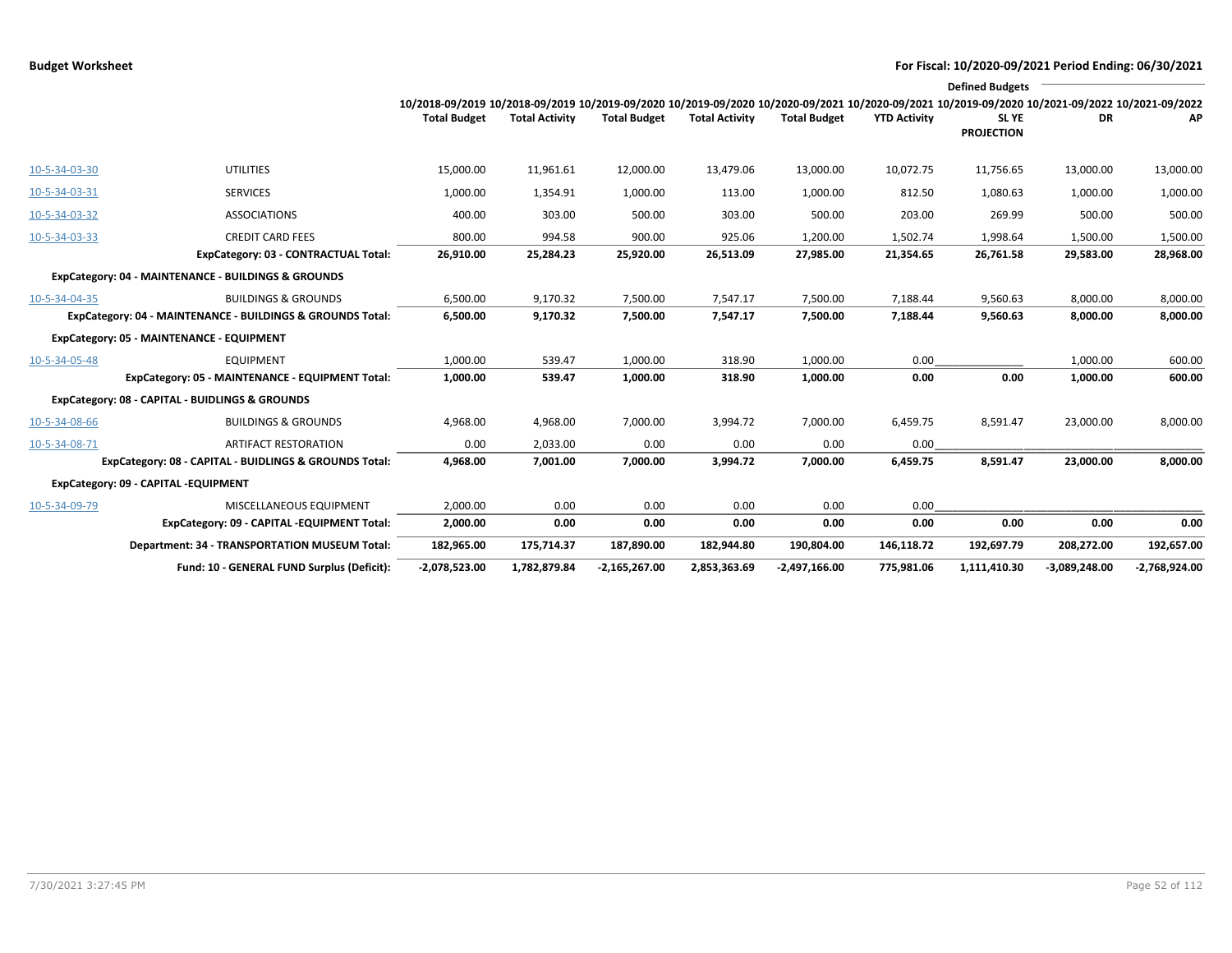**Budget Worksheet**

**For Fiscal: 10/2020-09/2021 Period Ending: 06/30/2021**

| | | 10/2018-09/2019 Total Budget | 10/2018-09/2019 Total Activity | 10/2019-09/2020 Total Budget | 10/2019-09/2020 Total Activity | 10/2020-09/2021 Total Budget | 10/2020-09/2021 YTD Activity | 10/2019-09/2020 SL YE PROJECTION | Defined Budgets 10/2021-09/2022 DR | Defined Budgets 10/2021-09/2022 AP |
|---|---|---|---|---|---|---|---|---|---|---|
| 10-5-34-03-30 | UTILITIES | 15,000.00 | 11,961.61 | 12,000.00 | 13,479.06 | 13,000.00 | 10,072.75 | 11,756.65 | 13,000.00 | 13,000.00 |
| 10-5-34-03-31 | SERVICES | 1,000.00 | 1,354.91 | 1,000.00 | 113.00 | 1,000.00 | 812.50 | 1,080.63 | 1,000.00 | 1,000.00 |
| 10-5-34-03-32 | ASSOCIATIONS | 400.00 | 303.00 | 500.00 | 303.00 | 500.00 | 203.00 | 269.99 | 500.00 | 500.00 |
| 10-5-34-03-33 | CREDIT CARD FEES | 800.00 | 994.58 | 900.00 | 925.06 | 1,200.00 | 1,502.74 | 1,998.64 | 1,500.00 | 1,500.00 |
| | **ExpCategory: 03 - CONTRACTUAL Total:** | **26,910.00** | **25,284.23** | **25,920.00** | **26,513.09** | **27,985.00** | **21,354.65** | **26,761.58** | **29,583.00** | **28,968.00** |
| **ExpCategory: 04 - MAINTENANCE - BUILDINGS & GROUNDS** | | | | | | | | | | |
| 10-5-34-04-35 | BUILDINGS & GROUNDS | 6,500.00 | 9,170.32 | 7,500.00 | 7,547.17 | 7,500.00 | 7,188.44 | 9,560.63 | 8,000.00 | 8,000.00 |
| | **ExpCategory: 04 - MAINTENANCE - BUILDINGS & GROUNDS Total:** | **6,500.00** | **9,170.32** | **7,500.00** | **7,547.17** | **7,500.00** | **7,188.44** | **9,560.63** | **8,000.00** | **8,000.00** |
| **ExpCategory: 05 - MAINTENANCE - EQUIPMENT** | | | | | | | | | | |
| 10-5-34-05-48 | EQUIPMENT | 1,000.00 | 539.47 | 1,000.00 | 318.90 | 1,000.00 | 0.00 | | 1,000.00 | 600.00 |
| | **ExpCategory: 05 - MAINTENANCE - EQUIPMENT Total:** | **1,000.00** | **539.47** | **1,000.00** | **318.90** | **1,000.00** | **0.00** | **0.00** | **1,000.00** | **600.00** |
| **ExpCategory: 08 - CAPITAL - BUIDLINGS & GROUNDS** | | | | | | | | | | |
| 10-5-34-08-66 | BUILDINGS & GROUNDS | 4,968.00 | 4,968.00 | 7,000.00 | 3,994.72 | 7,000.00 | 6,459.75 | 8,591.47 | 23,000.00 | 8,000.00 |
| 10-5-34-08-71 | ARTIFACT RESTORATION | 0.00 | 2,033.00 | 0.00 | 0.00 | 0.00 | 0.00 | | | |
| | **ExpCategory: 08 - CAPITAL - BUIDLINGS & GROUNDS Total:** | **4,968.00** | **7,001.00** | **7,000.00** | **3,994.72** | **7,000.00** | **6,459.75** | **8,591.47** | **23,000.00** | **8,000.00** |
| **ExpCategory: 09 - CAPITAL -EQUIPMENT** | | | | | | | | | | |
| 10-5-34-09-79 | MISCELLANEOUS EQUIPMENT | 2,000.00 | 0.00 | 0.00 | 0.00 | 0.00 | 0.00 | | | |
| | **ExpCategory: 09 - CAPITAL -EQUIPMENT Total:** | **2,000.00** | **0.00** | **0.00** | **0.00** | **0.00** | **0.00** | **0.00** | **0.00** | **0.00** |
| | **Department: 34 - TRANSPORTATION MUSEUM Total:** | **182,965.00** | **175,714.37** | **187,890.00** | **182,944.80** | **190,804.00** | **146,118.72** | **192,697.79** | **208,272.00** | **192,657.00** |
| | **Fund: 10 - GENERAL FUND Surplus (Deficit):** | **-2,078,523.00** | **1,782,879.84** | **-2,165,267.00** | **2,853,363.69** | **-2,497,166.00** | **775,981.06** | **1,111,410.30** | **-3,089,248.00** | **-2,768,924.00** |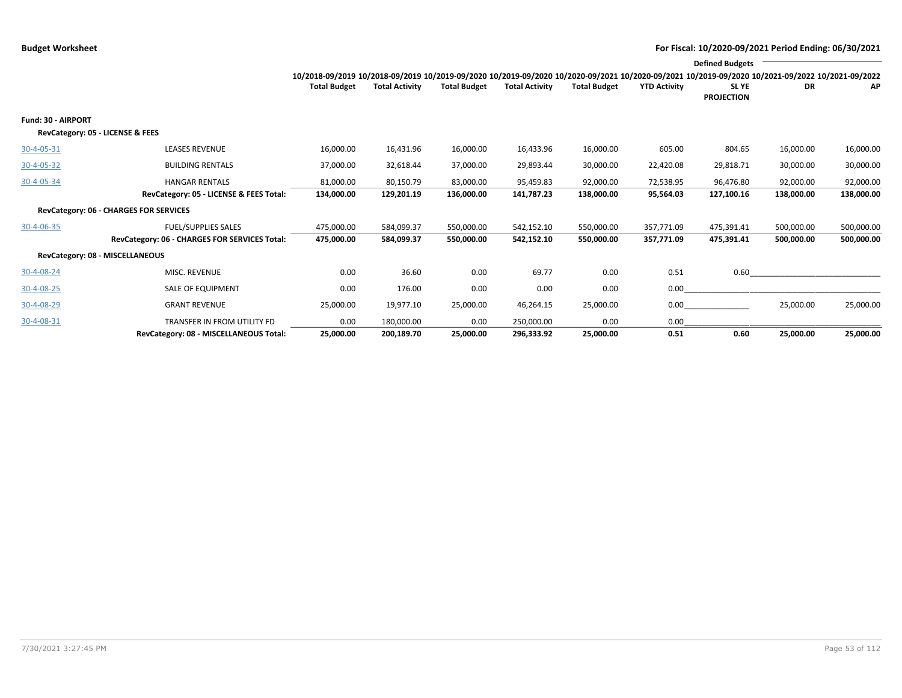**Budget Worksheet**

**For Fiscal: 10/2020-09/2021 Period Ending: 06/30/2021**

| | | 10/2018-09/2019 Total Budget | 10/2018-09/2019 Total Activity | 10/2019-09/2020 Total Budget | 10/2019-09/2020 Total Activity | 10/2020-09/2021 Total Budget | 10/2020-09/2021 YTD Activity | Defined Budgets 10/2019-09/2020 SL YE PROJECTION | 10/2021-09/2022 DR | 10/2021-09/2022 AP |
|---|---|---|---|---|---|---|---|---|---|---|
| **Fund: 30 - AIRPORT** | | | | | | | | | | |
| **RevCategory: 05 - LICENSE & FEES** | | | | | | | | | | |
| 30-4-05-31 | LEASES REVENUE | 16,000.00 | 16,431.96 | 16,000.00 | 16,433.96 | 16,000.00 | 605.00 | 804.65 | 16,000.00 | 16,000.00 |
| 30-4-05-32 | BUILDING RENTALS | 37,000.00 | 32,618.44 | 37,000.00 | 29,893.44 | 30,000.00 | 22,420.08 | 29,818.71 | 30,000.00 | 30,000.00 |
| 30-4-05-34 | HANGAR RENTALS | 81,000.00 | 80,150.79 | 83,000.00 | 95,459.83 | 92,000.00 | 72,538.95 | 96,476.80 | 92,000.00 | 92,000.00 |
| | **RevCategory: 05 - LICENSE & FEES Total:** | **134,000.00** | **129,201.19** | **136,000.00** | **141,787.23** | **138,000.00** | **95,564.03** | **127,100.16** | **138,000.00** | **138,000.00** |
| **RevCategory: 06 - CHARGES FOR SERVICES** | | | | | | | | | | |
| 30-4-06-35 | FUEL/SUPPLIES SALES | 475,000.00 | 584,099.37 | 550,000.00 | 542,152.10 | 550,000.00 | 357,771.09 | 475,391.41 | 500,000.00 | 500,000.00 |
| | **RevCategory: 06 - CHARGES FOR SERVICES Total:** | **475,000.00** | **584,099.37** | **550,000.00** | **542,152.10** | **550,000.00** | **357,771.09** | **475,391.41** | **500,000.00** | **500,000.00** |
| **RevCategory: 08 - MISCELLANEOUS** | | | | | | | | | | |
| 30-4-08-24 | MISC. REVENUE | 0.00 | 36.60 | 0.00 | 69.77 | 0.00 | 0.51 | 0.60 | | |
| 30-4-08-25 | SALE OF EQUIPMENT | 0.00 | 176.00 | 0.00 | 0.00 | 0.00 | 0.00 | | | |
| 30-4-08-29 | GRANT REVENUE | 25,000.00 | 19,977.10 | 25,000.00 | 46,264.15 | 25,000.00 | 0.00 | | 25,000.00 | 25,000.00 |
| 30-4-08-31 | TRANSFER IN FROM UTILITY FD | 0.00 | 180,000.00 | 0.00 | 250,000.00 | 0.00 | 0.00 | | | |
| | **RevCategory: 08 - MISCELLANEOUS Total:** | **25,000.00** | **200,189.70** | **25,000.00** | **296,333.92** | **25,000.00** | **0.51** | **0.60** | **25,000.00** | **25,000.00** |

7/30/2021 3:27:45 PM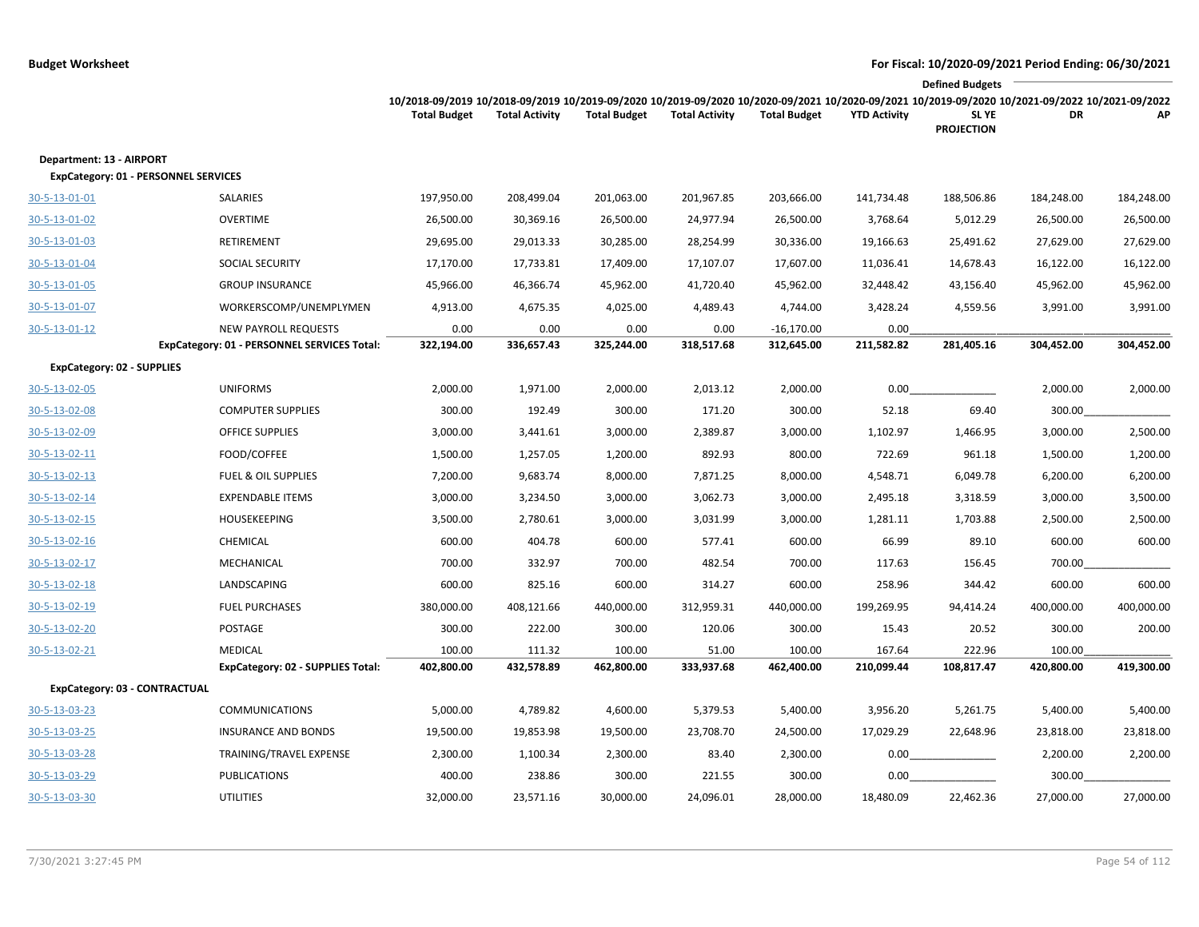**Budget Worksheet** — **For Fiscal: 10/2020-09/2021 Period Ending: 06/30/2021**

| | | 10/2018-09/2019 Total Budget | 10/2018-09/2019 Total Activity | 10/2019-09/2020 Total Budget | 10/2019-09/2020 Total Activity | 10/2020-09/2021 Total Budget | 10/2020-09/2021 YTD Activity | Defined Budgets 10/2019-09/2020 SL YE PROJECTION | 10/2021-09/2022 DR | 10/2021-09/2022 AP |
|---|---|---|---|---|---|---|---|---|---|---|
| **Department: 13 - AIRPORT** | | | | | | | | | | |
| **ExpCategory: 01 - PERSONNEL SERVICES** | | | | | | | | | | |
| 30-5-13-01-01 | SALARIES | 197,950.00 | 208,499.04 | 201,063.00 | 201,967.85 | 203,666.00 | 141,734.48 | 188,506.86 | 184,248.00 | 184,248.00 |
| 30-5-13-01-02 | OVERTIME | 26,500.00 | 30,369.16 | 26,500.00 | 24,977.94 | 26,500.00 | 3,768.64 | 5,012.29 | 26,500.00 | 26,500.00 |
| 30-5-13-01-03 | RETIREMENT | 29,695.00 | 29,013.33 | 30,285.00 | 28,254.99 | 30,336.00 | 19,166.63 | 25,491.62 | 27,629.00 | 27,629.00 |
| 30-5-13-01-04 | SOCIAL SECURITY | 17,170.00 | 17,733.81 | 17,409.00 | 17,107.07 | 17,607.00 | 11,036.41 | 14,678.43 | 16,122.00 | 16,122.00 |
| 30-5-13-01-05 | GROUP INSURANCE | 45,966.00 | 46,366.74 | 45,962.00 | 41,720.40 | 45,962.00 | 32,448.42 | 43,156.40 | 45,962.00 | 45,962.00 |
| 30-5-13-01-07 | WORKERSCOMP/UNEMPLYMEN | 4,913.00 | 4,675.35 | 4,025.00 | 4,489.43 | 4,744.00 | 3,428.24 | 4,559.56 | 3,991.00 | 3,991.00 |
| 30-5-13-01-12 | NEW PAYROLL REQUESTS | 0.00 | 0.00 | 0.00 | 0.00 | -16,170.00 | 0.00 | | | |
| | **ExpCategory: 01 - PERSONNEL SERVICES Total:** | **322,194.00** | **336,657.43** | **325,244.00** | **318,517.68** | **312,645.00** | **211,582.82** | **281,405.16** | **304,452.00** | **304,452.00** |
| **ExpCategory: 02 - SUPPLIES** | | | | | | | | | | |
| 30-5-13-02-05 | UNIFORMS | 2,000.00 | 1,971.00 | 2,000.00 | 2,013.12 | 2,000.00 | 0.00 | | 2,000.00 | 2,000.00 |
| 30-5-13-02-08 | COMPUTER SUPPLIES | 300.00 | 192.49 | 300.00 | 171.20 | 300.00 | 52.18 | 69.40 | 300.00 | |
| 30-5-13-02-09 | OFFICE SUPPLIES | 3,000.00 | 3,441.61 | 3,000.00 | 2,389.87 | 3,000.00 | 1,102.97 | 1,466.95 | 3,000.00 | 2,500.00 |
| 30-5-13-02-11 | FOOD/COFFEE | 1,500.00 | 1,257.05 | 1,200.00 | 892.93 | 800.00 | 722.69 | 961.18 | 1,500.00 | 1,200.00 |
| 30-5-13-02-13 | FUEL & OIL SUPPLIES | 7,200.00 | 9,683.74 | 8,000.00 | 7,871.25 | 8,000.00 | 4,548.71 | 6,049.78 | 6,200.00 | 6,200.00 |
| 30-5-13-02-14 | EXPENDABLE ITEMS | 3,000.00 | 3,234.50 | 3,000.00 | 3,062.73 | 3,000.00 | 2,495.18 | 3,318.59 | 3,000.00 | 3,500.00 |
| 30-5-13-02-15 | HOUSEKEEPING | 3,500.00 | 2,780.61 | 3,000.00 | 3,031.99 | 3,000.00 | 1,281.11 | 1,703.88 | 2,500.00 | 2,500.00 |
| 30-5-13-02-16 | CHEMICAL | 600.00 | 404.78 | 600.00 | 577.41 | 600.00 | 66.99 | 89.10 | 600.00 | 600.00 |
| 30-5-13-02-17 | MECHANICAL | 700.00 | 332.97 | 700.00 | 482.54 | 700.00 | 117.63 | 156.45 | 700.00 | |
| 30-5-13-02-18 | LANDSCAPING | 600.00 | 825.16 | 600.00 | 314.27 | 600.00 | 258.96 | 344.42 | 600.00 | 600.00 |
| 30-5-13-02-19 | FUEL PURCHASES | 380,000.00 | 408,121.66 | 440,000.00 | 312,959.31 | 440,000.00 | 199,269.95 | 94,414.24 | 400,000.00 | 400,000.00 |
| 30-5-13-02-20 | POSTAGE | 300.00 | 222.00 | 300.00 | 120.06 | 300.00 | 15.43 | 20.52 | 300.00 | 200.00 |
| 30-5-13-02-21 | MEDICAL | 100.00 | 111.32 | 100.00 | 51.00 | 100.00 | 167.64 | 222.96 | 100.00 | |
| | **ExpCategory: 02 - SUPPLIES Total:** | **402,800.00** | **432,578.89** | **462,800.00** | **333,937.68** | **462,400.00** | **210,099.44** | **108,817.47** | **420,800.00** | **419,300.00** |
| **ExpCategory: 03 - CONTRACTUAL** | | | | | | | | | | |
| 30-5-13-03-23 | COMMUNICATIONS | 5,000.00 | 4,789.82 | 4,600.00 | 5,379.53 | 5,400.00 | 3,956.20 | 5,261.75 | 5,400.00 | 5,400.00 |
| 30-5-13-03-25 | INSURANCE AND BONDS | 19,500.00 | 19,853.98 | 19,500.00 | 23,708.70 | 24,500.00 | 17,029.29 | 22,648.96 | 23,818.00 | 23,818.00 |
| 30-5-13-03-28 | TRAINING/TRAVEL EXPENSE | 2,300.00 | 1,100.34 | 2,300.00 | 83.40 | 2,300.00 | 0.00 | | 2,200.00 | 2,200.00 |
| 30-5-13-03-29 | PUBLICATIONS | 400.00 | 238.86 | 300.00 | 221.55 | 300.00 | 0.00 | | 300.00 | |
| 30-5-13-03-30 | UTILITIES | 32,000.00 | 23,571.16 | 30,000.00 | 24,096.01 | 28,000.00 | 18,480.09 | 22,462.36 | 27,000.00 | 27,000.00 |

7/30/2021 3:27:45 PM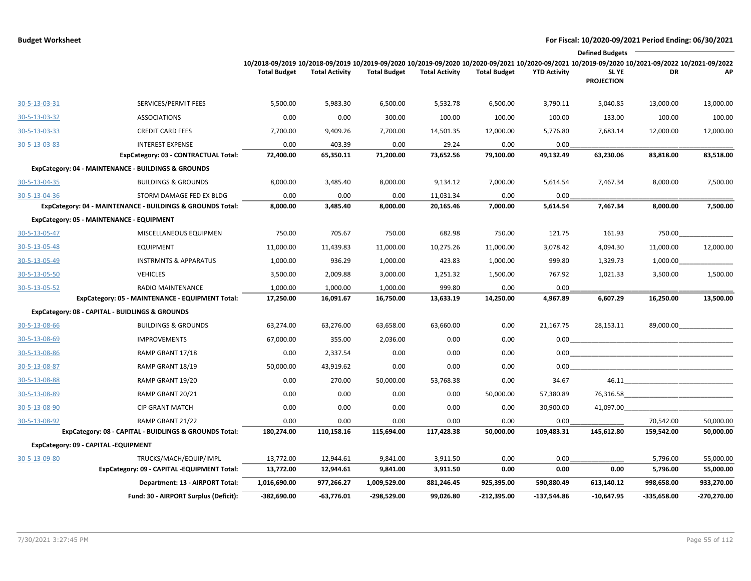**Budget Worksheet** — **For Fiscal: 10/2020-09/2021 Period Ending: 06/30/2021**

| | | 10/2018-09/2019 Total Budget | 10/2018-09/2019 Total Activity | 10/2019-09/2020 Total Budget | 10/2019-09/2020 Total Activity | 10/2020-09/2021 Total Budget | 10/2020-09/2021 YTD Activity | Defined Budgets 10/2019-09/2020 SL YE PROJECTION | 10/2021-09/2022 DR | 10/2021-09/2022 AP |
|---|---|---|---|---|---|---|---|---|---|---|
| 30-5-13-03-31 | SERVICES/PERMIT FEES | 5,500.00 | 5,983.30 | 6,500.00 | 5,532.78 | 6,500.00 | 3,790.11 | 5,040.85 | 13,000.00 | 13,000.00 |
| 30-5-13-03-32 | ASSOCIATIONS | 0.00 | 0.00 | 300.00 | 100.00 | 100.00 | 100.00 | 133.00 | 100.00 | 100.00 |
| 30-5-13-03-33 | CREDIT CARD FEES | 7,700.00 | 9,409.26 | 7,700.00 | 14,501.35 | 12,000.00 | 5,776.80 | 7,683.14 | 12,000.00 | 12,000.00 |
| 30-5-13-03-83 | INTEREST EXPENSE | 0.00 | 403.39 | 0.00 | 29.24 | 0.00 | 0.00 | | | |
| | **ExpCategory: 03 - CONTRACTUAL Total:** | **72,400.00** | **65,350.11** | **71,200.00** | **73,652.56** | **79,100.00** | **49,132.49** | **63,230.06** | **83,818.00** | **83,518.00** |
| **ExpCategory: 04 - MAINTENANCE - BUILDINGS & GROUNDS** | | | | | | | | | | |
| 30-5-13-04-35 | BUILDINGS & GROUNDS | 8,000.00 | 3,485.40 | 8,000.00 | 9,134.12 | 7,000.00 | 5,614.54 | 7,467.34 | 8,000.00 | 7,500.00 |
| 30-5-13-04-36 | STORM DAMAGE FED EX BLDG | 0.00 | 0.00 | 0.00 | 11,031.34 | 0.00 | 0.00 | | | |
| | **ExpCategory: 04 - MAINTENANCE - BUILDINGS & GROUNDS Total:** | **8,000.00** | **3,485.40** | **8,000.00** | **20,165.46** | **7,000.00** | **5,614.54** | **7,467.34** | **8,000.00** | **7,500.00** |
| **ExpCategory: 05 - MAINTENANCE - EQUIPMENT** | | | | | | | | | | |
| 30-5-13-05-47 | MISCELLANEOUS EQUIPMEN | 750.00 | 705.67 | 750.00 | 682.98 | 750.00 | 121.75 | 161.93 | 750.00 | |
| 30-5-13-05-48 | EQUIPMENT | 11,000.00 | 11,439.83 | 11,000.00 | 10,275.26 | 11,000.00 | 3,078.42 | 4,094.30 | 11,000.00 | 12,000.00 |
| 30-5-13-05-49 | INSTRMNTS & APPARATUS | 1,000.00 | 936.29 | 1,000.00 | 423.83 | 1,000.00 | 999.80 | 1,329.73 | 1,000.00 | |
| 30-5-13-05-50 | VEHICLES | 3,500.00 | 2,009.88 | 3,000.00 | 1,251.32 | 1,500.00 | 767.92 | 1,021.33 | 3,500.00 | 1,500.00 |
| 30-5-13-05-52 | RADIO MAINTENANCE | 1,000.00 | 1,000.00 | 1,000.00 | 999.80 | 0.00 | 0.00 | | | |
| | **ExpCategory: 05 - MAINTENANCE - EQUIPMENT Total:** | **17,250.00** | **16,091.67** | **16,750.00** | **13,633.19** | **14,250.00** | **4,967.89** | **6,607.29** | **16,250.00** | **13,500.00** |
| **ExpCategory: 08 - CAPITAL - BUIDLINGS & GROUNDS** | | | | | | | | | | |
| 30-5-13-08-66 | BUILDINGS & GROUNDS | 63,274.00 | 63,276.00 | 63,658.00 | 63,660.00 | 0.00 | 21,167.75 | 28,153.11 | 89,000.00 | |
| 30-5-13-08-69 | IMPROVEMENTS | 67,000.00 | 355.00 | 2,036.00 | 0.00 | 0.00 | 0.00 | | | |
| 30-5-13-08-86 | RAMP GRANT 17/18 | 0.00 | 2,337.54 | 0.00 | 0.00 | 0.00 | 0.00 | | | |
| 30-5-13-08-87 | RAMP GRANT 18/19 | 50,000.00 | 43,919.62 | 0.00 | 0.00 | 0.00 | 0.00 | | | |
| 30-5-13-08-88 | RAMP GRANT 19/20 | 0.00 | 270.00 | 50,000.00 | 53,768.38 | 0.00 | 34.67 | 46.11 | | |
| 30-5-13-08-89 | RAMP GRANT 20/21 | 0.00 | 0.00 | 0.00 | 0.00 | 50,000.00 | 57,380.89 | 76,316.58 | | |
| 30-5-13-08-90 | CIP GRANT MATCH | 0.00 | 0.00 | 0.00 | 0.00 | 0.00 | 30,900.00 | 41,097.00 | | |
| 30-5-13-08-92 | RAMP GRANT 21/22 | 0.00 | 0.00 | 0.00 | 0.00 | 0.00 | 0.00 | | 70,542.00 | 50,000.00 |
| | **ExpCategory: 08 - CAPITAL - BUILDINGS & GROUNDS Total:** | **180,274.00** | **110,158.16** | **115,694.00** | **117,428.38** | **50,000.00** | **109,483.31** | **145,612.80** | **159,542.00** | **50,000.00** |
| **ExpCategory: 09 - CAPITAL -EQUIPMENT** | | | | | | | | | | |
| 30-5-13-09-80 | TRUCKS/MACH/EQUIP/IMPL | 13,772.00 | 12,944.61 | 9,841.00 | 3,911.50 | 0.00 | 0.00 | | 5,796.00 | 55,000.00 |
| | **ExpCategory: 09 - CAPITAL -EQUIPMENT Total:** | **13,772.00** | **12,944.61** | **9,841.00** | **3,911.50** | **0.00** | **0.00** | **0.00** | **5,796.00** | **55,000.00** |
| | **Department: 13 - AIRPORT Total:** | **1,016,690.00** | **977,266.27** | **1,009,529.00** | **881,246.45** | **925,395.00** | **590,880.49** | **613,140.12** | **998,658.00** | **933,270.00** |
| | **Fund: 30 - AIRPORT Surplus (Deficit):** | **-382,690.00** | **-63,776.01** | **-298,529.00** | **99,026.80** | **-212,395.00** | **-137,544.86** | **-10,647.95** | **-335,658.00** | **-270,270.00** |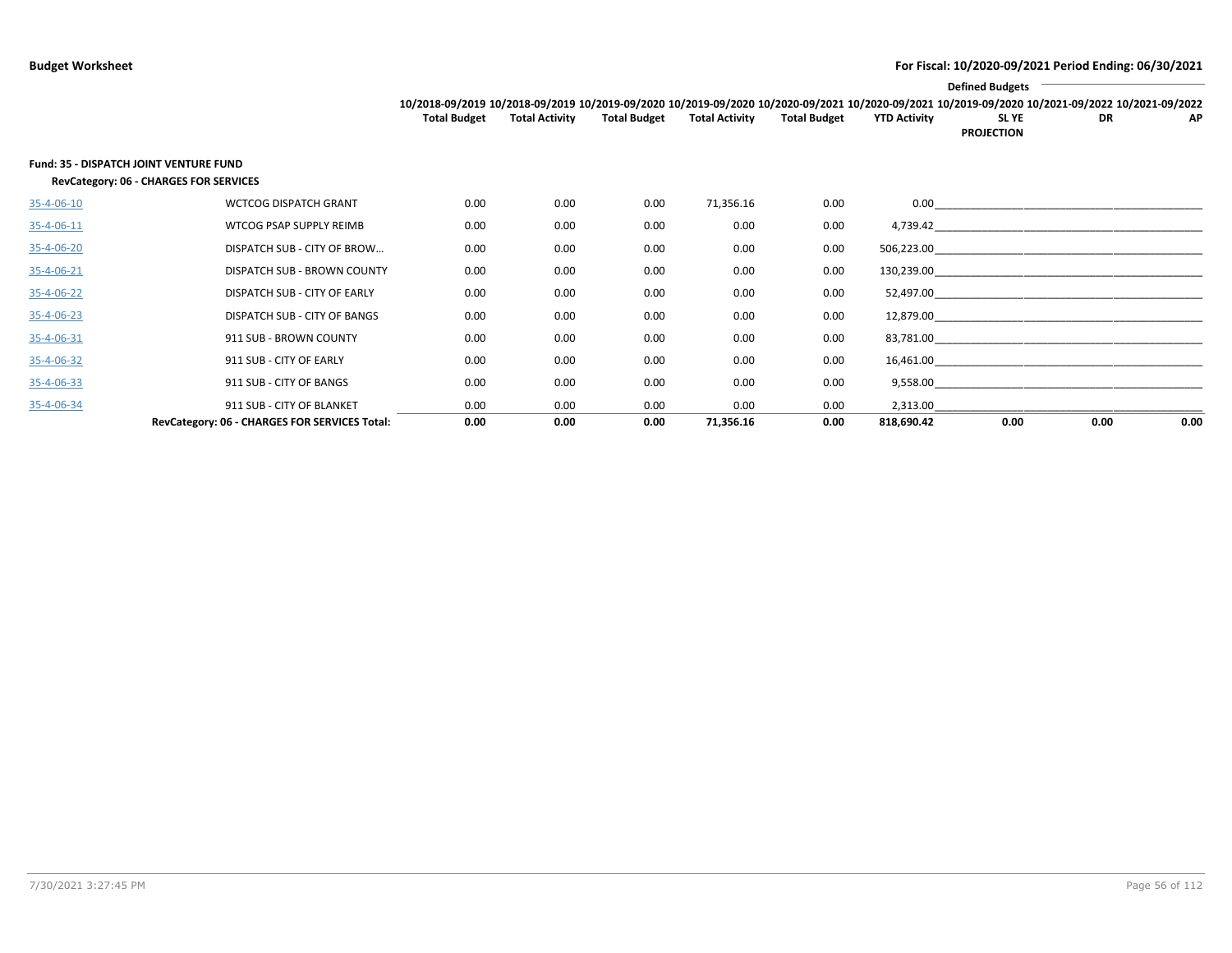**Budget Worksheet** — For Fiscal: 10/2020-09/2021 Period Ending: 06/30/2021

| | | 10/2018-09/2019 Total Budget | 10/2018-09/2019 Total Activity | 10/2019-09/2020 Total Budget | 10/2019-09/2020 Total Activity | 10/2020-09/2021 Total Budget | 10/2020-09/2021 YTD Activity | Defined Budgets 10/2019-09/2020 SL YE PROJECTION | Defined Budgets 10/2021-09/2022 DR | Defined Budgets 10/2021-09/2022 AP |
|---|---|---|---|---|---|---|---|---|---|---|
| **Fund: 35 - DISPATCH JOINT VENTURE FUND** | | | | | | | | | | |
| **RevCategory: 06 - CHARGES FOR SERVICES** | | | | | | | | | | |
| 35-4-06-10 | WCTCOG DISPATCH GRANT | 0.00 | 0.00 | 0.00 | 71,356.16 | 0.00 | 0.00 | | | |
| 35-4-06-11 | WTCOG PSAP SUPPLY REIMB | 0.00 | 0.00 | 0.00 | 0.00 | 0.00 | 4,739.42 | | | |
| 35-4-06-20 | DISPATCH SUB - CITY OF BROW… | 0.00 | 0.00 | 0.00 | 0.00 | 0.00 | 506,223.00 | | | |
| 35-4-06-21 | DISPATCH SUB - BROWN COUNTY | 0.00 | 0.00 | 0.00 | 0.00 | 0.00 | 130,239.00 | | | |
| 35-4-06-22 | DISPATCH SUB - CITY OF EARLY | 0.00 | 0.00 | 0.00 | 0.00 | 0.00 | 52,497.00 | | | |
| 35-4-06-23 | DISPATCH SUB - CITY OF BANGS | 0.00 | 0.00 | 0.00 | 0.00 | 0.00 | 12,879.00 | | | |
| 35-4-06-31 | 911 SUB - BROWN COUNTY | 0.00 | 0.00 | 0.00 | 0.00 | 0.00 | 83,781.00 | | | |
| 35-4-06-32 | 911 SUB - CITY OF EARLY | 0.00 | 0.00 | 0.00 | 0.00 | 0.00 | 16,461.00 | | | |
| 35-4-06-33 | 911 SUB - CITY OF BANGS | 0.00 | 0.00 | 0.00 | 0.00 | 0.00 | 9,558.00 | | | |
| 35-4-06-34 | 911 SUB - CITY OF BLANKET | 0.00 | 0.00 | 0.00 | 0.00 | 0.00 | 2,313.00 | | | |
| | **RevCategory: 06 - CHARGES FOR SERVICES Total:** | **0.00** | **0.00** | **0.00** | **71,356.16** | **0.00** | **818,690.42** | **0.00** | **0.00** | **0.00** |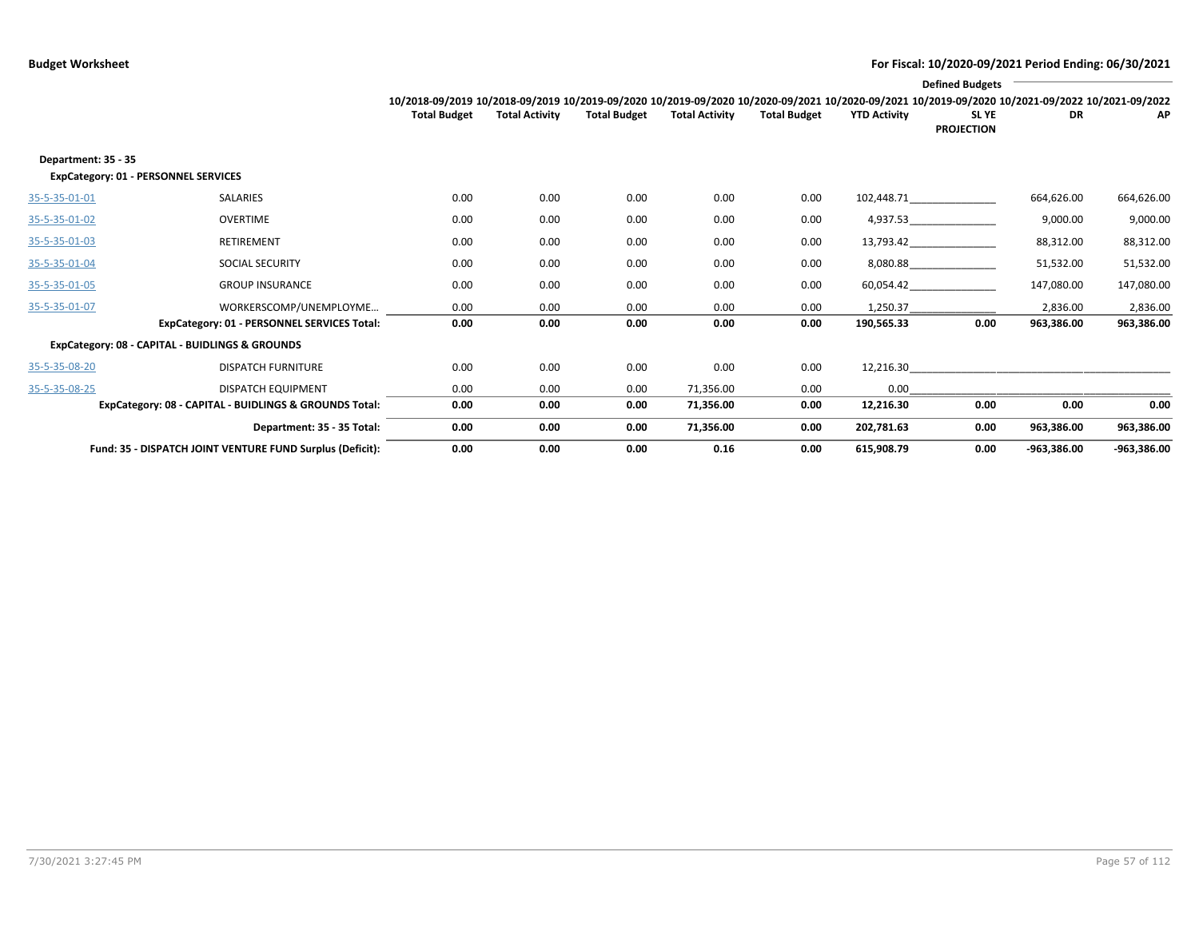**Budget Worksheet** | **For Fiscal: 10/2020-09/2021 Period Ending: 06/30/2021**

| | | 10/2018-09/2019 Total Budget | 10/2018-09/2019 Total Activity | 10/2019-09/2020 Total Budget | 10/2019-09/2020 Total Activity | 10/2020-09/2021 Total Budget | 10/2020-09/2021 YTD Activity | Defined Budgets 10/2019-09/2020 SL YE PROJECTION | 10/2021-09/2022 DR | 10/2021-09/2022 AP |
|---|---|---|---|---|---|---|---|---|---|---|
| **Department: 35 - 35** | | | | | | | | | | |
| **ExpCategory: 01 - PERSONNEL SERVICES** | | | | | | | | | | |
| 35-5-35-01-01 | SALARIES | 0.00 | 0.00 | 0.00 | 0.00 | 0.00 | 102,448.71 | | 664,626.00 | 664,626.00 |
| 35-5-35-01-02 | OVERTIME | 0.00 | 0.00 | 0.00 | 0.00 | 0.00 | 4,937.53 | | 9,000.00 | 9,000.00 |
| 35-5-35-01-03 | RETIREMENT | 0.00 | 0.00 | 0.00 | 0.00 | 0.00 | 13,793.42 | | 88,312.00 | 88,312.00 |
| 35-5-35-01-04 | SOCIAL SECURITY | 0.00 | 0.00 | 0.00 | 0.00 | 0.00 | 8,080.88 | | 51,532.00 | 51,532.00 |
| 35-5-35-01-05 | GROUP INSURANCE | 0.00 | 0.00 | 0.00 | 0.00 | 0.00 | 60,054.42 | | 147,080.00 | 147,080.00 |
| 35-5-35-01-07 | WORKERSCOMP/UNEMPLOYME… | 0.00 | 0.00 | 0.00 | 0.00 | 0.00 | 1,250.37 | | 2,836.00 | 2,836.00 |
| | **ExpCategory: 01 - PERSONNEL SERVICES Total:** | **0.00** | **0.00** | **0.00** | **0.00** | **0.00** | **190,565.33** | **0.00** | **963,386.00** | **963,386.00** |
| **ExpCategory: 08 - CAPITAL - BUIDLINGS & GROUNDS** | | | | | | | | | | |
| 35-5-35-08-20 | DISPATCH FURNITURE | 0.00 | 0.00 | 0.00 | 0.00 | 0.00 | 12,216.30 | | | |
| 35-5-35-08-25 | DISPATCH EQUIPMENT | 0.00 | 0.00 | 0.00 | 71,356.00 | 0.00 | 0.00 | | | |
| | **ExpCategory: 08 - CAPITAL - BUIDLINGS & GROUNDS Total:** | **0.00** | **0.00** | **0.00** | **71,356.00** | **0.00** | **12,216.30** | **0.00** | **0.00** | **0.00** |
| | **Department: 35 - 35 Total:** | **0.00** | **0.00** | **0.00** | **71,356.00** | **0.00** | **202,781.63** | **0.00** | **963,386.00** | **963,386.00** |
| | **Fund: 35 - DISPATCH JOINT VENTURE FUND Surplus (Deficit):** | **0.00** | **0.00** | **0.00** | **0.16** | **0.00** | **615,908.79** | **0.00** | **-963,386.00** | **-963,386.00** |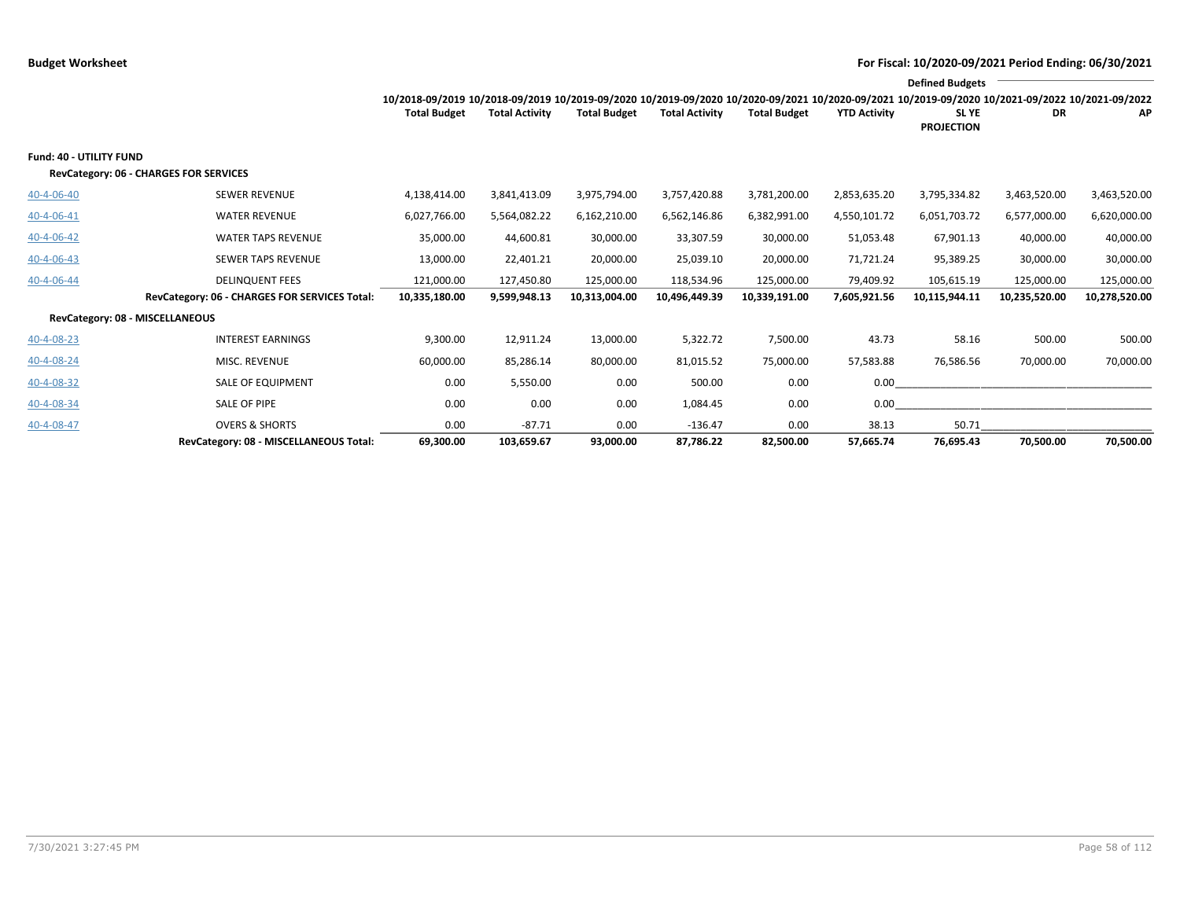**Budget Worksheet**

**For Fiscal: 10/2020-09/2021 Period Ending: 06/30/2021**

| | | 10/2018-09/2019 Total Budget | 10/2018-09/2019 Total Activity | 10/2019-09/2020 Total Budget | 10/2019-09/2020 Total Activity | 10/2020-09/2021 Total Budget | 10/2020-09/2021 YTD Activity | Defined Budgets 10/2019-09/2020 SL YE PROJECTION | Defined Budgets 10/2021-09/2022 DR | Defined Budgets 10/2021-09/2022 AP |
|---|---|---|---|---|---|---|---|---|---|---|
| **Fund: 40 - UTILITY FUND** | | | | | | | | | | |
| **RevCategory: 06 - CHARGES FOR SERVICES** | | | | | | | | | | |
| 40-4-06-40 | SEWER REVENUE | 4,138,414.00 | 3,841,413.09 | 3,975,794.00 | 3,757,420.88 | 3,781,200.00 | 2,853,635.20 | 3,795,334.82 | 3,463,520.00 | 3,463,520.00 |
| 40-4-06-41 | WATER REVENUE | 6,027,766.00 | 5,564,082.22 | 6,162,210.00 | 6,562,146.86 | 6,382,991.00 | 4,550,101.72 | 6,051,703.72 | 6,577,000.00 | 6,620,000.00 |
| 40-4-06-42 | WATER TAPS REVENUE | 35,000.00 | 44,600.81 | 30,000.00 | 33,307.59 | 30,000.00 | 51,053.48 | 67,901.13 | 40,000.00 | 40,000.00 |
| 40-4-06-43 | SEWER TAPS REVENUE | 13,000.00 | 22,401.21 | 20,000.00 | 25,039.10 | 20,000.00 | 71,721.24 | 95,389.25 | 30,000.00 | 30,000.00 |
| 40-4-06-44 | DELINQUENT FEES | 121,000.00 | 127,450.80 | 125,000.00 | 118,534.96 | 125,000.00 | 79,409.92 | 105,615.19 | 125,000.00 | 125,000.00 |
| | **RevCategory: 06 - CHARGES FOR SERVICES Total:** | **10,335,180.00** | **9,599,948.13** | **10,313,004.00** | **10,496,449.39** | **10,339,191.00** | **7,605,921.56** | **10,115,944.11** | **10,235,520.00** | **10,278,520.00** |
| **RevCategory: 08 - MISCELLANEOUS** | | | | | | | | | | |
| 40-4-08-23 | INTEREST EARNINGS | 9,300.00 | 12,911.24 | 13,000.00 | 5,322.72 | 7,500.00 | 43.73 | 58.16 | 500.00 | 500.00 |
| 40-4-08-24 | MISC. REVENUE | 60,000.00 | 85,286.14 | 80,000.00 | 81,015.52 | 75,000.00 | 57,583.88 | 76,586.56 | 70,000.00 | 70,000.00 |
| 40-4-08-32 | SALE OF EQUIPMENT | 0.00 | 5,550.00 | 0.00 | 500.00 | 0.00 | 0.00 | | | |
| 40-4-08-34 | SALE OF PIPE | 0.00 | 0.00 | 0.00 | 1,084.45 | 0.00 | 0.00 | | | |
| 40-4-08-47 | OVERS & SHORTS | 0.00 | -87.71 | 0.00 | -136.47 | 0.00 | 38.13 | 50.71 | | |
| | **RevCategory: 08 - MISCELLANEOUS Total:** | **69,300.00** | **103,659.67** | **93,000.00** | **87,786.22** | **82,500.00** | **57,665.74** | **76,695.43** | **70,500.00** | **70,500.00** |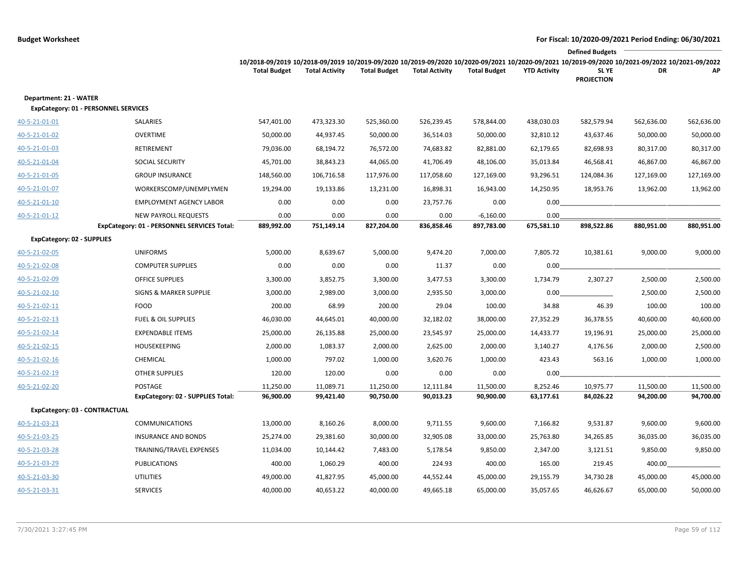**Budget Worksheet**

**For Fiscal: 10/2020-09/2021 Period Ending: 06/30/2021**

| | | 10/2018-09/2019 Total Budget | 10/2018-09/2019 Total Activity | 10/2019-09/2020 Total Budget | 10/2019-09/2020 Total Activity | 10/2020-09/2021 Total Budget | 10/2020-09/2021 YTD Activity | Defined Budgets 10/2019-09/2020 SL YE PROJECTION | 10/2021-09/2022 DR | 10/2021-09/2022 AP |
|---|---|---|---|---|---|---|---|---|---|---|
| **Department: 21 - WATER** | | | | | | | | | | |
| **ExpCategory: 01 - PERSONNEL SERVICES** | | | | | | | | | | |
| 40-5-21-01-01 | SALARIES | 547,401.00 | 473,323.30 | 525,360.00 | 526,239.45 | 578,844.00 | 438,030.03 | 582,579.94 | 562,636.00 | 562,636.00 |
| 40-5-21-01-02 | OVERTIME | 50,000.00 | 44,937.45 | 50,000.00 | 36,514.03 | 50,000.00 | 32,810.12 | 43,637.46 | 50,000.00 | 50,000.00 |
| 40-5-21-01-03 | RETIREMENT | 79,036.00 | 68,194.72 | 76,572.00 | 74,683.82 | 82,881.00 | 62,179.65 | 82,698.93 | 80,317.00 | 80,317.00 |
| 40-5-21-01-04 | SOCIAL SECURITY | 45,701.00 | 38,843.23 | 44,065.00 | 41,706.49 | 48,106.00 | 35,013.84 | 46,568.41 | 46,867.00 | 46,867.00 |
| 40-5-21-01-05 | GROUP INSURANCE | 148,560.00 | 106,716.58 | 117,976.00 | 117,058.60 | 127,169.00 | 93,296.51 | 124,084.36 | 127,169.00 | 127,169.00 |
| 40-5-21-01-07 | WORKERSCOMP/UNEMPLYMEN | 19,294.00 | 19,133.86 | 13,231.00 | 16,898.31 | 16,943.00 | 14,250.95 | 18,953.76 | 13,962.00 | 13,962.00 |
| 40-5-21-01-10 | EMPLOYMENT AGENCY LABOR | 0.00 | 0.00 | 0.00 | 23,757.76 | 0.00 | 0.00 | | | |
| 40-5-21-01-12 | NEW PAYROLL REQUESTS | 0.00 | 0.00 | 0.00 | 0.00 | -6,160.00 | 0.00 | | | |
| | **ExpCategory: 01 - PERSONNEL SERVICES Total:** | **889,992.00** | **751,149.14** | **827,204.00** | **836,858.46** | **897,783.00** | **675,581.10** | **898,522.86** | **880,951.00** | **880,951.00** |
| **ExpCategory: 02 - SUPPLIES** | | | | | | | | | | |
| 40-5-21-02-05 | UNIFORMS | 5,000.00 | 8,639.67 | 5,000.00 | 9,474.20 | 7,000.00 | 7,805.72 | 10,381.61 | 9,000.00 | 9,000.00 |
| 40-5-21-02-08 | COMPUTER SUPPLIES | 0.00 | 0.00 | 0.00 | 11.37 | 0.00 | 0.00 | | | |
| 40-5-21-02-09 | OFFICE SUPPLIES | 3,300.00 | 3,852.75 | 3,300.00 | 3,477.53 | 3,300.00 | 1,734.79 | 2,307.27 | 2,500.00 | 2,500.00 |
| 40-5-21-02-10 | SIGNS & MARKER SUPPLIE | 3,000.00 | 2,989.00 | 3,000.00 | 2,935.50 | 3,000.00 | 0.00 | | 2,500.00 | 2,500.00 |
| 40-5-21-02-11 | FOOD | 200.00 | 68.99 | 200.00 | 29.04 | 100.00 | 34.88 | 46.39 | 100.00 | 100.00 |
| 40-5-21-02-13 | FUEL & OIL SUPPLIES | 46,030.00 | 44,645.01 | 40,000.00 | 32,182.02 | 38,000.00 | 27,352.29 | 36,378.55 | 40,600.00 | 40,600.00 |
| 40-5-21-02-14 | EXPENDABLE ITEMS | 25,000.00 | 26,135.88 | 25,000.00 | 23,545.97 | 25,000.00 | 14,433.77 | 19,196.91 | 25,000.00 | 25,000.00 |
| 40-5-21-02-15 | HOUSEKEEPING | 2,000.00 | 1,083.37 | 2,000.00 | 2,625.00 | 2,000.00 | 3,140.27 | 4,176.56 | 2,000.00 | 2,500.00 |
| 40-5-21-02-16 | CHEMICAL | 1,000.00 | 797.02 | 1,000.00 | 3,620.76 | 1,000.00 | 423.43 | 563.16 | 1,000.00 | 1,000.00 |
| 40-5-21-02-19 | OTHER SUPPLIES | 120.00 | 120.00 | 0.00 | 0.00 | 0.00 | 0.00 | | | |
| 40-5-21-02-20 | POSTAGE | 11,250.00 | 11,089.71 | 11,250.00 | 12,111.84 | 11,500.00 | 8,252.46 | 10,975.77 | 11,500.00 | 11,500.00 |
| | **ExpCategory: 02 - SUPPLIES Total:** | **96,900.00** | **99,421.40** | **90,750.00** | **90,013.23** | **90,900.00** | **63,177.61** | **84,026.22** | **94,200.00** | **94,700.00** |
| **ExpCategory: 03 - CONTRACTUAL** | | | | | | | | | | |
| 40-5-21-03-23 | COMMUNICATIONS | 13,000.00 | 8,160.26 | 8,000.00 | 9,711.55 | 9,600.00 | 7,166.82 | 9,531.87 | 9,600.00 | 9,600.00 |
| 40-5-21-03-25 | INSURANCE AND BONDS | 25,274.00 | 29,381.60 | 30,000.00 | 32,905.08 | 33,000.00 | 25,763.80 | 34,265.85 | 36,035.00 | 36,035.00 |
| 40-5-21-03-28 | TRAINING/TRAVEL EXPENSES | 11,034.00 | 10,144.42 | 7,483.00 | 5,178.54 | 9,850.00 | 2,347.00 | 3,121.51 | 9,850.00 | 9,850.00 |
| 40-5-21-03-29 | PUBLICATIONS | 400.00 | 1,060.29 | 400.00 | 224.93 | 400.00 | 165.00 | 219.45 | 400.00 | |
| 40-5-21-03-30 | UTILITIES | 49,000.00 | 41,827.95 | 45,000.00 | 44,552.44 | 45,000.00 | 29,155.79 | 34,730.28 | 45,000.00 | 45,000.00 |
| 40-5-21-03-31 | SERVICES | 40,000.00 | 40,653.22 | 40,000.00 | 49,665.18 | 65,000.00 | 35,057.65 | 46,626.67 | 65,000.00 | 50,000.00 |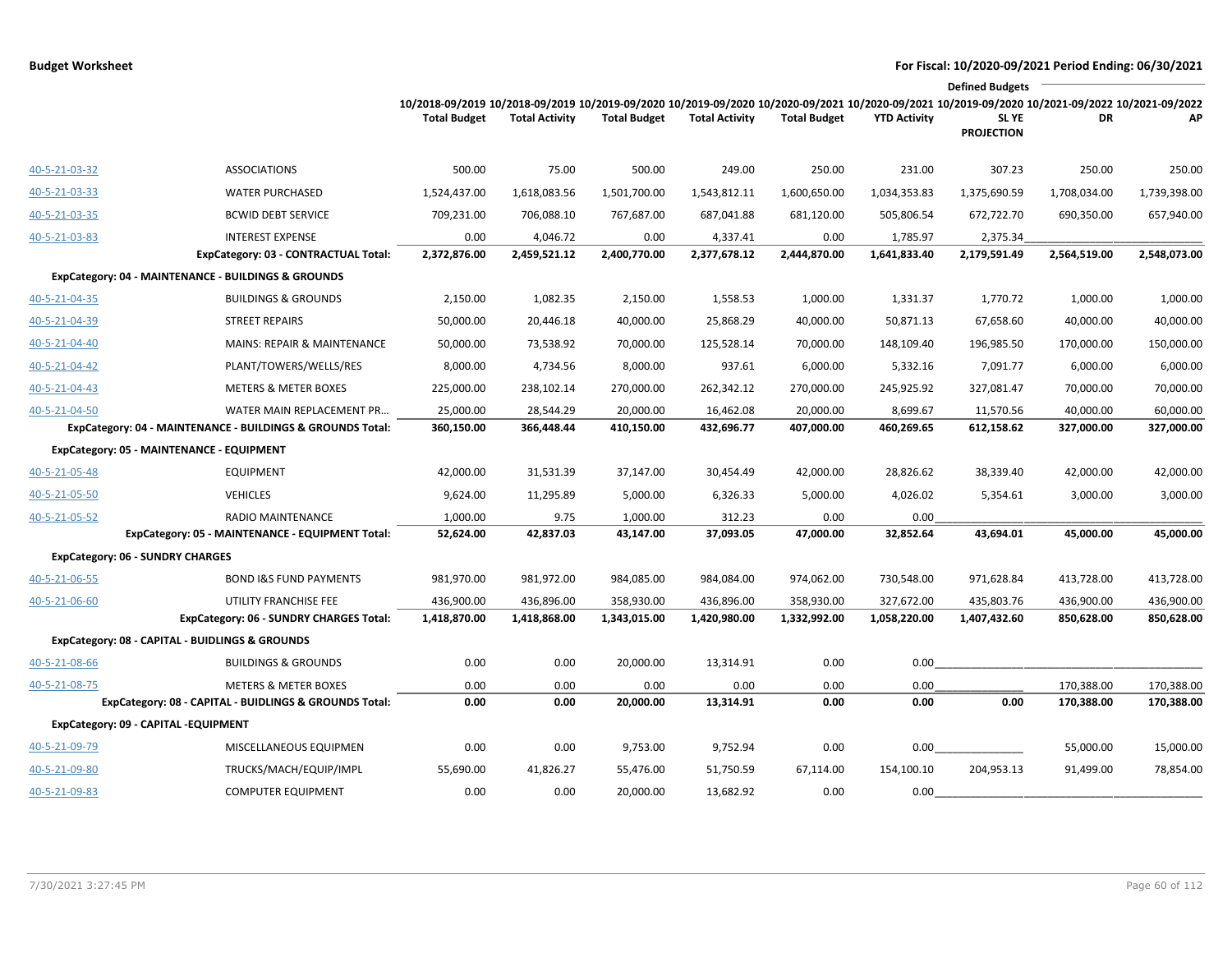**Budget Worksheet**

**For Fiscal: 10/2020-09/2021 Period Ending: 06/30/2021**

| | | 10/2018-09/2019 Total Budget | 10/2018-09/2019 Total Activity | 10/2019-09/2020 Total Budget | 10/2019-09/2020 Total Activity | 10/2020-09/2021 Total Budget | 10/2020-09/2021 YTD Activity | Defined Budgets 10/2019-09/2020 SL YE PROJECTION | 10/2021-09/2022 DR | 10/2021-09/2022 AP |
|---|---|---|---|---|---|---|---|---|---|---|
| 40-5-21-03-32 | ASSOCIATIONS | 500.00 | 75.00 | 500.00 | 249.00 | 250.00 | 231.00 | 307.23 | 250.00 | 250.00 |
| 40-5-21-03-33 | WATER PURCHASED | 1,524,437.00 | 1,618,083.56 | 1,501,700.00 | 1,543,812.11 | 1,600,650.00 | 1,034,353.83 | 1,375,690.59 | 1,708,034.00 | 1,739,398.00 |
| 40-5-21-03-35 | BCWID DEBT SERVICE | 709,231.00 | 706,088.10 | 767,687.00 | 687,041.88 | 681,120.00 | 505,806.54 | 672,722.70 | 690,350.00 | 657,940.00 |
| 40-5-21-03-83 | INTEREST EXPENSE | 0.00 | 4,046.72 | 0.00 | 4,337.41 | 0.00 | 1,785.97 | 2,375.34 | | |
| | **ExpCategory: 03 - CONTRACTUAL Total:** | **2,372,876.00** | **2,459,521.12** | **2,400,770.00** | **2,377,678.12** | **2,444,870.00** | **1,641,833.40** | **2,179,591.49** | **2,564,519.00** | **2,548,073.00** |
| **ExpCategory: 04 - MAINTENANCE - BUILDINGS & GROUNDS** | | | | | | | | | | |
| 40-5-21-04-35 | BUILDINGS & GROUNDS | 2,150.00 | 1,082.35 | 2,150.00 | 1,558.53 | 1,000.00 | 1,331.37 | 1,770.72 | 1,000.00 | 1,000.00 |
| 40-5-21-04-39 | STREET REPAIRS | 50,000.00 | 20,446.18 | 40,000.00 | 25,868.29 | 40,000.00 | 50,871.13 | 67,658.60 | 40,000.00 | 40,000.00 |
| 40-5-21-04-40 | MAINS: REPAIR & MAINTENANCE | 50,000.00 | 73,538.92 | 70,000.00 | 125,528.14 | 70,000.00 | 148,109.40 | 196,985.50 | 170,000.00 | 150,000.00 |
| 40-5-21-04-42 | PLANT/TOWERS/WELLS/RES | 8,000.00 | 4,734.56 | 8,000.00 | 937.61 | 6,000.00 | 5,332.16 | 7,091.77 | 6,000.00 | 6,000.00 |
| 40-5-21-04-43 | METERS & METER BOXES | 225,000.00 | 238,102.14 | 270,000.00 | 262,342.12 | 270,000.00 | 245,925.92 | 327,081.47 | 70,000.00 | 70,000.00 |
| 40-5-21-04-50 | WATER MAIN REPLACEMENT PR... | 25,000.00 | 28,544.29 | 20,000.00 | 16,462.08 | 20,000.00 | 8,699.67 | 11,570.56 | 40,000.00 | 60,000.00 |
| | **ExpCategory: 04 - MAINTENANCE - BUILDINGS & GROUNDS Total:** | **360,150.00** | **366,448.44** | **410,150.00** | **432,696.77** | **407,000.00** | **460,269.65** | **612,158.62** | **327,000.00** | **327,000.00** |
| **ExpCategory: 05 - MAINTENANCE - EQUIPMENT** | | | | | | | | | | |
| 40-5-21-05-48 | EQUIPMENT | 42,000.00 | 31,531.39 | 37,147.00 | 30,454.49 | 42,000.00 | 28,826.62 | 38,339.40 | 42,000.00 | 42,000.00 |
| 40-5-21-05-50 | VEHICLES | 9,624.00 | 11,295.89 | 5,000.00 | 6,326.33 | 5,000.00 | 4,026.02 | 5,354.61 | 3,000.00 | 3,000.00 |
| 40-5-21-05-52 | RADIO MAINTENANCE | 1,000.00 | 9.75 | 1,000.00 | 312.23 | 0.00 | 0.00 | | | |
| | **ExpCategory: 05 - MAINTENANCE - EQUIPMENT Total:** | **52,624.00** | **42,837.03** | **43,147.00** | **37,093.05** | **47,000.00** | **32,852.64** | **43,694.01** | **45,000.00** | **45,000.00** |
| **ExpCategory: 06 - SUNDRY CHARGES** | | | | | | | | | | |
| 40-5-21-06-55 | BOND I&S FUND PAYMENTS | 981,970.00 | 981,972.00 | 984,085.00 | 984,084.00 | 974,062.00 | 730,548.00 | 971,628.84 | 413,728.00 | 413,728.00 |
| 40-5-21-06-60 | UTILITY FRANCHISE FEE | 436,900.00 | 436,896.00 | 358,930.00 | 436,896.00 | 358,930.00 | 327,672.00 | 435,803.76 | 436,900.00 | 436,900.00 |
| | **ExpCategory: 06 - SUNDRY CHARGES Total:** | **1,418,870.00** | **1,418,868.00** | **1,343,015.00** | **1,420,980.00** | **1,332,992.00** | **1,058,220.00** | **1,407,432.60** | **850,628.00** | **850,628.00** |
| **ExpCategory: 08 - CAPITAL - BUIDLINGS & GROUNDS** | | | | | | | | | | |
| 40-5-21-08-66 | BUILDINGS & GROUNDS | 0.00 | 0.00 | 20,000.00 | 13,314.91 | 0.00 | 0.00 | | | |
| 40-5-21-08-75 | METERS & METER BOXES | 0.00 | 0.00 | 0.00 | 0.00 | 0.00 | 0.00 | | 170,388.00 | 170,388.00 |
| | **ExpCategory: 08 - CAPITAL - BUIDLINGS & GROUNDS Total:** | **0.00** | **0.00** | **20,000.00** | **13,314.91** | **0.00** | **0.00** | **0.00** | **170,388.00** | **170,388.00** |
| **ExpCategory: 09 - CAPITAL -EQUIPMENT** | | | | | | | | | | |
| 40-5-21-09-79 | MISCELLANEOUS EQUIPMEN | 0.00 | 0.00 | 9,753.00 | 9,752.94 | 0.00 | 0.00 | | 55,000.00 | 15,000.00 |
| 40-5-21-09-80 | TRUCKS/MACH/EQUIP/IMPL | 55,690.00 | 41,826.27 | 55,476.00 | 51,750.59 | 67,114.00 | 154,100.10 | 204,953.13 | 91,499.00 | 78,854.00 |
| 40-5-21-09-83 | COMPUTER EQUIPMENT | 0.00 | 0.00 | 20,000.00 | 13,682.92 | 0.00 | 0.00 | | | |

7/30/2021 3:27:45 PM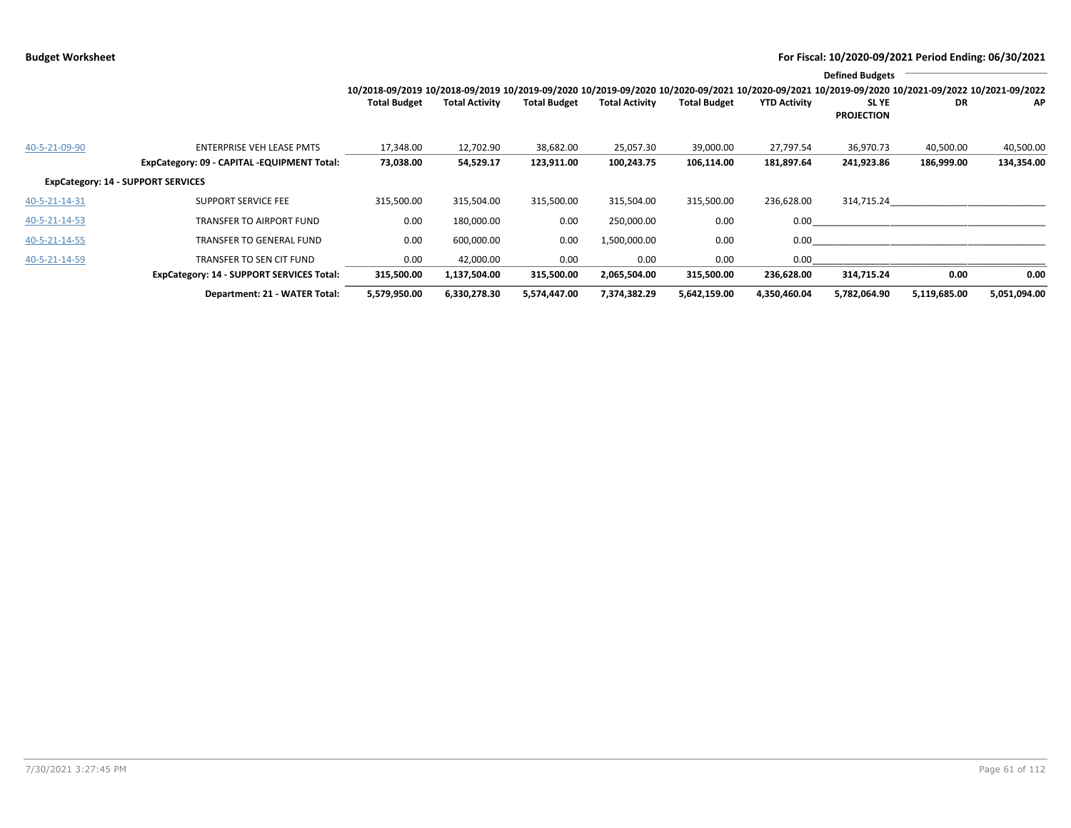**Budget Worksheet**

**For Fiscal: 10/2020-09/2021 Period Ending: 06/30/2021**

| | | 10/2018-09/2019 Total Budget | 10/2018-09/2019 Total Activity | 10/2019-09/2020 Total Budget | 10/2019-09/2020 Total Activity | 10/2020-09/2021 Total Budget | 10/2020-09/2021 YTD Activity | Defined Budgets 10/2019-09/2020 SL YE PROJECTION | 10/2021-09/2022 DR | 10/2021-09/2022 AP |
|---|---|---|---|---|---|---|---|---|---|---|
| 40-5-21-09-90 | ENTERPRISE VEH LEASE PMTS | 17,348.00 | 12,702.90 | 38,682.00 | 25,057.30 | 39,000.00 | 27,797.54 | 36,970.73 | 40,500.00 | 40,500.00 |
| | **ExpCategory: 09 - CAPITAL -EQUIPMENT Total:** | **73,038.00** | **54,529.17** | **123,911.00** | **100,243.75** | **106,114.00** | **181,897.64** | **241,923.86** | **186,999.00** | **134,354.00** |
| **ExpCategory: 14 - SUPPORT SERVICES** | | | | | | | | | | |
| 40-5-21-14-31 | SUPPORT SERVICE FEE | 315,500.00 | 315,504.00 | 315,500.00 | 315,504.00 | 315,500.00 | 236,628.00 | 314,715.24 | | |
| 40-5-21-14-53 | TRANSFER TO AIRPORT FUND | 0.00 | 180,000.00 | 0.00 | 250,000.00 | 0.00 | 0.00 | | | |
| 40-5-21-14-55 | TRANSFER TO GENERAL FUND | 0.00 | 600,000.00 | 0.00 | 1,500,000.00 | 0.00 | 0.00 | | | |
| 40-5-21-14-59 | TRANSFER TO SEN CIT FUND | 0.00 | 42,000.00 | 0.00 | 0.00 | 0.00 | 0.00 | | | |
| | **ExpCategory: 14 - SUPPORT SERVICES Total:** | **315,500.00** | **1,137,504.00** | **315,500.00** | **2,065,504.00** | **315,500.00** | **236,628.00** | **314,715.24** | **0.00** | **0.00** |
| | **Department: 21 - WATER Total:** | **5,579,950.00** | **6,330,278.30** | **5,574,447.00** | **7,374,382.29** | **5,642,159.00** | **4,350,460.04** | **5,782,064.90** | **5,119,685.00** | **5,051,094.00** |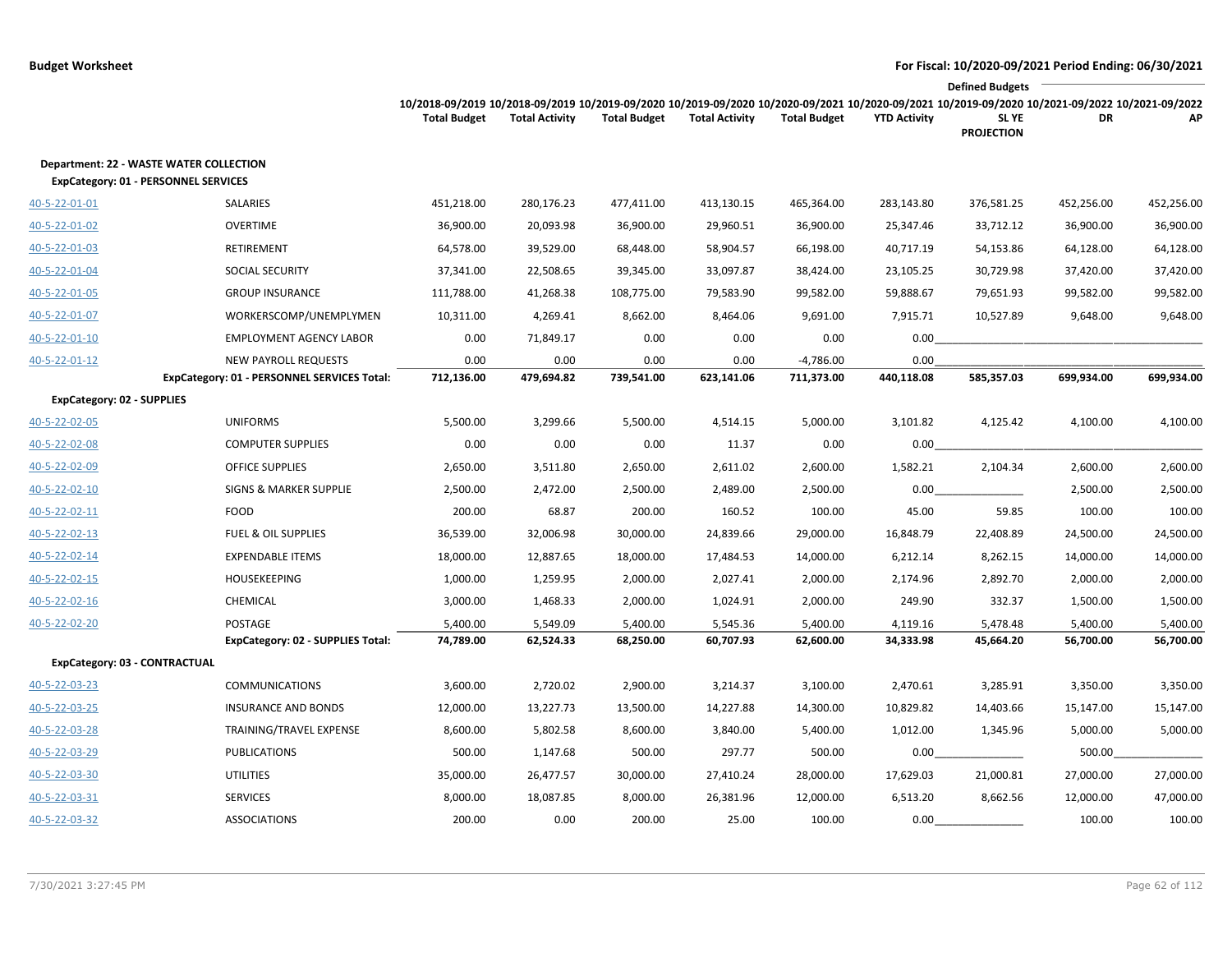**Budget Worksheet** — For Fiscal: 10/2020-09/2021 Period Ending: 06/30/2021

| | | 10/2018-09/2019 Total Budget | 10/2018-09/2019 Total Activity | 10/2019-09/2020 Total Budget | 10/2019-09/2020 Total Activity | 10/2020-09/2021 Total Budget | 10/2020-09/2021 YTD Activity | Defined Budgets 10/2019-09/2020 SL YE PROJECTION | 10/2021-09/2022 DR | 10/2021-09/2022 AP |
|---|---|---|---|---|---|---|---|---|---|---|
| **Department: 22 - WASTE WATER COLLECTION** | | | | | | | | | | |
| **ExpCategory: 01 - PERSONNEL SERVICES** | | | | | | | | | | |
| 40-5-22-01-01 | SALARIES | 451,218.00 | 280,176.23 | 477,411.00 | 413,130.15 | 465,364.00 | 283,143.80 | 376,581.25 | 452,256.00 | 452,256.00 |
| 40-5-22-01-02 | OVERTIME | 36,900.00 | 20,093.98 | 36,900.00 | 29,960.51 | 36,900.00 | 25,347.46 | 33,712.12 | 36,900.00 | 36,900.00 |
| 40-5-22-01-03 | RETIREMENT | 64,578.00 | 39,529.00 | 68,448.00 | 58,904.57 | 66,198.00 | 40,717.19 | 54,153.86 | 64,128.00 | 64,128.00 |
| 40-5-22-01-04 | SOCIAL SECURITY | 37,341.00 | 22,508.65 | 39,345.00 | 33,097.87 | 38,424.00 | 23,105.25 | 30,729.98 | 37,420.00 | 37,420.00 |
| 40-5-22-01-05 | GROUP INSURANCE | 111,788.00 | 41,268.38 | 108,775.00 | 79,583.90 | 99,582.00 | 59,888.67 | 79,651.93 | 99,582.00 | 99,582.00 |
| 40-5-22-01-07 | WORKERSCOMP/UNEMPLYMEN | 10,311.00 | 4,269.41 | 8,662.00 | 8,464.06 | 9,691.00 | 7,915.71 | 10,527.89 | 9,648.00 | 9,648.00 |
| 40-5-22-01-10 | EMPLOYMENT AGENCY LABOR | 0.00 | 71,849.17 | 0.00 | 0.00 | 0.00 | 0.00 | | | |
| 40-5-22-01-12 | NEW PAYROLL REQUESTS | 0.00 | 0.00 | 0.00 | 0.00 | -4,786.00 | 0.00 | | | |
| | **ExpCategory: 01 - PERSONNEL SERVICES Total:** | **712,136.00** | **479,694.82** | **739,541.00** | **623,141.06** | **711,373.00** | **440,118.08** | **585,357.03** | **699,934.00** | **699,934.00** |
| **ExpCategory: 02 - SUPPLIES** | | | | | | | | | | |
| 40-5-22-02-05 | UNIFORMS | 5,500.00 | 3,299.66 | 5,500.00 | 4,514.15 | 5,000.00 | 3,101.82 | 4,125.42 | 4,100.00 | 4,100.00 |
| 40-5-22-02-08 | COMPUTER SUPPLIES | 0.00 | 0.00 | 0.00 | 11.37 | 0.00 | 0.00 | | | |
| 40-5-22-02-09 | OFFICE SUPPLIES | 2,650.00 | 3,511.80 | 2,650.00 | 2,611.02 | 2,600.00 | 1,582.21 | 2,104.34 | 2,600.00 | 2,600.00 |
| 40-5-22-02-10 | SIGNS & MARKER SUPPLIE | 2,500.00 | 2,472.00 | 2,500.00 | 2,489.00 | 2,500.00 | 0.00 | | 2,500.00 | 2,500.00 |
| 40-5-22-02-11 | FOOD | 200.00 | 68.87 | 200.00 | 160.52 | 100.00 | 45.00 | 59.85 | 100.00 | 100.00 |
| 40-5-22-02-13 | FUEL & OIL SUPPLIES | 36,539.00 | 32,006.98 | 30,000.00 | 24,839.66 | 29,000.00 | 16,848.79 | 22,408.89 | 24,500.00 | 24,500.00 |
| 40-5-22-02-14 | EXPENDABLE ITEMS | 18,000.00 | 12,887.65 | 18,000.00 | 17,484.53 | 14,000.00 | 6,212.14 | 8,262.15 | 14,000.00 | 14,000.00 |
| 40-5-22-02-15 | HOUSEKEEPING | 1,000.00 | 1,259.95 | 2,000.00 | 2,027.41 | 2,000.00 | 2,174.96 | 2,892.70 | 2,000.00 | 2,000.00 |
| 40-5-22-02-16 | CHEMICAL | 3,000.00 | 1,468.33 | 2,000.00 | 1,024.91 | 2,000.00 | 249.90 | 332.37 | 1,500.00 | 1,500.00 |
| 40-5-22-02-20 | POSTAGE | 5,400.00 | 5,549.09 | 5,400.00 | 5,545.36 | 5,400.00 | 4,119.16 | 5,478.48 | 5,400.00 | 5,400.00 |
| | **ExpCategory: 02 - SUPPLIES Total:** | **74,789.00** | **62,524.33** | **68,250.00** | **60,707.93** | **62,600.00** | **34,333.98** | **45,664.20** | **56,700.00** | **56,700.00** |
| **ExpCategory: 03 - CONTRACTUAL** | | | | | | | | | | |
| 40-5-22-03-23 | COMMUNICATIONS | 3,600.00 | 2,720.02 | 2,900.00 | 3,214.37 | 3,100.00 | 2,470.61 | 3,285.91 | 3,350.00 | 3,350.00 |
| 40-5-22-03-25 | INSURANCE AND BONDS | 12,000.00 | 13,227.73 | 13,500.00 | 14,227.88 | 14,300.00 | 10,829.82 | 14,403.66 | 15,147.00 | 15,147.00 |
| 40-5-22-03-28 | TRAINING/TRAVEL EXPENSE | 8,600.00 | 5,802.58 | 8,600.00 | 3,840.00 | 5,400.00 | 1,012.00 | 1,345.96 | 5,000.00 | 5,000.00 |
| 40-5-22-03-29 | PUBLICATIONS | 500.00 | 1,147.68 | 500.00 | 297.77 | 500.00 | 0.00 | | 500.00 | |
| 40-5-22-03-30 | UTILITIES | 35,000.00 | 26,477.57 | 30,000.00 | 27,410.24 | 28,000.00 | 17,629.03 | 21,000.81 | 27,000.00 | 27,000.00 |
| 40-5-22-03-31 | SERVICES | 8,000.00 | 18,087.85 | 8,000.00 | 26,381.96 | 12,000.00 | 6,513.20 | 8,662.56 | 12,000.00 | 47,000.00 |
| 40-5-22-03-32 | ASSOCIATIONS | 200.00 | 0.00 | 200.00 | 25.00 | 100.00 | 0.00 | | 100.00 | 100.00 |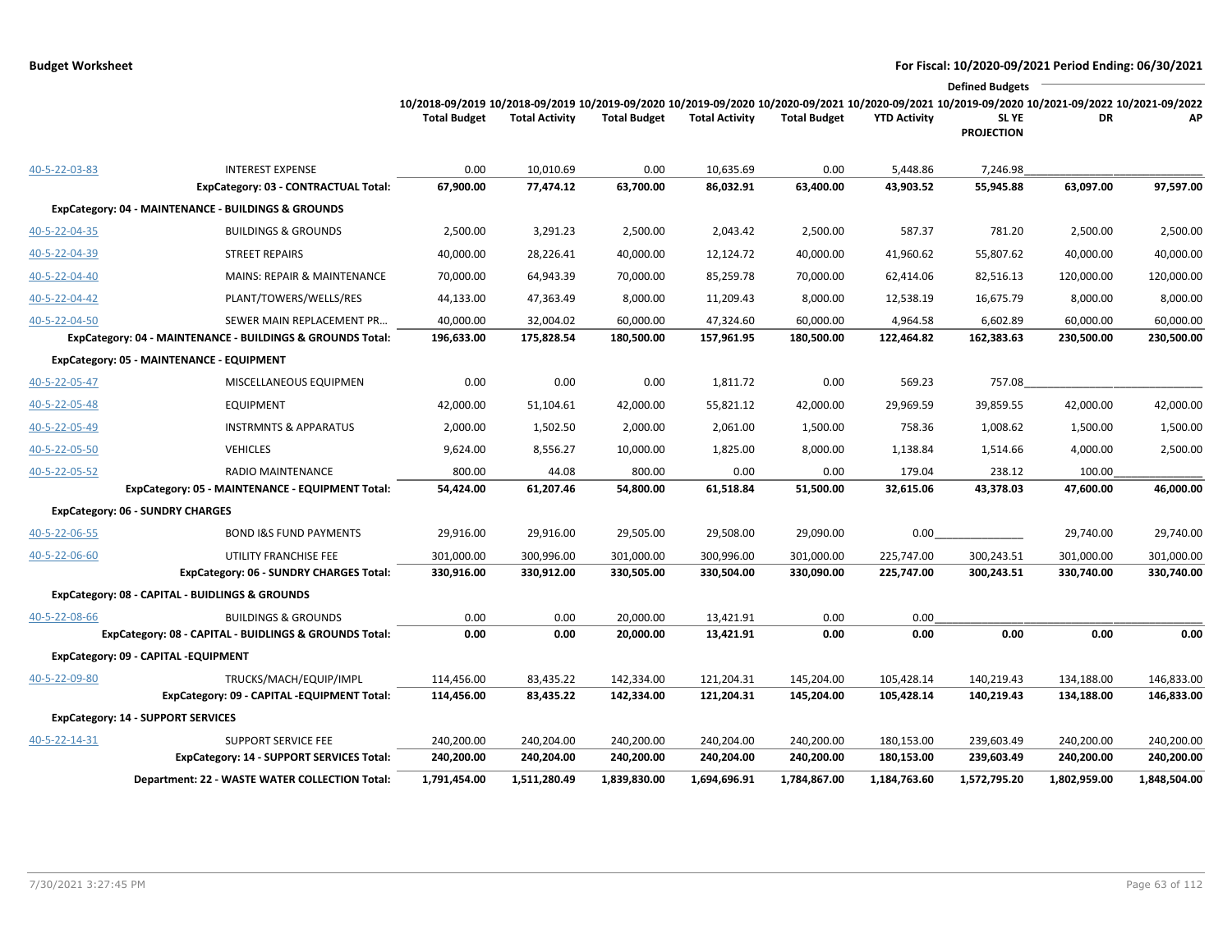**Budget Worksheet** — For Fiscal: 10/2020-09/2021 Period Ending: 06/30/2021

| | | 10/2018-09/2019 Total Budget | 10/2018-09/2019 Total Activity | 10/2019-09/2020 Total Budget | 10/2019-09/2020 Total Activity | 10/2020-09/2021 Total Budget | 10/2020-09/2021 YTD Activity | 10/2019-09/2020 SL YE PROJECTION | Defined Budgets 10/2021-09/2022 DR | 10/2021-09/2022 AP |
|---|---|---|---|---|---|---|---|---|---|---|
| 40-5-22-03-83 | INTEREST EXPENSE | 0.00 | 10,010.69 | 0.00 | 10,635.69 | 0.00 | 5,448.86 | 7,246.98 | | |
| | **ExpCategory: 03 - CONTRACTUAL Total:** | **67,900.00** | **77,474.12** | **63,700.00** | **86,032.91** | **63,400.00** | **43,903.52** | **55,945.88** | **63,097.00** | **97,597.00** |
| **ExpCategory: 04 - MAINTENANCE - BUILDINGS & GROUNDS** | | | | | | | | | | |
| 40-5-22-04-35 | BUILDINGS & GROUNDS | 2,500.00 | 3,291.23 | 2,500.00 | 2,043.42 | 2,500.00 | 587.37 | 781.20 | 2,500.00 | 2,500.00 |
| 40-5-22-04-39 | STREET REPAIRS | 40,000.00 | 28,226.41 | 40,000.00 | 12,124.72 | 40,000.00 | 41,960.62 | 55,807.62 | 40,000.00 | 40,000.00 |
| 40-5-22-04-40 | MAINS: REPAIR & MAINTENANCE | 70,000.00 | 64,943.39 | 70,000.00 | 85,259.78 | 70,000.00 | 62,414.06 | 82,516.13 | 120,000.00 | 120,000.00 |
| 40-5-22-04-42 | PLANT/TOWERS/WELLS/RES | 44,133.00 | 47,363.49 | 8,000.00 | 11,209.43 | 8,000.00 | 12,538.19 | 16,675.79 | 8,000.00 | 8,000.00 |
| 40-5-22-04-50 | SEWER MAIN REPLACEMENT PR… | 40,000.00 | 32,004.02 | 60,000.00 | 47,324.60 | 60,000.00 | 4,964.58 | 6,602.89 | 60,000.00 | 60,000.00 |
| | **ExpCategory: 04 - MAINTENANCE - BUILDINGS & GROUNDS Total:** | **196,633.00** | **175,828.54** | **180,500.00** | **157,961.95** | **180,500.00** | **122,464.82** | **162,383.63** | **230,500.00** | **230,500.00** |
| **ExpCategory: 05 - MAINTENANCE - EQUIPMENT** | | | | | | | | | | |
| 40-5-22-05-47 | MISCELLANEOUS EQUIPMEN | 0.00 | 0.00 | 0.00 | 1,811.72 | 0.00 | 569.23 | 757.08 | | |
| 40-5-22-05-48 | EQUIPMENT | 42,000.00 | 51,104.61 | 42,000.00 | 55,821.12 | 42,000.00 | 29,969.59 | 39,859.55 | 42,000.00 | 42,000.00 |
| 40-5-22-05-49 | INSTRMNTS & APPARATUS | 2,000.00 | 1,502.50 | 2,000.00 | 2,061.00 | 1,500.00 | 758.36 | 1,008.62 | 1,500.00 | 1,500.00 |
| 40-5-22-05-50 | VEHICLES | 9,624.00 | 8,556.27 | 10,000.00 | 1,825.00 | 8,000.00 | 1,138.84 | 1,514.66 | 4,000.00 | 2,500.00 |
| 40-5-22-05-52 | RADIO MAINTENANCE | 800.00 | 44.08 | 800.00 | 0.00 | 0.00 | 179.04 | 238.12 | 100.00 | |
| | **ExpCategory: 05 - MAINTENANCE - EQUIPMENT Total:** | **54,424.00** | **61,207.46** | **54,800.00** | **61,518.84** | **51,500.00** | **32,615.06** | **43,378.03** | **47,600.00** | **46,000.00** |
| **ExpCategory: 06 - SUNDRY CHARGES** | | | | | | | | | | |
| 40-5-22-06-55 | BOND I&S FUND PAYMENTS | 29,916.00 | 29,916.00 | 29,505.00 | 29,508.00 | 29,090.00 | 0.00 | | 29,740.00 | 29,740.00 |
| 40-5-22-06-60 | UTILITY FRANCHISE FEE | 301,000.00 | 300,996.00 | 301,000.00 | 300,996.00 | 301,000.00 | 225,747.00 | 300,243.51 | 301,000.00 | 301,000.00 |
| | **ExpCategory: 06 - SUNDRY CHARGES Total:** | **330,916.00** | **330,912.00** | **330,505.00** | **330,504.00** | **330,090.00** | **225,747.00** | **300,243.51** | **330,740.00** | **330,740.00** |
| **ExpCategory: 08 - CAPITAL - BUIDLINGS & GROUNDS** | | | | | | | | | | |
| 40-5-22-08-66 | BUILDINGS & GROUNDS | 0.00 | 0.00 | 20,000.00 | 13,421.91 | 0.00 | 0.00 | | | |
| | **ExpCategory: 08 - CAPITAL - BUIDLINGS & GROUNDS Total:** | **0.00** | **0.00** | **20,000.00** | **13,421.91** | **0.00** | **0.00** | **0.00** | **0.00** | **0.00** |
| **ExpCategory: 09 - CAPITAL -EQUIPMENT** | | | | | | | | | | |
| 40-5-22-09-80 | TRUCKS/MACH/EQUIP/IMPL | 114,456.00 | 83,435.22 | 142,334.00 | 121,204.31 | 145,204.00 | 105,428.14 | 140,219.43 | 134,188.00 | 146,833.00 |
| | **ExpCategory: 09 - CAPITAL -EQUIPMENT Total:** | **114,456.00** | **83,435.22** | **142,334.00** | **121,204.31** | **145,204.00** | **105,428.14** | **140,219.43** | **134,188.00** | **146,833.00** |
| **ExpCategory: 14 - SUPPORT SERVICES** | | | | | | | | | | |
| 40-5-22-14-31 | SUPPORT SERVICE FEE | 240,200.00 | 240,204.00 | 240,200.00 | 240,204.00 | 240,200.00 | 180,153.00 | 239,603.49 | 240,200.00 | 240,200.00 |
| | **ExpCategory: 14 - SUPPORT SERVICES Total:** | **240,200.00** | **240,204.00** | **240,200.00** | **240,204.00** | **240,200.00** | **180,153.00** | **239,603.49** | **240,200.00** | **240,200.00** |
| | **Department: 22 - WASTE WATER COLLECTION Total:** | **1,791,454.00** | **1,511,280.49** | **1,839,830.00** | **1,694,696.91** | **1,784,867.00** | **1,184,763.60** | **1,572,795.20** | **1,802,959.00** | **1,848,504.00** |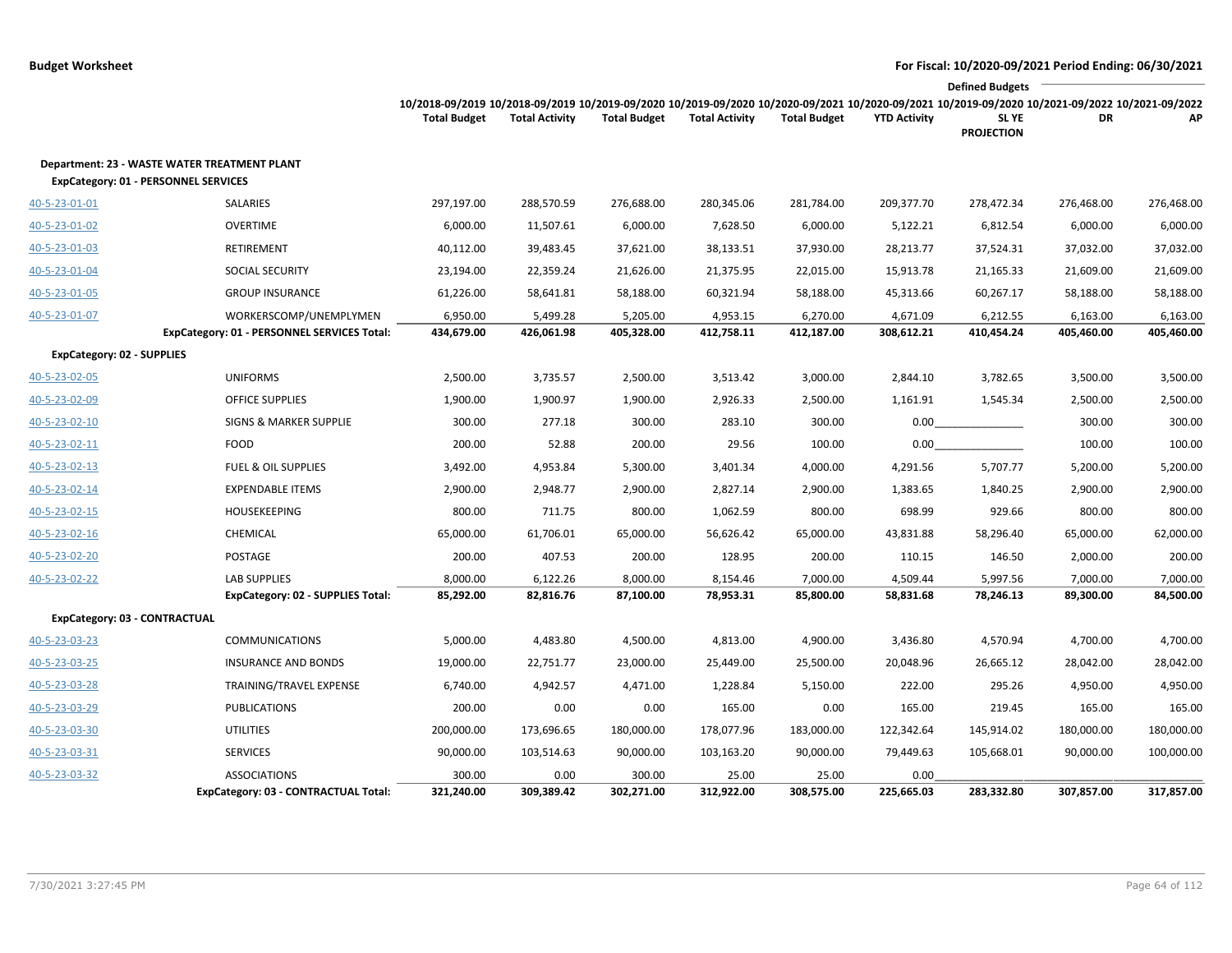**Budget Worksheet** — For Fiscal: 10/2020-09/2021 Period Ending: 06/30/2021

| | | 10/2018-09/2019 Total Budget | 10/2018-09/2019 Total Activity | 10/2019-09/2020 Total Budget | 10/2019-09/2020 Total Activity | 10/2020-09/2021 Total Budget | 10/2020-09/2021 YTD Activity | 10/2019-09/2020 SL YE PROJECTION | 10/2021-09/2022 DR | 10/2021-09/2022 AP |
|---|---|---|---|---|---|---|---|---|---|---|
| | | | | | | | | Defined Budgets | | |
| **Department: 23 - WASTE WATER TREATMENT PLANT** | | | | | | | | | | |
| **ExpCategory: 01 - PERSONNEL SERVICES** | | | | | | | | | | |
| 40-5-23-01-01 | SALARIES | 297,197.00 | 288,570.59 | 276,688.00 | 280,345.06 | 281,784.00 | 209,377.70 | 278,472.34 | 276,468.00 | 276,468.00 |
| 40-5-23-01-02 | OVERTIME | 6,000.00 | 11,507.61 | 6,000.00 | 7,628.50 | 6,000.00 | 5,122.21 | 6,812.54 | 6,000.00 | 6,000.00 |
| 40-5-23-01-03 | RETIREMENT | 40,112.00 | 39,483.45 | 37,621.00 | 38,133.51 | 37,930.00 | 28,213.77 | 37,524.31 | 37,032.00 | 37,032.00 |
| 40-5-23-01-04 | SOCIAL SECURITY | 23,194.00 | 22,359.24 | 21,626.00 | 21,375.95 | 22,015.00 | 15,913.78 | 21,165.33 | 21,609.00 | 21,609.00 |
| 40-5-23-01-05 | GROUP INSURANCE | 61,226.00 | 58,641.81 | 58,188.00 | 60,321.94 | 58,188.00 | 45,313.66 | 60,267.17 | 58,188.00 | 58,188.00 |
| 40-5-23-01-07 | WORKERSCOMP/UNEMPLYMEN | 6,950.00 | 5,499.28 | 5,205.00 | 4,953.15 | 6,270.00 | 4,671.09 | 6,212.55 | 6,163.00 | 6,163.00 |
| | **ExpCategory: 01 - PERSONNEL SERVICES Total:** | **434,679.00** | **426,061.98** | **405,328.00** | **412,758.11** | **412,187.00** | **308,612.21** | **410,454.24** | **405,460.00** | **405,460.00** |
| **ExpCategory: 02 - SUPPLIES** | | | | | | | | | | |
| 40-5-23-02-05 | UNIFORMS | 2,500.00 | 3,735.57 | 2,500.00 | 3,513.42 | 3,000.00 | 2,844.10 | 3,782.65 | 3,500.00 | 3,500.00 |
| 40-5-23-02-09 | OFFICE SUPPLIES | 1,900.00 | 1,900.97 | 1,900.00 | 2,926.33 | 2,500.00 | 1,161.91 | 1,545.34 | 2,500.00 | 2,500.00 |
| 40-5-23-02-10 | SIGNS & MARKER SUPPLIE | 300.00 | 277.18 | 300.00 | 283.10 | 300.00 | 0.00 | | 300.00 | 300.00 |
| 40-5-23-02-11 | FOOD | 200.00 | 52.88 | 200.00 | 29.56 | 100.00 | 0.00 | | 100.00 | 100.00 |
| 40-5-23-02-13 | FUEL & OIL SUPPLIES | 3,492.00 | 4,953.84 | 5,300.00 | 3,401.34 | 4,000.00 | 4,291.56 | 5,707.77 | 5,200.00 | 5,200.00 |
| 40-5-23-02-14 | EXPENDABLE ITEMS | 2,900.00 | 2,948.77 | 2,900.00 | 2,827.14 | 2,900.00 | 1,383.65 | 1,840.25 | 2,900.00 | 2,900.00 |
| 40-5-23-02-15 | HOUSEKEEPING | 800.00 | 711.75 | 800.00 | 1,062.59 | 800.00 | 698.99 | 929.66 | 800.00 | 800.00 |
| 40-5-23-02-16 | CHEMICAL | 65,000.00 | 61,706.01 | 65,000.00 | 56,626.42 | 65,000.00 | 43,831.88 | 58,296.40 | 65,000.00 | 62,000.00 |
| 40-5-23-02-20 | POSTAGE | 200.00 | 407.53 | 200.00 | 128.95 | 200.00 | 110.15 | 146.50 | 2,000.00 | 200.00 |
| 40-5-23-02-22 | LAB SUPPLIES | 8,000.00 | 6,122.26 | 8,000.00 | 8,154.46 | 7,000.00 | 4,509.44 | 5,997.56 | 7,000.00 | 7,000.00 |
| | **ExpCategory: 02 - SUPPLIES Total:** | **85,292.00** | **82,816.76** | **87,100.00** | **78,953.31** | **85,800.00** | **58,831.68** | **78,246.13** | **89,300.00** | **84,500.00** |
| **ExpCategory: 03 - CONTRACTUAL** | | | | | | | | | | |
| 40-5-23-03-23 | COMMUNICATIONS | 5,000.00 | 4,483.80 | 4,500.00 | 4,813.00 | 4,900.00 | 3,436.80 | 4,570.94 | 4,700.00 | 4,700.00 |
| 40-5-23-03-25 | INSURANCE AND BONDS | 19,000.00 | 22,751.77 | 23,000.00 | 25,449.00 | 25,500.00 | 20,048.96 | 26,665.12 | 28,042.00 | 28,042.00 |
| 40-5-23-03-28 | TRAINING/TRAVEL EXPENSE | 6,740.00 | 4,942.57 | 4,471.00 | 1,228.84 | 5,150.00 | 222.00 | 295.26 | 4,950.00 | 4,950.00 |
| 40-5-23-03-29 | PUBLICATIONS | 200.00 | 0.00 | 0.00 | 165.00 | 0.00 | 165.00 | 219.45 | 165.00 | 165.00 |
| 40-5-23-03-30 | UTILITIES | 200,000.00 | 173,696.65 | 180,000.00 | 178,077.96 | 183,000.00 | 122,342.64 | 145,914.02 | 180,000.00 | 180,000.00 |
| 40-5-23-03-31 | SERVICES | 90,000.00 | 103,514.63 | 90,000.00 | 103,163.20 | 90,000.00 | 79,449.63 | 105,668.01 | 90,000.00 | 100,000.00 |
| 40-5-23-03-32 | ASSOCIATIONS | 300.00 | 0.00 | 300.00 | 25.00 | 25.00 | 0.00 | | | |
| | **ExpCategory: 03 - CONTRACTUAL Total:** | **321,240.00** | **309,389.42** | **302,271.00** | **312,922.00** | **308,575.00** | **225,665.03** | **283,332.80** | **307,857.00** | **317,857.00** |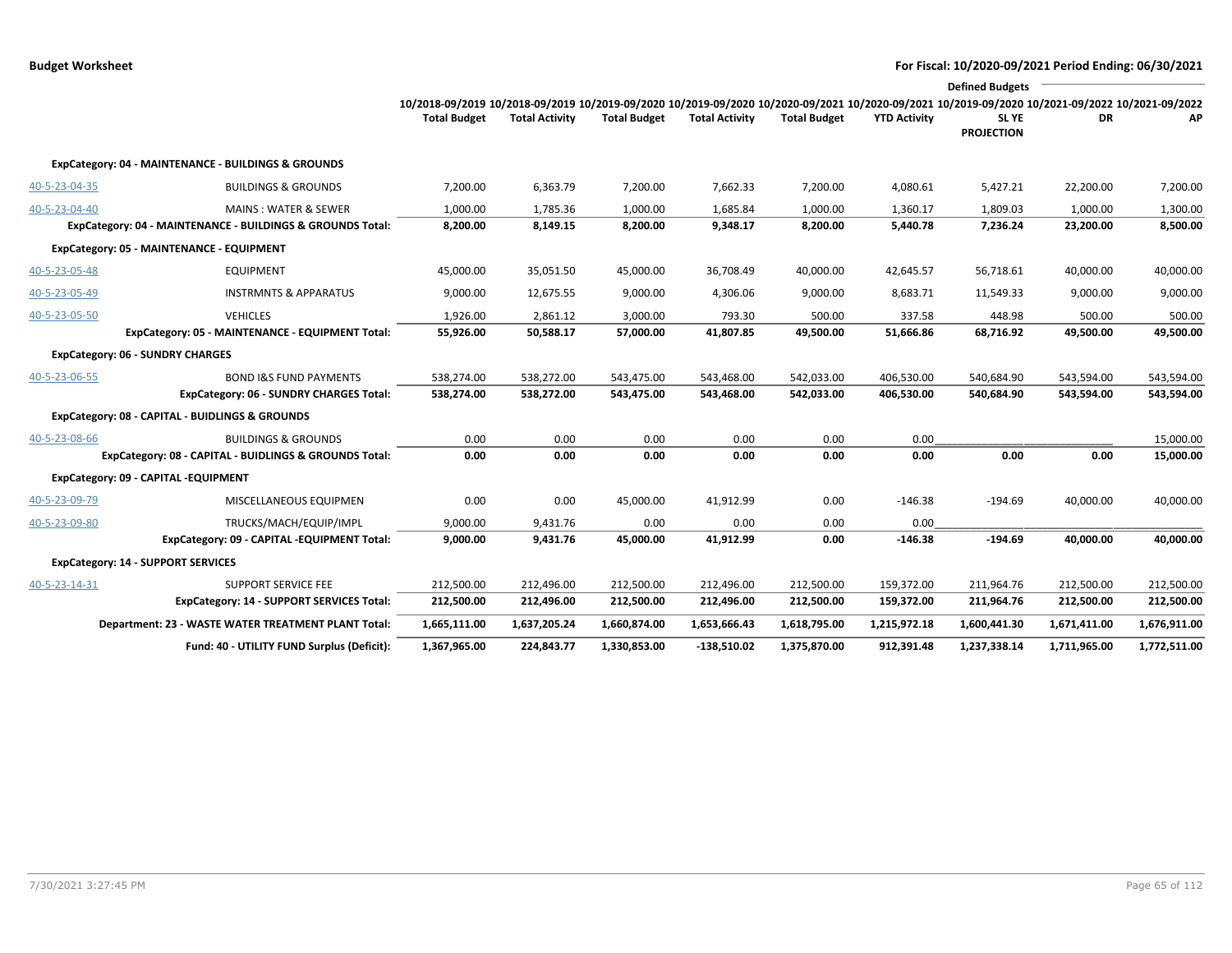**Budget Worksheet** — For Fiscal: 10/2020-09/2021 Period Ending: 06/30/2021

| | | 10/2018-09/2019 Total Budget | 10/2018-09/2019 Total Activity | 10/2019-09/2020 Total Budget | 10/2019-09/2020 Total Activity | 10/2020-09/2021 Total Budget | 10/2020-09/2021 YTD Activity | Defined Budgets 10/2019-09/2020 SL YE PROJECTION | 10/2021-09/2022 DR | 10/2021-09/2022 AP |
|---|---|---|---|---|---|---|---|---|---|---|
| **ExpCategory: 04 - MAINTENANCE - BUILDINGS & GROUNDS** | | | | | | | | | | |
| 40-5-23-04-35 | BUILDINGS & GROUNDS | 7,200.00 | 6,363.79 | 7,200.00 | 7,662.33 | 7,200.00 | 4,080.61 | 5,427.21 | 22,200.00 | 7,200.00 |
| 40-5-23-04-40 | MAINS : WATER & SEWER | 1,000.00 | 1,785.36 | 1,000.00 | 1,685.84 | 1,000.00 | 1,360.17 | 1,809.03 | 1,000.00 | 1,300.00 |
| | **ExpCategory: 04 - MAINTENANCE - BUILDINGS & GROUNDS Total:** | **8,200.00** | **8,149.15** | **8,200.00** | **9,348.17** | **8,200.00** | **5,440.78** | **7,236.24** | **23,200.00** | **8,500.00** |
| **ExpCategory: 05 - MAINTENANCE - EQUIPMENT** | | | | | | | | | | |
| 40-5-23-05-48 | EQUIPMENT | 45,000.00 | 35,051.50 | 45,000.00 | 36,708.49 | 40,000.00 | 42,645.57 | 56,718.61 | 40,000.00 | 40,000.00 |
| 40-5-23-05-49 | INSTRMNTS & APPARATUS | 9,000.00 | 12,675.55 | 9,000.00 | 4,306.06 | 9,000.00 | 8,683.71 | 11,549.33 | 9,000.00 | 9,000.00 |
| 40-5-23-05-50 | VEHICLES | 1,926.00 | 2,861.12 | 3,000.00 | 793.30 | 500.00 | 337.58 | 448.98 | 500.00 | 500.00 |
| | **ExpCategory: 05 - MAINTENANCE - EQUIPMENT Total:** | **55,926.00** | **50,588.17** | **57,000.00** | **41,807.85** | **49,500.00** | **51,666.86** | **68,716.92** | **49,500.00** | **49,500.00** |
| **ExpCategory: 06 - SUNDRY CHARGES** | | | | | | | | | | |
| 40-5-23-06-55 | BOND I&S FUND PAYMENTS | 538,274.00 | 538,272.00 | 543,475.00 | 543,468.00 | 542,033.00 | 406,530.00 | 540,684.90 | 543,594.00 | 543,594.00 |
| | **ExpCategory: 06 - SUNDRY CHARGES Total:** | **538,274.00** | **538,272.00** | **543,475.00** | **543,468.00** | **542,033.00** | **406,530.00** | **540,684.90** | **543,594.00** | **543,594.00** |
| **ExpCategory: 08 - CAPITAL - BUIDLINGS & GROUNDS** | | | | | | | | | | |
| 40-5-23-08-66 | BUILDINGS & GROUNDS | 0.00 | 0.00 | 0.00 | 0.00 | 0.00 | 0.00 | | | 15,000.00 |
| | **ExpCategory: 08 - CAPITAL - BUIDLINGS & GROUNDS Total:** | **0.00** | **0.00** | **0.00** | **0.00** | **0.00** | **0.00** | **0.00** | **0.00** | **15,000.00** |
| **ExpCategory: 09 - CAPITAL -EQUIPMENT** | | | | | | | | | | |
| 40-5-23-09-79 | MISCELLANEOUS EQUIPMEN | 0.00 | 0.00 | 45,000.00 | 41,912.99 | 0.00 | -146.38 | -194.69 | 40,000.00 | 40,000.00 |
| 40-5-23-09-80 | TRUCKS/MACH/EQUIP/IMPL | 9,000.00 | 9,431.76 | 0.00 | 0.00 | 0.00 | 0.00 | | | |
| | **ExpCategory: 09 - CAPITAL -EQUIPMENT Total:** | **9,000.00** | **9,431.76** | **45,000.00** | **41,912.99** | **0.00** | **-146.38** | **-194.69** | **40,000.00** | **40,000.00** |
| **ExpCategory: 14 - SUPPORT SERVICES** | | | | | | | | | | |
| 40-5-23-14-31 | SUPPORT SERVICE FEE | 212,500.00 | 212,496.00 | 212,500.00 | 212,496.00 | 212,500.00 | 159,372.00 | 211,964.76 | 212,500.00 | 212,500.00 |
| | **ExpCategory: 14 - SUPPORT SERVICES Total:** | **212,500.00** | **212,496.00** | **212,500.00** | **212,496.00** | **212,500.00** | **159,372.00** | **211,964.76** | **212,500.00** | **212,500.00** |
| | **Department: 23 - WASTE WATER TREATMENT PLANT Total:** | **1,665,111.00** | **1,637,205.24** | **1,660,874.00** | **1,653,666.43** | **1,618,795.00** | **1,215,972.18** | **1,600,441.30** | **1,671,411.00** | **1,676,911.00** |
| | **Fund: 40 - UTILITY FUND Surplus (Deficit):** | **1,367,965.00** | **224,843.77** | **1,330,853.00** | **-138,510.02** | **1,375,870.00** | **912,391.48** | **1,237,338.14** | **1,711,965.00** | **1,772,511.00** |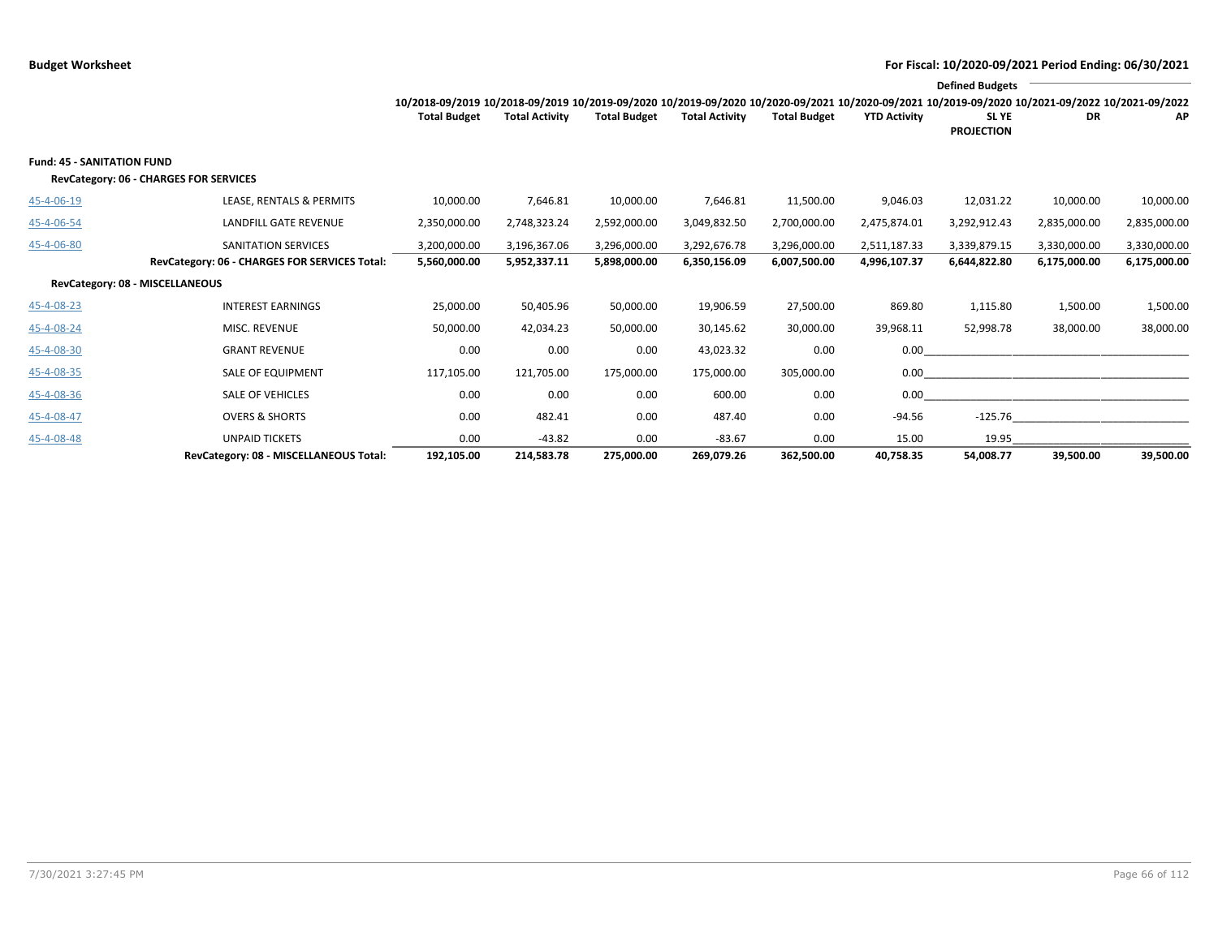**Budget Worksheet**

**For Fiscal: 10/2020-09/2021 Period Ending: 06/30/2021**

| | | 10/2018-09/2019 Total Budget | 10/2018-09/2019 Total Activity | 10/2019-09/2020 Total Budget | 10/2019-09/2020 Total Activity | 10/2020-09/2021 Total Budget | 10/2020-09/2021 YTD Activity | Defined Budgets 10/2019-09/2020 SL YE PROJECTION | 10/2021-09/2022 DR | 10/2021-09/2022 AP |
|---|---|---|---|---|---|---|---|---|---|---|
| **Fund: 45 - SANITATION FUND** | | | | | | | | | | |
| **RevCategory: 06 - CHARGES FOR SERVICES** | | | | | | | | | | |
| 45-4-06-19 | LEASE, RENTALS & PERMITS | 10,000.00 | 7,646.81 | 10,000.00 | 7,646.81 | 11,500.00 | 9,046.03 | 12,031.22 | 10,000.00 | 10,000.00 |
| 45-4-06-54 | LANDFILL GATE REVENUE | 2,350,000.00 | 2,748,323.24 | 2,592,000.00 | 3,049,832.50 | 2,700,000.00 | 2,475,874.01 | 3,292,912.43 | 2,835,000.00 | 2,835,000.00 |
| 45-4-06-80 | SANITATION SERVICES | 3,200,000.00 | 3,196,367.06 | 3,296,000.00 | 3,292,676.78 | 3,296,000.00 | 2,511,187.33 | 3,339,879.15 | 3,330,000.00 | 3,330,000.00 |
| | **RevCategory: 06 - CHARGES FOR SERVICES Total:** | **5,560,000.00** | **5,952,337.11** | **5,898,000.00** | **6,350,156.09** | **6,007,500.00** | **4,996,107.37** | **6,644,822.80** | **6,175,000.00** | **6,175,000.00** |
| **RevCategory: 08 - MISCELLANEOUS** | | | | | | | | | | |
| 45-4-08-23 | INTEREST EARNINGS | 25,000.00 | 50,405.96 | 50,000.00 | 19,906.59 | 27,500.00 | 869.80 | 1,115.80 | 1,500.00 | 1,500.00 |
| 45-4-08-24 | MISC. REVENUE | 50,000.00 | 42,034.23 | 50,000.00 | 30,145.62 | 30,000.00 | 39,968.11 | 52,998.78 | 38,000.00 | 38,000.00 |
| 45-4-08-30 | GRANT REVENUE | 0.00 | 0.00 | 0.00 | 43,023.32 | 0.00 | 0.00 | | | |
| 45-4-08-35 | SALE OF EQUIPMENT | 117,105.00 | 121,705.00 | 175,000.00 | 175,000.00 | 305,000.00 | 0.00 | | | |
| 45-4-08-36 | SALE OF VEHICLES | 0.00 | 0.00 | 0.00 | 600.00 | 0.00 | 0.00 | | | |
| 45-4-08-47 | OVERS & SHORTS | 0.00 | 482.41 | 0.00 | 487.40 | 0.00 | -94.56 | -125.76 | | |
| 45-4-08-48 | UNPAID TICKETS | 0.00 | -43.82 | 0.00 | -83.67 | 0.00 | 15.00 | 19.95 | | |
| | **RevCategory: 08 - MISCELLANEOUS Total:** | **192,105.00** | **214,583.78** | **275,000.00** | **269,079.26** | **362,500.00** | **40,758.35** | **54,008.77** | **39,500.00** | **39,500.00** |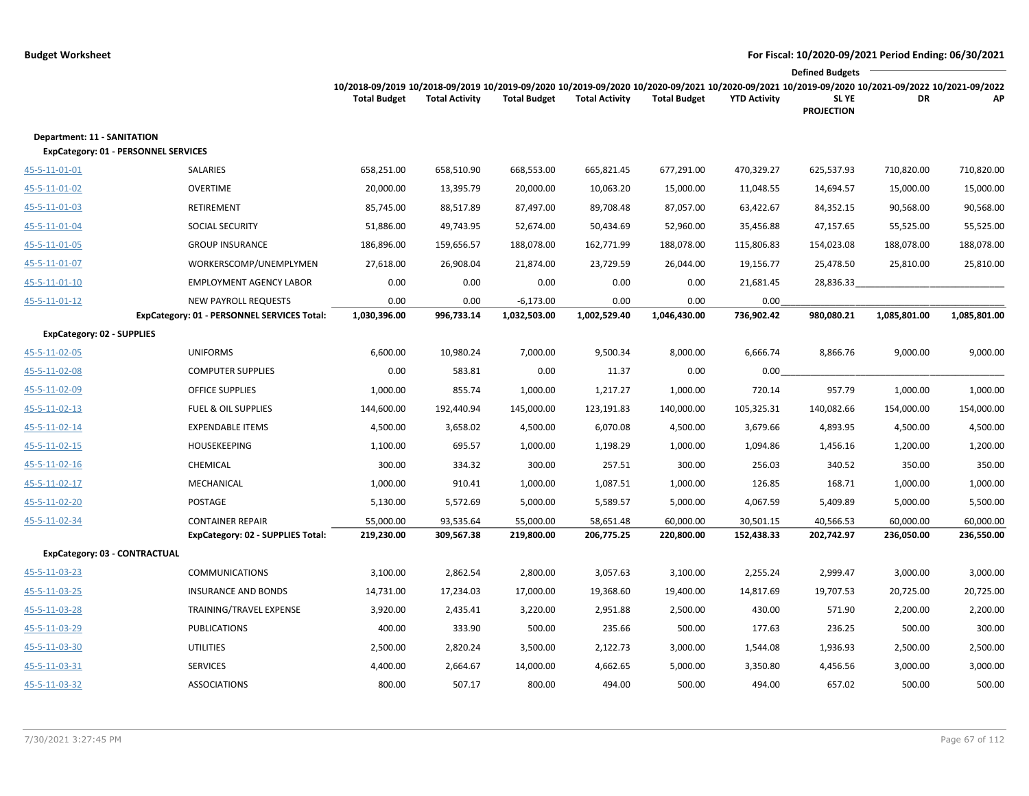**Budget Worksheet** — **For Fiscal: 10/2020-09/2021 Period Ending: 06/30/2021**

| | | 10/2018-09/2019 Total Budget | 10/2018-09/2019 Total Activity | 10/2019-09/2020 Total Budget | 10/2019-09/2020 Total Activity | 10/2020-09/2021 Total Budget | 10/2020-09/2021 YTD Activity | Defined Budgets 10/2019-09/2020 SL YE PROJECTION | 10/2021-09/2022 DR | 10/2021-09/2022 AP |
|---|---|---|---|---|---|---|---|---|---|---|
| **Department: 11 - SANITATION** | | | | | | | | | | |
| **ExpCategory: 01 - PERSONNEL SERVICES** | | | | | | | | | | |
| 45-5-11-01-01 | SALARIES | 658,251.00 | 658,510.90 | 668,553.00 | 665,821.45 | 677,291.00 | 470,329.27 | 625,537.93 | 710,820.00 | 710,820.00 |
| 45-5-11-01-02 | OVERTIME | 20,000.00 | 13,395.79 | 20,000.00 | 10,063.20 | 15,000.00 | 11,048.55 | 14,694.57 | 15,000.00 | 15,000.00 |
| 45-5-11-01-03 | RETIREMENT | 85,745.00 | 88,517.89 | 87,497.00 | 89,708.48 | 87,057.00 | 63,422.67 | 84,352.15 | 90,568.00 | 90,568.00 |
| 45-5-11-01-04 | SOCIAL SECURITY | 51,886.00 | 49,743.95 | 52,674.00 | 50,434.69 | 52,960.00 | 35,456.88 | 47,157.65 | 55,525.00 | 55,525.00 |
| 45-5-11-01-05 | GROUP INSURANCE | 186,896.00 | 159,656.57 | 188,078.00 | 162,771.99 | 188,078.00 | 115,806.83 | 154,023.08 | 188,078.00 | 188,078.00 |
| 45-5-11-01-07 | WORKERSCOMP/UNEMPLYMEN | 27,618.00 | 26,908.04 | 21,874.00 | 23,729.59 | 26,044.00 | 19,156.77 | 25,478.50 | 25,810.00 | 25,810.00 |
| 45-5-11-01-10 | EMPLOYMENT AGENCY LABOR | 0.00 | 0.00 | 0.00 | 0.00 | 0.00 | 21,681.45 | 28,836.33 | | |
| 45-5-11-01-12 | NEW PAYROLL REQUESTS | 0.00 | 0.00 | -6,173.00 | 0.00 | 0.00 | 0.00 | | | |
| | **ExpCategory: 01 - PERSONNEL SERVICES Total:** | **1,030,396.00** | **996,733.14** | **1,032,503.00** | **1,002,529.40** | **1,046,430.00** | **736,902.42** | **980,080.21** | **1,085,801.00** | **1,085,801.00** |
| **ExpCategory: 02 - SUPPLIES** | | | | | | | | | | |
| 45-5-11-02-05 | UNIFORMS | 6,600.00 | 10,980.24 | 7,000.00 | 9,500.34 | 8,000.00 | 6,666.74 | 8,866.76 | 9,000.00 | 9,000.00 |
| 45-5-11-02-08 | COMPUTER SUPPLIES | 0.00 | 583.81 | 0.00 | 11.37 | 0.00 | 0.00 | | | |
| 45-5-11-02-09 | OFFICE SUPPLIES | 1,000.00 | 855.74 | 1,000.00 | 1,217.27 | 1,000.00 | 720.14 | 957.79 | 1,000.00 | 1,000.00 |
| 45-5-11-02-13 | FUEL & OIL SUPPLIES | 144,600.00 | 192,440.94 | 145,000.00 | 123,191.83 | 140,000.00 | 105,325.31 | 140,082.66 | 154,000.00 | 154,000.00 |
| 45-5-11-02-14 | EXPENDABLE ITEMS | 4,500.00 | 3,658.02 | 4,500.00 | 6,070.08 | 4,500.00 | 3,679.66 | 4,893.95 | 4,500.00 | 4,500.00 |
| 45-5-11-02-15 | HOUSEKEEPING | 1,100.00 | 695.57 | 1,000.00 | 1,198.29 | 1,000.00 | 1,094.86 | 1,456.16 | 1,200.00 | 1,200.00 |
| 45-5-11-02-16 | CHEMICAL | 300.00 | 334.32 | 300.00 | 257.51 | 300.00 | 256.03 | 340.52 | 350.00 | 350.00 |
| 45-5-11-02-17 | MECHANICAL | 1,000.00 | 910.41 | 1,000.00 | 1,087.51 | 1,000.00 | 126.85 | 168.71 | 1,000.00 | 1,000.00 |
| 45-5-11-02-20 | POSTAGE | 5,130.00 | 5,572.69 | 5,000.00 | 5,589.57 | 5,000.00 | 4,067.59 | 5,409.89 | 5,000.00 | 5,500.00 |
| 45-5-11-02-34 | CONTAINER REPAIR | 55,000.00 | 93,535.64 | 55,000.00 | 58,651.48 | 60,000.00 | 30,501.15 | 40,566.53 | 60,000.00 | 60,000.00 |
| | **ExpCategory: 02 - SUPPLIES Total:** | **219,230.00** | **309,567.38** | **219,800.00** | **206,775.25** | **220,800.00** | **152,438.33** | **202,742.97** | **236,050.00** | **236,550.00** |
| **ExpCategory: 03 - CONTRACTUAL** | | | | | | | | | | |
| 45-5-11-03-23 | COMMUNICATIONS | 3,100.00 | 2,862.54 | 2,800.00 | 3,057.63 | 3,100.00 | 2,255.24 | 2,999.47 | 3,000.00 | 3,000.00 |
| 45-5-11-03-25 | INSURANCE AND BONDS | 14,731.00 | 17,234.03 | 17,000.00 | 19,368.60 | 19,400.00 | 14,817.69 | 19,707.53 | 20,725.00 | 20,725.00 |
| 45-5-11-03-28 | TRAINING/TRAVEL EXPENSE | 3,920.00 | 2,435.41 | 3,220.00 | 2,951.88 | 2,500.00 | 430.00 | 571.90 | 2,200.00 | 2,200.00 |
| 45-5-11-03-29 | PUBLICATIONS | 400.00 | 333.90 | 500.00 | 235.66 | 500.00 | 177.63 | 236.25 | 500.00 | 300.00 |
| 45-5-11-03-30 | UTILITIES | 2,500.00 | 2,820.24 | 3,500.00 | 2,122.73 | 3,000.00 | 1,544.08 | 1,936.93 | 2,500.00 | 2,500.00 |
| 45-5-11-03-31 | SERVICES | 4,400.00 | 2,664.67 | 14,000.00 | 4,662.65 | 5,000.00 | 3,350.80 | 4,456.56 | 3,000.00 | 3,000.00 |
| 45-5-11-03-32 | ASSOCIATIONS | 800.00 | 507.17 | 800.00 | 494.00 | 500.00 | 494.00 | 657.02 | 500.00 | 500.00 |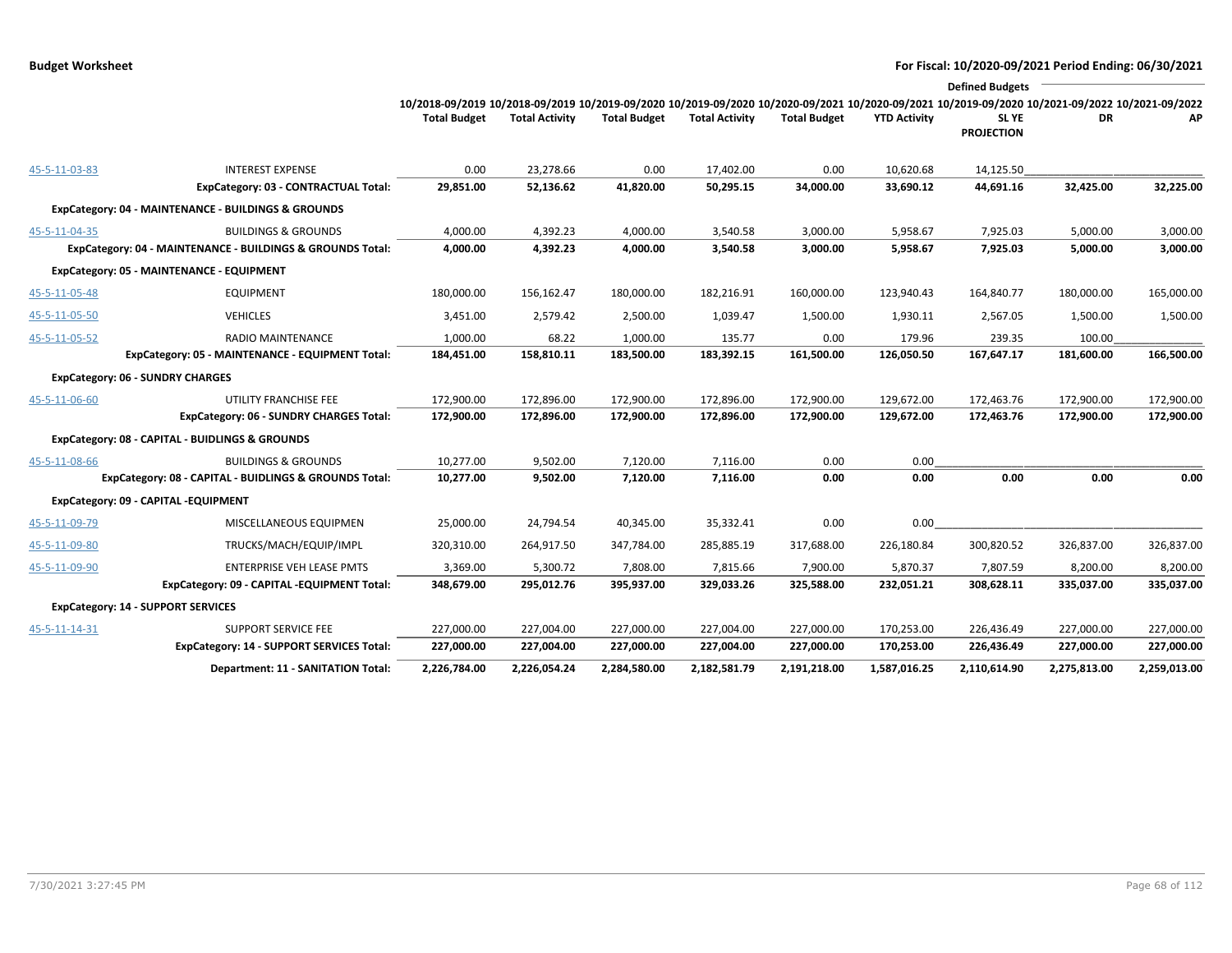**Budget Worksheet** — **For Fiscal: 10/2020-09/2021 Period Ending: 06/30/2021**

| | | 10/2018-09/2019 Total Budget | 10/2018-09/2019 Total Activity | 10/2019-09/2020 Total Budget | 10/2019-09/2020 Total Activity | 10/2020-09/2021 Total Budget | 10/2020-09/2021 YTD Activity | 10/2019-09/2020 SL YE PROJECTION | Defined Budgets 10/2021-09/2022 DR | 10/2021-09/2022 AP |
|---|---|---|---|---|---|---|---|---|---|---|
| 45-5-11-03-83 | INTEREST EXPENSE | 0.00 | 23,278.66 | 0.00 | 17,402.00 | 0.00 | 10,620.68 | 14,125.50 | | |
| | **ExpCategory: 03 - CONTRACTUAL Total:** | **29,851.00** | **52,136.62** | **41,820.00** | **50,295.15** | **34,000.00** | **33,690.12** | **44,691.16** | **32,425.00** | **32,225.00** |
| **ExpCategory: 04 - MAINTENANCE - BUILDINGS & GROUNDS** | | | | | | | | | | |
| 45-5-11-04-35 | BUILDINGS & GROUNDS | 4,000.00 | 4,392.23 | 4,000.00 | 3,540.58 | 3,000.00 | 5,958.67 | 7,925.03 | 5,000.00 | 3,000.00 |
| | **ExpCategory: 04 - MAINTENANCE - BUILDINGS & GROUNDS Total:** | **4,000.00** | **4,392.23** | **4,000.00** | **3,540.58** | **3,000.00** | **5,958.67** | **7,925.03** | **5,000.00** | **3,000.00** |
| **ExpCategory: 05 - MAINTENANCE - EQUIPMENT** | | | | | | | | | | |
| 45-5-11-05-48 | EQUIPMENT | 180,000.00 | 156,162.47 | 180,000.00 | 182,216.91 | 160,000.00 | 123,940.43 | 164,840.77 | 180,000.00 | 165,000.00 |
| 45-5-11-05-50 | VEHICLES | 3,451.00 | 2,579.42 | 2,500.00 | 1,039.47 | 1,500.00 | 1,930.11 | 2,567.05 | 1,500.00 | 1,500.00 |
| 45-5-11-05-52 | RADIO MAINTENANCE | 1,000.00 | 68.22 | 1,000.00 | 135.77 | 0.00 | 179.96 | 239.35 | 100.00 | |
| | **ExpCategory: 05 - MAINTENANCE - EQUIPMENT Total:** | **184,451.00** | **158,810.11** | **183,500.00** | **183,392.15** | **161,500.00** | **126,050.50** | **167,647.17** | **181,600.00** | **166,500.00** |
| **ExpCategory: 06 - SUNDRY CHARGES** | | | | | | | | | | |
| 45-5-11-06-60 | UTILITY FRANCHISE FEE | 172,900.00 | 172,896.00 | 172,900.00 | 172,896.00 | 172,900.00 | 129,672.00 | 172,463.76 | 172,900.00 | 172,900.00 |
| | **ExpCategory: 06 - SUNDRY CHARGES Total:** | **172,900.00** | **172,896.00** | **172,900.00** | **172,896.00** | **172,900.00** | **129,672.00** | **172,463.76** | **172,900.00** | **172,900.00** |
| **ExpCategory: 08 - CAPITAL - BUIDLINGS & GROUNDS** | | | | | | | | | | |
| 45-5-11-08-66 | BUILDINGS & GROUNDS | 10,277.00 | 9,502.00 | 7,120.00 | 7,116.00 | 0.00 | 0.00 | | | |
| | **ExpCategory: 08 - CAPITAL - BUIDLINGS & GROUNDS Total:** | **10,277.00** | **9,502.00** | **7,120.00** | **7,116.00** | **0.00** | **0.00** | **0.00** | **0.00** | **0.00** |
| **ExpCategory: 09 - CAPITAL -EQUIPMENT** | | | | | | | | | | |
| 45-5-11-09-79 | MISCELLANEOUS EQUIPMEN | 25,000.00 | 24,794.54 | 40,345.00 | 35,332.41 | 0.00 | 0.00 | | | |
| 45-5-11-09-80 | TRUCKS/MACH/EQUIP/IMPL | 320,310.00 | 264,917.50 | 347,784.00 | 285,885.19 | 317,688.00 | 226,180.84 | 300,820.52 | 326,837.00 | 326,837.00 |
| 45-5-11-09-90 | ENTERPRISE VEH LEASE PMTS | 3,369.00 | 5,300.72 | 7,808.00 | 7,815.66 | 7,900.00 | 5,870.37 | 7,807.59 | 8,200.00 | 8,200.00 |
| | **ExpCategory: 09 - CAPITAL -EQUIPMENT Total:** | **348,679.00** | **295,012.76** | **395,937.00** | **329,033.26** | **325,588.00** | **232,051.21** | **308,628.11** | **335,037.00** | **335,037.00** |
| **ExpCategory: 14 - SUPPORT SERVICES** | | | | | | | | | | |
| 45-5-11-14-31 | SUPPORT SERVICE FEE | 227,000.00 | 227,004.00 | 227,000.00 | 227,004.00 | 227,000.00 | 170,253.00 | 226,436.49 | 227,000.00 | 227,000.00 |
| | **ExpCategory: 14 - SUPPORT SERVICES Total:** | **227,000.00** | **227,004.00** | **227,000.00** | **227,004.00** | **227,000.00** | **170,253.00** | **226,436.49** | **227,000.00** | **227,000.00** |
| | **Department: 11 - SANITATION Total:** | **2,226,784.00** | **2,226,054.24** | **2,284,580.00** | **2,182,581.79** | **2,191,218.00** | **1,587,016.25** | **2,110,614.90** | **2,275,813.00** | **2,259,013.00** |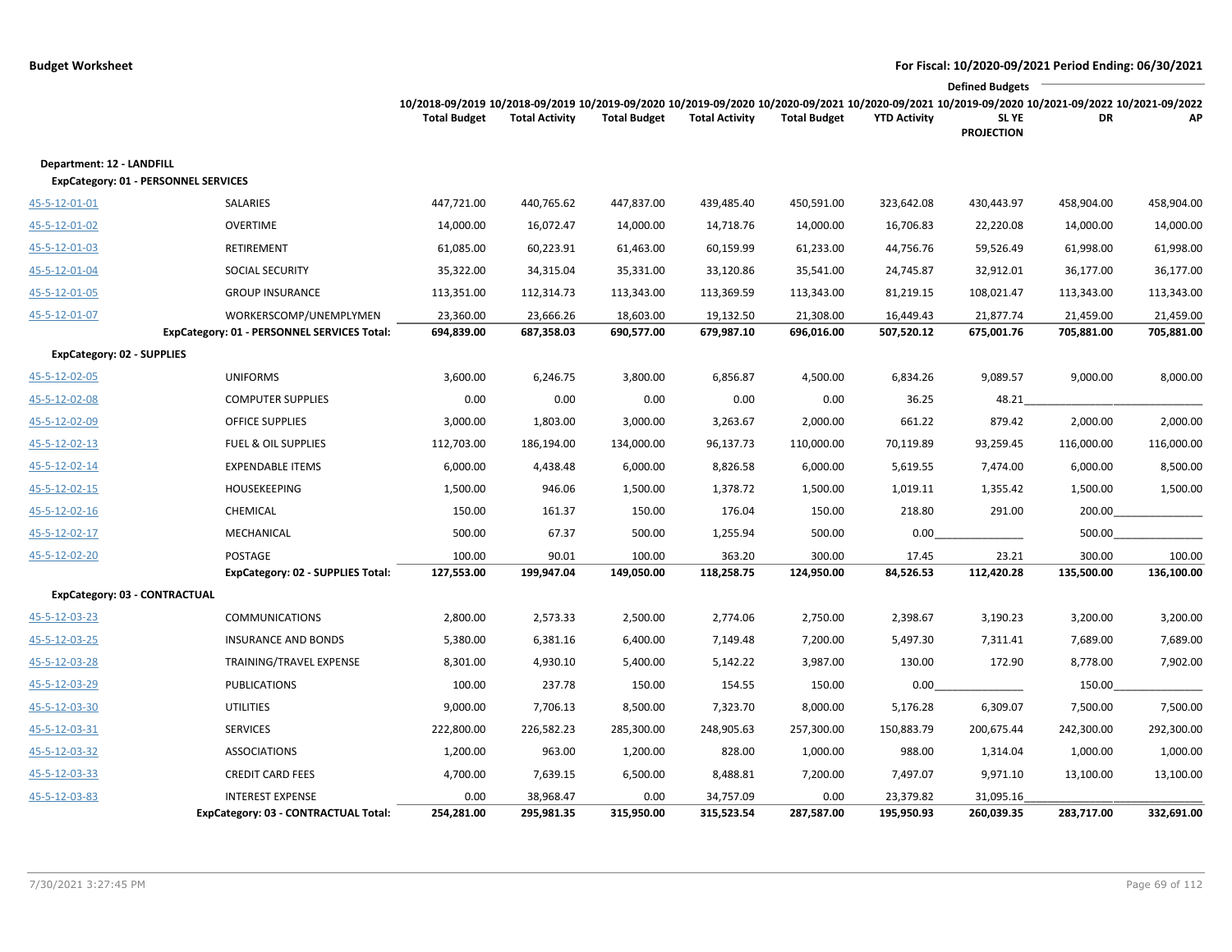**Budget Worksheet** — **For Fiscal: 10/2020-09/2021 Period Ending: 06/30/2021**

| | | 10/2018-09/2019 Total Budget | 10/2018-09/2019 Total Activity | 10/2019-09/2020 Total Budget | 10/2019-09/2020 Total Activity | 10/2020-09/2021 Total Budget | 10/2020-09/2021 YTD Activity | Defined Budgets 10/2019-09/2020 SL YE PROJECTION | Defined Budgets 10/2021-09/2022 DR | Defined Budgets 10/2021-09/2022 AP |
|---|---|---|---|---|---|---|---|---|---|---|
| **Department: 12 - LANDFILL** | | | | | | | | | | |
| **ExpCategory: 01 - PERSONNEL SERVICES** | | | | | | | | | | |
| 45-5-12-01-01 | SALARIES | 447,721.00 | 440,765.62 | 447,837.00 | 439,485.40 | 450,591.00 | 323,642.08 | 430,443.97 | 458,904.00 | 458,904.00 |
| 45-5-12-01-02 | OVERTIME | 14,000.00 | 16,072.47 | 14,000.00 | 14,718.76 | 14,000.00 | 16,706.83 | 22,220.08 | 14,000.00 | 14,000.00 |
| 45-5-12-01-03 | RETIREMENT | 61,085.00 | 60,223.91 | 61,463.00 | 60,159.99 | 61,233.00 | 44,756.76 | 59,526.49 | 61,998.00 | 61,998.00 |
| 45-5-12-01-04 | SOCIAL SECURITY | 35,322.00 | 34,315.04 | 35,331.00 | 33,120.86 | 35,541.00 | 24,745.87 | 32,912.01 | 36,177.00 | 36,177.00 |
| 45-5-12-01-05 | GROUP INSURANCE | 113,351.00 | 112,314.73 | 113,343.00 | 113,369.59 | 113,343.00 | 81,219.15 | 108,021.47 | 113,343.00 | 113,343.00 |
| 45-5-12-01-07 | WORKERSCOMP/UNEMPLYMEN | 23,360.00 | 23,666.26 | 18,603.00 | 19,132.50 | 21,308.00 | 16,449.43 | 21,877.74 | 21,459.00 | 21,459.00 |
| | **ExpCategory: 01 - PERSONNEL SERVICES Total:** | **694,839.00** | **687,358.03** | **690,577.00** | **679,987.10** | **696,016.00** | **507,520.12** | **675,001.76** | **705,881.00** | **705,881.00** |
| **ExpCategory: 02 - SUPPLIES** | | | | | | | | | | |
| 45-5-12-02-05 | UNIFORMS | 3,600.00 | 6,246.75 | 3,800.00 | 6,856.87 | 4,500.00 | 6,834.26 | 9,089.57 | 9,000.00 | 8,000.00 |
| 45-5-12-02-08 | COMPUTER SUPPLIES | 0.00 | 0.00 | 0.00 | 0.00 | 0.00 | 36.25 | 48.21 | | |
| 45-5-12-02-09 | OFFICE SUPPLIES | 3,000.00 | 1,803.00 | 3,000.00 | 3,263.67 | 2,000.00 | 661.22 | 879.42 | 2,000.00 | 2,000.00 |
| 45-5-12-02-13 | FUEL & OIL SUPPLIES | 112,703.00 | 186,194.00 | 134,000.00 | 96,137.73 | 110,000.00 | 70,119.89 | 93,259.45 | 116,000.00 | 116,000.00 |
| 45-5-12-02-14 | EXPENDABLE ITEMS | 6,000.00 | 4,438.48 | 6,000.00 | 8,826.58 | 6,000.00 | 5,619.55 | 7,474.00 | 6,000.00 | 8,500.00 |
| 45-5-12-02-15 | HOUSEKEEPING | 1,500.00 | 946.06 | 1,500.00 | 1,378.72 | 1,500.00 | 1,019.11 | 1,355.42 | 1,500.00 | 1,500.00 |
| 45-5-12-02-16 | CHEMICAL | 150.00 | 161.37 | 150.00 | 176.04 | 150.00 | 218.80 | 291.00 | 200.00 | |
| 45-5-12-02-17 | MECHANICAL | 500.00 | 67.37 | 500.00 | 1,255.94 | 500.00 | 0.00 | | 500.00 | |
| 45-5-12-02-20 | POSTAGE | 100.00 | 90.01 | 100.00 | 363.20 | 300.00 | 17.45 | 23.21 | 300.00 | 100.00 |
| | **ExpCategory: 02 - SUPPLIES Total:** | **127,553.00** | **199,947.04** | **149,050.00** | **118,258.75** | **124,950.00** | **84,526.53** | **112,420.28** | **135,500.00** | **136,100.00** |
| **ExpCategory: 03 - CONTRACTUAL** | | | | | | | | | | |
| 45-5-12-03-23 | COMMUNICATIONS | 2,800.00 | 2,573.33 | 2,500.00 | 2,774.06 | 2,750.00 | 2,398.67 | 3,190.23 | 3,200.00 | 3,200.00 |
| 45-5-12-03-25 | INSURANCE AND BONDS | 5,380.00 | 6,381.16 | 6,400.00 | 7,149.48 | 7,200.00 | 5,497.30 | 7,311.41 | 7,689.00 | 7,689.00 |
| 45-5-12-03-28 | TRAINING/TRAVEL EXPENSE | 8,301.00 | 4,930.10 | 5,400.00 | 5,142.22 | 3,987.00 | 130.00 | 172.90 | 8,778.00 | 7,902.00 |
| 45-5-12-03-29 | PUBLICATIONS | 100.00 | 237.78 | 150.00 | 154.55 | 150.00 | 0.00 | | 150.00 | |
| 45-5-12-03-30 | UTILITIES | 9,000.00 | 7,706.13 | 8,500.00 | 7,323.70 | 8,000.00 | 5,176.28 | 6,309.07 | 7,500.00 | 7,500.00 |
| 45-5-12-03-31 | SERVICES | 222,800.00 | 226,582.23 | 285,300.00 | 248,905.63 | 257,300.00 | 150,883.79 | 200,675.44 | 242,300.00 | 292,300.00 |
| 45-5-12-03-32 | ASSOCIATIONS | 1,200.00 | 963.00 | 1,200.00 | 828.00 | 1,000.00 | 988.00 | 1,314.04 | 1,000.00 | 1,000.00 |
| 45-5-12-03-33 | CREDIT CARD FEES | 4,700.00 | 7,639.15 | 6,500.00 | 8,488.81 | 7,200.00 | 7,497.07 | 9,971.10 | 13,100.00 | 13,100.00 |
| 45-5-12-03-83 | INTEREST EXPENSE | 0.00 | 38,968.47 | 0.00 | 34,757.09 | 0.00 | 23,379.82 | 31,095.16 | | |
| | **ExpCategory: 03 - CONTRACTUAL Total:** | **254,281.00** | **295,981.35** | **315,950.00** | **315,523.54** | **287,587.00** | **195,950.93** | **260,039.35** | **283,717.00** | **332,691.00** |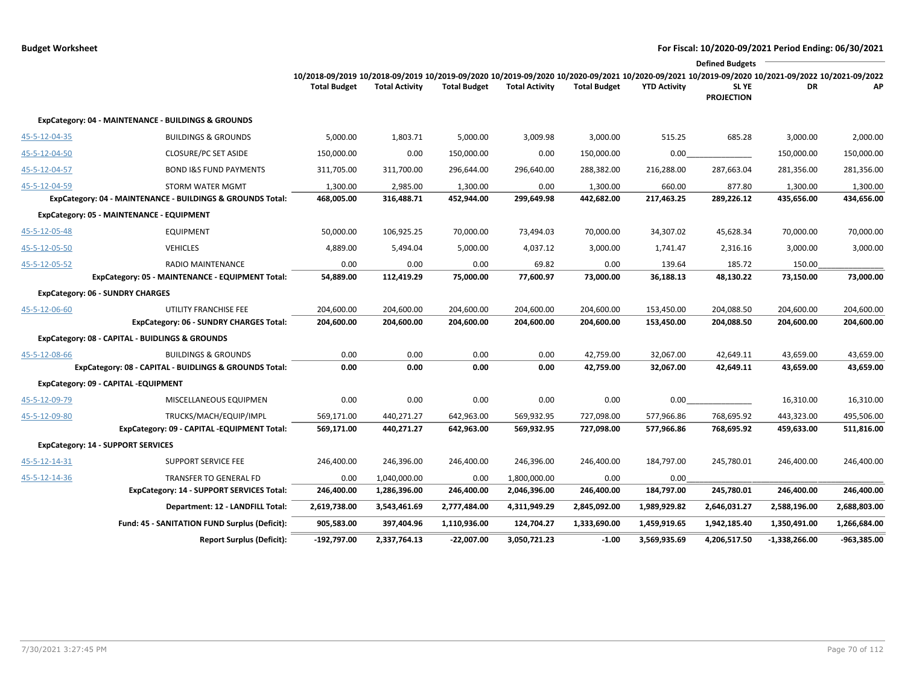**Budget Worksheet** — For Fiscal: 10/2020-09/2021 Period Ending: 06/30/2021

| | | 10/2018-09/2019 Total Budget | 10/2018-09/2019 Total Activity | 10/2019-09/2020 Total Budget | 10/2019-09/2020 Total Activity | 10/2020-09/2021 Total Budget | 10/2020-09/2021 YTD Activity | Defined Budgets 10/2019-09/2020 SL YE PROJECTION | 10/2021-09/2022 DR | 10/2021-09/2022 AP |
|---|---|---|---|---|---|---|---|---|---|---|
| **ExpCategory: 04 - MAINTENANCE - BUILDINGS & GROUNDS** | | | | | | | | | | |
| 45-5-12-04-35 | BUILDINGS & GROUNDS | 5,000.00 | 1,803.71 | 5,000.00 | 3,009.98 | 3,000.00 | 515.25 | 685.28 | 3,000.00 | 2,000.00 |
| 45-5-12-04-50 | CLOSURE/PC SET ASIDE | 150,000.00 | 0.00 | 150,000.00 | 0.00 | 150,000.00 | 0.00 | | 150,000.00 | 150,000.00 |
| 45-5-12-04-57 | BOND I&S FUND PAYMENTS | 311,705.00 | 311,700.00 | 296,644.00 | 296,640.00 | 288,382.00 | 216,288.00 | 287,663.04 | 281,356.00 | 281,356.00 |
| 45-5-12-04-59 | STORM WATER MGMT | 1,300.00 | 2,985.00 | 1,300.00 | 0.00 | 1,300.00 | 660.00 | 877.80 | 1,300.00 | 1,300.00 |
| | **ExpCategory: 04 - MAINTENANCE - BUILDINGS & GROUNDS Total:** | **468,005.00** | **316,488.71** | **452,944.00** | **299,649.98** | **442,682.00** | **217,463.25** | **289,226.12** | **435,656.00** | **434,656.00** |
| **ExpCategory: 05 - MAINTENANCE - EQUIPMENT** | | | | | | | | | | |
| 45-5-12-05-48 | EQUIPMENT | 50,000.00 | 106,925.25 | 70,000.00 | 73,494.03 | 70,000.00 | 34,307.02 | 45,628.34 | 70,000.00 | 70,000.00 |
| 45-5-12-05-50 | VEHICLES | 4,889.00 | 5,494.04 | 5,000.00 | 4,037.12 | 3,000.00 | 1,741.47 | 2,316.16 | 3,000.00 | 3,000.00 |
| 45-5-12-05-52 | RADIO MAINTENANCE | 0.00 | 0.00 | 0.00 | 69.82 | 0.00 | 139.64 | 185.72 | 150.00 | |
| | **ExpCategory: 05 - MAINTENANCE - EQUIPMENT Total:** | **54,889.00** | **112,419.29** | **75,000.00** | **77,600.97** | **73,000.00** | **36,188.13** | **48,130.22** | **73,150.00** | **73,000.00** |
| **ExpCategory: 06 - SUNDRY CHARGES** | | | | | | | | | | |
| 45-5-12-06-60 | UTILITY FRANCHISE FEE | 204,600.00 | 204,600.00 | 204,600.00 | 204,600.00 | 204,600.00 | 153,450.00 | 204,088.50 | 204,600.00 | 204,600.00 |
| | **ExpCategory: 06 - SUNDRY CHARGES Total:** | **204,600.00** | **204,600.00** | **204,600.00** | **204,600.00** | **204,600.00** | **153,450.00** | **204,088.50** | **204,600.00** | **204,600.00** |
| **ExpCategory: 08 - CAPITAL - BUIDLINGS & GROUNDS** | | | | | | | | | | |
| 45-5-12-08-66 | BUILDINGS & GROUNDS | 0.00 | 0.00 | 0.00 | 0.00 | 42,759.00 | 32,067.00 | 42,649.11 | 43,659.00 | 43,659.00 |
| | **ExpCategory: 08 - CAPITAL - BUIDLINGS & GROUNDS Total:** | **0.00** | **0.00** | **0.00** | **0.00** | **42,759.00** | **32,067.00** | **42,649.11** | **43,659.00** | **43,659.00** |
| **ExpCategory: 09 - CAPITAL -EQUIPMENT** | | | | | | | | | | |
| 45-5-12-09-79 | MISCELLANEOUS EQUIPMEN | 0.00 | 0.00 | 0.00 | 0.00 | 0.00 | 0.00 | | 16,310.00 | 16,310.00 |
| 45-5-12-09-80 | TRUCKS/MACH/EQUIP/IMPL | 569,171.00 | 440,271.27 | 642,963.00 | 569,932.95 | 727,098.00 | 577,966.86 | 768,695.92 | 443,323.00 | 495,506.00 |
| | **ExpCategory: 09 - CAPITAL -EQUIPMENT Total:** | **569,171.00** | **440,271.27** | **642,963.00** | **569,932.95** | **727,098.00** | **577,966.86** | **768,695.92** | **459,633.00** | **511,816.00** |
| **ExpCategory: 14 - SUPPORT SERVICES** | | | | | | | | | | |
| 45-5-12-14-31 | SUPPORT SERVICE FEE | 246,400.00 | 246,396.00 | 246,400.00 | 246,396.00 | 246,400.00 | 184,797.00 | 245,780.01 | 246,400.00 | 246,400.00 |
| 45-5-12-14-36 | TRANSFER TO GENERAL FD | 0.00 | 1,040,000.00 | 0.00 | 1,800,000.00 | 0.00 | 0.00 | | | |
| | **ExpCategory: 14 - SUPPORT SERVICES Total:** | **246,400.00** | **1,286,396.00** | **246,400.00** | **2,046,396.00** | **246,400.00** | **184,797.00** | **245,780.01** | **246,400.00** | **246,400.00** |
| | **Department: 12 - LANDFILL Total:** | **2,619,738.00** | **3,543,461.69** | **2,777,484.00** | **4,311,949.29** | **2,845,092.00** | **1,989,929.82** | **2,646,031.27** | **2,588,196.00** | **2,688,803.00** |
| | **Fund: 45 - SANITATION FUND Surplus (Deficit):** | **905,583.00** | **397,404.96** | **1,110,936.00** | **124,704.27** | **1,333,690.00** | **1,459,919.65** | **1,942,185.40** | **1,350,491.00** | **1,266,684.00** |
| | **Report Surplus (Deficit):** | **-192,797.00** | **2,337,764.13** | **-22,007.00** | **3,050,721.23** | **-1.00** | **3,569,935.69** | **4,206,517.50** | **-1,338,266.00** | **-963,385.00** |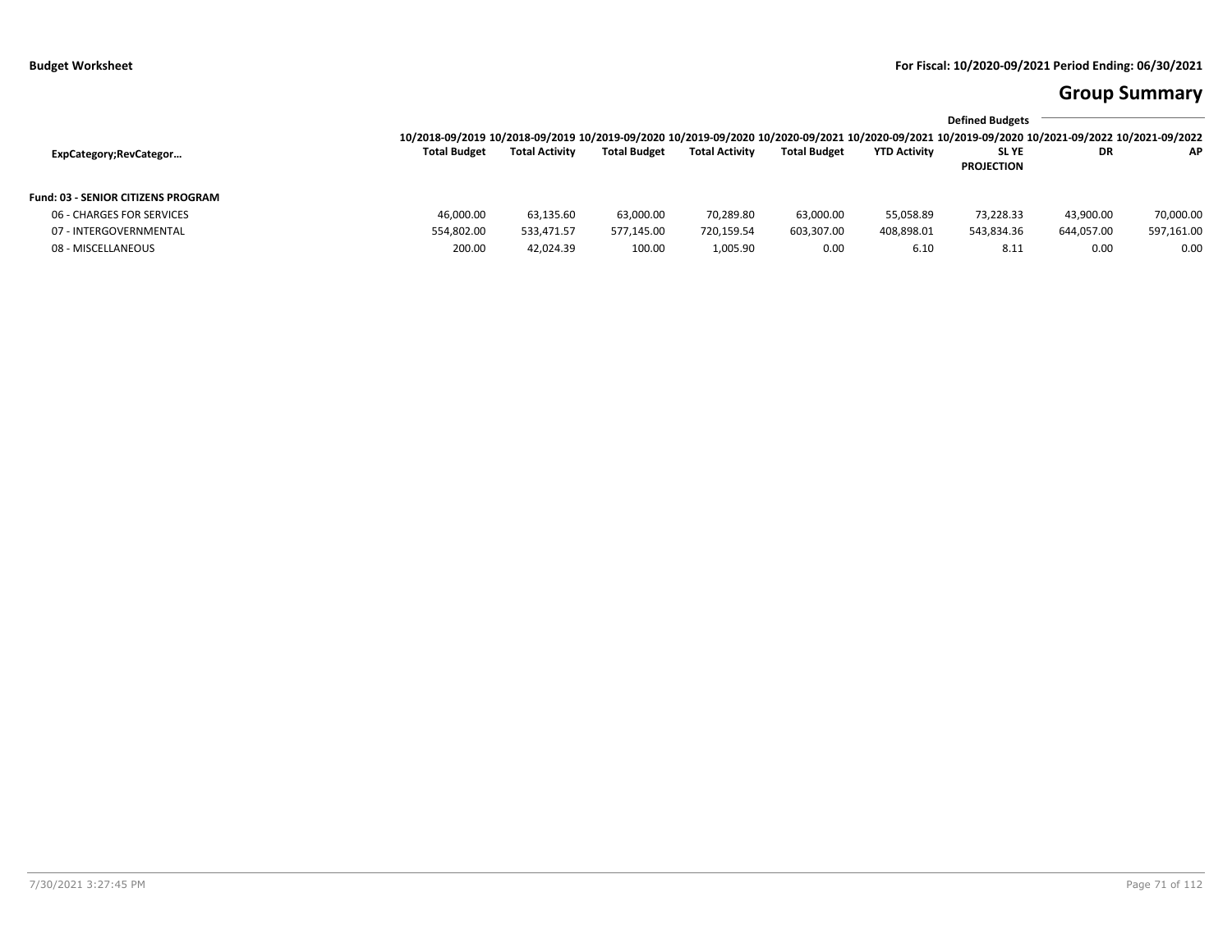**Budget Worksheet** | **For Fiscal: 10/2020-09/2021 Period Ending: 06/30/2021**

# Group Summary

| ExpCategory;RevCategor… | 10/2018-09/2019 Total Budget | 10/2018-09/2019 Total Activity | 10/2019-09/2020 Total Budget | 10/2019-09/2020 Total Activity | 10/2020-09/2021 Total Budget | 10/2020-09/2021 YTD Activity | 10/2019-09/2020 SL YE PROJECTION | Defined Budgets 10/2021-09/2022 DR | Defined Budgets 10/2021-09/2022 AP |
|---|---|---|---|---|---|---|---|---|---|
| **Fund: 03 - SENIOR CITIZENS PROGRAM** | | | | | | | | | |
| 06 - CHARGES FOR SERVICES | 46,000.00 | 63,135.60 | 63,000.00 | 70,289.80 | 63,000.00 | 55,058.89 | 73,228.33 | 43,900.00 | 70,000.00 |
| 07 - INTERGOVERNMENTAL | 554,802.00 | 533,471.57 | 577,145.00 | 720,159.54 | 603,307.00 | 408,898.01 | 543,834.36 | 644,057.00 | 597,161.00 |
| 08 - MISCELLANEOUS | 200.00 | 42,024.39 | 100.00 | 1,005.90 | 0.00 | 6.10 | 8.11 | 0.00 | 0.00 |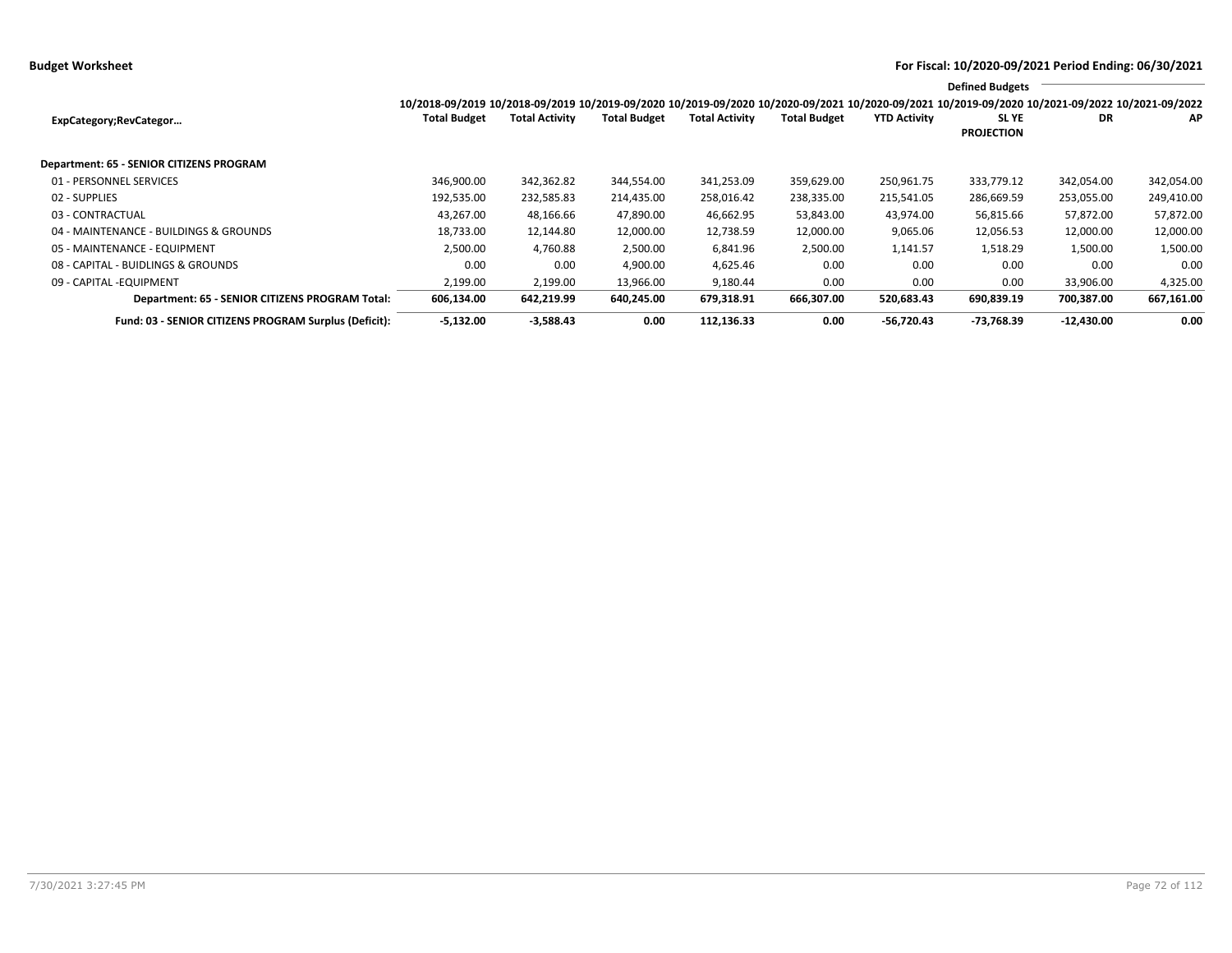**Budget Worksheet**

**For Fiscal: 10/2020-09/2021 Period Ending: 06/30/2021**

| ExpCategory;RevCategor… | 10/2018-09/2019 Total Budget | 10/2018-09/2019 Total Activity | 10/2019-09/2020 Total Budget | 10/2019-09/2020 Total Activity | 10/2020-09/2021 Total Budget | 10/2020-09/2021 YTD Activity | Defined Budgets 10/2019-09/2020 SL YE PROJECTION | Defined Budgets 10/2021-09/2022 DR | Defined Budgets 10/2021-09/2022 AP |
|---|---|---|---|---|---|---|---|---|---|
| **Department: 65 - SENIOR CITIZENS PROGRAM** | | | | | | | | | |
| 01 - PERSONNEL SERVICES | 346,900.00 | 342,362.82 | 344,554.00 | 341,253.09 | 359,629.00 | 250,961.75 | 333,779.12 | 342,054.00 | 342,054.00 |
| 02 - SUPPLIES | 192,535.00 | 232,585.83 | 214,435.00 | 258,016.42 | 238,335.00 | 215,541.05 | 286,669.59 | 253,055.00 | 249,410.00 |
| 03 - CONTRACTUAL | 43,267.00 | 48,166.66 | 47,890.00 | 46,662.95 | 53,843.00 | 43,974.00 | 56,815.66 | 57,872.00 | 57,872.00 |
| 04 - MAINTENANCE - BUILDINGS & GROUNDS | 18,733.00 | 12,144.80 | 12,000.00 | 12,738.59 | 12,000.00 | 9,065.06 | 12,056.53 | 12,000.00 | 12,000.00 |
| 05 - MAINTENANCE - EQUIPMENT | 2,500.00 | 4,760.88 | 2,500.00 | 6,841.96 | 2,500.00 | 1,141.57 | 1,518.29 | 1,500.00 | 1,500.00 |
| 08 - CAPITAL - BUIDLINGS & GROUNDS | 0.00 | 0.00 | 4,900.00 | 4,625.46 | 0.00 | 0.00 | 0.00 | 0.00 | 0.00 |
| 09 - CAPITAL -EQUIPMENT | 2,199.00 | 2,199.00 | 13,966.00 | 9,180.44 | 0.00 | 0.00 | 0.00 | 33,906.00 | 4,325.00 |
| **Department: 65 - SENIOR CITIZENS PROGRAM Total:** | **606,134.00** | **642,219.99** | **640,245.00** | **679,318.91** | **666,307.00** | **520,683.43** | **690,839.19** | **700,387.00** | **667,161.00** |
| **Fund: 03 - SENIOR CITIZENS PROGRAM Surplus (Deficit):** | **-5,132.00** | **-3,588.43** | **0.00** | **112,136.33** | **0.00** | **-56,720.43** | **-73,768.39** | **-12,430.00** | **0.00** |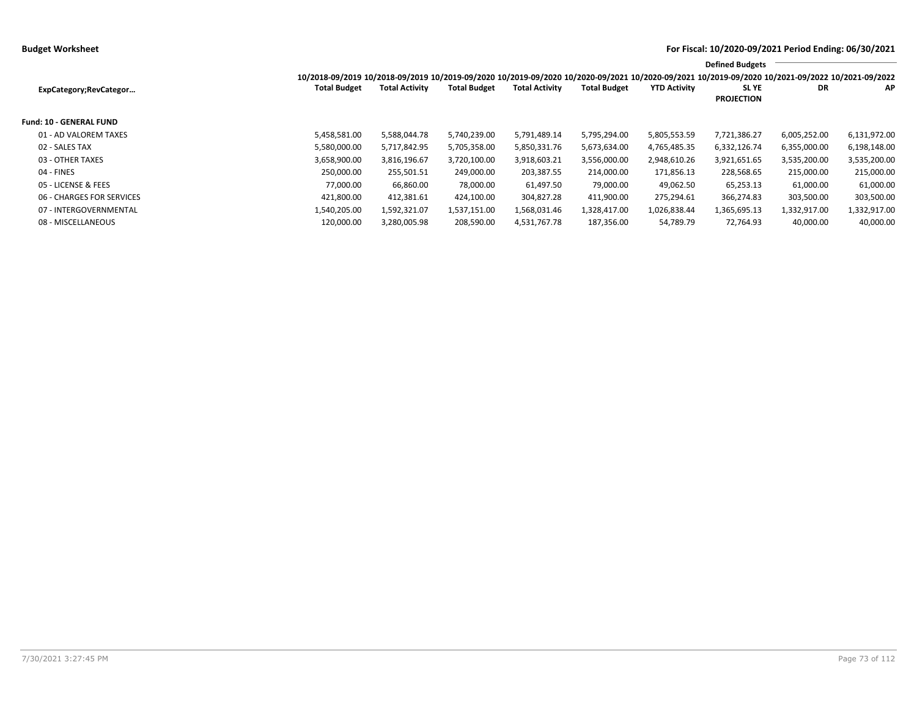**Budget Worksheet** | **For Fiscal: 10/2020-09/2021 Period Ending: 06/30/2021**

| ExpCategory;RevCategor… | 10/2018-09/2019 Total Budget | 10/2018-09/2019 Total Activity | 10/2019-09/2020 Total Budget | 10/2019-09/2020 Total Activity | 10/2020-09/2021 Total Budget | 10/2020-09/2021 YTD Activity | Defined Budgets 10/2019-09/2020 SL YE PROJECTION | 10/2021-09/2022 DR | 10/2021-09/2022 AP |
|---|---|---|---|---|---|---|---|---|---|
| **Fund: 10 - GENERAL FUND** | | | | | | | | | |
| 01 - AD VALOREM TAXES | 5,458,581.00 | 5,588,044.78 | 5,740,239.00 | 5,791,489.14 | 5,795,294.00 | 5,805,553.59 | 7,721,386.27 | 6,005,252.00 | 6,131,972.00 |
| 02 - SALES TAX | 5,580,000.00 | 5,717,842.95 | 5,705,358.00 | 5,850,331.76 | 5,673,634.00 | 4,765,485.35 | 6,332,126.74 | 6,355,000.00 | 6,198,148.00 |
| 03 - OTHER TAXES | 3,658,900.00 | 3,816,196.67 | 3,720,100.00 | 3,918,603.21 | 3,556,000.00 | 2,948,610.26 | 3,921,651.65 | 3,535,200.00 | 3,535,200.00 |
| 04 - FINES | 250,000.00 | 255,501.51 | 249,000.00 | 203,387.55 | 214,000.00 | 171,856.13 | 228,568.65 | 215,000.00 | 215,000.00 |
| 05 - LICENSE & FEES | 77,000.00 | 66,860.00 | 78,000.00 | 61,497.50 | 79,000.00 | 49,062.50 | 65,253.13 | 61,000.00 | 61,000.00 |
| 06 - CHARGES FOR SERVICES | 421,800.00 | 412,381.61 | 424,100.00 | 304,827.28 | 411,900.00 | 275,294.61 | 366,274.83 | 303,500.00 | 303,500.00 |
| 07 - INTERGOVERNMENTAL | 1,540,205.00 | 1,592,321.07 | 1,537,151.00 | 1,568,031.46 | 1,328,417.00 | 1,026,838.44 | 1,365,695.13 | 1,332,917.00 | 1,332,917.00 |
| 08 - MISCELLANEOUS | 120,000.00 | 3,280,005.98 | 208,590.00 | 4,531,767.78 | 187,356.00 | 54,789.79 | 72,764.93 | 40,000.00 | 40,000.00 |

7/30/2021 3:27:45 PM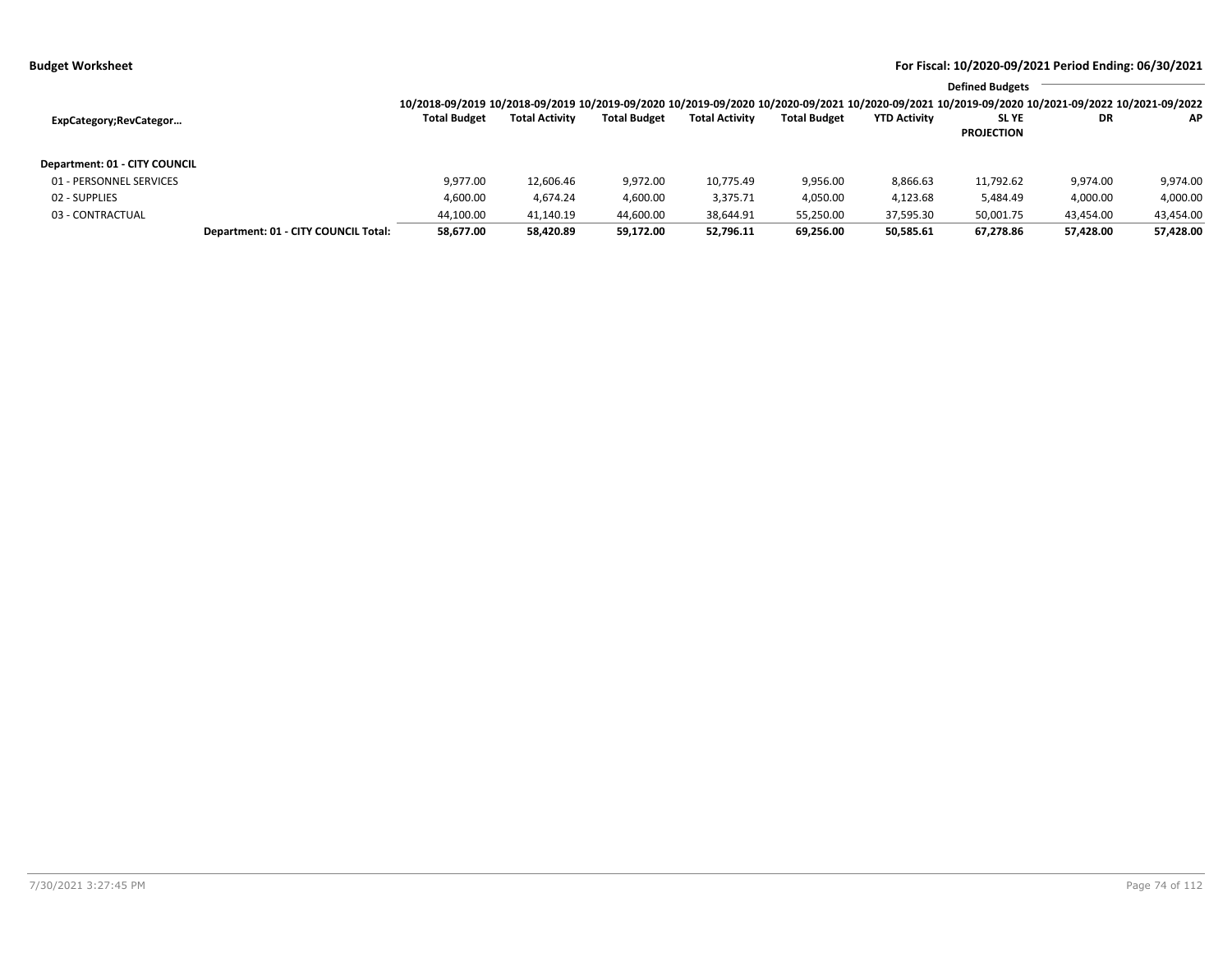**Budget Worksheet** — **For Fiscal: 10/2020-09/2021 Period Ending: 06/30/2021**

| ExpCategory;RevCategor… | | 10/2018-09/2019 Total Budget | 10/2018-09/2019 Total Activity | 10/2019-09/2020 Total Budget | 10/2019-09/2020 Total Activity | 10/2020-09/2021 Total Budget | 10/2020-09/2021 YTD Activity | Defined Budgets 10/2019-09/2020 SL YE PROJECTION | 10/2021-09/2022 DR | 10/2021-09/2022 AP |
|---|---|---|---|---|---|---|---|---|---|---|
| **Department: 01 - CITY COUNCIL** | | | | | | | | | | |
| 01 - PERSONNEL SERVICES | | 9,977.00 | 12,606.46 | 9,972.00 | 10,775.49 | 9,956.00 | 8,866.63 | 11,792.62 | 9,974.00 | 9,974.00 |
| 02 - SUPPLIES | | 4,600.00 | 4,674.24 | 4,600.00 | 3,375.71 | 4,050.00 | 4,123.68 | 5,484.49 | 4,000.00 | 4,000.00 |
| 03 - CONTRACTUAL | | 44,100.00 | 41,140.19 | 44,600.00 | 38,644.91 | 55,250.00 | 37,595.30 | 50,001.75 | 43,454.00 | 43,454.00 |
| | **Department: 01 - CITY COUNCIL Total:** | **58,677.00** | **58,420.89** | **59,172.00** | **52,796.11** | **69,256.00** | **50,585.61** | **67,278.86** | **57,428.00** | **57,428.00** |

7/30/2021 3:27:45 PM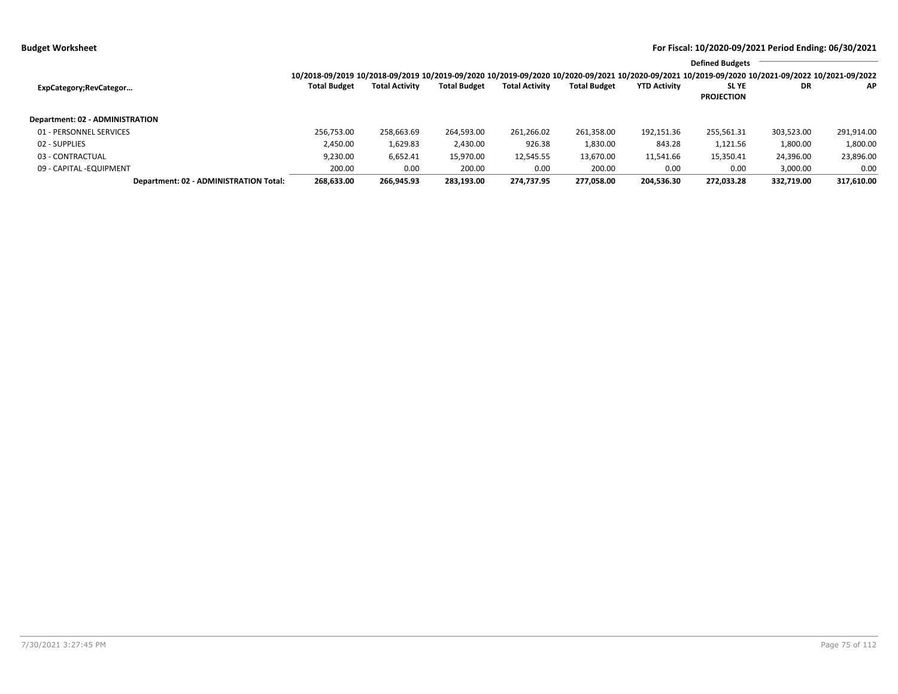**Budget Worksheet**

**For Fiscal: 10/2020-09/2021 Period Ending: 06/30/2021**

| ExpCategory;RevCategor… | 10/2018-09/2019 Total Budget | 10/2018-09/2019 Total Activity | 10/2019-09/2020 Total Budget | 10/2019-09/2020 Total Activity | 10/2020-09/2021 Total Budget | 10/2020-09/2021 YTD Activity | Defined Budgets 10/2019-09/2020 SL YE PROJECTION | 10/2021-09/2022 DR | 10/2021-09/2022 AP |
|---|---|---|---|---|---|---|---|---|---|
| **Department: 02 - ADMINISTRATION** | | | | | | | | | |
| 01 - PERSONNEL SERVICES | 256,753.00 | 258,663.69 | 264,593.00 | 261,266.02 | 261,358.00 | 192,151.36 | 255,561.31 | 303,523.00 | 291,914.00 |
| 02 - SUPPLIES | 2,450.00 | 1,629.83 | 2,430.00 | 926.38 | 1,830.00 | 843.28 | 1,121.56 | 1,800.00 | 1,800.00 |
| 03 - CONTRACTUAL | 9,230.00 | 6,652.41 | 15,970.00 | 12,545.55 | 13,670.00 | 11,541.66 | 15,350.41 | 24,396.00 | 23,896.00 |
| 09 - CAPITAL -EQUIPMENT | 200.00 | 0.00 | 200.00 | 0.00 | 200.00 | 0.00 | 0.00 | 3,000.00 | 0.00 |
| **Department: 02 - ADMINISTRATION Total:** | **268,633.00** | **266,945.93** | **283,193.00** | **274,737.95** | **277,058.00** | **204,536.30** | **272,033.28** | **332,719.00** | **317,610.00** |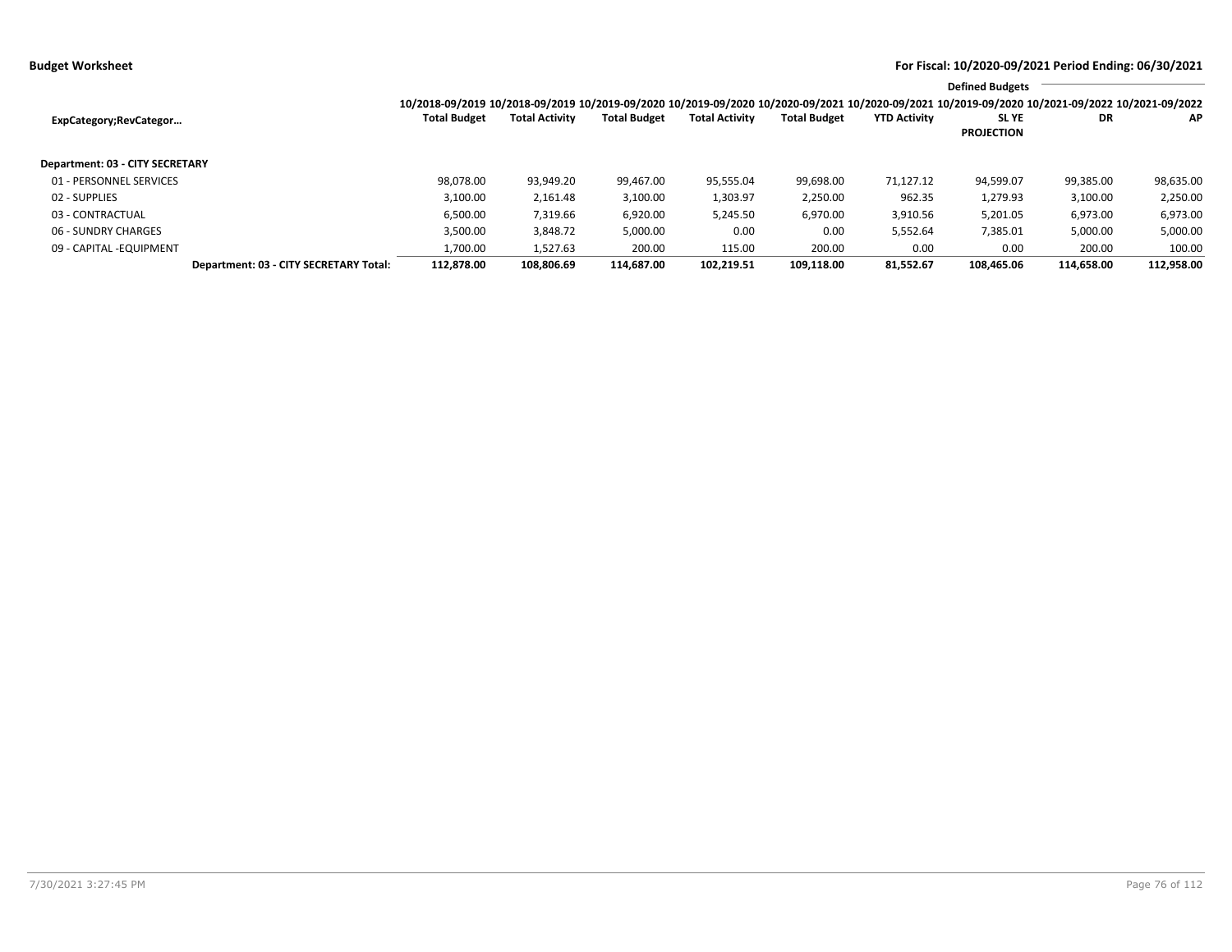**Budget Worksheet** — For Fiscal: 10/2020-09/2021 Period Ending: 06/30/2021

| ExpCategory;RevCategor… | 10/2018-09/2019 Total Budget | 10/2018-09/2019 Total Activity | 10/2019-09/2020 Total Budget | 10/2019-09/2020 Total Activity | 10/2020-09/2021 Total Budget | 10/2020-09/2021 YTD Activity | Defined Budgets 10/2019-09/2020 SL YE PROJECTION | 10/2021-09/2022 DR | 10/2021-09/2022 AP |
|---|---|---|---|---|---|---|---|---|---|
| **Department: 03 - CITY SECRETARY** | | | | | | | | | |
| 01 - PERSONNEL SERVICES | 98,078.00 | 93,949.20 | 99,467.00 | 95,555.04 | 99,698.00 | 71,127.12 | 94,599.07 | 99,385.00 | 98,635.00 |
| 02 - SUPPLIES | 3,100.00 | 2,161.48 | 3,100.00 | 1,303.97 | 2,250.00 | 962.35 | 1,279.93 | 3,100.00 | 2,250.00 |
| 03 - CONTRACTUAL | 6,500.00 | 7,319.66 | 6,920.00 | 5,245.50 | 6,970.00 | 3,910.56 | 5,201.05 | 6,973.00 | 6,973.00 |
| 06 - SUNDRY CHARGES | 3,500.00 | 3,848.72 | 5,000.00 | 0.00 | 0.00 | 5,552.64 | 7,385.01 | 5,000.00 | 5,000.00 |
| 09 - CAPITAL -EQUIPMENT | 1,700.00 | 1,527.63 | 200.00 | 115.00 | 200.00 | 0.00 | 0.00 | 200.00 | 100.00 |
| **Department: 03 - CITY SECRETARY Total:** | **112,878.00** | **108,806.69** | **114,687.00** | **102,219.51** | **109,118.00** | **81,552.67** | **108,465.06** | **114,658.00** | **112,958.00** |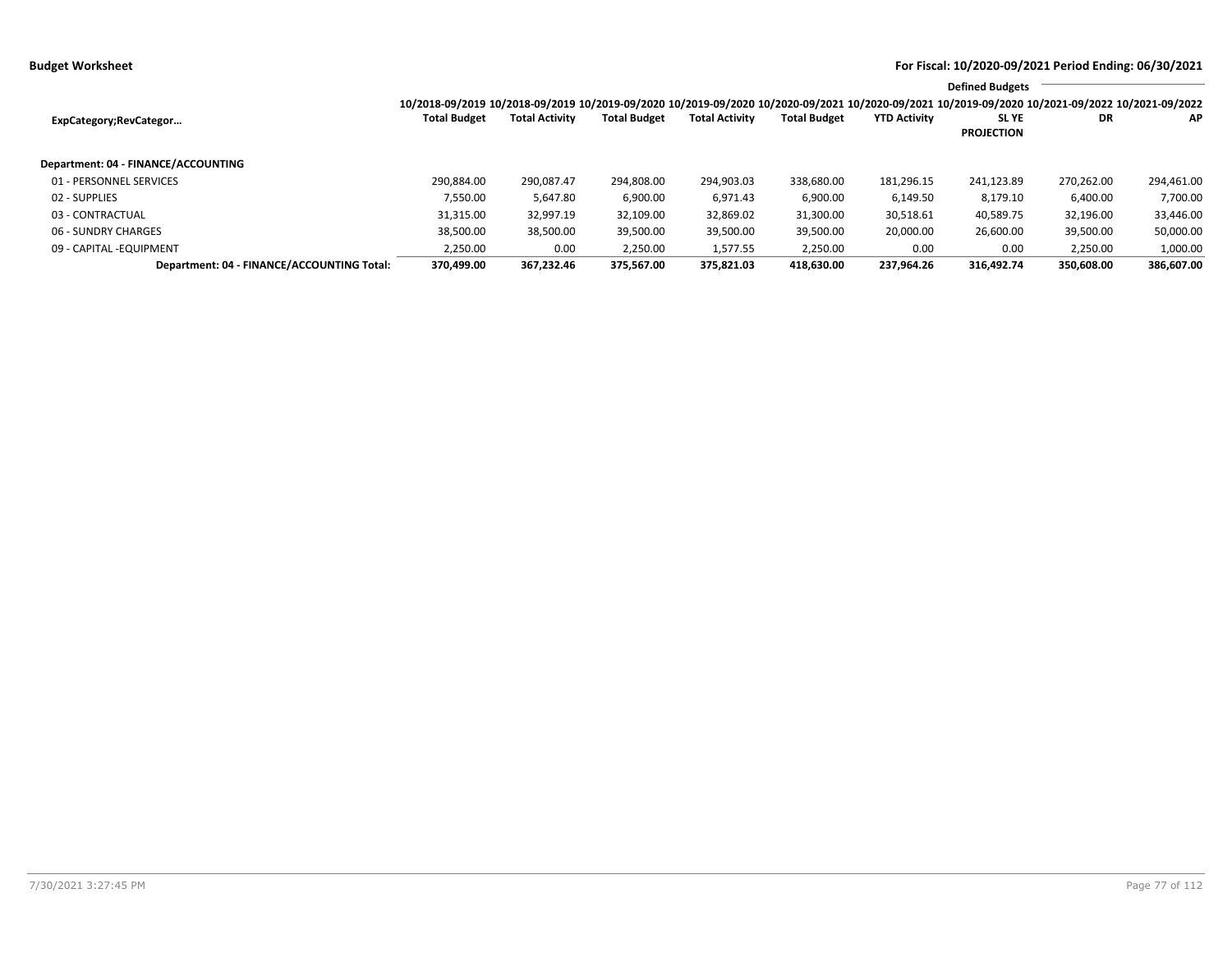**Budget Worksheet** — **For Fiscal: 10/2020-09/2021 Period Ending: 06/30/2021**

| ExpCategory;RevCategor… | 10/2018-09/2019 Total Budget | 10/2018-09/2019 Total Activity | 10/2019-09/2020 Total Budget | 10/2019-09/2020 Total Activity | 10/2020-09/2021 Total Budget | 10/2020-09/2021 YTD Activity | Defined Budgets 10/2019-09/2020 SL YE PROJECTION | 10/2021-09/2022 DR | 10/2021-09/2022 AP |
|---|---|---|---|---|---|---|---|---|---|
| **Department: 04 - FINANCE/ACCOUNTING** | | | | | | | | | |
| 01 - PERSONNEL SERVICES | 290,884.00 | 290,087.47 | 294,808.00 | 294,903.03 | 338,680.00 | 181,296.15 | 241,123.89 | 270,262.00 | 294,461.00 |
| 02 - SUPPLIES | 7,550.00 | 5,647.80 | 6,900.00 | 6,971.43 | 6,900.00 | 6,149.50 | 8,179.10 | 6,400.00 | 7,700.00 |
| 03 - CONTRACTUAL | 31,315.00 | 32,997.19 | 32,109.00 | 32,869.02 | 31,300.00 | 30,518.61 | 40,589.75 | 32,196.00 | 33,446.00 |
| 06 - SUNDRY CHARGES | 38,500.00 | 38,500.00 | 39,500.00 | 39,500.00 | 39,500.00 | 20,000.00 | 26,600.00 | 39,500.00 | 50,000.00 |
| 09 - CAPITAL -EQUIPMENT | 2,250.00 | 0.00 | 2,250.00 | 1,577.55 | 2,250.00 | 0.00 | 0.00 | 2,250.00 | 1,000.00 |
| **Department: 04 - FINANCE/ACCOUNTING Total:** | **370,499.00** | **367,232.46** | **375,567.00** | **375,821.03** | **418,630.00** | **237,964.26** | **316,492.74** | **350,608.00** | **386,607.00** |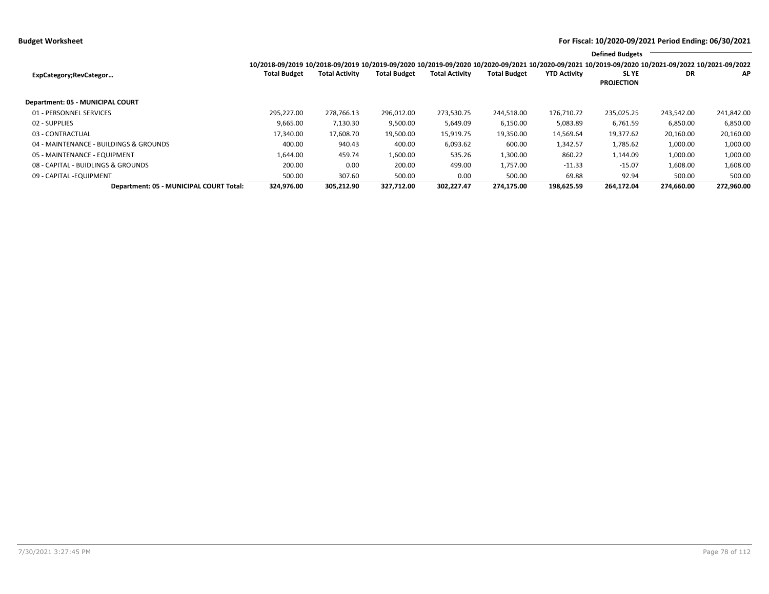**Budget Worksheet**

**For Fiscal: 10/2020-09/2021 Period Ending: 06/30/2021**

| ExpCategory;RevCategor… | 10/2018-09/2019 Total Budget | 10/2018-09/2019 Total Activity | 10/2019-09/2020 Total Budget | 10/2019-09/2020 Total Activity | 10/2020-09/2021 Total Budget | 10/2020-09/2021 YTD Activity | 10/2019-09/2020 SL YE PROJECTION | Defined Budgets 10/2021-09/2022 DR | 10/2021-09/2022 AP |
|---|---|---|---|---|---|---|---|---|---|
| **Department: 05 - MUNICIPAL COURT** | | | | | | | | | |
| 01 - PERSONNEL SERVICES | 295,227.00 | 278,766.13 | 296,012.00 | 273,530.75 | 244,518.00 | 176,710.72 | 235,025.25 | 243,542.00 | 241,842.00 |
| 02 - SUPPLIES | 9,665.00 | 7,130.30 | 9,500.00 | 5,649.09 | 6,150.00 | 5,083.89 | 6,761.59 | 6,850.00 | 6,850.00 |
| 03 - CONTRACTUAL | 17,340.00 | 17,608.70 | 19,500.00 | 15,919.75 | 19,350.00 | 14,569.64 | 19,377.62 | 20,160.00 | 20,160.00 |
| 04 - MAINTENANCE - BUILDINGS & GROUNDS | 400.00 | 940.43 | 400.00 | 6,093.62 | 600.00 | 1,342.57 | 1,785.62 | 1,000.00 | 1,000.00 |
| 05 - MAINTENANCE - EQUIPMENT | 1,644.00 | 459.74 | 1,600.00 | 535.26 | 1,300.00 | 860.22 | 1,144.09 | 1,000.00 | 1,000.00 |
| 08 - CAPITAL - BUIDLINGS & GROUNDS | 200.00 | 0.00 | 200.00 | 499.00 | 1,757.00 | -11.33 | -15.07 | 1,608.00 | 1,608.00 |
| 09 - CAPITAL -EQUIPMENT | 500.00 | 307.60 | 500.00 | 0.00 | 500.00 | 69.88 | 92.94 | 500.00 | 500.00 |
| **Department: 05 - MUNICIPAL COURT Total:** | **324,976.00** | **305,212.90** | **327,712.00** | **302,227.47** | **274,175.00** | **198,625.59** | **264,172.04** | **274,660.00** | **272,960.00** |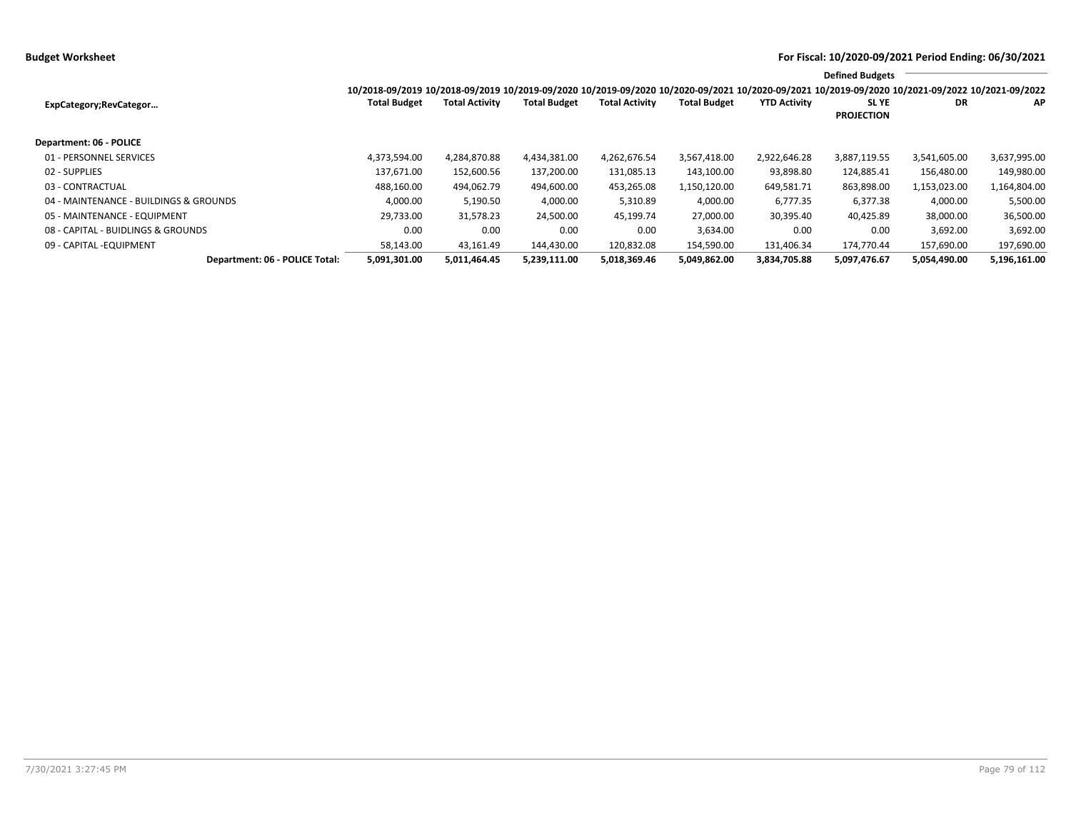**Budget Worksheet**

**For Fiscal: 10/2020-09/2021 Period Ending: 06/30/2021**

| ExpCategory;RevCategor… | 10/2018-09/2019 Total Budget | 10/2018-09/2019 Total Activity | 10/2019-09/2020 Total Budget | 10/2019-09/2020 Total Activity | 10/2020-09/2021 Total Budget | 10/2020-09/2021 YTD Activity | 10/2019-09/2020 SL YE PROJECTION | Defined Budgets 10/2021-09/2022 DR | 10/2021-09/2022 AP |
|---|---|---|---|---|---|---|---|---|---|
| **Department: 06 - POLICE** | | | | | | | | | |
| 01 - PERSONNEL SERVICES | 4,373,594.00 | 4,284,870.88 | 4,434,381.00 | 4,262,676.54 | 3,567,418.00 | 2,922,646.28 | 3,887,119.55 | 3,541,605.00 | 3,637,995.00 |
| 02 - SUPPLIES | 137,671.00 | 152,600.56 | 137,200.00 | 131,085.13 | 143,100.00 | 93,898.80 | 124,885.41 | 156,480.00 | 149,980.00 |
| 03 - CONTRACTUAL | 488,160.00 | 494,062.79 | 494,600.00 | 453,265.08 | 1,150,120.00 | 649,581.71 | 863,898.00 | 1,153,023.00 | 1,164,804.00 |
| 04 - MAINTENANCE - BUILDINGS & GROUNDS | 4,000.00 | 5,190.50 | 4,000.00 | 5,310.89 | 4,000.00 | 6,777.35 | 6,377.38 | 4,000.00 | 5,500.00 |
| 05 - MAINTENANCE - EQUIPMENT | 29,733.00 | 31,578.23 | 24,500.00 | 45,199.74 | 27,000.00 | 30,395.40 | 40,425.89 | 38,000.00 | 36,500.00 |
| 08 - CAPITAL - BUIDLINGS & GROUNDS | 0.00 | 0.00 | 0.00 | 0.00 | 3,634.00 | 0.00 | 0.00 | 3,692.00 | 3,692.00 |
| 09 - CAPITAL -EQUIPMENT | 58,143.00 | 43,161.49 | 144,430.00 | 120,832.08 | 154,590.00 | 131,406.34 | 174,770.44 | 157,690.00 | 197,690.00 |
| **Department: 06 - POLICE Total:** | **5,091,301.00** | **5,011,464.45** | **5,239,111.00** | **5,018,369.46** | **5,049,862.00** | **3,834,705.88** | **5,097,476.67** | **5,054,490.00** | **5,196,161.00** |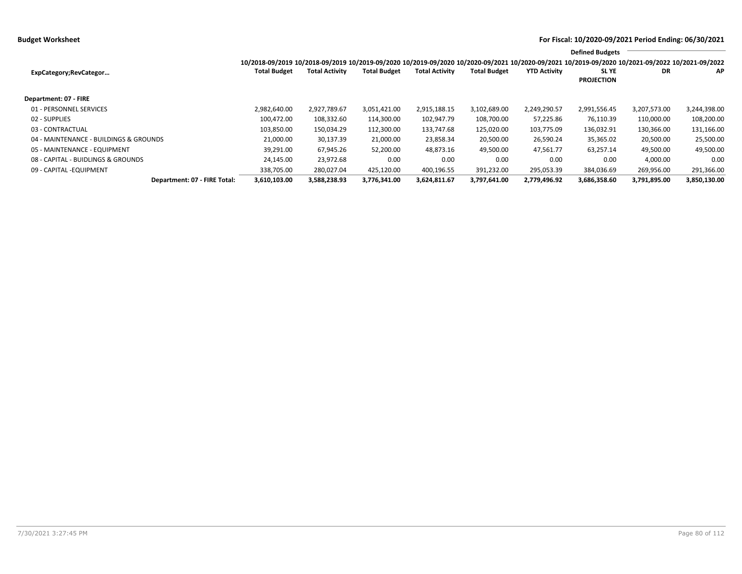**Budget Worksheet** — For Fiscal: 10/2020-09/2021 Period Ending: 06/30/2021

| ExpCategory;RevCategor… | 10/2018-09/2019 Total Budget | 10/2018-09/2019 Total Activity | 10/2019-09/2020 Total Budget | 10/2019-09/2020 Total Activity | 10/2020-09/2021 Total Budget | 10/2020-09/2021 YTD Activity | 10/2019-09/2020 SL YE PROJECTION | 10/2021-09/2022 DR | 10/2021-09/2022 AP |
|---|---|---|---|---|---|---|---|---|---|
| | | | | | | | Defined Budgets | | |
| **Department: 07 - FIRE** | | | | | | | | | |
| 01 - PERSONNEL SERVICES | 2,982,640.00 | 2,927,789.67 | 3,051,421.00 | 2,915,188.15 | 3,102,689.00 | 2,249,290.57 | 2,991,556.45 | 3,207,573.00 | 3,244,398.00 |
| 02 - SUPPLIES | 100,472.00 | 108,332.60 | 114,300.00 | 102,947.79 | 108,700.00 | 57,225.86 | 76,110.39 | 110,000.00 | 108,200.00 |
| 03 - CONTRACTUAL | 103,850.00 | 150,034.29 | 112,300.00 | 133,747.68 | 125,020.00 | 103,775.09 | 136,032.91 | 130,366.00 | 131,166.00 |
| 04 - MAINTENANCE - BUILDINGS & GROUNDS | 21,000.00 | 30,137.39 | 21,000.00 | 23,858.34 | 20,500.00 | 26,590.24 | 35,365.02 | 20,500.00 | 25,500.00 |
| 05 - MAINTENANCE - EQUIPMENT | 39,291.00 | 67,945.26 | 52,200.00 | 48,873.16 | 49,500.00 | 47,561.77 | 63,257.14 | 49,500.00 | 49,500.00 |
| 08 - CAPITAL - BUIDLINGS & GROUNDS | 24,145.00 | 23,972.68 | 0.00 | 0.00 | 0.00 | 0.00 | 0.00 | 4,000.00 | 0.00 |
| 09 - CAPITAL -EQUIPMENT | 338,705.00 | 280,027.04 | 425,120.00 | 400,196.55 | 391,232.00 | 295,053.39 | 384,036.69 | 269,956.00 | 291,366.00 |
| **Department: 07 - FIRE Total:** | **3,610,103.00** | **3,588,238.93** | **3,776,341.00** | **3,624,811.67** | **3,797,641.00** | **2,779,496.92** | **3,686,358.60** | **3,791,895.00** | **3,850,130.00** |

7/30/2021 3:27:45 PM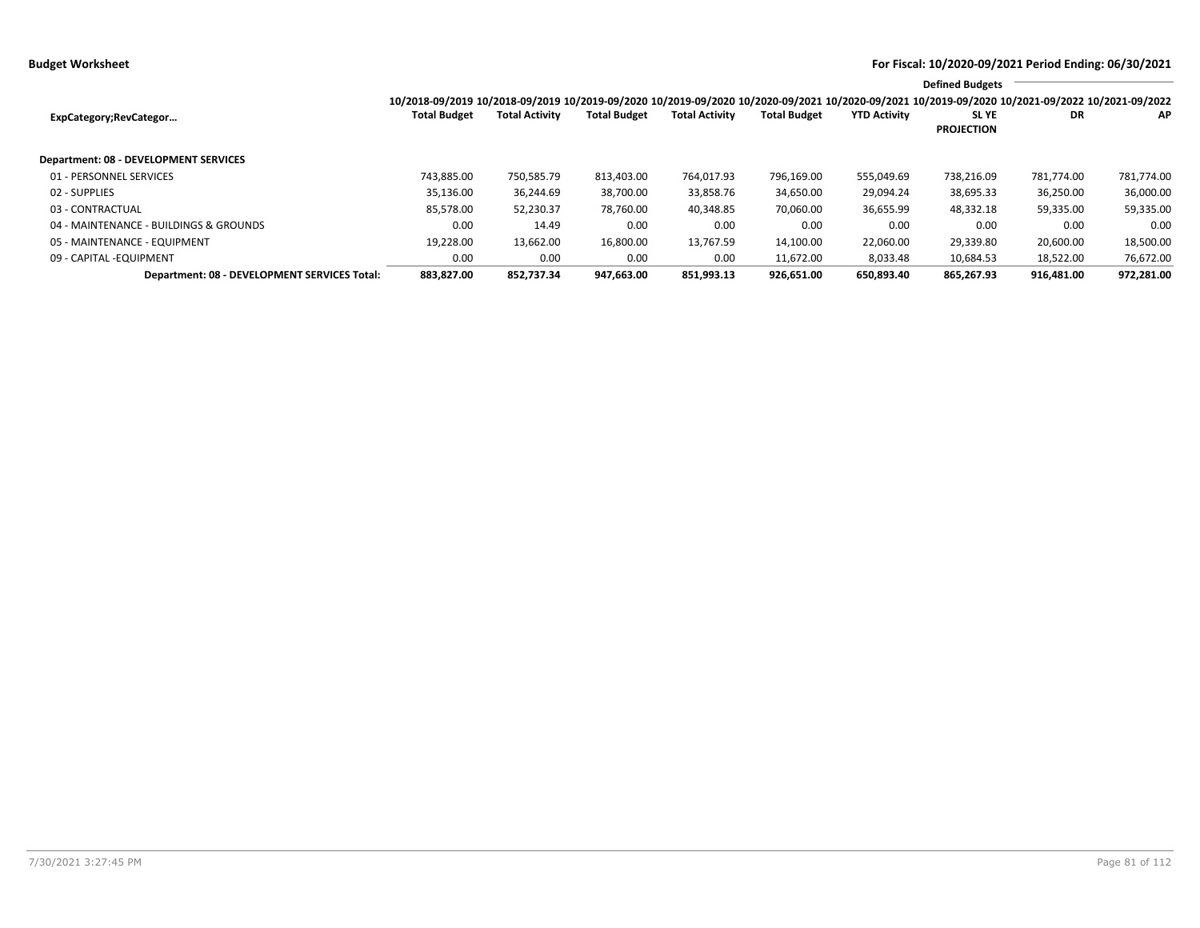**Budget Worksheet**

**For Fiscal: 10/2020-09/2021 Period Ending: 06/30/2021**

| ExpCategory;RevCategor… | 10/2018-09/2019 Total Budget | 10/2018-09/2019 Total Activity | 10/2019-09/2020 Total Budget | 10/2019-09/2020 Total Activity | 10/2020-09/2021 Total Budget | 10/2020-09/2021 YTD Activity | Defined Budgets 10/2019-09/2020 SL YE PROJECTION | 10/2021-09/2022 DR | 10/2021-09/2022 AP |
|---|---|---|---|---|---|---|---|---|---|
| **Department: 08 - DEVELOPMENT SERVICES** | | | | | | | | | |
| 01 - PERSONNEL SERVICES | 743,885.00 | 750,585.79 | 813,403.00 | 764,017.93 | 796,169.00 | 555,049.69 | 738,216.09 | 781,774.00 | 781,774.00 |
| 02 - SUPPLIES | 35,136.00 | 36,244.69 | 38,700.00 | 33,858.76 | 34,650.00 | 29,094.24 | 38,695.33 | 36,250.00 | 36,000.00 |
| 03 - CONTRACTUAL | 85,578.00 | 52,230.37 | 78,760.00 | 40,348.85 | 70,060.00 | 36,655.99 | 48,332.18 | 59,335.00 | 59,335.00 |
| 04 - MAINTENANCE - BUILDINGS & GROUNDS | 0.00 | 14.49 | 0.00 | 0.00 | 0.00 | 0.00 | 0.00 | 0.00 | 0.00 |
| 05 - MAINTENANCE - EQUIPMENT | 19,228.00 | 13,662.00 | 16,800.00 | 13,767.59 | 14,100.00 | 22,060.00 | 29,339.80 | 20,600.00 | 18,500.00 |
| 09 - CAPITAL -EQUIPMENT | 0.00 | 0.00 | 0.00 | 0.00 | 11,672.00 | 8,033.48 | 10,684.53 | 18,522.00 | 76,672.00 |
| **Department: 08 - DEVELOPMENT SERVICES Total:** | **883,827.00** | **852,737.34** | **947,663.00** | **851,993.13** | **926,651.00** | **650,893.40** | **865,267.93** | **916,481.00** | **972,281.00** |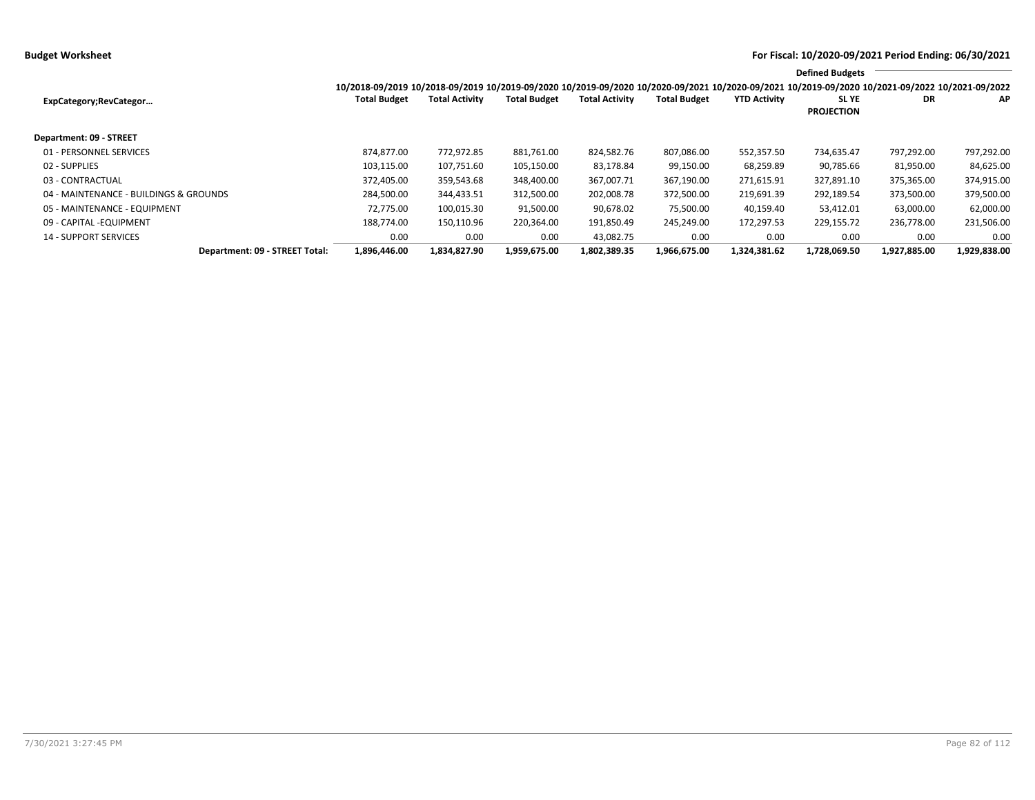**Budget Worksheet**

**For Fiscal: 10/2020-09/2021 Period Ending: 06/30/2021**

| ExpCategory;RevCategor… | 10/2018-09/2019 Total Budget | 10/2018-09/2019 Total Activity | 10/2019-09/2020 Total Budget | 10/2019-09/2020 Total Activity | 10/2020-09/2021 Total Budget | 10/2020-09/2021 YTD Activity | Defined Budgets 10/2019-09/2020 SL YE PROJECTION | 10/2021-09/2022 DR | 10/2021-09/2022 AP |
|---|---|---|---|---|---|---|---|---|---|
| **Department: 09 - STREET** | | | | | | | | | |
| 01 - PERSONNEL SERVICES | 874,877.00 | 772,972.85 | 881,761.00 | 824,582.76 | 807,086.00 | 552,357.50 | 734,635.47 | 797,292.00 | 797,292.00 |
| 02 - SUPPLIES | 103,115.00 | 107,751.60 | 105,150.00 | 83,178.84 | 99,150.00 | 68,259.89 | 90,785.66 | 81,950.00 | 84,625.00 |
| 03 - CONTRACTUAL | 372,405.00 | 359,543.68 | 348,400.00 | 367,007.71 | 367,190.00 | 271,615.91 | 327,891.10 | 375,365.00 | 374,915.00 |
| 04 - MAINTENANCE - BUILDINGS & GROUNDS | 284,500.00 | 344,433.51 | 312,500.00 | 202,008.78 | 372,500.00 | 219,691.39 | 292,189.54 | 373,500.00 | 379,500.00 |
| 05 - MAINTENANCE - EQUIPMENT | 72,775.00 | 100,015.30 | 91,500.00 | 90,678.02 | 75,500.00 | 40,159.40 | 53,412.01 | 63,000.00 | 62,000.00 |
| 09 - CAPITAL -EQUIPMENT | 188,774.00 | 150,110.96 | 220,364.00 | 191,850.49 | 245,249.00 | 172,297.53 | 229,155.72 | 236,778.00 | 231,506.00 |
| 14 - SUPPORT SERVICES | 0.00 | 0.00 | 0.00 | 43,082.75 | 0.00 | 0.00 | 0.00 | 0.00 | 0.00 |
| **Department: 09 - STREET Total:** | **1,896,446.00** | **1,834,827.90** | **1,959,675.00** | **1,802,389.35** | **1,966,675.00** | **1,324,381.62** | **1,728,069.50** | **1,927,885.00** | **1,929,838.00** |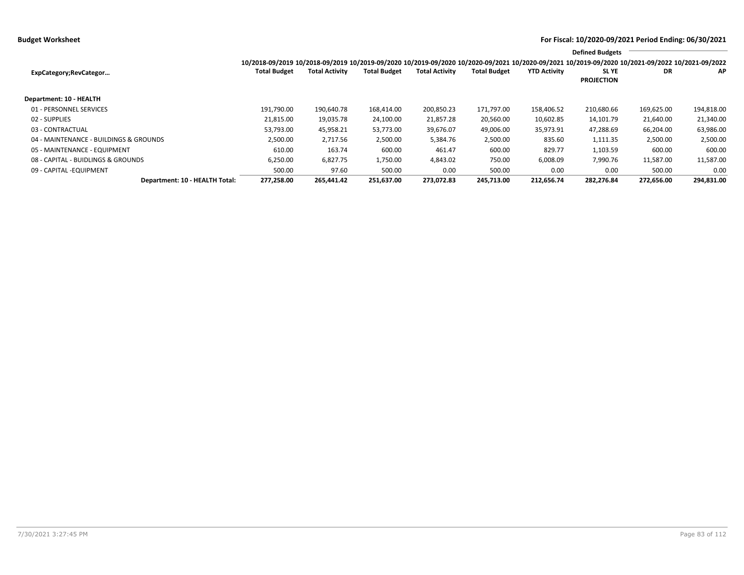**Budget Worksheet**

**For Fiscal: 10/2020-09/2021 Period Ending: 06/30/2021**

| ExpCategory;RevCategor… | 10/2018-09/2019 Total Budget | 10/2018-09/2019 Total Activity | 10/2019-09/2020 Total Budget | 10/2019-09/2020 Total Activity | 10/2020-09/2021 Total Budget | 10/2020-09/2021 YTD Activity | 10/2019-09/2020 SL YE PROJECTION | Defined Budgets 10/2021-09/2022 DR | Defined Budgets 10/2021-09/2022 AP |
|---|---|---|---|---|---|---|---|---|---|
| **Department: 10 - HEALTH** | | | | | | | | | |
| 01 - PERSONNEL SERVICES | 191,790.00 | 190,640.78 | 168,414.00 | 200,850.23 | 171,797.00 | 158,406.52 | 210,680.66 | 169,625.00 | 194,818.00 |
| 02 - SUPPLIES | 21,815.00 | 19,035.78 | 24,100.00 | 21,857.28 | 20,560.00 | 10,602.85 | 14,101.79 | 21,640.00 | 21,340.00 |
| 03 - CONTRACTUAL | 53,793.00 | 45,958.21 | 53,773.00 | 39,676.07 | 49,006.00 | 35,973.91 | 47,288.69 | 66,204.00 | 63,986.00 |
| 04 - MAINTENANCE - BUILDINGS & GROUNDS | 2,500.00 | 2,717.56 | 2,500.00 | 5,384.76 | 2,500.00 | 835.60 | 1,111.35 | 2,500.00 | 2,500.00 |
| 05 - MAINTENANCE - EQUIPMENT | 610.00 | 163.74 | 600.00 | 461.47 | 600.00 | 829.77 | 1,103.59 | 600.00 | 600.00 |
| 08 - CAPITAL - BUIDLINGS & GROUNDS | 6,250.00 | 6,827.75 | 1,750.00 | 4,843.02 | 750.00 | 6,008.09 | 7,990.76 | 11,587.00 | 11,587.00 |
| 09 - CAPITAL -EQUIPMENT | 500.00 | 97.60 | 500.00 | 0.00 | 500.00 | 0.00 | 0.00 | 500.00 | 0.00 |
| **Department: 10 - HEALTH Total:** | **277,258.00** | **265,441.42** | **251,637.00** | **273,072.83** | **245,713.00** | **212,656.74** | **282,276.84** | **272,656.00** | **294,831.00** |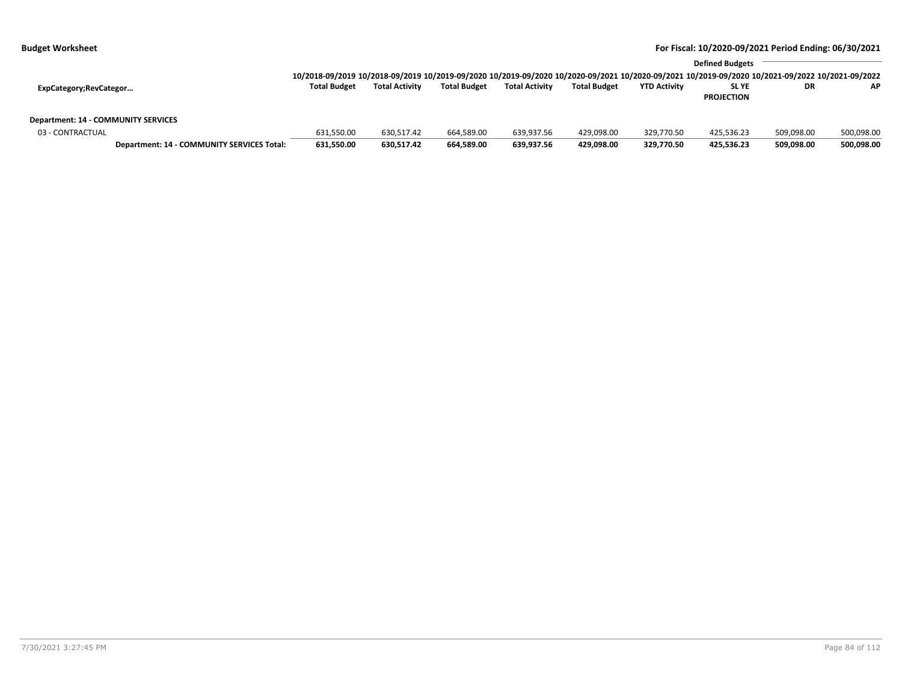**Budget Worksheet** | **For Fiscal: 10/2020-09/2021 Period Ending: 06/30/2021**

| ExpCategory;RevCategor… | 10/2018-09/2019 Total Budget | 10/2018-09/2019 Total Activity | 10/2019-09/2020 Total Budget | 10/2019-09/2020 Total Activity | 10/2020-09/2021 Total Budget | 10/2020-09/2021 YTD Activity | Defined Budgets 10/2019-09/2020 SL YE PROJECTION | 10/2021-09/2022 DR | 10/2021-09/2022 AP |
|---|---|---|---|---|---|---|---|---|---|
| **Department: 14 - COMMUNITY SERVICES** | | | | | | | | | |
| 03 - CONTRACTUAL | 631,550.00 | 630,517.42 | 664,589.00 | 639,937.56 | 429,098.00 | 329,770.50 | 425,536.23 | 509,098.00 | 500,098.00 |
| **Department: 14 - COMMUNITY SERVICES Total:** | **631,550.00** | **630,517.42** | **664,589.00** | **639,937.56** | **429,098.00** | **329,770.50** | **425,536.23** | **509,098.00** | **500,098.00** |

7/30/2021 3:27:45 PM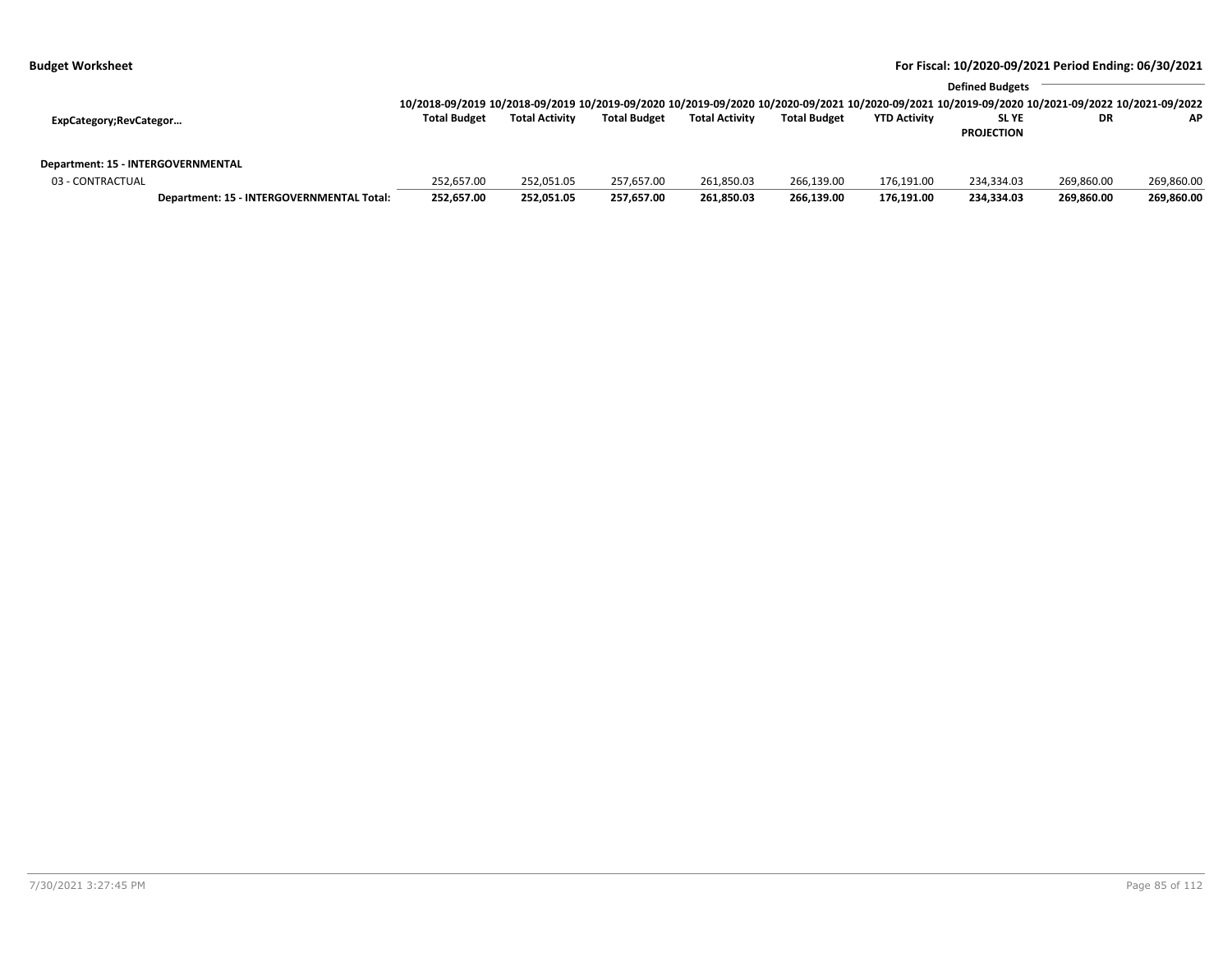**Budget Worksheet**

**For Fiscal: 10/2020-09/2021 Period Ending: 06/30/2021**

| ExpCategory;RevCategor… | 10/2018-09/2019 Total Budget | 10/2018-09/2019 Total Activity | 10/2019-09/2020 Total Budget | 10/2019-09/2020 Total Activity | 10/2020-09/2021 Total Budget | 10/2020-09/2021 YTD Activity | 10/2019-09/2020 SL YE PROJECTION | Defined Budgets 10/2021-09/2022 DR | 10/2021-09/2022 AP |
|---|---|---|---|---|---|---|---|---|---|
| **Department: 15 - INTERGOVERNMENTAL** | | | | | | | | | |
| 03 - CONTRACTUAL | 252,657.00 | 252,051.05 | 257,657.00 | 261,850.03 | 266,139.00 | 176,191.00 | 234,334.03 | 269,860.00 | 269,860.00 |
| **Department: 15 - INTERGOVERNMENTAL Total:** | **252,657.00** | **252,051.05** | **257,657.00** | **261,850.03** | **266,139.00** | **176,191.00** | **234,334.03** | **269,860.00** | **269,860.00** |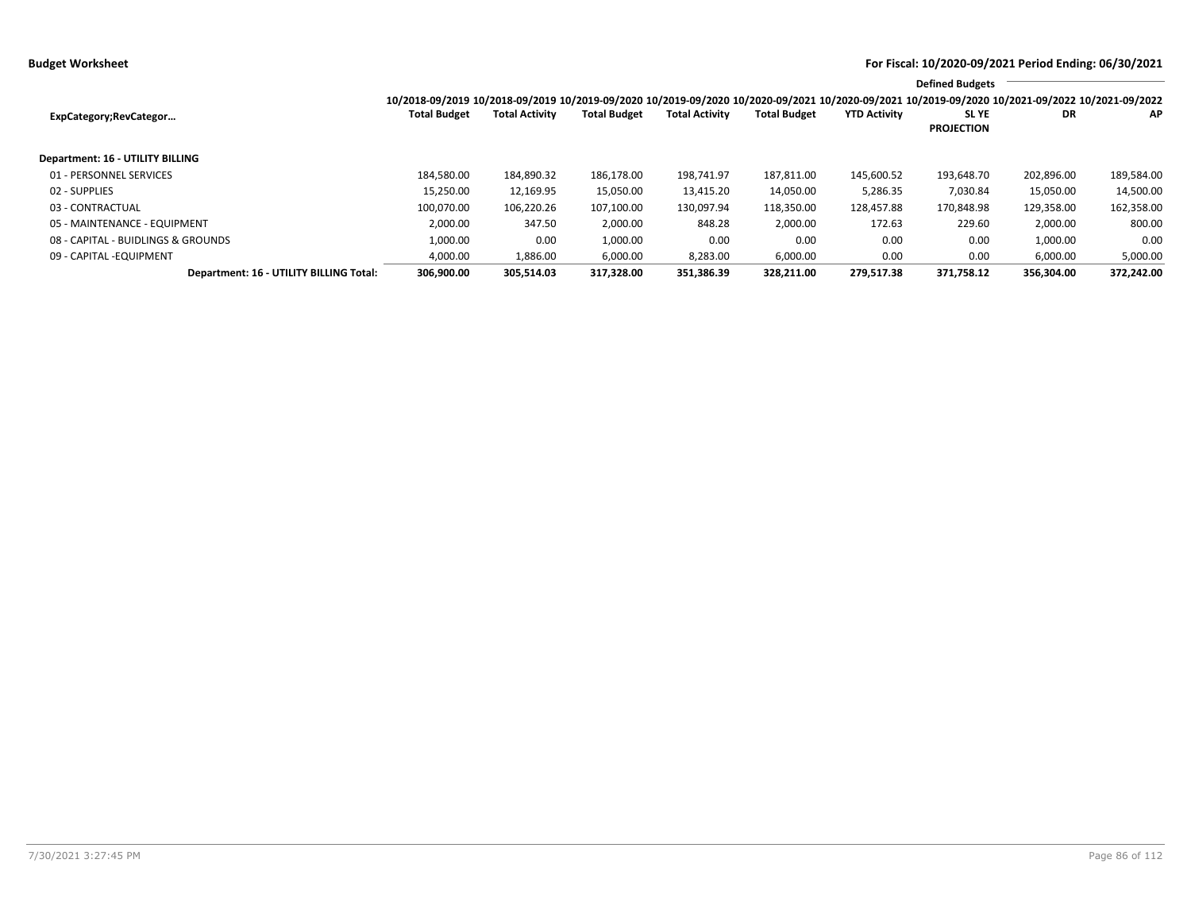**Budget Worksheet** — **For Fiscal: 10/2020-09/2021 Period Ending: 06/30/2021**

| ExpCategory;RevCategor... | 10/2018-09/2019 Total Budget | 10/2018-09/2019 Total Activity | 10/2019-09/2020 Total Budget | 10/2019-09/2020 Total Activity | 10/2020-09/2021 Total Budget | 10/2020-09/2021 YTD Activity | Defined Budgets 10/2019-09/2020 SL YE PROJECTION | Defined Budgets 10/2021-09/2022 DR | Defined Budgets 10/2021-09/2022 AP |
|---|---|---|---|---|---|---|---|---|---|
| **Department: 16 - UTILITY BILLING** | | | | | | | | | |
| 01 - PERSONNEL SERVICES | 184,580.00 | 184,890.32 | 186,178.00 | 198,741.97 | 187,811.00 | 145,600.52 | 193,648.70 | 202,896.00 | 189,584.00 |
| 02 - SUPPLIES | 15,250.00 | 12,169.95 | 15,050.00 | 13,415.20 | 14,050.00 | 5,286.35 | 7,030.84 | 15,050.00 | 14,500.00 |
| 03 - CONTRACTUAL | 100,070.00 | 106,220.26 | 107,100.00 | 130,097.94 | 118,350.00 | 128,457.88 | 170,848.98 | 129,358.00 | 162,358.00 |
| 05 - MAINTENANCE - EQUIPMENT | 2,000.00 | 347.50 | 2,000.00 | 848.28 | 2,000.00 | 172.63 | 229.60 | 2,000.00 | 800.00 |
| 08 - CAPITAL - BUIDLINGS & GROUNDS | 1,000.00 | 0.00 | 1,000.00 | 0.00 | 0.00 | 0.00 | 0.00 | 1,000.00 | 0.00 |
| 09 - CAPITAL -EQUIPMENT | 4,000.00 | 1,886.00 | 6,000.00 | 8,283.00 | 6,000.00 | 0.00 | 0.00 | 6,000.00 | 5,000.00 |
| **Department: 16 - UTILITY BILLING Total:** | **306,900.00** | **305,514.03** | **317,328.00** | **351,386.39** | **328,211.00** | **279,517.38** | **371,758.12** | **356,304.00** | **372,242.00** |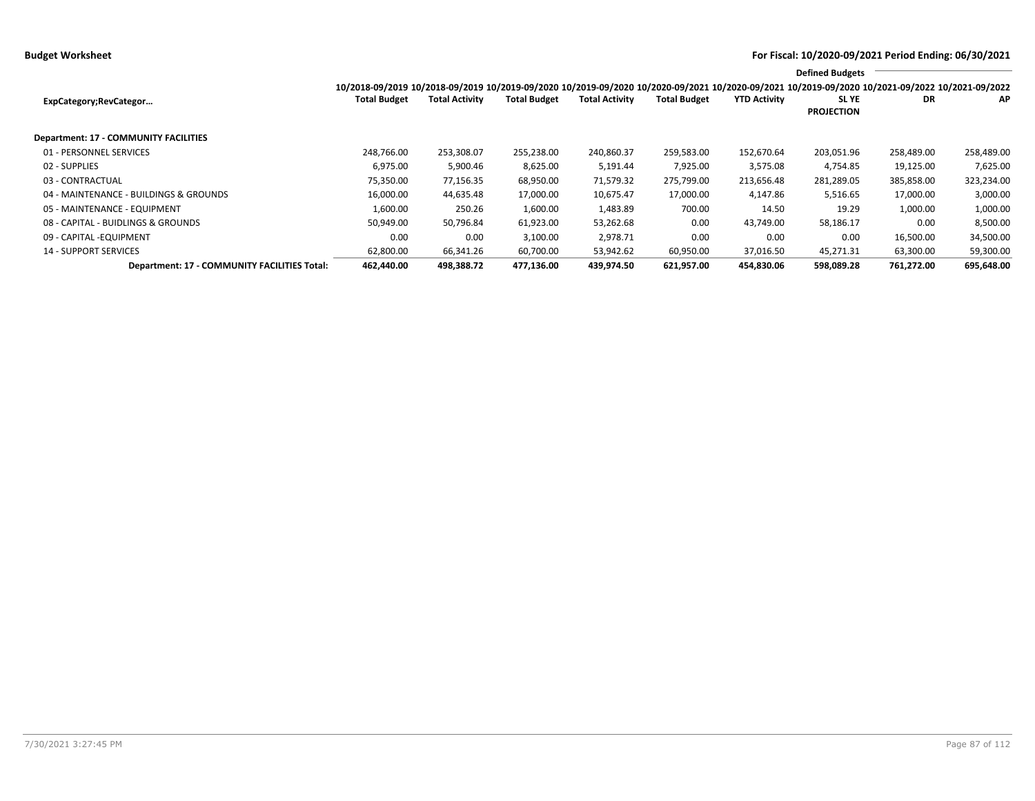**Budget Worksheet** — **For Fiscal: 10/2020-09/2021 Period Ending: 06/30/2021**

| ExpCategory;RevCategor… | 10/2018-09/2019 Total Budget | 10/2018-09/2019 Total Activity | 10/2019-09/2020 Total Budget | 10/2019-09/2020 Total Activity | 10/2020-09/2021 Total Budget | 10/2020-09/2021 YTD Activity | Defined Budgets 10/2019-09/2020 SL YE PROJECTION | 10/2021-09/2022 DR | 10/2021-09/2022 AP |
|---|---|---|---|---|---|---|---|---|---|
| **Department: 17 - COMMUNITY FACILITIES** | | | | | | | | | |
| 01 - PERSONNEL SERVICES | 248,766.00 | 253,308.07 | 255,238.00 | 240,860.37 | 259,583.00 | 152,670.64 | 203,051.96 | 258,489.00 | 258,489.00 |
| 02 - SUPPLIES | 6,975.00 | 5,900.46 | 8,625.00 | 5,191.44 | 7,925.00 | 3,575.08 | 4,754.85 | 19,125.00 | 7,625.00 |
| 03 - CONTRACTUAL | 75,350.00 | 77,156.35 | 68,950.00 | 71,579.32 | 275,799.00 | 213,656.48 | 281,289.05 | 385,858.00 | 323,234.00 |
| 04 - MAINTENANCE - BUILDINGS & GROUNDS | 16,000.00 | 44,635.48 | 17,000.00 | 10,675.47 | 17,000.00 | 4,147.86 | 5,516.65 | 17,000.00 | 3,000.00 |
| 05 - MAINTENANCE - EQUIPMENT | 1,600.00 | 250.26 | 1,600.00 | 1,483.89 | 700.00 | 14.50 | 19.29 | 1,000.00 | 1,000.00 |
| 08 - CAPITAL - BUIDLINGS & GROUNDS | 50,949.00 | 50,796.84 | 61,923.00 | 53,262.68 | 0.00 | 43,749.00 | 58,186.17 | 0.00 | 8,500.00 |
| 09 - CAPITAL -EQUIPMENT | 0.00 | 0.00 | 3,100.00 | 2,978.71 | 0.00 | 0.00 | 0.00 | 16,500.00 | 34,500.00 |
| 14 - SUPPORT SERVICES | 62,800.00 | 66,341.26 | 60,700.00 | 53,942.62 | 60,950.00 | 37,016.50 | 45,271.31 | 63,300.00 | 59,300.00 |
| **Department: 17 - COMMUNITY FACILITIES Total:** | **462,440.00** | **498,388.72** | **477,136.00** | **439,974.50** | **621,957.00** | **454,830.06** | **598,089.28** | **761,272.00** | **695,648.00** |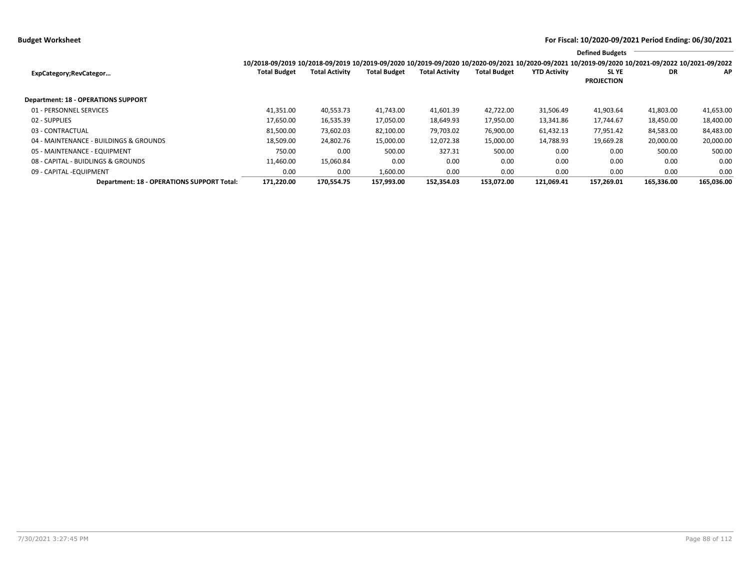**Budget Worksheet**

**For Fiscal: 10/2020-09/2021 Period Ending: 06/30/2021**

| ExpCategory;RevCategor… | 10/2018-09/2019 Total Budget | 10/2018-09/2019 Total Activity | 10/2019-09/2020 Total Budget | 10/2019-09/2020 Total Activity | 10/2020-09/2021 Total Budget | 10/2020-09/2021 YTD Activity | Defined Budgets 10/2019-09/2020 SL YE PROJECTION | 10/2021-09/2022 DR | 10/2021-09/2022 AP |
|---|---|---|---|---|---|---|---|---|---|
| **Department: 18 - OPERATIONS SUPPORT** | | | | | | | | | |
| 01 - PERSONNEL SERVICES | 41,351.00 | 40,553.73 | 41,743.00 | 41,601.39 | 42,722.00 | 31,506.49 | 41,903.64 | 41,803.00 | 41,653.00 |
| 02 - SUPPLIES | 17,650.00 | 16,535.39 | 17,050.00 | 18,649.93 | 17,950.00 | 13,341.86 | 17,744.67 | 18,450.00 | 18,400.00 |
| 03 - CONTRACTUAL | 81,500.00 | 73,602.03 | 82,100.00 | 79,703.02 | 76,900.00 | 61,432.13 | 77,951.42 | 84,583.00 | 84,483.00 |
| 04 - MAINTENANCE - BUILDINGS & GROUNDS | 18,509.00 | 24,802.76 | 15,000.00 | 12,072.38 | 15,000.00 | 14,788.93 | 19,669.28 | 20,000.00 | 20,000.00 |
| 05 - MAINTENANCE - EQUIPMENT | 750.00 | 0.00 | 500.00 | 327.31 | 500.00 | 0.00 | 0.00 | 500.00 | 500.00 |
| 08 - CAPITAL - BUIDLINGS & GROUNDS | 11,460.00 | 15,060.84 | 0.00 | 0.00 | 0.00 | 0.00 | 0.00 | 0.00 | 0.00 |
| 09 - CAPITAL -EQUIPMENT | 0.00 | 0.00 | 1,600.00 | 0.00 | 0.00 | 0.00 | 0.00 | 0.00 | 0.00 |
| **Department: 18 - OPERATIONS SUPPORT Total:** | **171,220.00** | **170,554.75** | **157,993.00** | **152,354.03** | **153,072.00** | **121,069.41** | **157,269.01** | **165,336.00** | **165,036.00** |

7/30/2021 3:27:45 PM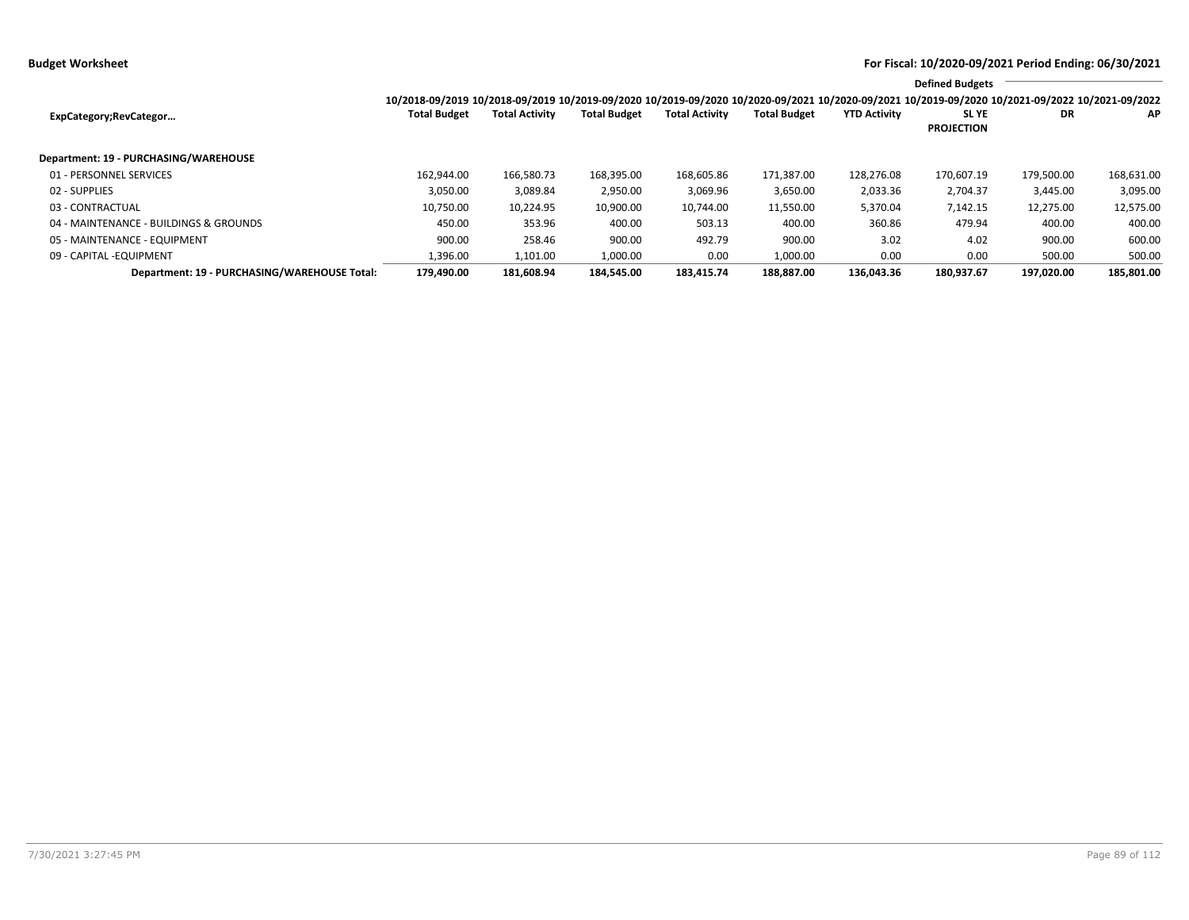**Budget Worksheet** — **For Fiscal: 10/2020-09/2021 Period Ending: 06/30/2021**

| ExpCategory;RevCategor… | 10/2018-09/2019 Total Budget | 10/2018-09/2019 Total Activity | 10/2019-09/2020 Total Budget | 10/2019-09/2020 Total Activity | 10/2020-09/2021 Total Budget | 10/2020-09/2021 YTD Activity | Defined Budgets 10/2019-09/2020 SL YE PROJECTION | 10/2021-09/2022 DR | 10/2021-09/2022 AP |
|---|---|---|---|---|---|---|---|---|---|
| **Department: 19 - PURCHASING/WAREHOUSE** | | | | | | | | | |
| 01 - PERSONNEL SERVICES | 162,944.00 | 166,580.73 | 168,395.00 | 168,605.86 | 171,387.00 | 128,276.08 | 170,607.19 | 179,500.00 | 168,631.00 |
| 02 - SUPPLIES | 3,050.00 | 3,089.84 | 2,950.00 | 3,069.96 | 3,650.00 | 2,033.36 | 2,704.37 | 3,445.00 | 3,095.00 |
| 03 - CONTRACTUAL | 10,750.00 | 10,224.95 | 10,900.00 | 10,744.00 | 11,550.00 | 5,370.04 | 7,142.15 | 12,275.00 | 12,575.00 |
| 04 - MAINTENANCE - BUILDINGS & GROUNDS | 450.00 | 353.96 | 400.00 | 503.13 | 400.00 | 360.86 | 479.94 | 400.00 | 400.00 |
| 05 - MAINTENANCE - EQUIPMENT | 900.00 | 258.46 | 900.00 | 492.79 | 900.00 | 3.02 | 4.02 | 900.00 | 600.00 |
| 09 - CAPITAL -EQUIPMENT | 1,396.00 | 1,101.00 | 1,000.00 | 0.00 | 1,000.00 | 0.00 | 0.00 | 500.00 | 500.00 |
| **Department: 19 - PURCHASING/WAREHOUSE Total:** | **179,490.00** | **181,608.94** | **184,545.00** | **183,415.74** | **188,887.00** | **136,043.36** | **180,937.67** | **197,020.00** | **185,801.00** |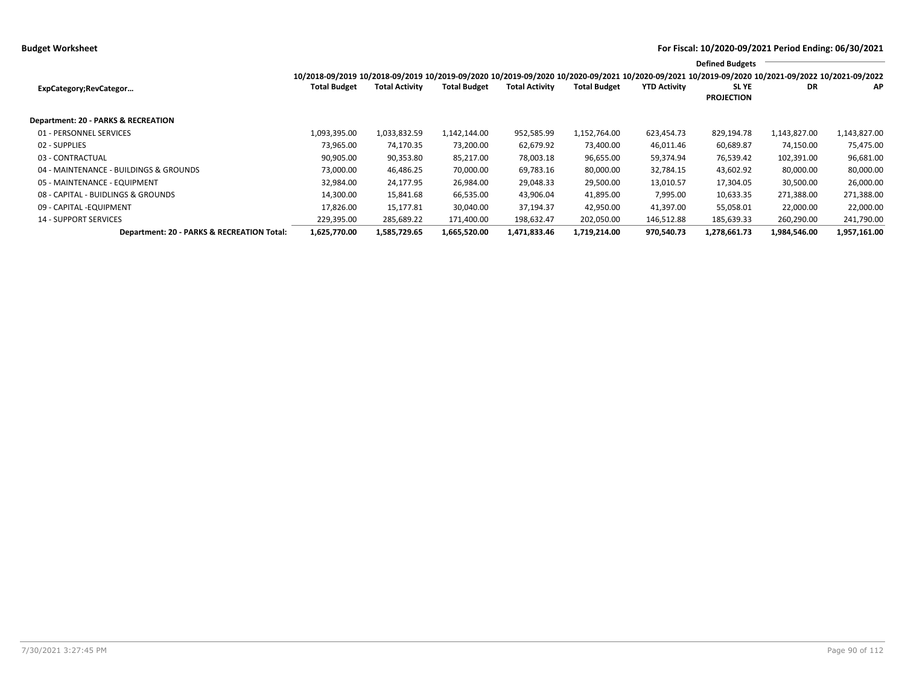**Budget Worksheet**

**For Fiscal: 10/2020-09/2021 Period Ending: 06/30/2021**

| ExpCategory;RevCategor… | 10/2018-09/2019 Total Budget | 10/2018-09/2019 Total Activity | 10/2019-09/2020 Total Budget | 10/2019-09/2020 Total Activity | 10/2020-09/2021 Total Budget | 10/2020-09/2021 YTD Activity | Defined Budgets 10/2019-09/2020 SL YE PROJECTION | Defined Budgets 10/2021-09/2022 DR | Defined Budgets 10/2021-09/2022 AP |
|---|---|---|---|---|---|---|---|---|---|
| **Department: 20 - PARKS & RECREATION** | | | | | | | | | |
| 01 - PERSONNEL SERVICES | 1,093,395.00 | 1,033,832.59 | 1,142,144.00 | 952,585.99 | 1,152,764.00 | 623,454.73 | 829,194.78 | 1,143,827.00 | 1,143,827.00 |
| 02 - SUPPLIES | 73,965.00 | 74,170.35 | 73,200.00 | 62,679.92 | 73,400.00 | 46,011.46 | 60,689.87 | 74,150.00 | 75,475.00 |
| 03 - CONTRACTUAL | 90,905.00 | 90,353.80 | 85,217.00 | 78,003.18 | 96,655.00 | 59,374.94 | 76,539.42 | 102,391.00 | 96,681.00 |
| 04 - MAINTENANCE - BUILDINGS & GROUNDS | 73,000.00 | 46,486.25 | 70,000.00 | 69,783.16 | 80,000.00 | 32,784.15 | 43,602.92 | 80,000.00 | 80,000.00 |
| 05 - MAINTENANCE - EQUIPMENT | 32,984.00 | 24,177.95 | 26,984.00 | 29,048.33 | 29,500.00 | 13,010.57 | 17,304.05 | 30,500.00 | 26,000.00 |
| 08 - CAPITAL - BUIDLINGS & GROUNDS | 14,300.00 | 15,841.68 | 66,535.00 | 43,906.04 | 41,895.00 | 7,995.00 | 10,633.35 | 271,388.00 | 271,388.00 |
| 09 - CAPITAL -EQUIPMENT | 17,826.00 | 15,177.81 | 30,040.00 | 37,194.37 | 42,950.00 | 41,397.00 | 55,058.01 | 22,000.00 | 22,000.00 |
| 14 - SUPPORT SERVICES | 229,395.00 | 285,689.22 | 171,400.00 | 198,632.47 | 202,050.00 | 146,512.88 | 185,639.33 | 260,290.00 | 241,790.00 |
| **Department: 20 - PARKS & RECREATION Total:** | **1,625,770.00** | **1,585,729.65** | **1,665,520.00** | **1,471,833.46** | **1,719,214.00** | **970,540.73** | **1,278,661.73** | **1,984,546.00** | **1,957,161.00** |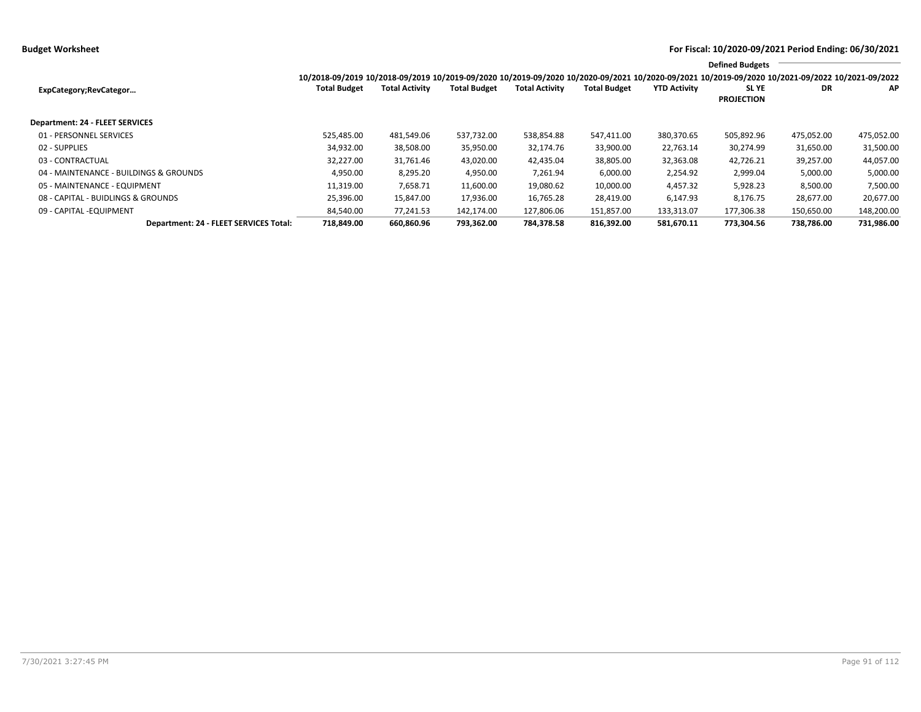**Budget Worksheet** — **For Fiscal: 10/2020-09/2021 Period Ending: 06/30/2021**

| ExpCategory;RevCategor… | 10/2018-09/2019 Total Budget | 10/2018-09/2019 Total Activity | 10/2019-09/2020 Total Budget | 10/2019-09/2020 Total Activity | 10/2020-09/2021 Total Budget | 10/2020-09/2021 YTD Activity | Defined Budgets 10/2019-09/2020 SL YE PROJECTION | Defined Budgets 10/2021-09/2022 DR | Defined Budgets 10/2021-09/2022 AP |
|---|---|---|---|---|---|---|---|---|---|
| **Department: 24 - FLEET SERVICES** | | | | | | | | | |
| 01 - PERSONNEL SERVICES | 525,485.00 | 481,549.06 | 537,732.00 | 538,854.88 | 547,411.00 | 380,370.65 | 505,892.96 | 475,052.00 | 475,052.00 |
| 02 - SUPPLIES | 34,932.00 | 38,508.00 | 35,950.00 | 32,174.76 | 33,900.00 | 22,763.14 | 30,274.99 | 31,650.00 | 31,500.00 |
| 03 - CONTRACTUAL | 32,227.00 | 31,761.46 | 43,020.00 | 42,435.04 | 38,805.00 | 32,363.08 | 42,726.21 | 39,257.00 | 44,057.00 |
| 04 - MAINTENANCE - BUILDINGS & GROUNDS | 4,950.00 | 8,295.20 | 4,950.00 | 7,261.94 | 6,000.00 | 2,254.92 | 2,999.04 | 5,000.00 | 5,000.00 |
| 05 - MAINTENANCE - EQUIPMENT | 11,319.00 | 7,658.71 | 11,600.00 | 19,080.62 | 10,000.00 | 4,457.32 | 5,928.23 | 8,500.00 | 7,500.00 |
| 08 - CAPITAL - BUIDLINGS & GROUNDS | 25,396.00 | 15,847.00 | 17,936.00 | 16,765.28 | 28,419.00 | 6,147.93 | 8,176.75 | 28,677.00 | 20,677.00 |
| 09 - CAPITAL -EQUIPMENT | 84,540.00 | 77,241.53 | 142,174.00 | 127,806.06 | 151,857.00 | 133,313.07 | 177,306.38 | 150,650.00 | 148,200.00 |
| **Department: 24 - FLEET SERVICES Total:** | **718,849.00** | **660,860.96** | **793,362.00** | **784,378.58** | **816,392.00** | **581,670.11** | **773,304.56** | **738,786.00** | **731,986.00** |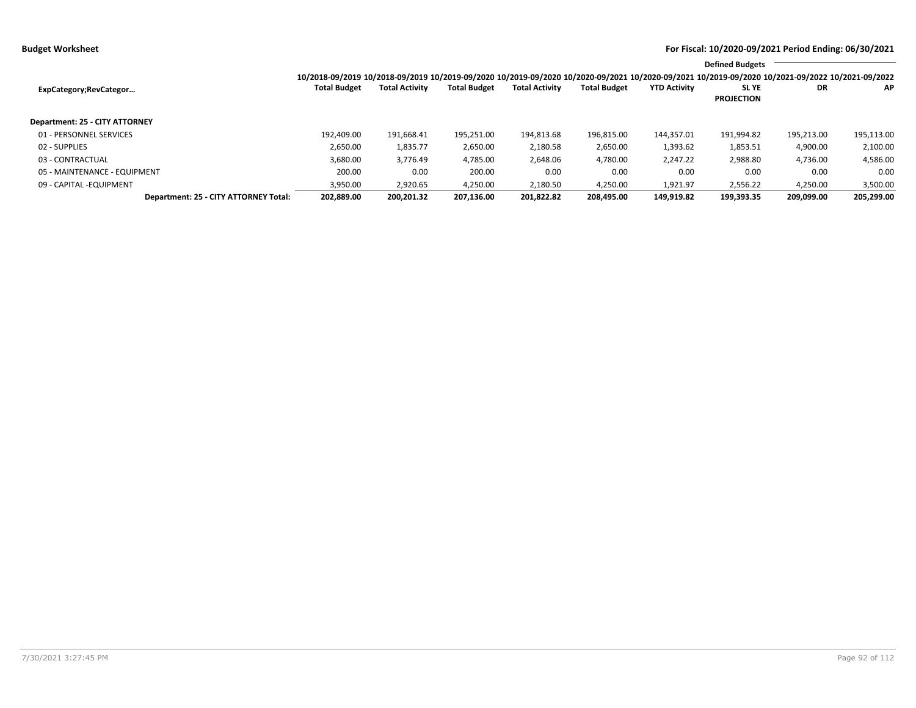**Budget Worksheet**

**For Fiscal: 10/2020-09/2021 Period Ending: 06/30/2021**

| ExpCategory;RevCategor… | 10/2018-09/2019 Total Budget | 10/2018-09/2019 Total Activity | 10/2019-09/2020 Total Budget | 10/2019-09/2020 Total Activity | 10/2020-09/2021 Total Budget | 10/2020-09/2021 YTD Activity | 10/2019-09/2020 SL YE PROJECTION | Defined Budgets 10/2021-09/2022 DR | Defined Budgets 10/2021-09/2022 AP |
|---|---|---|---|---|---|---|---|---|---|
| **Department: 25 - CITY ATTORNEY** | | | | | | | | | |
| 01 - PERSONNEL SERVICES | 192,409.00 | 191,668.41 | 195,251.00 | 194,813.68 | 196,815.00 | 144,357.01 | 191,994.82 | 195,213.00 | 195,113.00 |
| 02 - SUPPLIES | 2,650.00 | 1,835.77 | 2,650.00 | 2,180.58 | 2,650.00 | 1,393.62 | 1,853.51 | 4,900.00 | 2,100.00 |
| 03 - CONTRACTUAL | 3,680.00 | 3,776.49 | 4,785.00 | 2,648.06 | 4,780.00 | 2,247.22 | 2,988.80 | 4,736.00 | 4,586.00 |
| 05 - MAINTENANCE - EQUIPMENT | 200.00 | 0.00 | 200.00 | 0.00 | 0.00 | 0.00 | 0.00 | 0.00 | 0.00 |
| 09 - CAPITAL -EQUIPMENT | 3,950.00 | 2,920.65 | 4,250.00 | 2,180.50 | 4,250.00 | 1,921.97 | 2,556.22 | 4,250.00 | 3,500.00 |
| **Department: 25 - CITY ATTORNEY Total:** | **202,889.00** | **200,201.32** | **207,136.00** | **201,822.82** | **208,495.00** | **149,919.82** | **199,393.35** | **209,099.00** | **205,299.00** |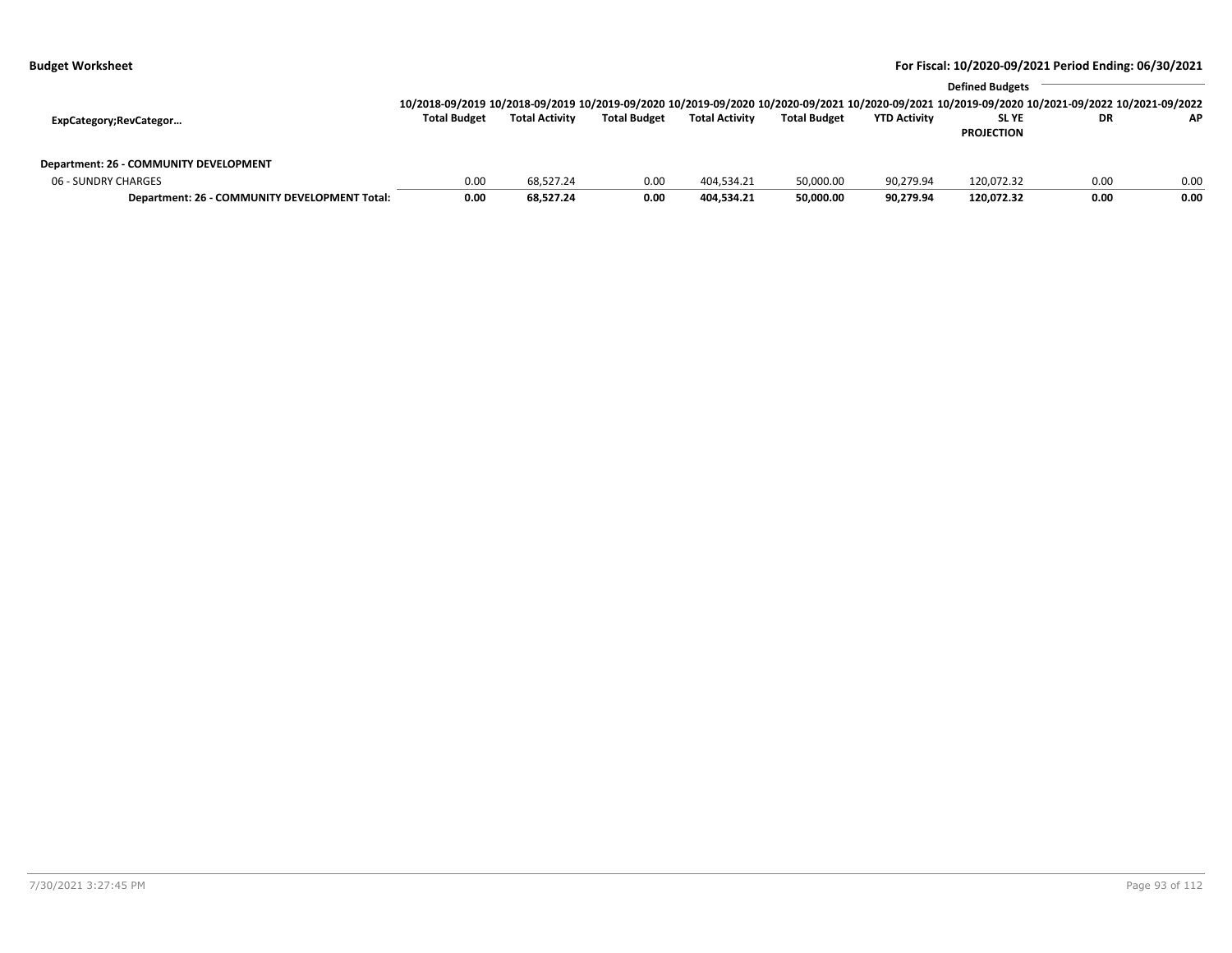**Budget Worksheet** | **For Fiscal: 10/2020-09/2021 Period Ending: 06/30/2021**

| ExpCategory;RevCategor… | 10/2018-09/2019 Total Budget | 10/2018-09/2019 Total Activity | 10/2019-09/2020 Total Budget | 10/2019-09/2020 Total Activity | 10/2020-09/2021 Total Budget | 10/2020-09/2021 YTD Activity | Defined Budgets 10/2019-09/2020 SL YE PROJECTION | 10/2021-09/2022 DR | 10/2021-09/2022 AP |
|---|---|---|---|---|---|---|---|---|---|
| **Department: 26 - COMMUNITY DEVELOPMENT** | | | | | | | | | |
| 06 - SUNDRY CHARGES | 0.00 | 68,527.24 | 0.00 | 404,534.21 | 50,000.00 | 90,279.94 | 120,072.32 | 0.00 | 0.00 |
| **Department: 26 - COMMUNITY DEVELOPMENT Total:** | **0.00** | **68,527.24** | **0.00** | **404,534.21** | **50,000.00** | **90,279.94** | **120,072.32** | **0.00** | **0.00** |

7/30/2021 3:27:45 PM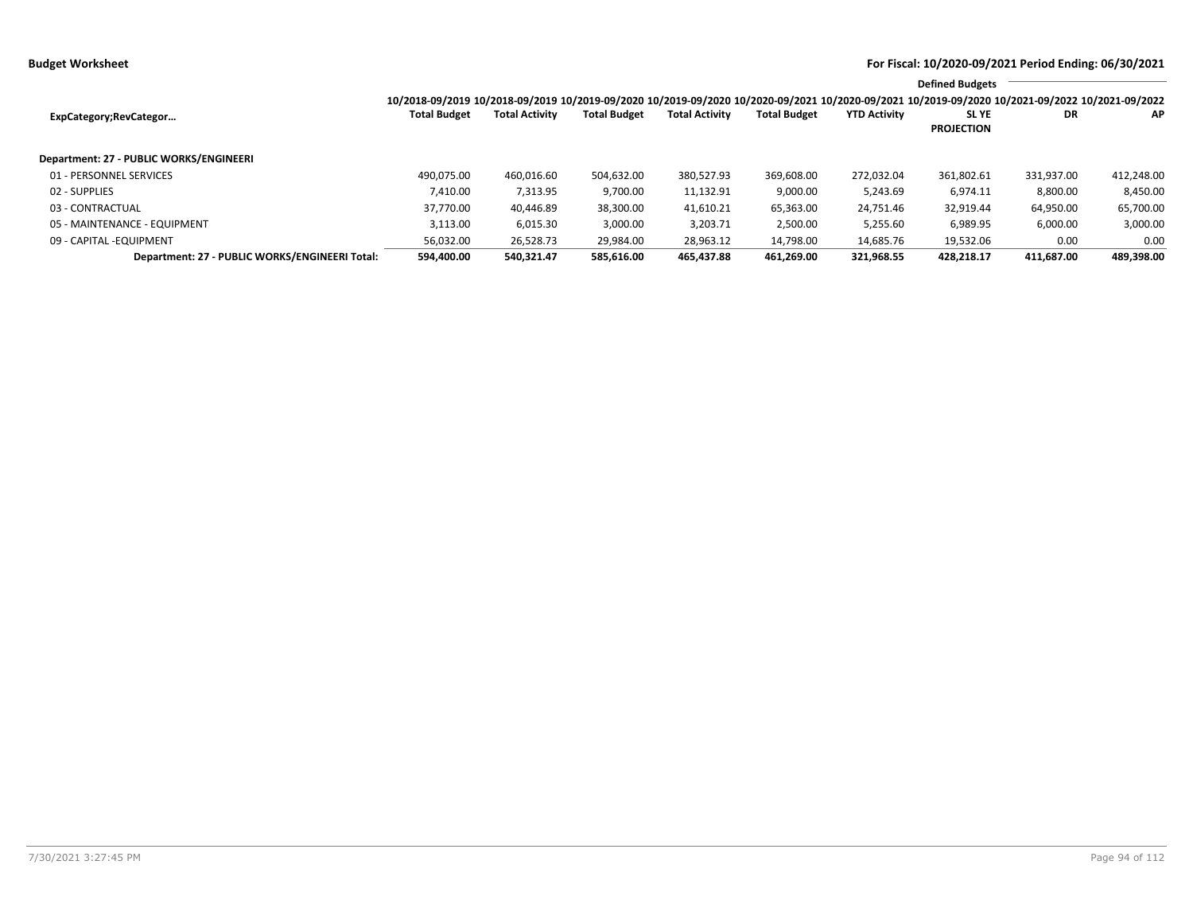**Budget Worksheet** — **For Fiscal: 10/2020-09/2021 Period Ending: 06/30/2021**

| ExpCategory;RevCategor… | 10/2018-09/2019 Total Budget | 10/2018-09/2019 Total Activity | 10/2019-09/2020 Total Budget | 10/2019-09/2020 Total Activity | 10/2020-09/2021 Total Budget | 10/2020-09/2021 YTD Activity | Defined Budgets 10/2019-09/2020 SL YE PROJECTION | 10/2021-09/2022 DR | 10/2021-09/2022 AP |
|---|---|---|---|---|---|---|---|---|---|
| **Department: 27 - PUBLIC WORKS/ENGINEERI** | | | | | | | | | |
| 01 - PERSONNEL SERVICES | 490,075.00 | 460,016.60 | 504,632.00 | 380,527.93 | 369,608.00 | 272,032.04 | 361,802.61 | 331,937.00 | 412,248.00 |
| 02 - SUPPLIES | 7,410.00 | 7,313.95 | 9,700.00 | 11,132.91 | 9,000.00 | 5,243.69 | 6,974.11 | 8,800.00 | 8,450.00 |
| 03 - CONTRACTUAL | 37,770.00 | 40,446.89 | 38,300.00 | 41,610.21 | 65,363.00 | 24,751.46 | 32,919.44 | 64,950.00 | 65,700.00 |
| 05 - MAINTENANCE - EQUIPMENT | 3,113.00 | 6,015.30 | 3,000.00 | 3,203.71 | 2,500.00 | 5,255.60 | 6,989.95 | 6,000.00 | 3,000.00 |
| 09 - CAPITAL -EQUIPMENT | 56,032.00 | 26,528.73 | 29,984.00 | 28,963.12 | 14,798.00 | 14,685.76 | 19,532.06 | 0.00 | 0.00 |
| **Department: 27 - PUBLIC WORKS/ENGINEERI Total:** | **594,400.00** | **540,321.47** | **585,616.00** | **465,437.88** | **461,269.00** | **321,968.55** | **428,218.17** | **411,687.00** | **489,398.00** |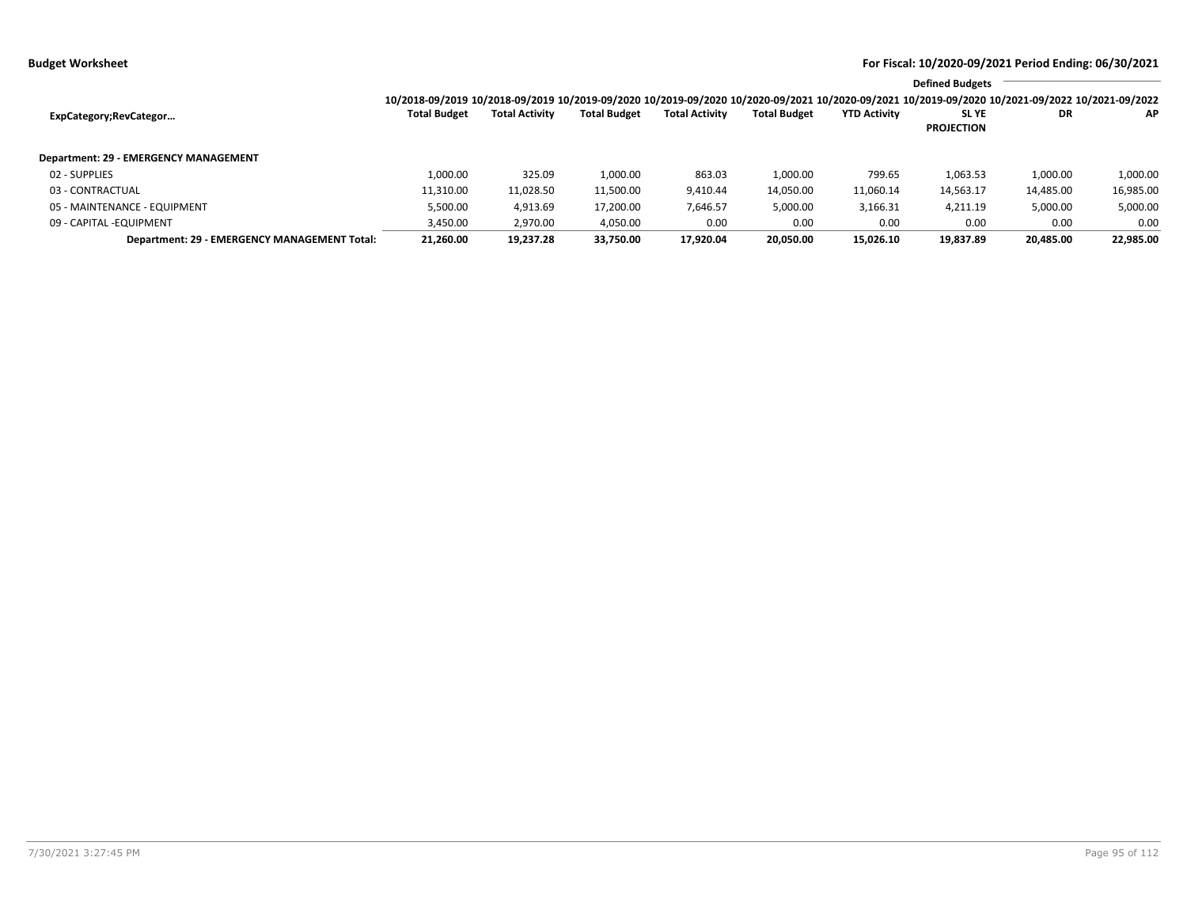**Budget Worksheet**

**For Fiscal: 10/2020-09/2021 Period Ending: 06/30/2021**

| ExpCategory;RevCategor… | 10/2018-09/2019 Total Budget | 10/2018-09/2019 Total Activity | 10/2019-09/2020 Total Budget | 10/2019-09/2020 Total Activity | 10/2020-09/2021 Total Budget | 10/2020-09/2021 YTD Activity | Defined Budgets 10/2019-09/2020 SL YE PROJECTION | 10/2021-09/2022 DR | 10/2021-09/2022 AP |
|---|---|---|---|---|---|---|---|---|---|
| **Department: 29 - EMERGENCY MANAGEMENT** | | | | | | | | | |
| 02 - SUPPLIES | 1,000.00 | 325.09 | 1,000.00 | 863.03 | 1,000.00 | 799.65 | 1,063.53 | 1,000.00 | 1,000.00 |
| 03 - CONTRACTUAL | 11,310.00 | 11,028.50 | 11,500.00 | 9,410.44 | 14,050.00 | 11,060.14 | 14,563.17 | 14,485.00 | 16,985.00 |
| 05 - MAINTENANCE - EQUIPMENT | 5,500.00 | 4,913.69 | 17,200.00 | 7,646.57 | 5,000.00 | 3,166.31 | 4,211.19 | 5,000.00 | 5,000.00 |
| 09 - CAPITAL -EQUIPMENT | 3,450.00 | 2,970.00 | 4,050.00 | 0.00 | 0.00 | 0.00 | 0.00 | 0.00 | 0.00 |
| **Department: 29 - EMERGENCY MANAGEMENT Total:** | **21,260.00** | **19,237.28** | **33,750.00** | **17,920.04** | **20,050.00** | **15,026.10** | **19,837.89** | **20,485.00** | **22,985.00** |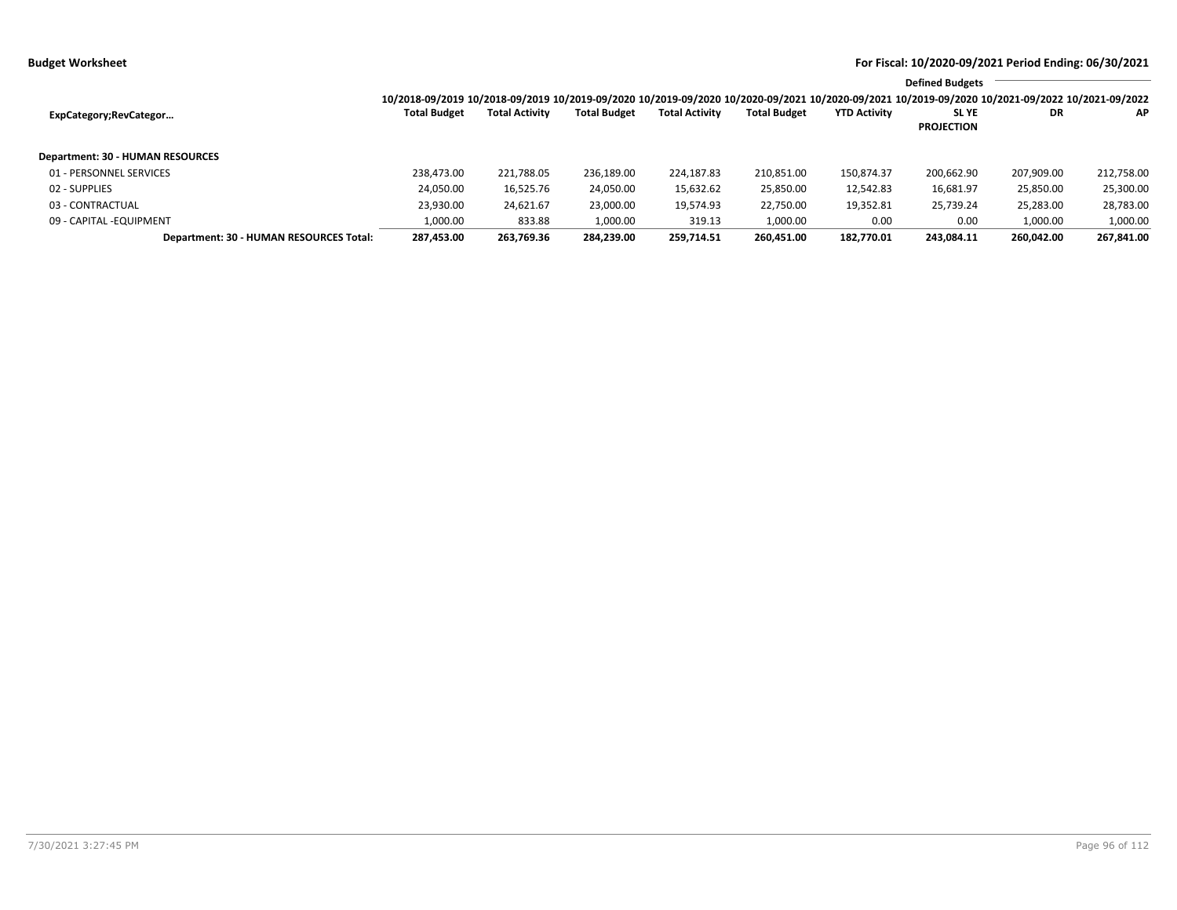**Budget Worksheet**

**For Fiscal: 10/2020-09/2021 Period Ending: 06/30/2021**

| ExpCategory;RevCategor… | 10/2018-09/2019 Total Budget | 10/2018-09/2019 Total Activity | 10/2019-09/2020 Total Budget | 10/2019-09/2020 Total Activity | 10/2020-09/2021 Total Budget | 10/2020-09/2021 YTD Activity | Defined Budgets 10/2019-09/2020 SL YE PROJECTION | 10/2021-09/2022 DR | 10/2021-09/2022 AP |
|---|---|---|---|---|---|---|---|---|---|
| **Department: 30 - HUMAN RESOURCES** | | | | | | | | | |
| 01 - PERSONNEL SERVICES | 238,473.00 | 221,788.05 | 236,189.00 | 224,187.83 | 210,851.00 | 150,874.37 | 200,662.90 | 207,909.00 | 212,758.00 |
| 02 - SUPPLIES | 24,050.00 | 16,525.76 | 24,050.00 | 15,632.62 | 25,850.00 | 12,542.83 | 16,681.97 | 25,850.00 | 25,300.00 |
| 03 - CONTRACTUAL | 23,930.00 | 24,621.67 | 23,000.00 | 19,574.93 | 22,750.00 | 19,352.81 | 25,739.24 | 25,283.00 | 28,783.00 |
| 09 - CAPITAL -EQUIPMENT | 1,000.00 | 833.88 | 1,000.00 | 319.13 | 1,000.00 | 0.00 | 0.00 | 1,000.00 | 1,000.00 |
| **Department: 30 - HUMAN RESOURCES Total:** | **287,453.00** | **263,769.36** | **284,239.00** | **259,714.51** | **260,451.00** | **182,770.01** | **243,084.11** | **260,042.00** | **267,841.00** |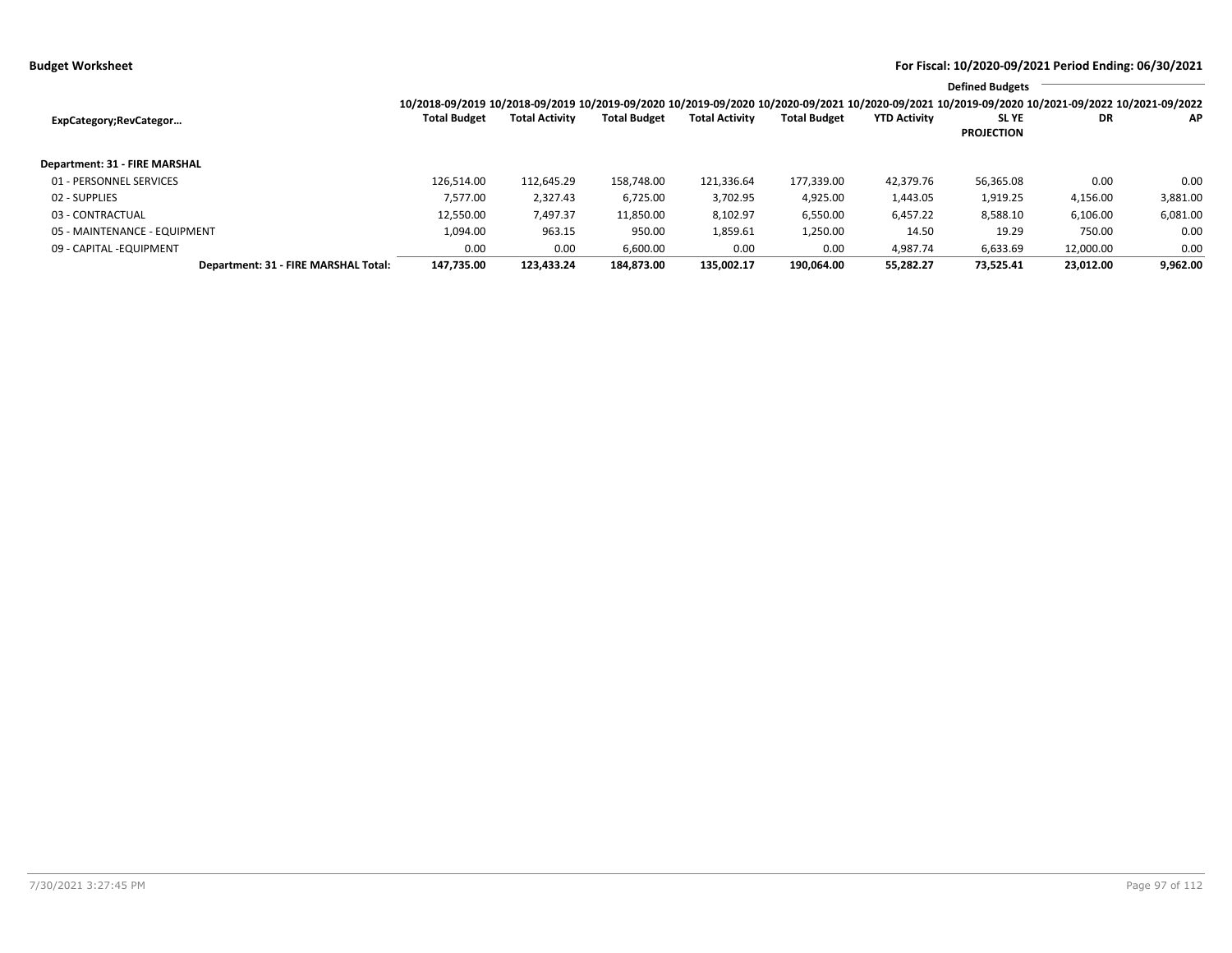**Budget Worksheet** — **For Fiscal: 10/2020-09/2021 Period Ending: 06/30/2021**

| ExpCategory;RevCategor… | 10/2018-09/2019 Total Budget | 10/2018-09/2019 Total Activity | 10/2019-09/2020 Total Budget | 10/2019-09/2020 Total Activity | 10/2020-09/2021 Total Budget | 10/2020-09/2021 YTD Activity | 10/2019-09/2020 SL YE PROJECTION | Defined Budgets 10/2021-09/2022 DR | 10/2021-09/2022 AP |
|---|---|---|---|---|---|---|---|---|---|
| **Department: 31 - FIRE MARSHAL** | | | | | | | | | |
| 01 - PERSONNEL SERVICES | 126,514.00 | 112,645.29 | 158,748.00 | 121,336.64 | 177,339.00 | 42,379.76 | 56,365.08 | 0.00 | 0.00 |
| 02 - SUPPLIES | 7,577.00 | 2,327.43 | 6,725.00 | 3,702.95 | 4,925.00 | 1,443.05 | 1,919.25 | 4,156.00 | 3,881.00 |
| 03 - CONTRACTUAL | 12,550.00 | 7,497.37 | 11,850.00 | 8,102.97 | 6,550.00 | 6,457.22 | 8,588.10 | 6,106.00 | 6,081.00 |
| 05 - MAINTENANCE - EQUIPMENT | 1,094.00 | 963.15 | 950.00 | 1,859.61 | 1,250.00 | 14.50 | 19.29 | 750.00 | 0.00 |
| 09 - CAPITAL -EQUIPMENT | 0.00 | 0.00 | 6,600.00 | 0.00 | 0.00 | 4,987.74 | 6,633.69 | 12,000.00 | 0.00 |
| **Department: 31 - FIRE MARSHAL Total:** | **147,735.00** | **123,433.24** | **184,873.00** | **135,002.17** | **190,064.00** | **55,282.27** | **73,525.41** | **23,012.00** | **9,962.00** |

7/30/2021 3:27:45 PM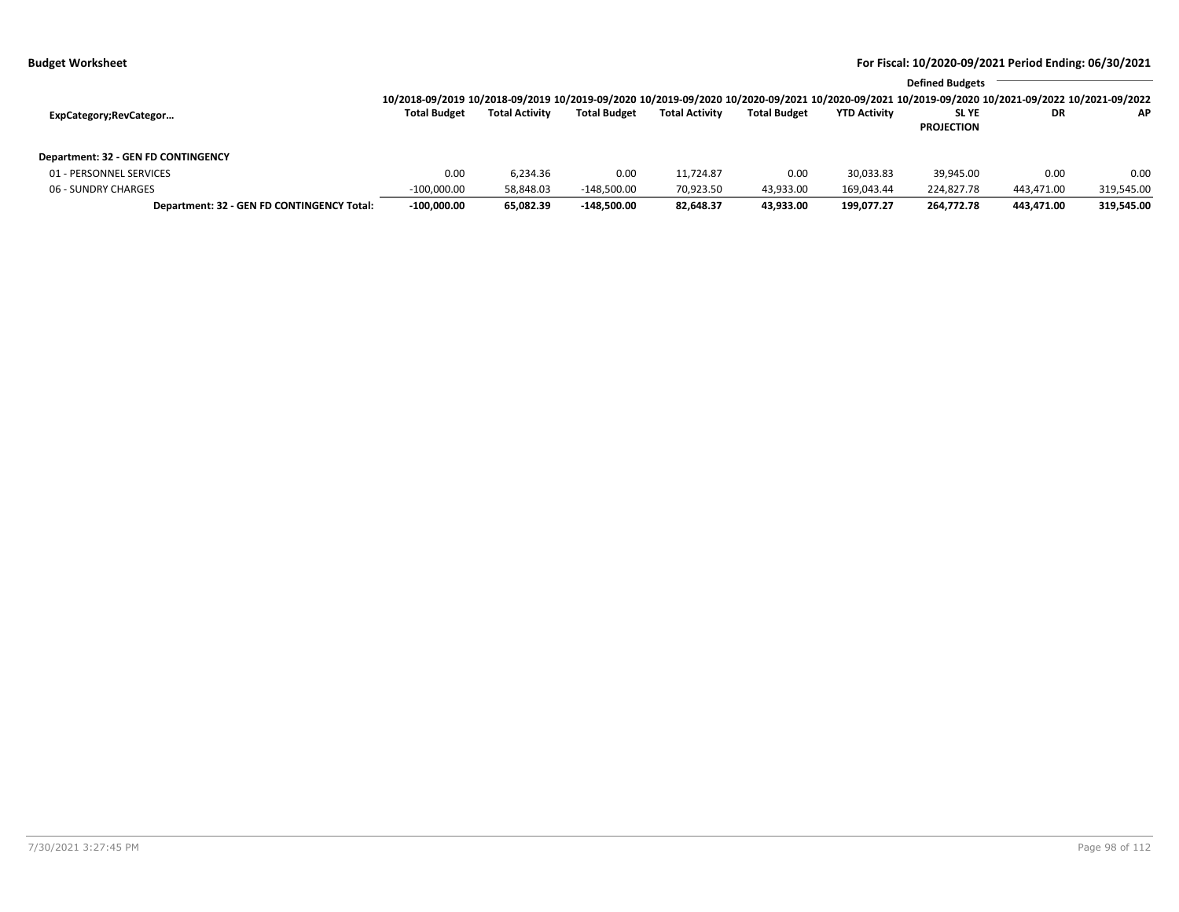**Budget Worksheet**

**For Fiscal: 10/2020-09/2021 Period Ending: 06/30/2021**

| ExpCategory;RevCategor… | 10/2018-09/2019 Total Budget | 10/2018-09/2019 Total Activity | 10/2019-09/2020 Total Budget | 10/2019-09/2020 Total Activity | 10/2020-09/2021 Total Budget | 10/2020-09/2021 YTD Activity | Defined Budgets 10/2019-09/2020 SL YE PROJECTION | Defined Budgets 10/2021-09/2022 DR | Defined Budgets 10/2021-09/2022 AP |
|---|---|---|---|---|---|---|---|---|---|
| **Department: 32 - GEN FD CONTINGENCY** | | | | | | | | | |
| 01 - PERSONNEL SERVICES | 0.00 | 6,234.36 | 0.00 | 11,724.87 | 0.00 | 30,033.83 | 39,945.00 | 0.00 | 0.00 |
| 06 - SUNDRY CHARGES | -100,000.00 | 58,848.03 | -148,500.00 | 70,923.50 | 43,933.00 | 169,043.44 | 224,827.78 | 443,471.00 | 319,545.00 |
| **Department: 32 - GEN FD CONTINGENCY Total:** | **-100,000.00** | **65,082.39** | **-148,500.00** | **82,648.37** | **43,933.00** | **199,077.27** | **264,772.78** | **443,471.00** | **319,545.00** |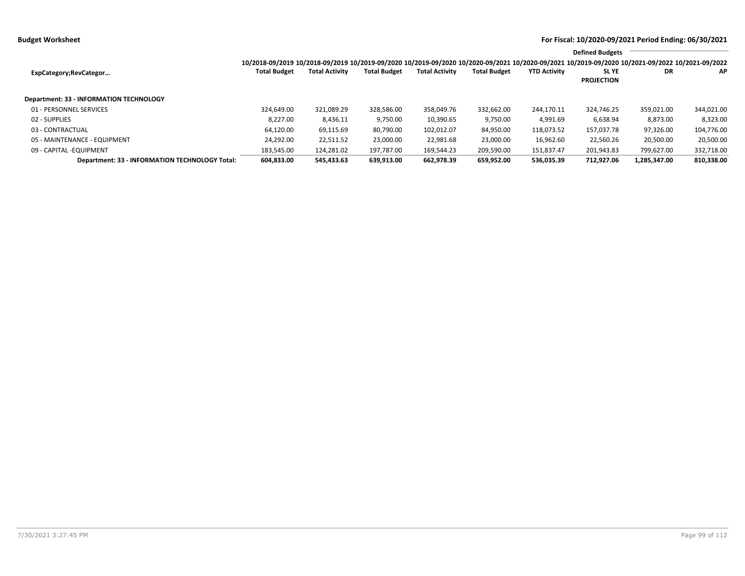**Budget Worksheet**

**For Fiscal: 10/2020-09/2021 Period Ending: 06/30/2021**

| ExpCategory;RevCategor… | 10/2018-09/2019 Total Budget | 10/2018-09/2019 Total Activity | 10/2019-09/2020 Total Budget | 10/2019-09/2020 Total Activity | 10/2020-09/2021 Total Budget | 10/2020-09/2021 YTD Activity | Defined Budgets 10/2019-09/2020 SL YE PROJECTION | 10/2021-09/2022 DR | 10/2021-09/2022 AP |
|---|---|---|---|---|---|---|---|---|---|
| **Department: 33 - INFORMATION TECHNOLOGY** | | | | | | | | | |
| 01 - PERSONNEL SERVICES | 324,649.00 | 321,089.29 | 328,586.00 | 358,049.76 | 332,662.00 | 244,170.11 | 324,746.25 | 359,021.00 | 344,021.00 |
| 02 - SUPPLIES | 8,227.00 | 8,436.11 | 9,750.00 | 10,390.65 | 9,750.00 | 4,991.69 | 6,638.94 | 8,873.00 | 8,323.00 |
| 03 - CONTRACTUAL | 64,120.00 | 69,115.69 | 80,790.00 | 102,012.07 | 84,950.00 | 118,073.52 | 157,037.78 | 97,326.00 | 104,776.00 |
| 05 - MAINTENANCE - EQUIPMENT | 24,292.00 | 22,511.52 | 23,000.00 | 22,981.68 | 23,000.00 | 16,962.60 | 22,560.26 | 20,500.00 | 20,500.00 |
| 09 - CAPITAL -EQUIPMENT | 183,545.00 | 124,281.02 | 197,787.00 | 169,544.23 | 209,590.00 | 151,837.47 | 201,943.83 | 799,627.00 | 332,718.00 |
| **Department: 33 - INFORMATION TECHNOLOGY Total:** | **604,833.00** | **545,433.63** | **639,913.00** | **662,978.39** | **659,952.00** | **536,035.39** | **712,927.06** | **1,285,347.00** | **810,338.00** |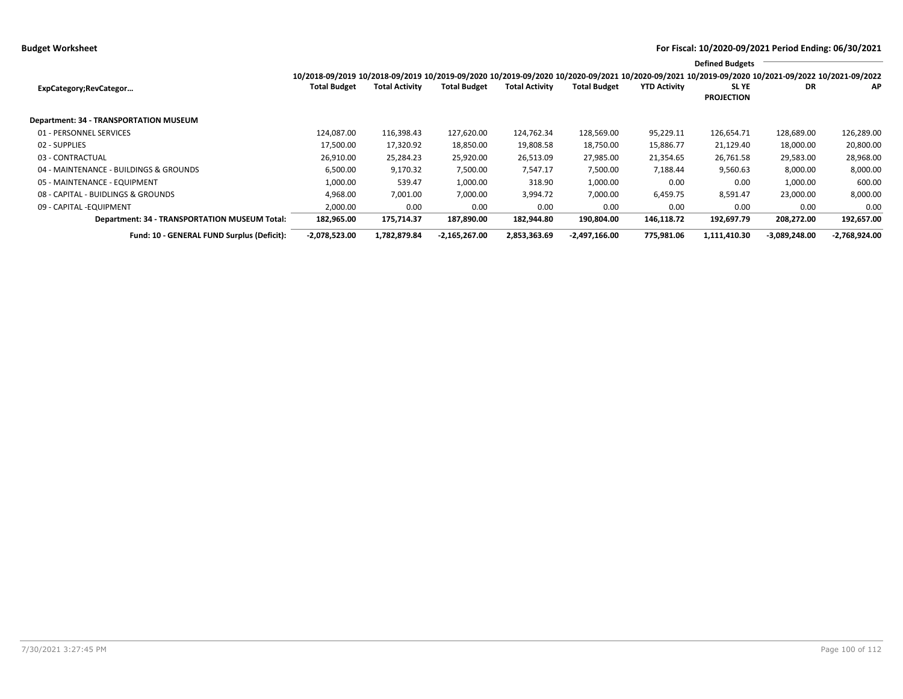**Budget Worksheet**

**For Fiscal: 10/2020-09/2021 Period Ending: 06/30/2021**

| ExpCategory;RevCategor… | 10/2018-09/2019 Total Budget | 10/2018-09/2019 Total Activity | 10/2019-09/2020 Total Budget | 10/2019-09/2020 Total Activity | 10/2020-09/2021 Total Budget | 10/2020-09/2021 YTD Activity | Defined Budgets 10/2019-09/2020 SL YE PROJECTION | 10/2021-09/2022 DR | 10/2021-09/2022 AP |
|---|---|---|---|---|---|---|---|---|---|
| **Department: 34 - TRANSPORTATION MUSEUM** | | | | | | | | | |
| 01 - PERSONNEL SERVICES | 124,087.00 | 116,398.43 | 127,620.00 | 124,762.34 | 128,569.00 | 95,229.11 | 126,654.71 | 128,689.00 | 126,289.00 |
| 02 - SUPPLIES | 17,500.00 | 17,320.92 | 18,850.00 | 19,808.58 | 18,750.00 | 15,886.77 | 21,129.40 | 18,000.00 | 20,800.00 |
| 03 - CONTRACTUAL | 26,910.00 | 25,284.23 | 25,920.00 | 26,513.09 | 27,985.00 | 21,354.65 | 26,761.58 | 29,583.00 | 28,968.00 |
| 04 - MAINTENANCE - BUILDINGS & GROUNDS | 6,500.00 | 9,170.32 | 7,500.00 | 7,547.17 | 7,500.00 | 7,188.44 | 9,560.63 | 8,000.00 | 8,000.00 |
| 05 - MAINTENANCE - EQUIPMENT | 1,000.00 | 539.47 | 1,000.00 | 318.90 | 1,000.00 | 0.00 | 0.00 | 1,000.00 | 600.00 |
| 08 - CAPITAL - BUIDLINGS & GROUNDS | 4,968.00 | 7,001.00 | 7,000.00 | 3,994.72 | 7,000.00 | 6,459.75 | 8,591.47 | 23,000.00 | 8,000.00 |
| 09 - CAPITAL -EQUIPMENT | 2,000.00 | 0.00 | 0.00 | 0.00 | 0.00 | 0.00 | 0.00 | 0.00 | 0.00 |
| **Department: 34 - TRANSPORTATION MUSEUM Total:** | **182,965.00** | **175,714.37** | **187,890.00** | **182,944.80** | **190,804.00** | **146,118.72** | **192,697.79** | **208,272.00** | **192,657.00** |
| **Fund: 10 - GENERAL FUND Surplus (Deficit):** | **-2,078,523.00** | **1,782,879.84** | **-2,165,267.00** | **2,853,363.69** | **-2,497,166.00** | **775,981.06** | **1,111,410.30** | **-3,089,248.00** | **-2,768,924.00** |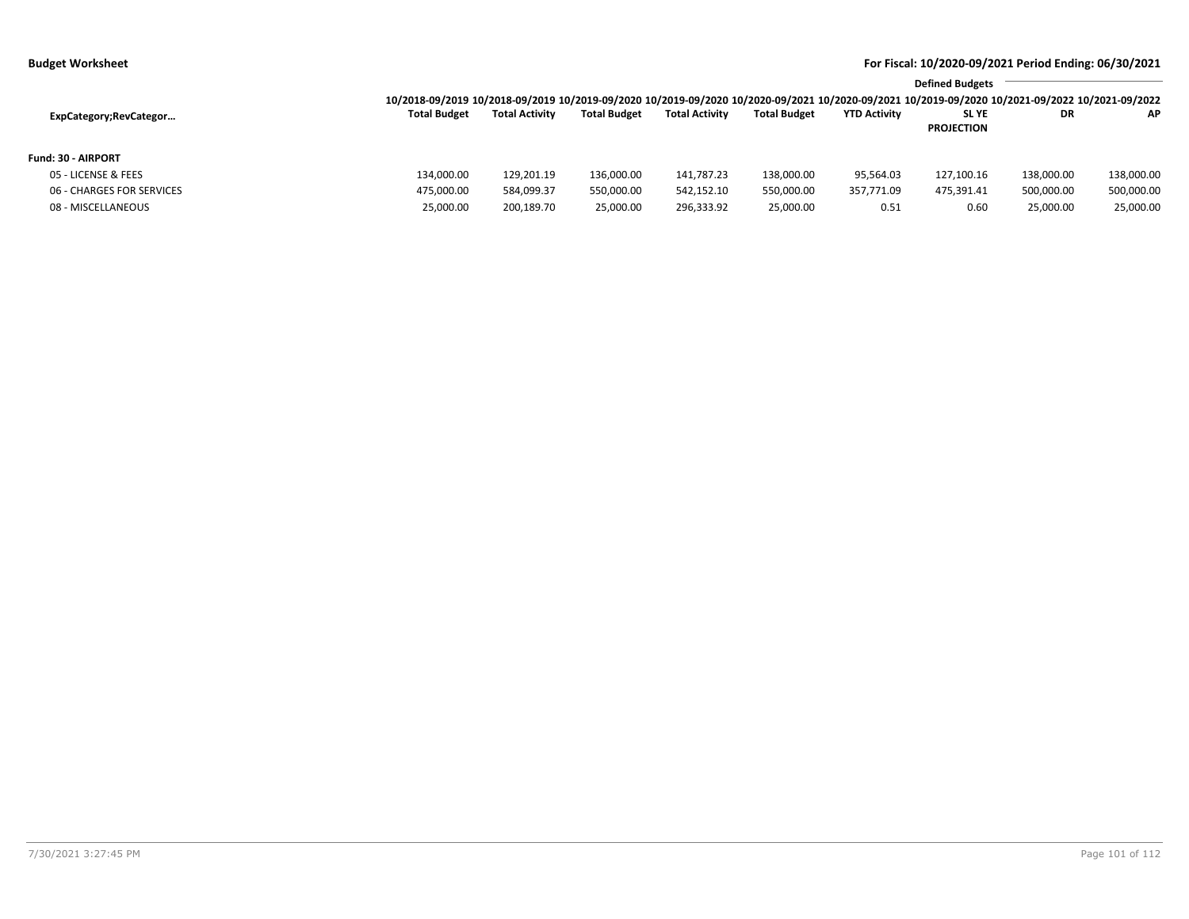**Budget Worksheet** — For Fiscal: 10/2020-09/2021 Period Ending: 06/30/2021

| ExpCategory;RevCategor… | 10/2018-09/2019 Total Budget | 10/2018-09/2019 Total Activity | 10/2019-09/2020 Total Budget | 10/2019-09/2020 Total Activity | 10/2020-09/2021 Total Budget | 10/2020-09/2021 YTD Activity | 10/2019-09/2020 SL YE PROJECTION | 10/2021-09/2022 DR | 10/2021-09/2022 AP |
|---|---|---|---|---|---|---|---|---|---|
| | | | | | | | Defined Budgets | | |
| **Fund: 30 - AIRPORT** | | | | | | | | | |
| 05 - LICENSE & FEES | 134,000.00 | 129,201.19 | 136,000.00 | 141,787.23 | 138,000.00 | 95,564.03 | 127,100.16 | 138,000.00 | 138,000.00 |
| 06 - CHARGES FOR SERVICES | 475,000.00 | 584,099.37 | 550,000.00 | 542,152.10 | 550,000.00 | 357,771.09 | 475,391.41 | 500,000.00 | 500,000.00 |
| 08 - MISCELLANEOUS | 25,000.00 | 200,189.70 | 25,000.00 | 296,333.92 | 25,000.00 | 0.51 | 0.60 | 25,000.00 | 25,000.00 |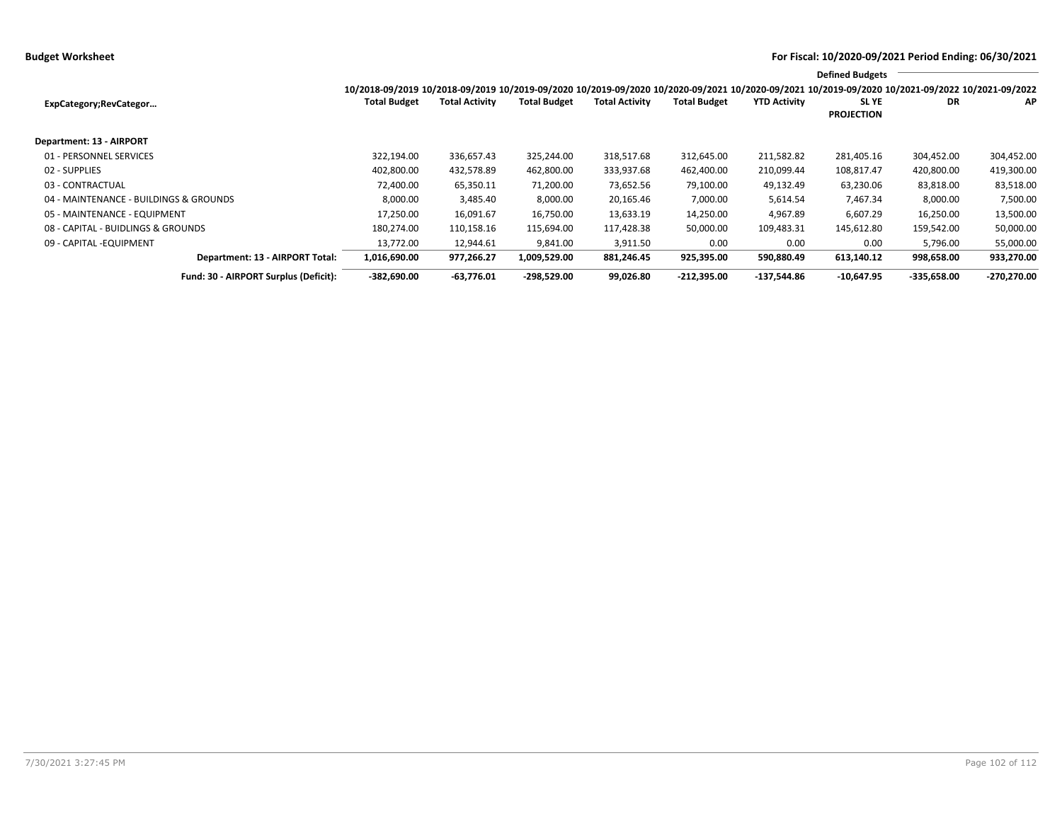**Budget Worksheet**

**For Fiscal: 10/2020-09/2021 Period Ending: 06/30/2021**

| ExpCategory;RevCategor… | 10/2018-09/2019 Total Budget | 10/2018-09/2019 Total Activity | 10/2019-09/2020 Total Budget | 10/2019-09/2020 Total Activity | 10/2020-09/2021 Total Budget | 10/2020-09/2021 YTD Activity | 10/2019-09/2020 SL YE PROJECTION | Defined Budgets 10/2021-09/2022 DR | 10/2021-09/2022 AP |
|---|---|---|---|---|---|---|---|---|---|
| **Department: 13 - AIRPORT** | | | | | | | | | |
| 01 - PERSONNEL SERVICES | 322,194.00 | 336,657.43 | 325,244.00 | 318,517.68 | 312,645.00 | 211,582.82 | 281,405.16 | 304,452.00 | 304,452.00 |
| 02 - SUPPLIES | 402,800.00 | 432,578.89 | 462,800.00 | 333,937.68 | 462,400.00 | 210,099.44 | 108,817.47 | 420,800.00 | 419,300.00 |
| 03 - CONTRACTUAL | 72,400.00 | 65,350.11 | 71,200.00 | 73,652.56 | 79,100.00 | 49,132.49 | 63,230.06 | 83,818.00 | 83,518.00 |
| 04 - MAINTENANCE - BUILDINGS & GROUNDS | 8,000.00 | 3,485.40 | 8,000.00 | 20,165.46 | 7,000.00 | 5,614.54 | 7,467.34 | 8,000.00 | 7,500.00 |
| 05 - MAINTENANCE - EQUIPMENT | 17,250.00 | 16,091.67 | 16,750.00 | 13,633.19 | 14,250.00 | 4,967.89 | 6,607.29 | 16,250.00 | 13,500.00 |
| 08 - CAPITAL - BUIDLINGS & GROUNDS | 180,274.00 | 110,158.16 | 115,694.00 | 117,428.38 | 50,000.00 | 109,483.31 | 145,612.80 | 159,542.00 | 50,000.00 |
| 09 - CAPITAL -EQUIPMENT | 13,772.00 | 12,944.61 | 9,841.00 | 3,911.50 | 0.00 | 0.00 | 0.00 | 5,796.00 | 55,000.00 |
| **Department: 13 - AIRPORT Total:** | **1,016,690.00** | **977,266.27** | **1,009,529.00** | **881,246.45** | **925,395.00** | **590,880.49** | **613,140.12** | **998,658.00** | **933,270.00** |
| **Fund: 30 - AIRPORT Surplus (Deficit):** | **-382,690.00** | **-63,776.01** | **-298,529.00** | **99,026.80** | **-212,395.00** | **-137,544.86** | **-10,647.95** | **-335,658.00** | **-270,270.00** |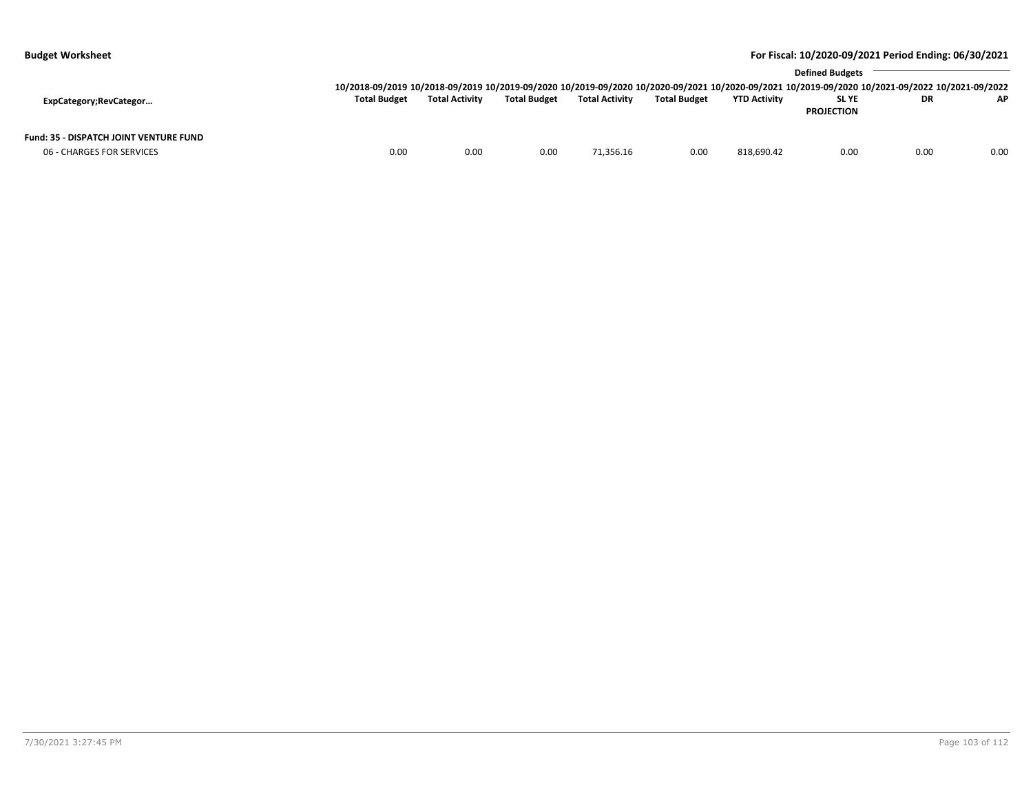**Budget Worksheet**

**For Fiscal: 10/2020-09/2021 Period Ending: 06/30/2021**

| ExpCategory;RevCategor… | 10/2018-09/2019 Total Budget | 10/2018-09/2019 Total Activity | 10/2019-09/2020 Total Budget | 10/2019-09/2020 Total Activity | 10/2020-09/2021 Total Budget | 10/2020-09/2021 YTD Activity | Defined Budgets 10/2019-09/2020 SL YE PROJECTION | 10/2021-09/2022 DR | 10/2021-09/2022 AP |
|---|---|---|---|---|---|---|---|---|---|
| **Fund: 35 - DISPATCH JOINT VENTURE FUND** | | | | | | | | | |
| 06 - CHARGES FOR SERVICES | 0.00 | 0.00 | 0.00 | 71,356.16 | 0.00 | 818,690.42 | 0.00 | 0.00 | 0.00 |

7/30/2021 3:27:45 PM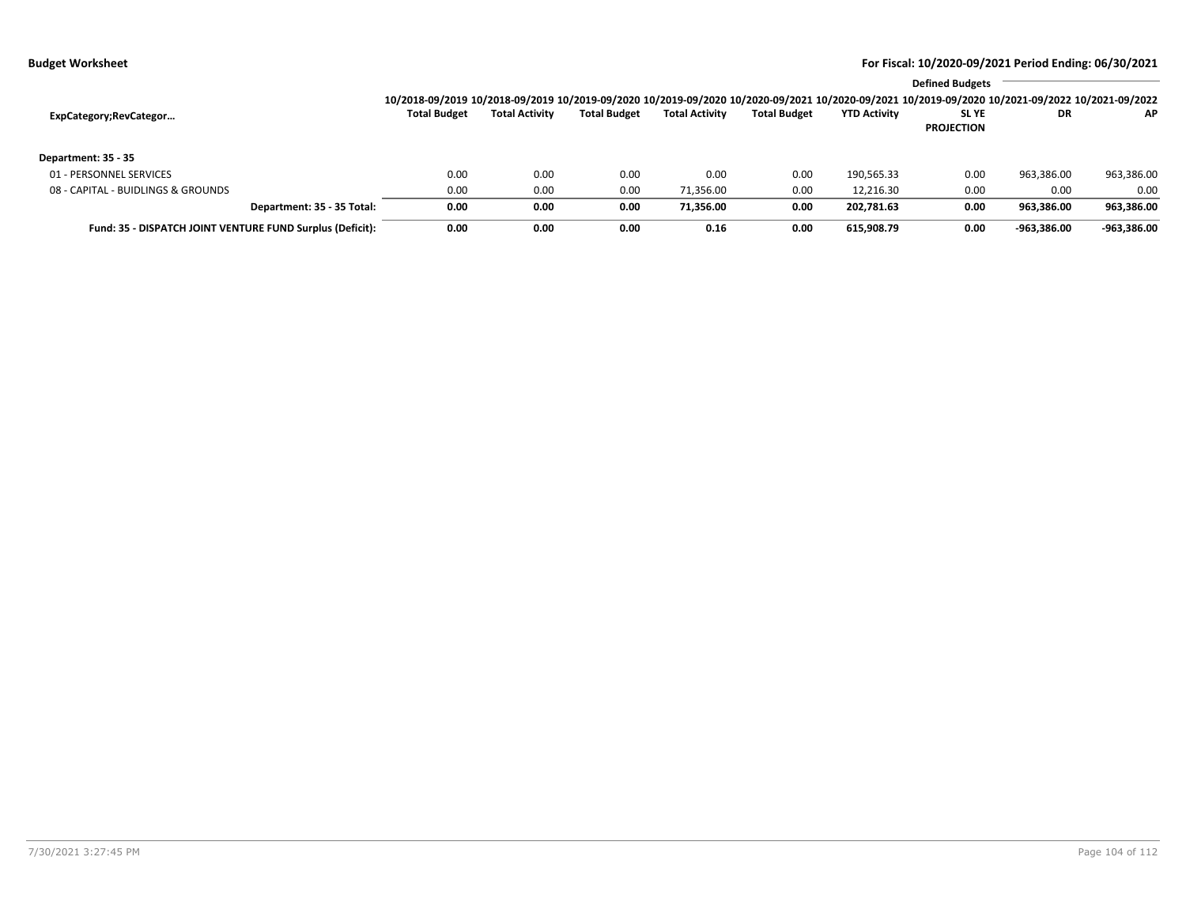**Budget Worksheet**

**For Fiscal: 10/2020-09/2021 Period Ending: 06/30/2021**

| ExpCategory;RevCategor… | 10/2018-09/2019 Total Budget | 10/2018-09/2019 Total Activity | 10/2019-09/2020 Total Budget | 10/2019-09/2020 Total Activity | 10/2020-09/2021 Total Budget | 10/2020-09/2021 YTD Activity | Defined Budgets 10/2019-09/2020 SL YE PROJECTION | 10/2021-09/2022 DR | 10/2021-09/2022 AP |
|---|---|---|---|---|---|---|---|---|---|
| **Department: 35 - 35** | | | | | | | | | |
| 01 - PERSONNEL SERVICES | 0.00 | 0.00 | 0.00 | 0.00 | 0.00 | 190,565.33 | 0.00 | 963,386.00 | 963,386.00 |
| 08 - CAPITAL - BUIDLINGS & GROUNDS | 0.00 | 0.00 | 0.00 | 71,356.00 | 0.00 | 12,216.30 | 0.00 | 0.00 | 0.00 |
| **Department: 35 - 35 Total:** | **0.00** | **0.00** | **0.00** | **71,356.00** | **0.00** | **202,781.63** | **0.00** | **963,386.00** | **963,386.00** |
| **Fund: 35 - DISPATCH JOINT VENTURE FUND Surplus (Deficit):** | **0.00** | **0.00** | **0.00** | **0.16** | **0.00** | **615,908.79** | **0.00** | **-963,386.00** | **-963,386.00** |

7/30/2021 3:27:45 PM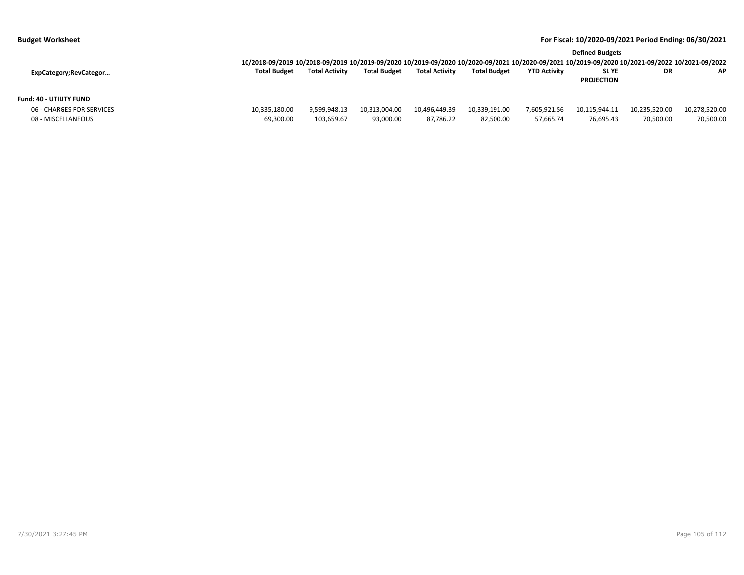**Budget Worksheet** — **For Fiscal: 10/2020-09/2021 Period Ending: 06/30/2021**

| ExpCategory;RevCategor… | 10/2018-09/2019 Total Budget | 10/2018-09/2019 Total Activity | 10/2019-09/2020 Total Budget | 10/2019-09/2020 Total Activity | 10/2020-09/2021 Total Budget | 10/2020-09/2021 YTD Activity | Defined Budgets 10/2019-09/2020 SL YE PROJECTION | 10/2021-09/2022 DR | 10/2021-09/2022 AP |
|---|---|---|---|---|---|---|---|---|---|
| **Fund: 40 - UTILITY FUND** | | | | | | | | | |
| 06 - CHARGES FOR SERVICES | 10,335,180.00 | 9,599,948.13 | 10,313,004.00 | 10,496,449.39 | 10,339,191.00 | 7,605,921.56 | 10,115,944.11 | 10,235,520.00 | 10,278,520.00 |
| 08 - MISCELLANEOUS | 69,300.00 | 103,659.67 | 93,000.00 | 87,786.22 | 82,500.00 | 57,665.74 | 76,695.43 | 70,500.00 | 70,500.00 |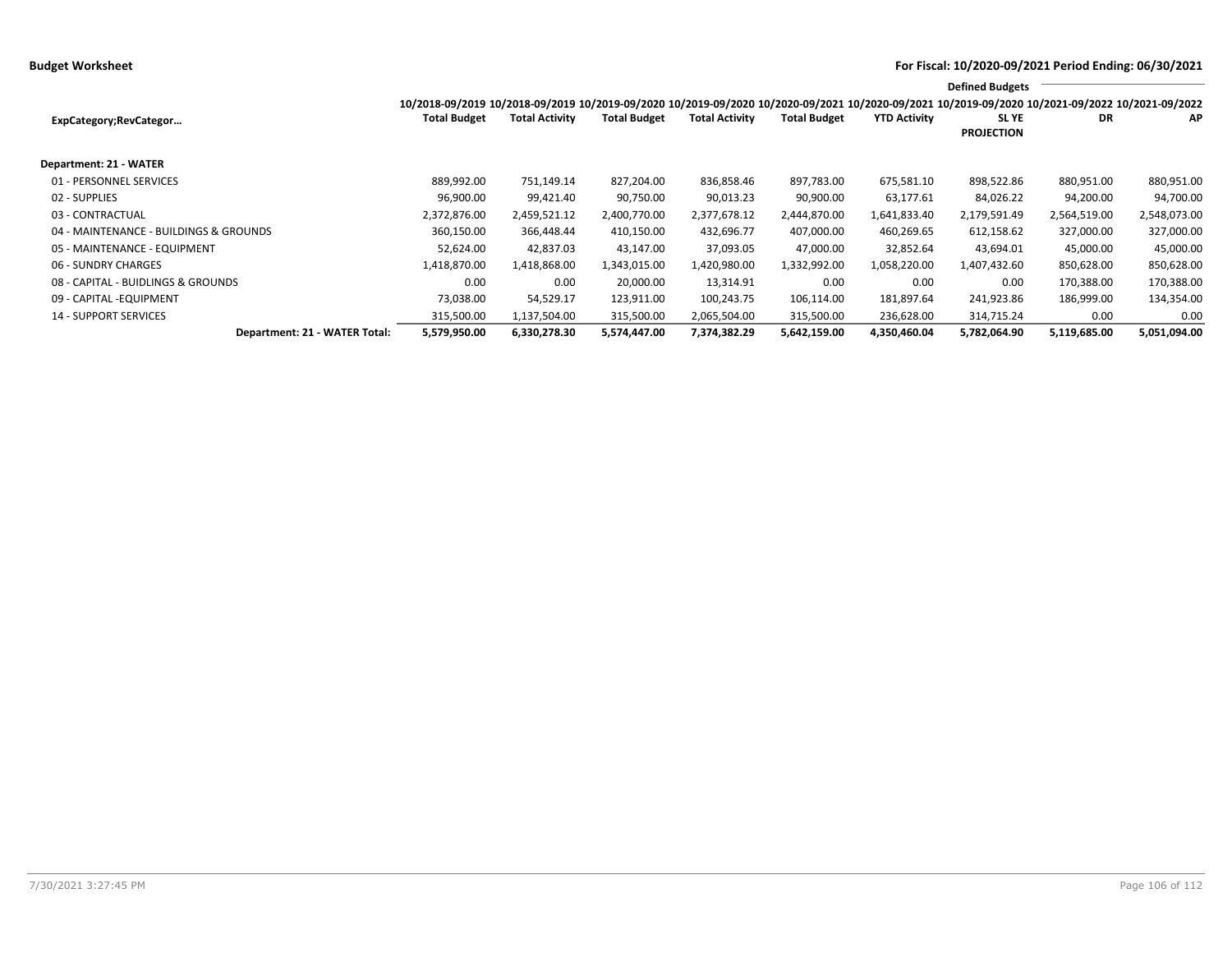**Budget Worksheet** — **For Fiscal: 10/2020-09/2021 Period Ending: 06/30/2021**

| ExpCategory;RevCategor… | 10/2018-09/2019 Total Budget | 10/2018-09/2019 Total Activity | 10/2019-09/2020 Total Budget | 10/2019-09/2020 Total Activity | 10/2020-09/2021 Total Budget | 10/2020-09/2021 YTD Activity | Defined Budgets 10/2019-09/2020 SL YE PROJECTION | 10/2021-09/2022 DR | 10/2021-09/2022 AP |
|---|---|---|---|---|---|---|---|---|---|
| **Department: 21 - WATER** | | | | | | | | | |
| 01 - PERSONNEL SERVICES | 889,992.00 | 751,149.14 | 827,204.00 | 836,858.46 | 897,783.00 | 675,581.10 | 898,522.86 | 880,951.00 | 880,951.00 |
| 02 - SUPPLIES | 96,900.00 | 99,421.40 | 90,750.00 | 90,013.23 | 90,900.00 | 63,177.61 | 84,026.22 | 94,200.00 | 94,700.00 |
| 03 - CONTRACTUAL | 2,372,876.00 | 2,459,521.12 | 2,400,770.00 | 2,377,678.12 | 2,444,870.00 | 1,641,833.40 | 2,179,591.49 | 2,564,519.00 | 2,548,073.00 |
| 04 - MAINTENANCE - BUILDINGS & GROUNDS | 360,150.00 | 366,448.44 | 410,150.00 | 432,696.77 | 407,000.00 | 460,269.65 | 612,158.62 | 327,000.00 | 327,000.00 |
| 05 - MAINTENANCE - EQUIPMENT | 52,624.00 | 42,837.03 | 43,147.00 | 37,093.05 | 47,000.00 | 32,852.64 | 43,694.01 | 45,000.00 | 45,000.00 |
| 06 - SUNDRY CHARGES | 1,418,870.00 | 1,418,868.00 | 1,343,015.00 | 1,420,980.00 | 1,332,992.00 | 1,058,220.00 | 1,407,432.60 | 850,628.00 | 850,628.00 |
| 08 - CAPITAL - BUIDLINGS & GROUNDS | 0.00 | 0.00 | 20,000.00 | 13,314.91 | 0.00 | 0.00 | 0.00 | 170,388.00 | 170,388.00 |
| 09 - CAPITAL -EQUIPMENT | 73,038.00 | 54,529.17 | 123,911.00 | 100,243.75 | 106,114.00 | 181,897.64 | 241,923.86 | 186,999.00 | 134,354.00 |
| 14 - SUPPORT SERVICES | 315,500.00 | 1,137,504.00 | 315,500.00 | 2,065,504.00 | 315,500.00 | 236,628.00 | 314,715.24 | 0.00 | 0.00 |
| **Department: 21 - WATER Total:** | **5,579,950.00** | **6,330,278.30** | **5,574,447.00** | **7,374,382.29** | **5,642,159.00** | **4,350,460.04** | **5,782,064.90** | **5,119,685.00** | **5,051,094.00** |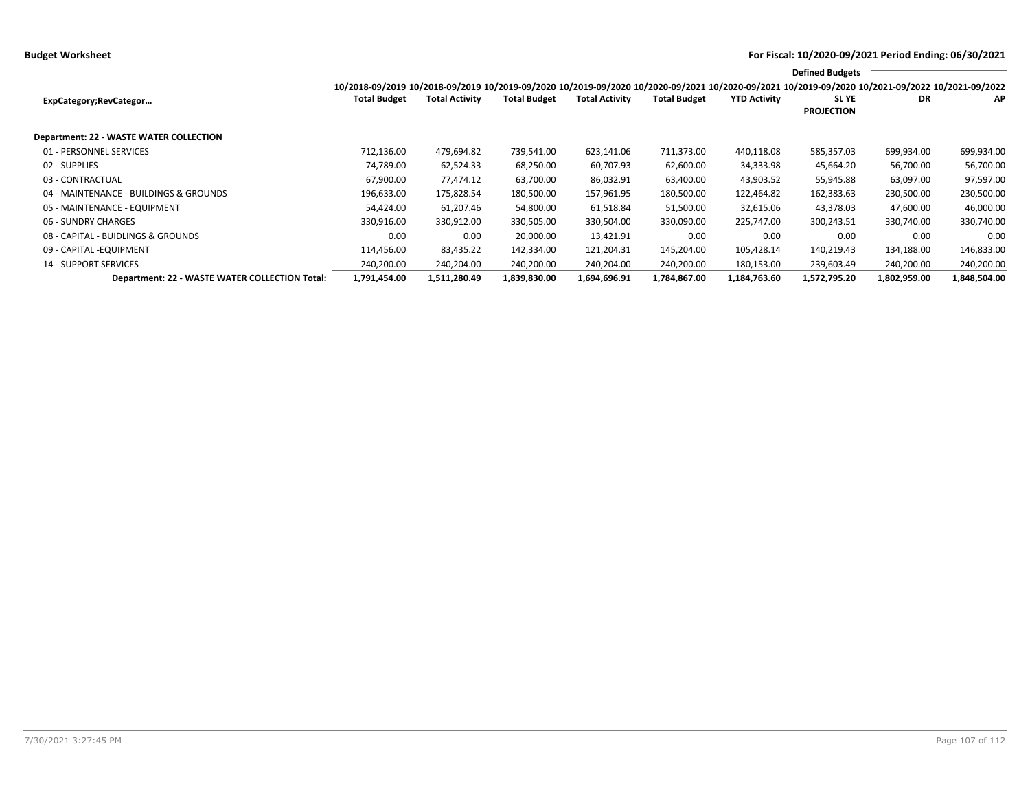**Budget Worksheet**

**For Fiscal: 10/2020-09/2021 Period Ending: 06/30/2021**

| ExpCategory;RevCategor… | 10/2018-09/2019 Total Budget | 10/2018-09/2019 Total Activity | 10/2019-09/2020 Total Budget | 10/2019-09/2020 Total Activity | 10/2020-09/2021 Total Budget | 10/2020-09/2021 YTD Activity | Defined Budgets 10/2019-09/2020 SL YE PROJECTION | 10/2021-09/2022 DR | 10/2021-09/2022 AP |
|---|---|---|---|---|---|---|---|---|---|
| **Department: 22 - WASTE WATER COLLECTION** | | | | | | | | | |
| 01 - PERSONNEL SERVICES | 712,136.00 | 479,694.82 | 739,541.00 | 623,141.06 | 711,373.00 | 440,118.08 | 585,357.03 | 699,934.00 | 699,934.00 |
| 02 - SUPPLIES | 74,789.00 | 62,524.33 | 68,250.00 | 60,707.93 | 62,600.00 | 34,333.98 | 45,664.20 | 56,700.00 | 56,700.00 |
| 03 - CONTRACTUAL | 67,900.00 | 77,474.12 | 63,700.00 | 86,032.91 | 63,400.00 | 43,903.52 | 55,945.88 | 63,097.00 | 97,597.00 |
| 04 - MAINTENANCE - BUILDINGS & GROUNDS | 196,633.00 | 175,828.54 | 180,500.00 | 157,961.95 | 180,500.00 | 122,464.82 | 162,383.63 | 230,500.00 | 230,500.00 |
| 05 - MAINTENANCE - EQUIPMENT | 54,424.00 | 61,207.46 | 54,800.00 | 61,518.84 | 51,500.00 | 32,615.06 | 43,378.03 | 47,600.00 | 46,000.00 |
| 06 - SUNDRY CHARGES | 330,916.00 | 330,912.00 | 330,505.00 | 330,504.00 | 330,090.00 | 225,747.00 | 300,243.51 | 330,740.00 | 330,740.00 |
| 08 - CAPITAL - BUIDLINGS & GROUNDS | 0.00 | 0.00 | 20,000.00 | 13,421.91 | 0.00 | 0.00 | 0.00 | 0.00 | 0.00 |
| 09 - CAPITAL -EQUIPMENT | 114,456.00 | 83,435.22 | 142,334.00 | 121,204.31 | 145,204.00 | 105,428.14 | 140,219.43 | 134,188.00 | 146,833.00 |
| 14 - SUPPORT SERVICES | 240,200.00 | 240,204.00 | 240,200.00 | 240,204.00 | 240,200.00 | 180,153.00 | 239,603.49 | 240,200.00 | 240,200.00 |
| **Department: 22 - WASTE WATER COLLECTION Total:** | **1,791,454.00** | **1,511,280.49** | **1,839,830.00** | **1,694,696.91** | **1,784,867.00** | **1,184,763.60** | **1,572,795.20** | **1,802,959.00** | **1,848,504.00** |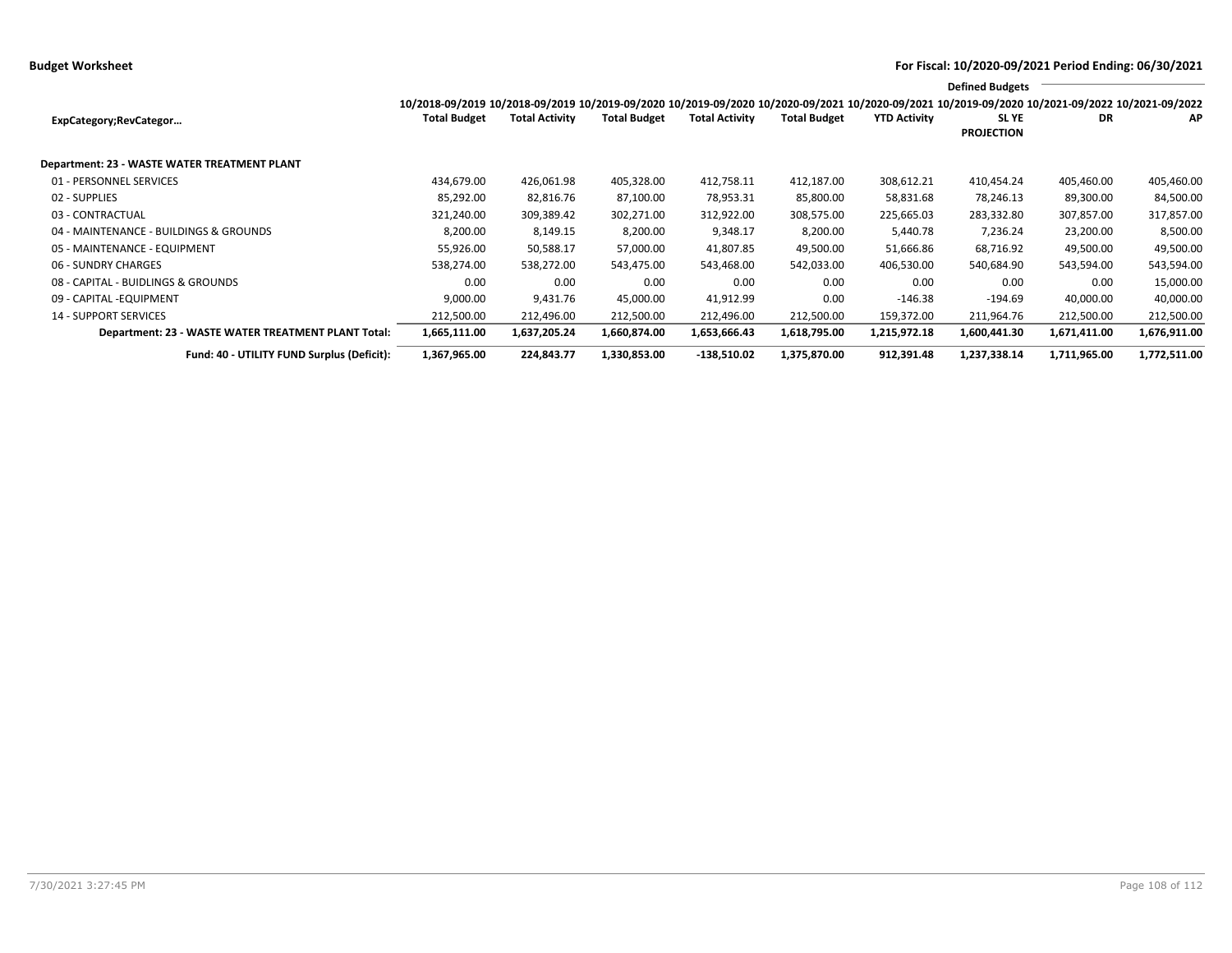**Budget Worksheet**

**For Fiscal: 10/2020-09/2021 Period Ending: 06/30/2021**

| ExpCategory;RevCategor… | 10/2018-09/2019 Total Budget | 10/2018-09/2019 Total Activity | 10/2019-09/2020 Total Budget | 10/2019-09/2020 Total Activity | 10/2020-09/2021 Total Budget | 10/2020-09/2021 YTD Activity | 10/2019-09/2020 SL YE PROJECTION | Defined Budgets 10/2021-09/2022 DR | Defined Budgets 10/2021-09/2022 AP |
|---|---|---|---|---|---|---|---|---|---|
| **Department: 23 - WASTE WATER TREATMENT PLANT** | | | | | | | | | |
| 01 - PERSONNEL SERVICES | 434,679.00 | 426,061.98 | 405,328.00 | 412,758.11 | 412,187.00 | 308,612.21 | 410,454.24 | 405,460.00 | 405,460.00 |
| 02 - SUPPLIES | 85,292.00 | 82,816.76 | 87,100.00 | 78,953.31 | 85,800.00 | 58,831.68 | 78,246.13 | 89,300.00 | 84,500.00 |
| 03 - CONTRACTUAL | 321,240.00 | 309,389.42 | 302,271.00 | 312,922.00 | 308,575.00 | 225,665.03 | 283,332.80 | 307,857.00 | 317,857.00 |
| 04 - MAINTENANCE - BUILDINGS & GROUNDS | 8,200.00 | 8,149.15 | 8,200.00 | 9,348.17 | 8,200.00 | 5,440.78 | 7,236.24 | 23,200.00 | 8,500.00 |
| 05 - MAINTENANCE - EQUIPMENT | 55,926.00 | 50,588.17 | 57,000.00 | 41,807.85 | 49,500.00 | 51,666.86 | 68,716.92 | 49,500.00 | 49,500.00 |
| 06 - SUNDRY CHARGES | 538,274.00 | 538,272.00 | 543,475.00 | 543,468.00 | 542,033.00 | 406,530.00 | 540,684.90 | 543,594.00 | 543,594.00 |
| 08 - CAPITAL - BUIDLINGS & GROUNDS | 0.00 | 0.00 | 0.00 | 0.00 | 0.00 | 0.00 | 0.00 | 0.00 | 15,000.00 |
| 09 - CAPITAL -EQUIPMENT | 9,000.00 | 9,431.76 | 45,000.00 | 41,912.99 | 0.00 | -146.38 | -194.69 | 40,000.00 | 40,000.00 |
| 14 - SUPPORT SERVICES | 212,500.00 | 212,496.00 | 212,500.00 | 212,496.00 | 212,500.00 | 159,372.00 | 211,964.76 | 212,500.00 | 212,500.00 |
| **Department: 23 - WASTE WATER TREATMENT PLANT Total:** | **1,665,111.00** | **1,637,205.24** | **1,660,874.00** | **1,653,666.43** | **1,618,795.00** | **1,215,972.18** | **1,600,441.30** | **1,671,411.00** | **1,676,911.00** |
| **Fund: 40 - UTILITY FUND Surplus (Deficit):** | **1,367,965.00** | **224,843.77** | **1,330,853.00** | **-138,510.02** | **1,375,870.00** | **912,391.48** | **1,237,338.14** | **1,711,965.00** | **1,772,511.00** |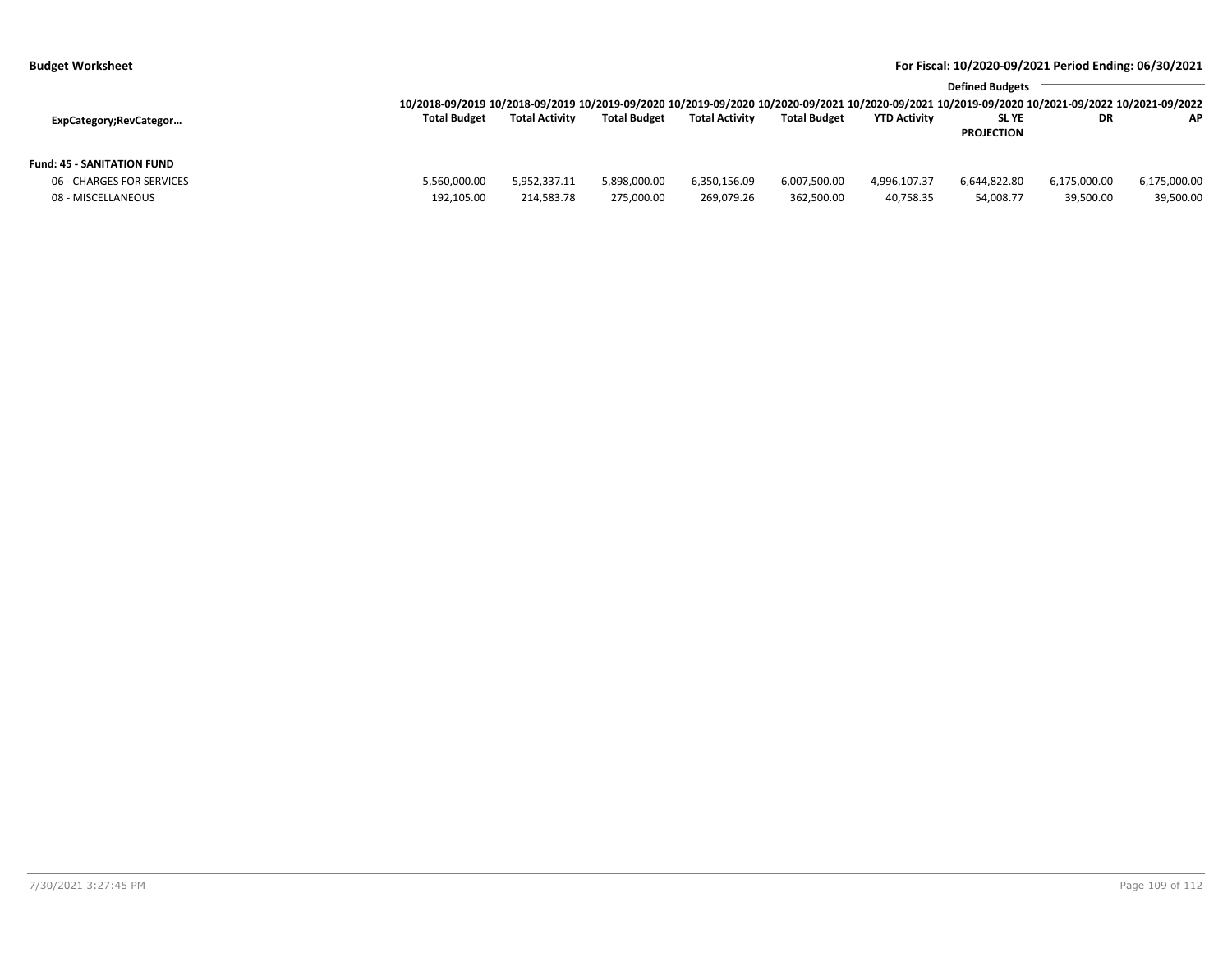**Budget Worksheet** — **For Fiscal: 10/2020-09/2021 Period Ending: 06/30/2021**

| ExpCategory;RevCategor… | 10/2018-09/2019 Total Budget | 10/2018-09/2019 Total Activity | 10/2019-09/2020 Total Budget | 10/2019-09/2020 Total Activity | 10/2020-09/2021 Total Budget | 10/2020-09/2021 YTD Activity | Defined Budgets 10/2019-09/2020 SL YE PROJECTION | 10/2021-09/2022 DR | 10/2021-09/2022 AP |
|---|---|---|---|---|---|---|---|---|---|
| **Fund: 45 - SANITATION FUND** | | | | | | | | | |
| 06 - CHARGES FOR SERVICES | 5,560,000.00 | 5,952,337.11 | 5,898,000.00 | 6,350,156.09 | 6,007,500.00 | 4,996,107.37 | 6,644,822.80 | 6,175,000.00 | 6,175,000.00 |
| 08 - MISCELLANEOUS | 192,105.00 | 214,583.78 | 275,000.00 | 269,079.26 | 362,500.00 | 40,758.35 | 54,008.77 | 39,500.00 | 39,500.00 |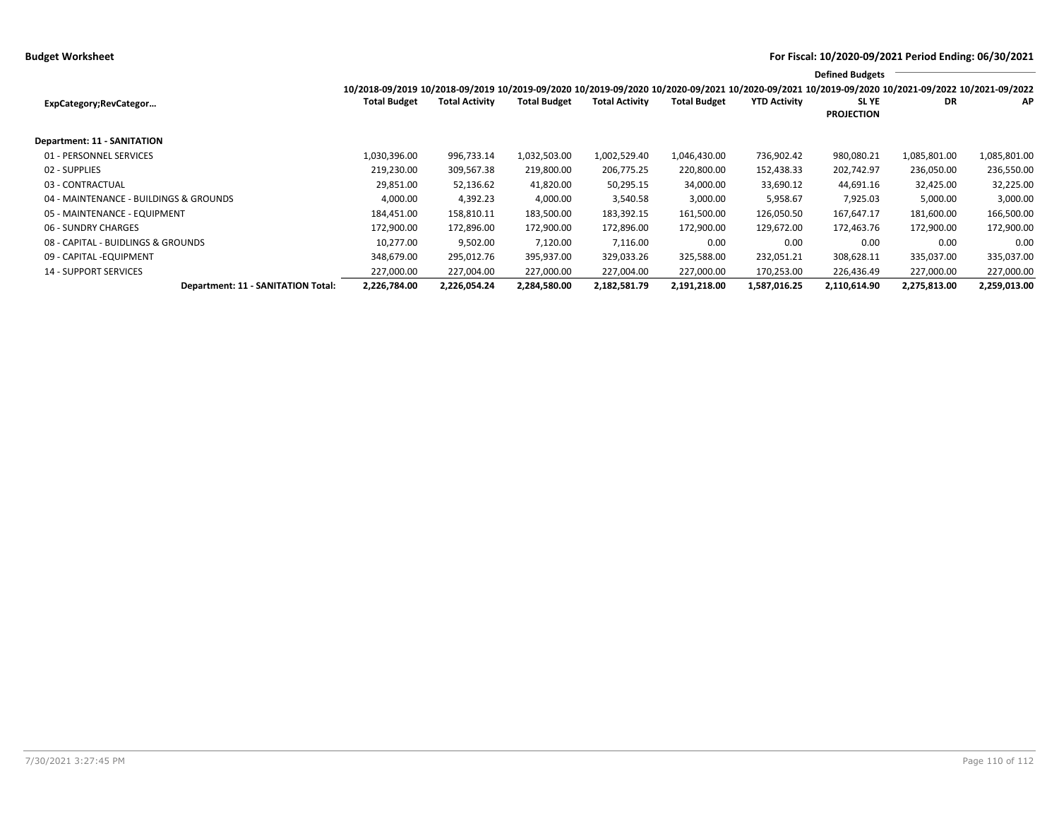**Budget Worksheet**

**For Fiscal: 10/2020-09/2021 Period Ending: 06/30/2021**

| ExpCategory;RevCategor… | 10/2018-09/2019 Total Budget | 10/2018-09/2019 Total Activity | 10/2019-09/2020 Total Budget | 10/2019-09/2020 Total Activity | 10/2020-09/2021 Total Budget | 10/2020-09/2021 YTD Activity | Defined Budgets 10/2019-09/2020 SL YE PROJECTION | 10/2021-09/2022 DR | 10/2021-09/2022 AP |
|---|---|---|---|---|---|---|---|---|---|
| **Department: 11 - SANITATION** | | | | | | | | | |
| 01 - PERSONNEL SERVICES | 1,030,396.00 | 996,733.14 | 1,032,503.00 | 1,002,529.40 | 1,046,430.00 | 736,902.42 | 980,080.21 | 1,085,801.00 | 1,085,801.00 |
| 02 - SUPPLIES | 219,230.00 | 309,567.38 | 219,800.00 | 206,775.25 | 220,800.00 | 152,438.33 | 202,742.97 | 236,050.00 | 236,550.00 |
| 03 - CONTRACTUAL | 29,851.00 | 52,136.62 | 41,820.00 | 50,295.15 | 34,000.00 | 33,690.12 | 44,691.16 | 32,425.00 | 32,225.00 |
| 04 - MAINTENANCE - BUILDINGS & GROUNDS | 4,000.00 | 4,392.23 | 4,000.00 | 3,540.58 | 3,000.00 | 5,958.67 | 7,925.03 | 5,000.00 | 3,000.00 |
| 05 - MAINTENANCE - EQUIPMENT | 184,451.00 | 158,810.11 | 183,500.00 | 183,392.15 | 161,500.00 | 126,050.50 | 167,647.17 | 181,600.00 | 166,500.00 |
| 06 - SUNDRY CHARGES | 172,900.00 | 172,896.00 | 172,900.00 | 172,896.00 | 172,900.00 | 129,672.00 | 172,463.76 | 172,900.00 | 172,900.00 |
| 08 - CAPITAL - BUIDLINGS & GROUNDS | 10,277.00 | 9,502.00 | 7,120.00 | 7,116.00 | 0.00 | 0.00 | 0.00 | 0.00 | 0.00 |
| 09 - CAPITAL -EQUIPMENT | 348,679.00 | 295,012.76 | 395,937.00 | 329,033.26 | 325,588.00 | 232,051.21 | 308,628.11 | 335,037.00 | 335,037.00 |
| 14 - SUPPORT SERVICES | 227,000.00 | 227,004.00 | 227,000.00 | 227,004.00 | 227,000.00 | 170,253.00 | 226,436.49 | 227,000.00 | 227,000.00 |
| **Department: 11 - SANITATION Total:** | **2,226,784.00** | **2,226,054.24** | **2,284,580.00** | **2,182,581.79** | **2,191,218.00** | **1,587,016.25** | **2,110,614.90** | **2,275,813.00** | **2,259,013.00** |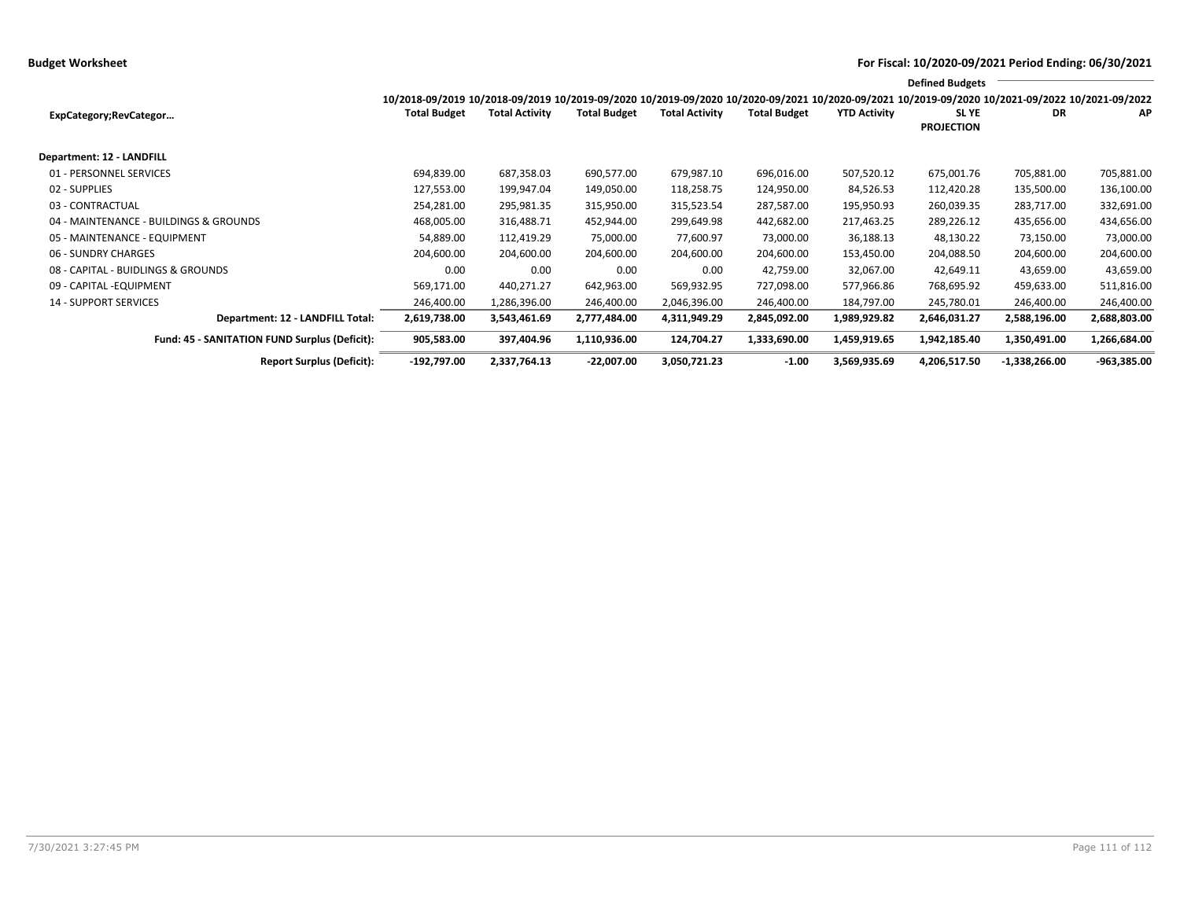**Budget Worksheet** — **For Fiscal: 10/2020-09/2021 Period Ending: 06/30/2021**

| ExpCategory;RevCategor… | 10/2018-09/2019 Total Budget | 10/2018-09/2019 Total Activity | 10/2019-09/2020 Total Budget | 10/2019-09/2020 Total Activity | 10/2020-09/2021 Total Budget | 10/2020-09/2021 YTD Activity | 10/2019-09/2020 SL YE PROJECTION | Defined Budgets 10/2021-09/2022 DR | 10/2021-09/2022 AP |
|---|---|---|---|---|---|---|---|---|---|
| **Department: 12 - LANDFILL** | | | | | | | | | |
| 01 - PERSONNEL SERVICES | 694,839.00 | 687,358.03 | 690,577.00 | 679,987.10 | 696,016.00 | 507,520.12 | 675,001.76 | 705,881.00 | 705,881.00 |
| 02 - SUPPLIES | 127,553.00 | 199,947.04 | 149,050.00 | 118,258.75 | 124,950.00 | 84,526.53 | 112,420.28 | 135,500.00 | 136,100.00 |
| 03 - CONTRACTUAL | 254,281.00 | 295,981.35 | 315,950.00 | 315,523.54 | 287,587.00 | 195,950.93 | 260,039.35 | 283,717.00 | 332,691.00 |
| 04 - MAINTENANCE - BUILDINGS & GROUNDS | 468,005.00 | 316,488.71 | 452,944.00 | 299,649.98 | 442,682.00 | 217,463.25 | 289,226.12 | 435,656.00 | 434,656.00 |
| 05 - MAINTENANCE - EQUIPMENT | 54,889.00 | 112,419.29 | 75,000.00 | 77,600.97 | 73,000.00 | 36,188.13 | 48,130.22 | 73,150.00 | 73,000.00 |
| 06 - SUNDRY CHARGES | 204,600.00 | 204,600.00 | 204,600.00 | 204,600.00 | 204,600.00 | 153,450.00 | 204,088.50 | 204,600.00 | 204,600.00 |
| 08 - CAPITAL - BUIDLINGS & GROUNDS | 0.00 | 0.00 | 0.00 | 0.00 | 42,759.00 | 32,067.00 | 42,649.11 | 43,659.00 | 43,659.00 |
| 09 - CAPITAL -EQUIPMENT | 569,171.00 | 440,271.27 | 642,963.00 | 569,932.95 | 727,098.00 | 577,966.86 | 768,695.92 | 459,633.00 | 511,816.00 |
| 14 - SUPPORT SERVICES | 246,400.00 | 1,286,396.00 | 246,400.00 | 2,046,396.00 | 246,400.00 | 184,797.00 | 245,780.01 | 246,400.00 | 246,400.00 |
| **Department: 12 - LANDFILL Total:** | **2,619,738.00** | **3,543,461.69** | **2,777,484.00** | **4,311,949.29** | **2,845,092.00** | **1,989,929.82** | **2,646,031.27** | **2,588,196.00** | **2,688,803.00** |
| **Fund: 45 - SANITATION FUND Surplus (Deficit):** | **905,583.00** | **397,404.96** | **1,110,936.00** | **124,704.27** | **1,333,690.00** | **1,459,919.65** | **1,942,185.40** | **1,350,491.00** | **1,266,684.00** |
| **Report Surplus (Deficit):** | **-192,797.00** | **2,337,764.13** | **-22,007.00** | **3,050,721.23** | **-1.00** | **3,569,935.69** | **4,206,517.50** | **-1,338,266.00** | **-963,385.00** |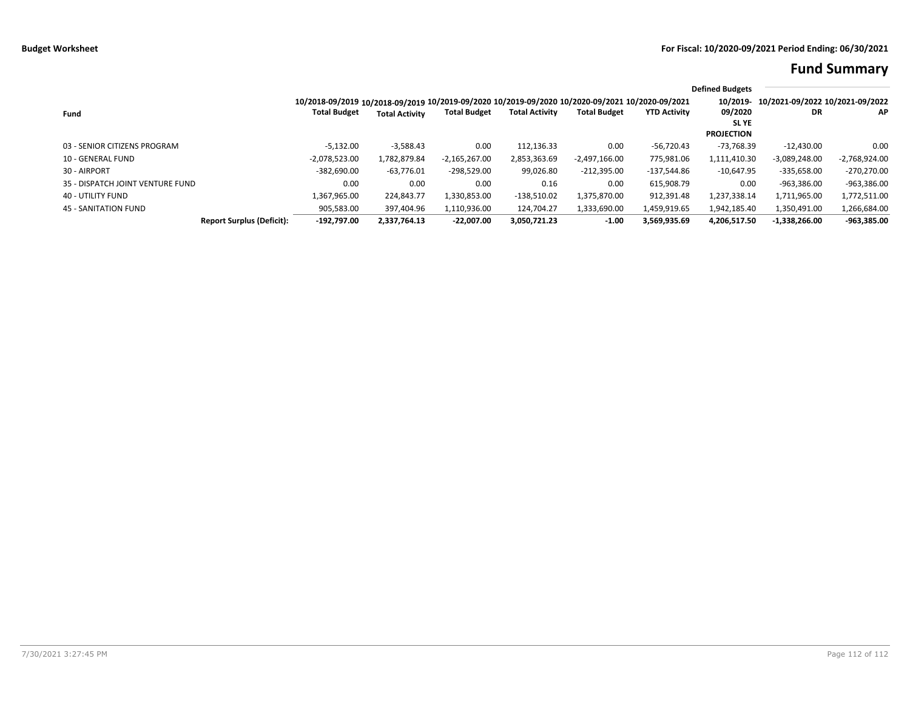**Budget Worksheet** **For Fiscal: 10/2020-09/2021 Period Ending: 06/30/2021**

# Fund Summary

| Fund | | 10/2018-09/2019 Total Budget | 10/2018-09/2019 Total Activity | 10/2019-09/2020 Total Budget | 10/2019-09/2020 Total Activity | 10/2020-09/2021 Total Budget | 10/2020-09/2021 YTD Activity | Defined Budgets 10/2019-09/2020 SL YE PROJECTION | 10/2021-09/2022 DR | 10/2021-09/2022 AP |
|---|---|---|---|---|---|---|---|---|---|---|
| 03 - SENIOR CITIZENS PROGRAM | | -5,132.00 | -3,588.43 | 0.00 | 112,136.33 | 0.00 | -56,720.43 | -73,768.39 | -12,430.00 | 0.00 |
| 10 - GENERAL FUND | | -2,078,523.00 | 1,782,879.84 | -2,165,267.00 | 2,853,363.69 | -2,497,166.00 | 775,981.06 | 1,111,410.30 | -3,089,248.00 | -2,768,924.00 |
| 30 - AIRPORT | | -382,690.00 | -63,776.01 | -298,529.00 | 99,026.80 | -212,395.00 | -137,544.86 | -10,647.95 | -335,658.00 | -270,270.00 |
| 35 - DISPATCH JOINT VENTURE FUND | | 0.00 | 0.00 | 0.00 | 0.16 | 0.00 | 615,908.79 | 0.00 | -963,386.00 | -963,386.00 |
| 40 - UTILITY FUND | | 1,367,965.00 | 224,843.77 | 1,330,853.00 | -138,510.02 | 1,375,870.00 | 912,391.48 | 1,237,338.14 | 1,711,965.00 | 1,772,511.00 |
| 45 - SANITATION FUND | | 905,583.00 | 397,404.96 | 1,110,936.00 | 124,704.27 | 1,333,690.00 | 1,459,919.65 | 1,942,185.40 | 1,350,491.00 | 1,266,684.00 |
| | **Report Surplus (Deficit):** | **-192,797.00** | **2,337,764.13** | **-22,007.00** | **3,050,721.23** | **-1.00** | **3,569,935.69** | **4,206,517.50** | **-1,338,266.00** | **-963,385.00** |